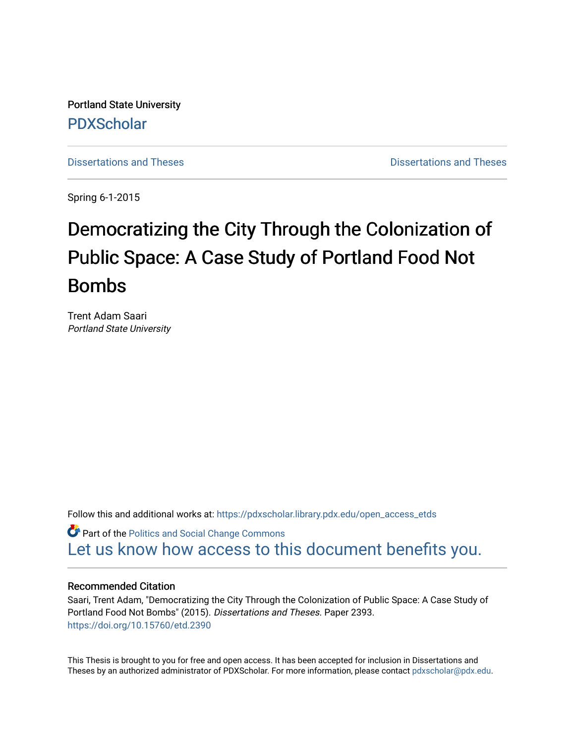Portland State University

PDXScholar

Dissertations and Theses

Dissertations and Theses

Spring 6-1-2015

# Democratizing the City Through the Colonization of Public Space: A Case Study of Portland Food Not Bombs

Trent Adam Saari
*Portland State University*

Follow this and additional works at: https://pdxscholar.library.pdx.edu/open_access_etds

Part of the Politics and Social Change Commons

Let us know how access to this document benefits you.

### Recommended Citation

Saari, Trent Adam, "Democratizing the City Through the Colonization of Public Space: A Case Study of Portland Food Not Bombs" (2015). *Dissertations and Theses.* Paper 2393.
https://doi.org/10.15760/etd.2390

This Thesis is brought to you for free and open access. It has been accepted for inclusion in Dissertations and Theses by an authorized administrator of PDXScholar. For more information, please contact pdxscholar@pdx.edu.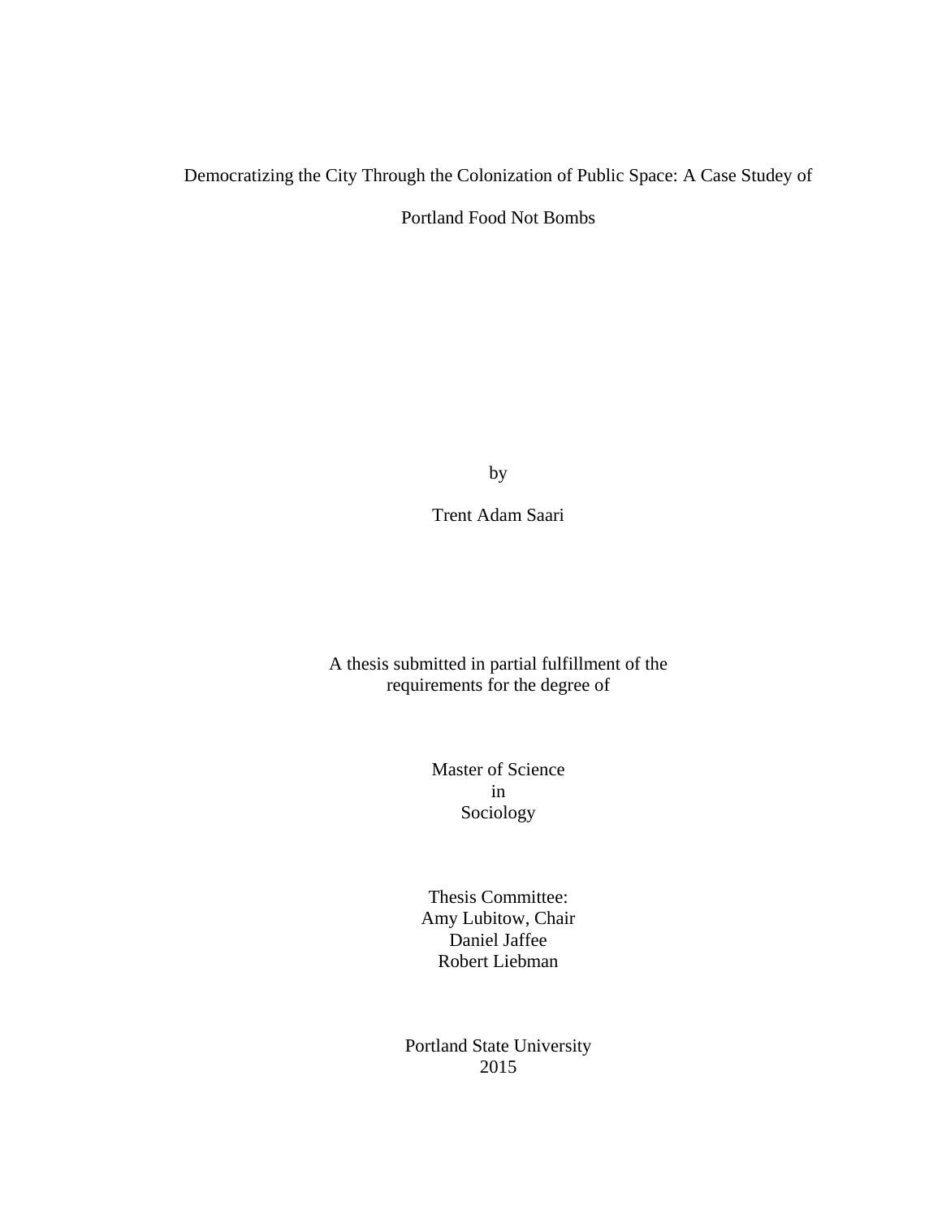# Democratizing the City Through the Colonization of Public Space: A Case Studey of Portland Food Not Bombs

by

Trent Adam Saari

A thesis submitted in partial fulfillment of the requirements for the degree of

Master of Science
in
Sociology

Thesis Committee:
Amy Lubitow, Chair
Daniel Jaffee
Robert Liebman

Portland State University
2015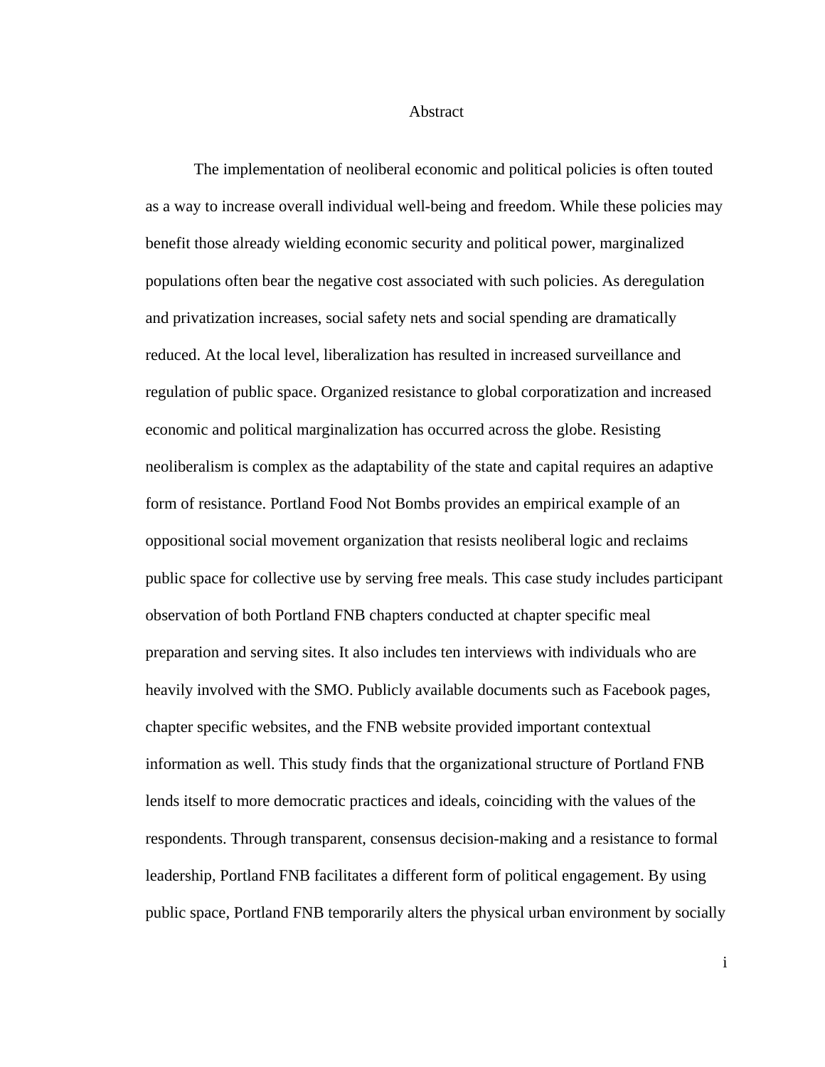# Abstract

The implementation of neoliberal economic and political policies is often touted as a way to increase overall individual well-being and freedom. While these policies may benefit those already wielding economic security and political power, marginalized populations often bear the negative cost associated with such policies. As deregulation and privatization increases, social safety nets and social spending are dramatically reduced. At the local level, liberalization has resulted in increased surveillance and regulation of public space. Organized resistance to global corporatization and increased economic and political marginalization has occurred across the globe. Resisting neoliberalism is complex as the adaptability of the state and capital requires an adaptive form of resistance. Portland Food Not Bombs provides an empirical example of an oppositional social movement organization that resists neoliberal logic and reclaims public space for collective use by serving free meals. This case study includes participant observation of both Portland FNB chapters conducted at chapter specific meal preparation and serving sites. It also includes ten interviews with individuals who are heavily involved with the SMO. Publicly available documents such as Facebook pages, chapter specific websites, and the FNB website provided important contextual information as well. This study finds that the organizational structure of Portland FNB lends itself to more democratic practices and ideals, coinciding with the values of the respondents. Through transparent, consensus decision-making and a resistance to formal leadership, Portland FNB facilitates a different form of political engagement. By using public space, Portland FNB temporarily alters the physical urban environment by socially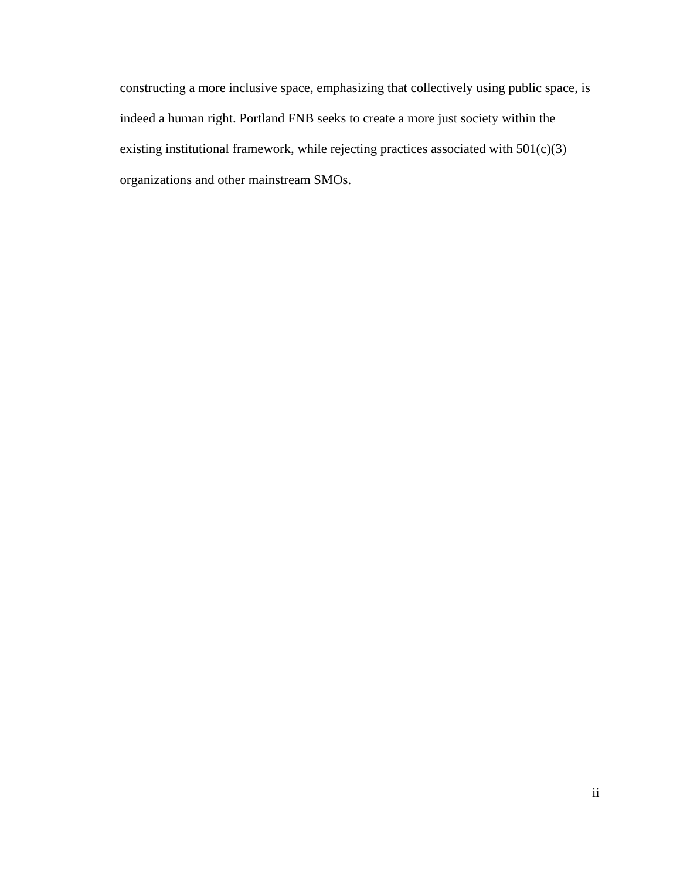constructing a more inclusive space, emphasizing that collectively using public space, is indeed a human right. Portland FNB seeks to create a more just society within the existing institutional framework, while rejecting practices associated with 501(c)(3) organizations and other mainstream SMOs.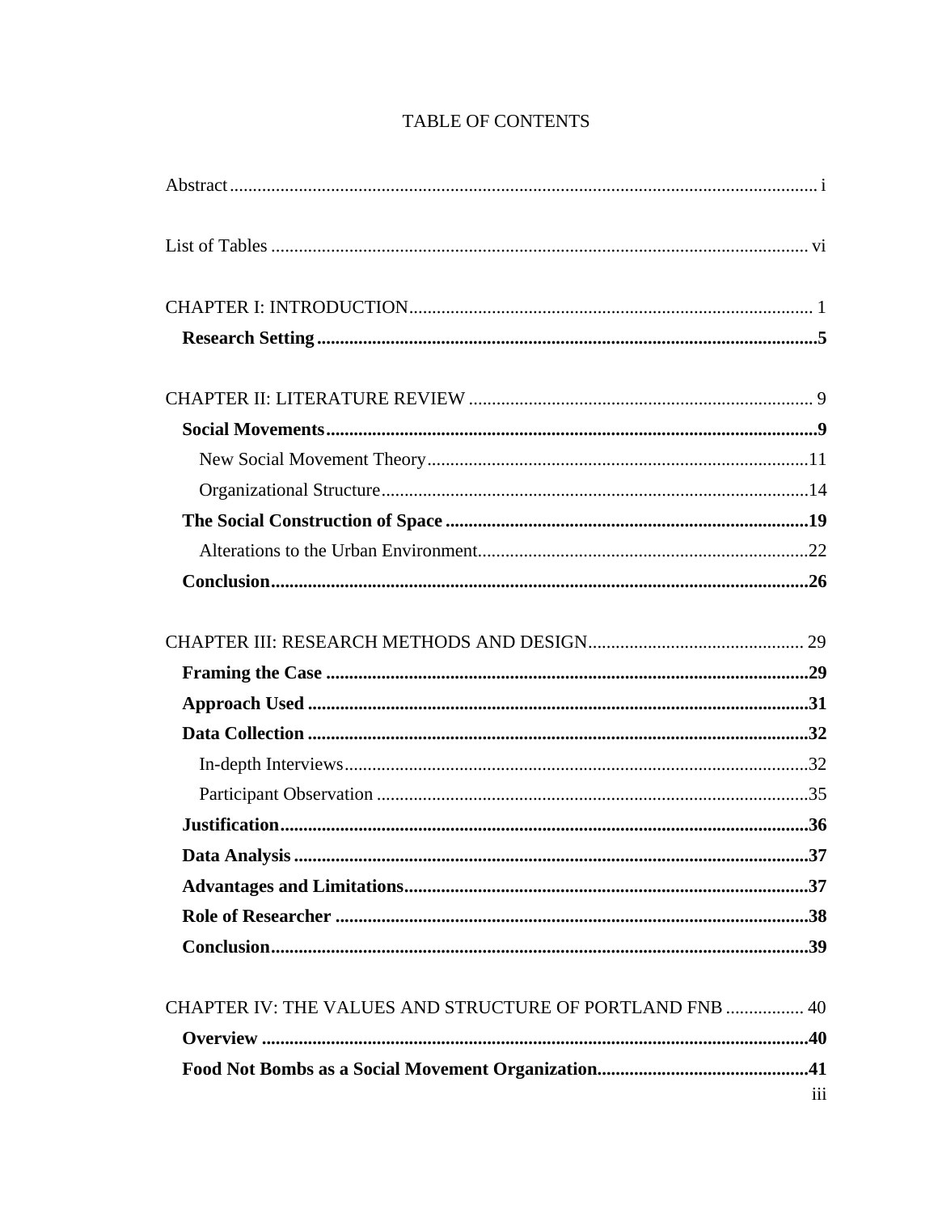# TABLE OF CONTENTS

Abstract ..... i

List of Tables ..... vi

CHAPTER I: INTRODUCTION ..... 1

- **Research Setting** ..... **5**

CHAPTER II: LITERATURE REVIEW ..... 9

- **Social Movements** ..... **9**
  - New Social Movement Theory ..... 11
  - Organizational Structure ..... 14
- **The Social Construction of Space** ..... **19**
  - Alterations to the Urban Environment ..... 22
- **Conclusion** ..... **26**

CHAPTER III: RESEARCH METHODS AND DESIGN ..... 29

- **Framing the Case** ..... **29**
- **Approach Used** ..... **31**
- **Data Collection** ..... **32**
  - In-depth Interviews ..... 32
  - Participant Observation ..... 35
- **Justification** ..... **36**
- **Data Analysis** ..... **37**
- **Advantages and Limitations** ..... **37**
- **Role of Researcher** ..... **38**
- **Conclusion** ..... **39**

CHAPTER IV: THE VALUES AND STRUCTURE OF PORTLAND FNB ..... 40

- **Overview** ..... **40**
- **Food Not Bombs as a Social Movement Organization** ..... **41**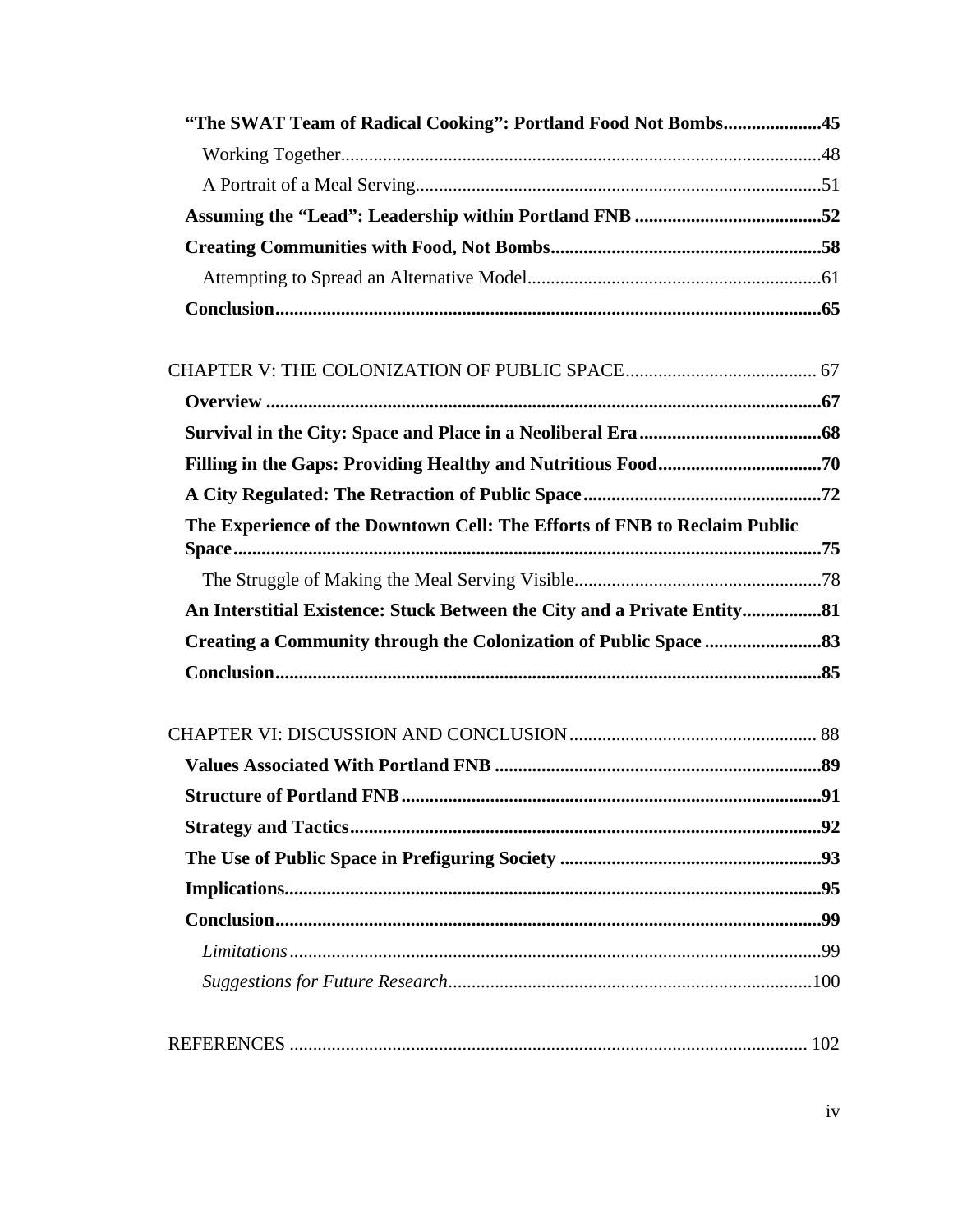**“The SWAT Team of Radical Cooking”: Portland Food Not Bombs.....................45**

Working Together.......................................................................................................48

A Portrait of a Meal Serving.......................................................................................51

**Assuming the “Lead”: Leadership within Portland FNB ........................................52**

**Creating Communities with Food, Not Bombs..........................................................58**

Attempting to Spread an Alternative Model...............................................................61

**Conclusion.....................................................................................................................65**

CHAPTER V: THE COLONIZATION OF PUBLIC SPACE......................................... 67

**Overview .......................................................................................................................67**

**Survival in the City: Space and Place in a Neoliberal Era.......................................68**

**Filling in the Gaps: Providing Healthy and Nutritious Food...................................70**

**A City Regulated: The Retraction of Public Space...................................................72**

**The Experience of the Downtown Cell: The Efforts of FNB to Reclaim Public Space.............................................................................................................................75**

The Struggle of Making the Meal Serving Visible.....................................................78

**An Interstitial Existence: Stuck Between the City and a Private Entity.................81**

**Creating a Community through the Colonization of Public Space .........................83**

**Conclusion.....................................................................................................................85**

CHAPTER VI: DISCUSSION AND CONCLUSION..................................................... 88

**Values Associated With Portland FNB ......................................................................89**

**Structure of Portland FNB..........................................................................................91**

**Strategy and Tactics.....................................................................................................92**

**The Use of Public Space in Prefiguring Society ........................................................93**

**Implications...................................................................................................................95**

**Conclusion.....................................................................................................................99**

*Limitations*..................................................................................................................99

*Suggestions for Future Research*..............................................................................100

REFERENCES ............................................................................................................... 102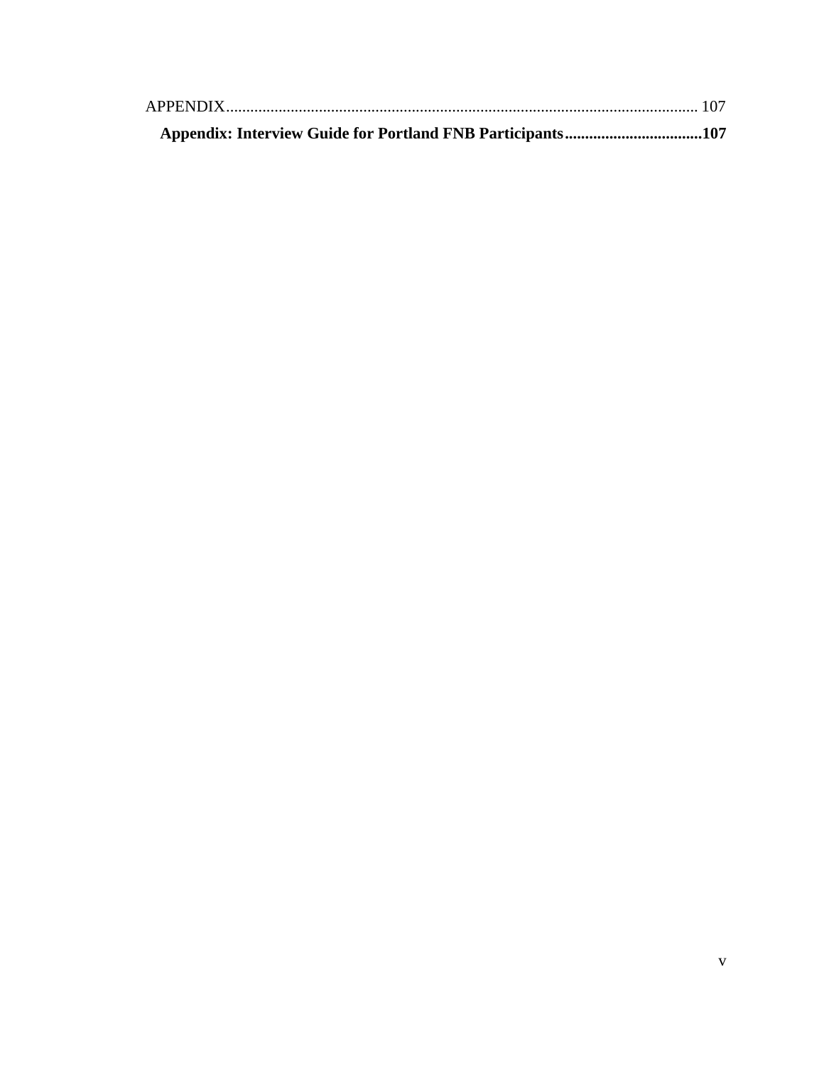APPENDIX.................................................................................................................... 107

**Appendix: Interview Guide for Portland FNB Participants..................................107**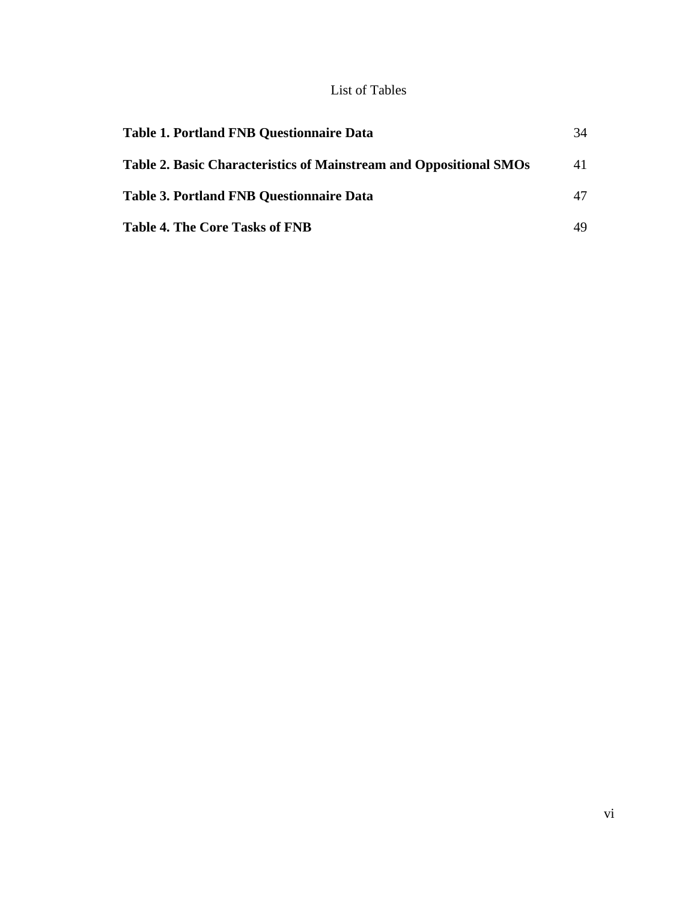# List of Tables

| | |
|---|---|
| **Table 1. Portland FNB Questionnaire Data** | 34 |
| **Table 2. Basic Characteristics of Mainstream and Oppositional SMOs** | 41 |
| **Table 3. Portland FNB Questionnaire Data** | 47 |
| **Table 4. The Core Tasks of FNB** | 49 |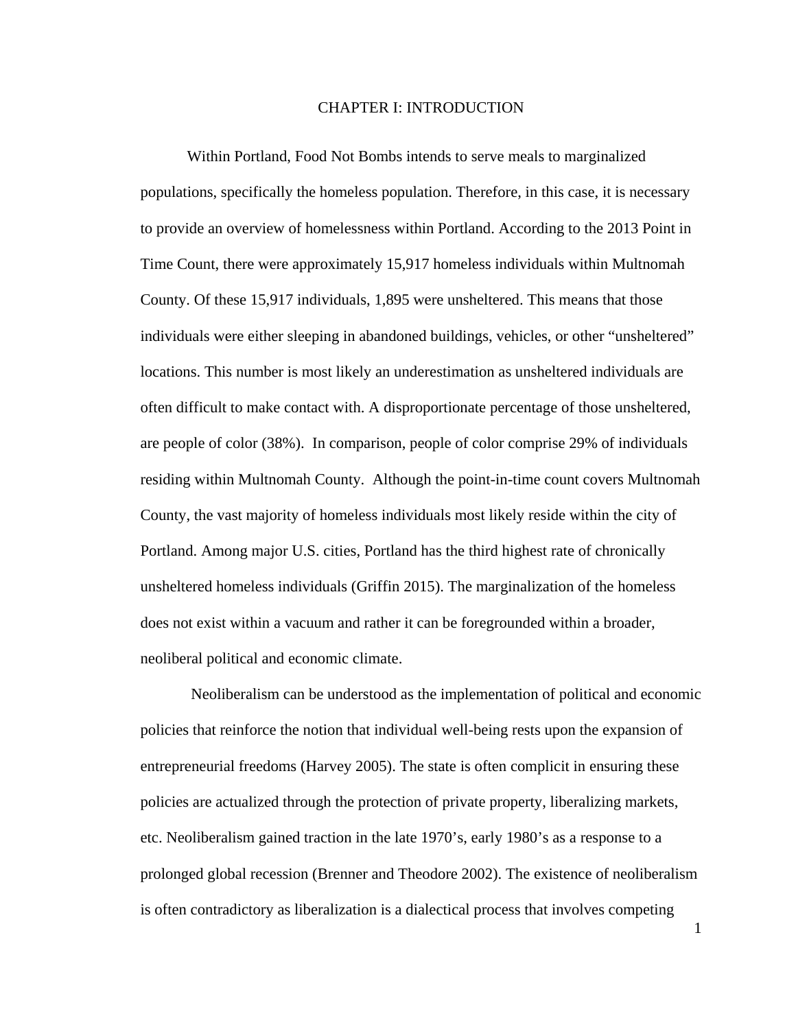# CHAPTER I: INTRODUCTION

Within Portland, Food Not Bombs intends to serve meals to marginalized populations, specifically the homeless population. Therefore, in this case, it is necessary to provide an overview of homelessness within Portland. According to the 2013 Point in Time Count, there were approximately 15,917 homeless individuals within Multnomah County. Of these 15,917 individuals, 1,895 were unsheltered. This means that those individuals were either sleeping in abandoned buildings, vehicles, or other "unsheltered" locations. This number is most likely an underestimation as unsheltered individuals are often difficult to make contact with. A disproportionate percentage of those unsheltered, are people of color (38%). In comparison, people of color comprise 29% of individuals residing within Multnomah County. Although the point-in-time count covers Multnomah County, the vast majority of homeless individuals most likely reside within the city of Portland. Among major U.S. cities, Portland has the third highest rate of chronically unsheltered homeless individuals (Griffin 2015). The marginalization of the homeless does not exist within a vacuum and rather it can be foregrounded within a broader, neoliberal political and economic climate.

Neoliberalism can be understood as the implementation of political and economic policies that reinforce the notion that individual well-being rests upon the expansion of entrepreneurial freedoms (Harvey 2005). The state is often complicit in ensuring these policies are actualized through the protection of private property, liberalizing markets, etc. Neoliberalism gained traction in the late 1970's, early 1980's as a response to a prolonged global recession (Brenner and Theodore 2002). The existence of neoliberalism is often contradictory as liberalization is a dialectical process that involves competing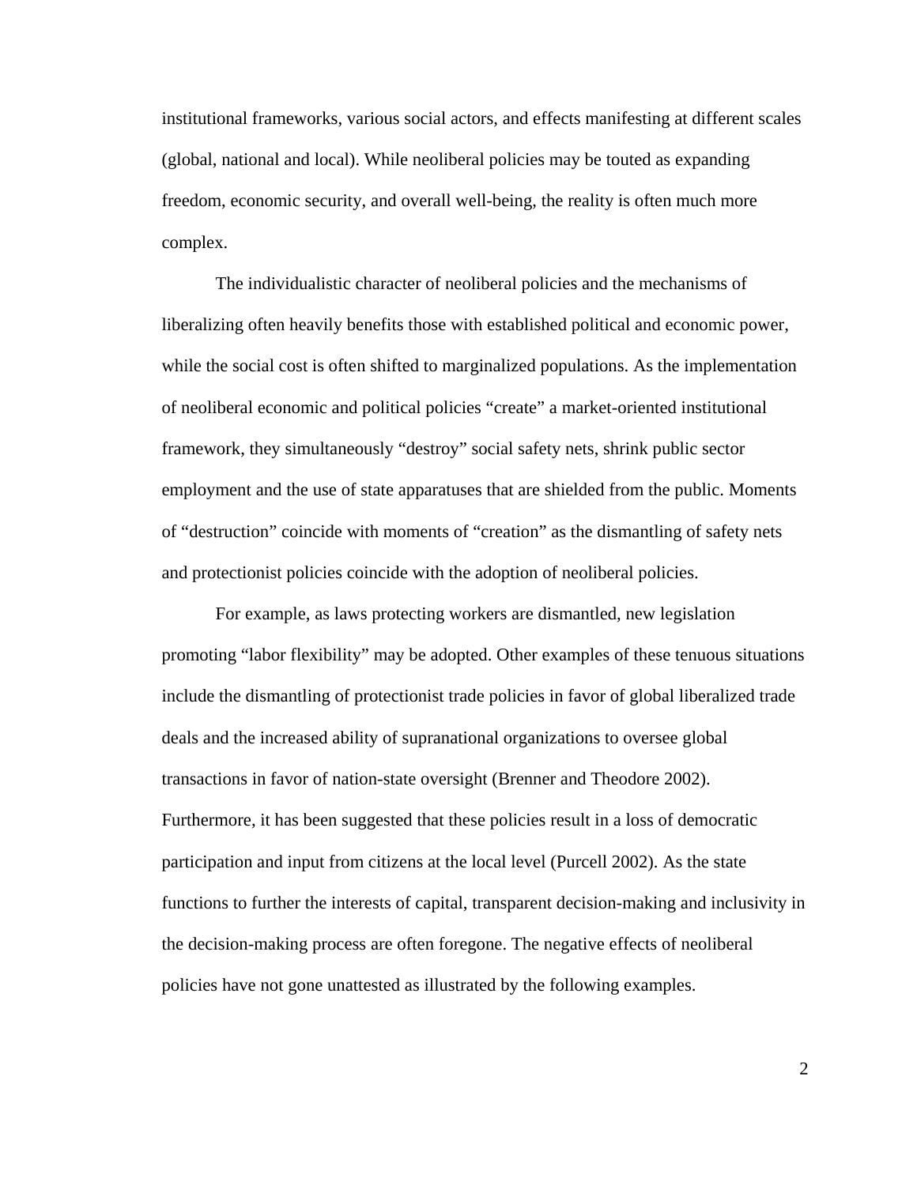institutional frameworks, various social actors, and effects manifesting at different scales (global, national and local). While neoliberal policies may be touted as expanding freedom, economic security, and overall well-being, the reality is often much more complex.

The individualistic character of neoliberal policies and the mechanisms of liberalizing often heavily benefits those with established political and economic power, while the social cost is often shifted to marginalized populations. As the implementation of neoliberal economic and political policies "create" a market-oriented institutional framework, they simultaneously "destroy" social safety nets, shrink public sector employment and the use of state apparatuses that are shielded from the public. Moments of "destruction" coincide with moments of "creation" as the dismantling of safety nets and protectionist policies coincide with the adoption of neoliberal policies.

For example, as laws protecting workers are dismantled, new legislation promoting "labor flexibility" may be adopted. Other examples of these tenuous situations include the dismantling of protectionist trade policies in favor of global liberalized trade deals and the increased ability of supranational organizations to oversee global transactions in favor of nation-state oversight (Brenner and Theodore 2002). Furthermore, it has been suggested that these policies result in a loss of democratic participation and input from citizens at the local level (Purcell 2002). As the state functions to further the interests of capital, transparent decision-making and inclusivity in the decision-making process are often foregone. The negative effects of neoliberal policies have not gone unattested as illustrated by the following examples.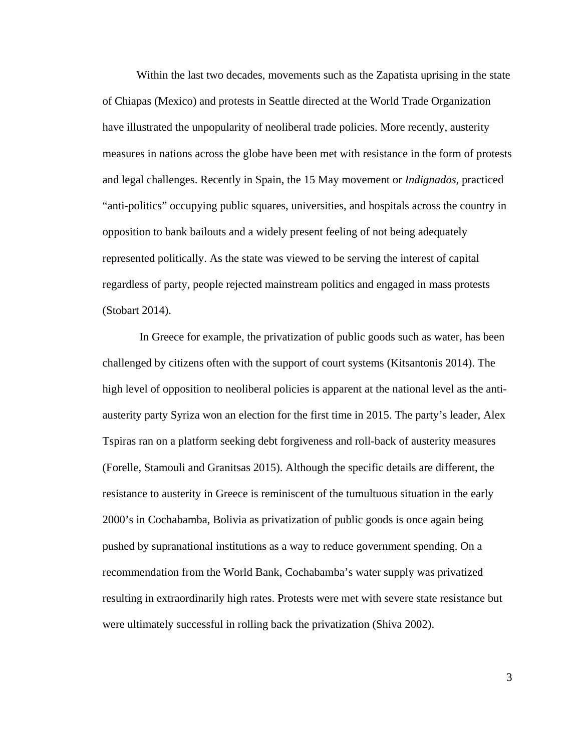Within the last two decades, movements such as the Zapatista uprising in the state of Chiapas (Mexico) and protests in Seattle directed at the World Trade Organization have illustrated the unpopularity of neoliberal trade policies. More recently, austerity measures in nations across the globe have been met with resistance in the form of protests and legal challenges. Recently in Spain, the 15 May movement or *Indignados,* practiced "anti-politics" occupying public squares, universities, and hospitals across the country in opposition to bank bailouts and a widely present feeling of not being adequately represented politically. As the state was viewed to be serving the interest of capital regardless of party, people rejected mainstream politics and engaged in mass protests (Stobart 2014).

In Greece for example, the privatization of public goods such as water, has been challenged by citizens often with the support of court systems (Kitsantonis 2014). The high level of opposition to neoliberal policies is apparent at the national level as the anti-austerity party Syriza won an election for the first time in 2015. The party's leader, Alex Tspiras ran on a platform seeking debt forgiveness and roll-back of austerity measures (Forelle, Stamouli and Granitsas 2015). Although the specific details are different, the resistance to austerity in Greece is reminiscent of the tumultuous situation in the early 2000's in Cochabamba, Bolivia as privatization of public goods is once again being pushed by supranational institutions as a way to reduce government spending. On a recommendation from the World Bank, Cochabamba's water supply was privatized resulting in extraordinarily high rates. Protests were met with severe state resistance but were ultimately successful in rolling back the privatization (Shiva 2002).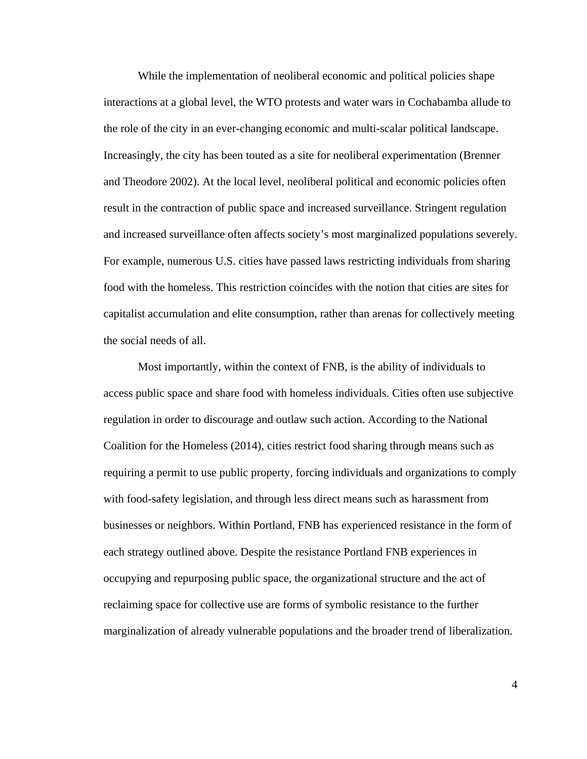While the implementation of neoliberal economic and political policies shape interactions at a global level, the WTO protests and water wars in Cochabamba allude to the role of the city in an ever-changing economic and multi-scalar political landscape. Increasingly, the city has been touted as a site for neoliberal experimentation (Brenner and Theodore 2002). At the local level, neoliberal political and economic policies often result in the contraction of public space and increased surveillance. Stringent regulation and increased surveillance often affects society's most marginalized populations severely. For example, numerous U.S. cities have passed laws restricting individuals from sharing food with the homeless. This restriction coincides with the notion that cities are sites for capitalist accumulation and elite consumption, rather than arenas for collectively meeting the social needs of all.

Most importantly, within the context of FNB, is the ability of individuals to access public space and share food with homeless individuals. Cities often use subjective regulation in order to discourage and outlaw such action. According to the National Coalition for the Homeless (2014), cities restrict food sharing through means such as requiring a permit to use public property, forcing individuals and organizations to comply with food-safety legislation, and through less direct means such as harassment from businesses or neighbors. Within Portland, FNB has experienced resistance in the form of each strategy outlined above. Despite the resistance Portland FNB experiences in occupying and repurposing public space, the organizational structure and the act of reclaiming space for collective use are forms of symbolic resistance to the further marginalization of already vulnerable populations and the broader trend of liberalization.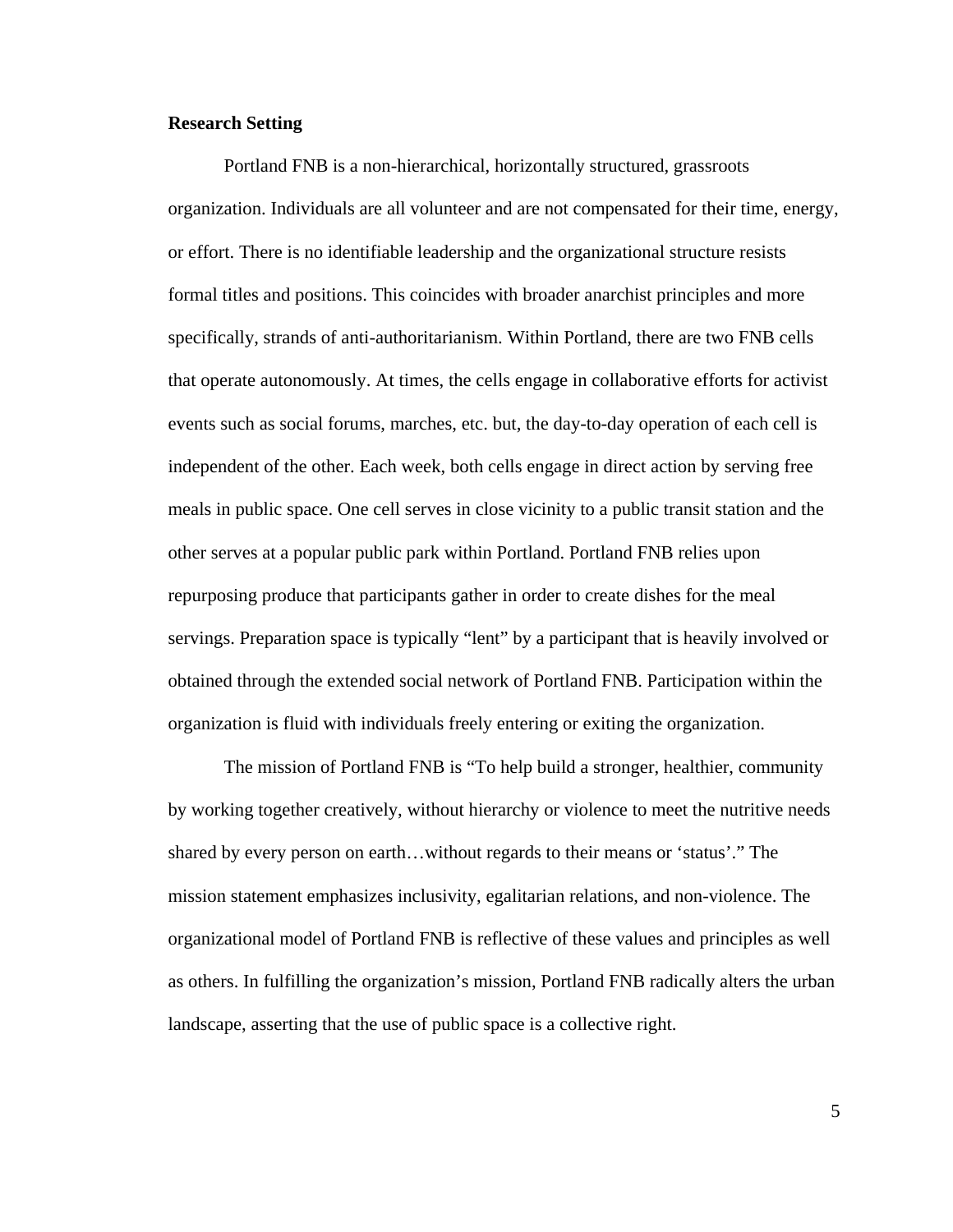**Research Setting**

Portland FNB is a non-hierarchical, horizontally structured, grassroots organization. Individuals are all volunteer and are not compensated for their time, energy, or effort. There is no identifiable leadership and the organizational structure resists formal titles and positions. This coincides with broader anarchist principles and more specifically, strands of anti-authoritarianism. Within Portland, there are two FNB cells that operate autonomously. At times, the cells engage in collaborative efforts for activist events such as social forums, marches, etc. but, the day-to-day operation of each cell is independent of the other. Each week, both cells engage in direct action by serving free meals in public space. One cell serves in close vicinity to a public transit station and the other serves at a popular public park within Portland. Portland FNB relies upon repurposing produce that participants gather in order to create dishes for the meal servings. Preparation space is typically "lent" by a participant that is heavily involved or obtained through the extended social network of Portland FNB. Participation within the organization is fluid with individuals freely entering or exiting the organization.

The mission of Portland FNB is "To help build a stronger, healthier, community by working together creatively, without hierarchy or violence to meet the nutritive needs shared by every person on earth…without regards to their means or 'status'." The mission statement emphasizes inclusivity, egalitarian relations, and non-violence. The organizational model of Portland FNB is reflective of these values and principles as well as others. In fulfilling the organization's mission, Portland FNB radically alters the urban landscape, asserting that the use of public space is a collective right.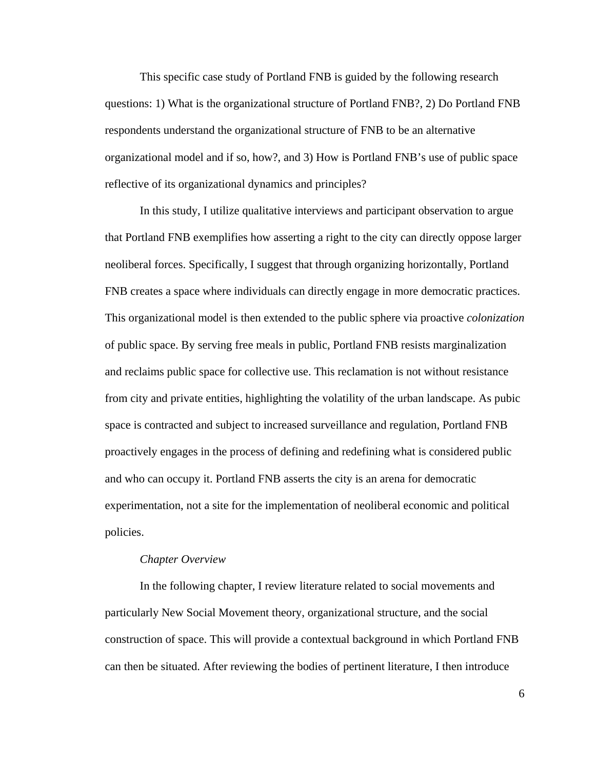This specific case study of Portland FNB is guided by the following research questions: 1) What is the organizational structure of Portland FNB?, 2) Do Portland FNB respondents understand the organizational structure of FNB to be an alternative organizational model and if so, how?, and 3) How is Portland FNB's use of public space reflective of its organizational dynamics and principles?

In this study, I utilize qualitative interviews and participant observation to argue that Portland FNB exemplifies how asserting a right to the city can directly oppose larger neoliberal forces. Specifically, I suggest that through organizing horizontally, Portland FNB creates a space where individuals can directly engage in more democratic practices. This organizational model is then extended to the public sphere via proactive *colonization* of public space. By serving free meals in public, Portland FNB resists marginalization and reclaims public space for collective use. This reclamation is not without resistance from city and private entities, highlighting the volatility of the urban landscape. As pubic space is contracted and subject to increased surveillance and regulation, Portland FNB proactively engages in the process of defining and redefining what is considered public and who can occupy it. Portland FNB asserts the city is an arena for democratic experimentation, not a site for the implementation of neoliberal economic and political policies.

### *Chapter Overview*

In the following chapter, I review literature related to social movements and particularly New Social Movement theory, organizational structure, and the social construction of space. This will provide a contextual background in which Portland FNB can then be situated. After reviewing the bodies of pertinent literature, I then introduce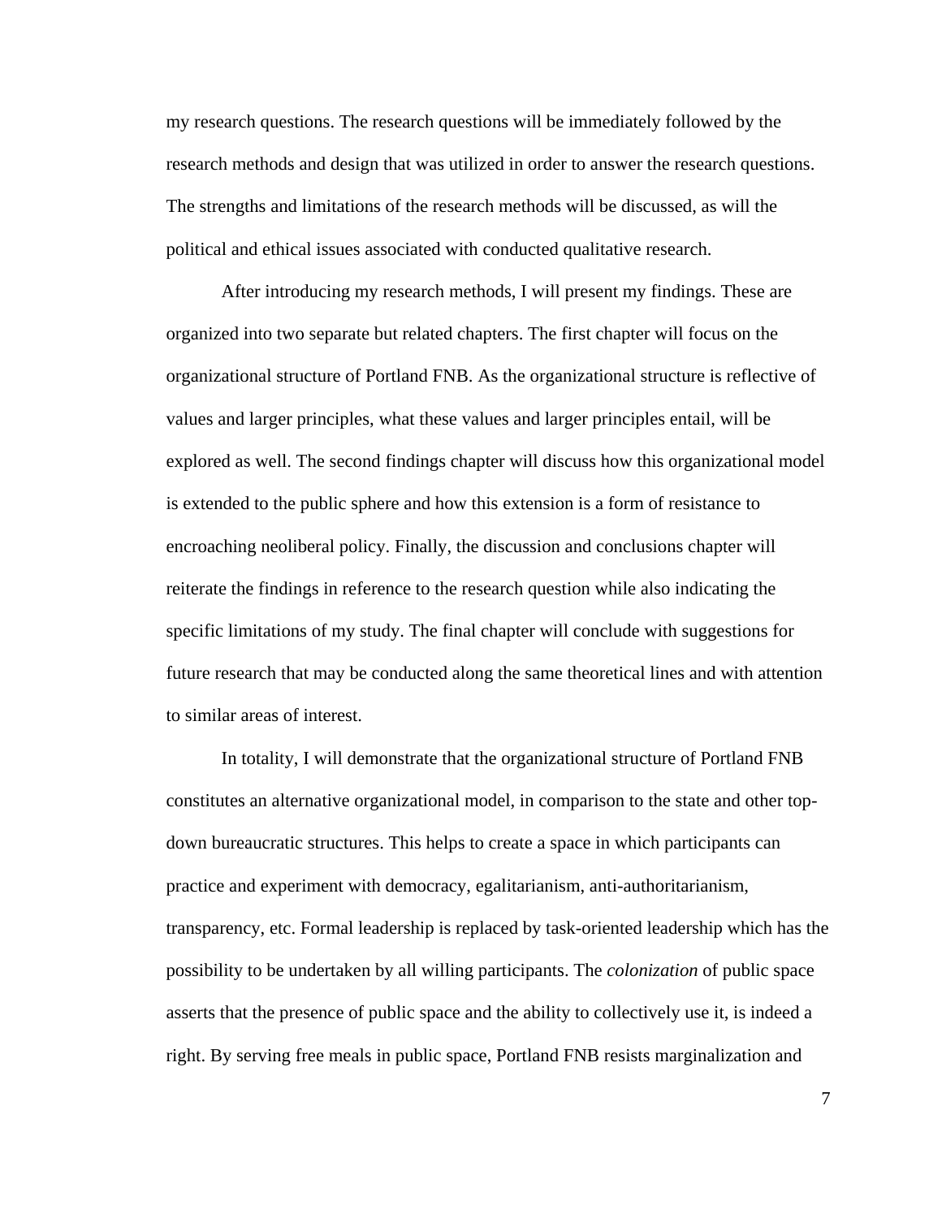my research questions. The research questions will be immediately followed by the research methods and design that was utilized in order to answer the research questions. The strengths and limitations of the research methods will be discussed, as will the political and ethical issues associated with conducted qualitative research.

After introducing my research methods, I will present my findings. These are organized into two separate but related chapters. The first chapter will focus on the organizational structure of Portland FNB. As the organizational structure is reflective of values and larger principles, what these values and larger principles entail, will be explored as well. The second findings chapter will discuss how this organizational model is extended to the public sphere and how this extension is a form of resistance to encroaching neoliberal policy. Finally, the discussion and conclusions chapter will reiterate the findings in reference to the research question while also indicating the specific limitations of my study. The final chapter will conclude with suggestions for future research that may be conducted along the same theoretical lines and with attention to similar areas of interest.

In totality, I will demonstrate that the organizational structure of Portland FNB constitutes an alternative organizational model, in comparison to the state and other top-down bureaucratic structures. This helps to create a space in which participants can practice and experiment with democracy, egalitarianism, anti-authoritarianism, transparency, etc. Formal leadership is replaced by task-oriented leadership which has the possibility to be undertaken by all willing participants. The *colonization* of public space asserts that the presence of public space and the ability to collectively use it, is indeed a right. By serving free meals in public space, Portland FNB resists marginalization and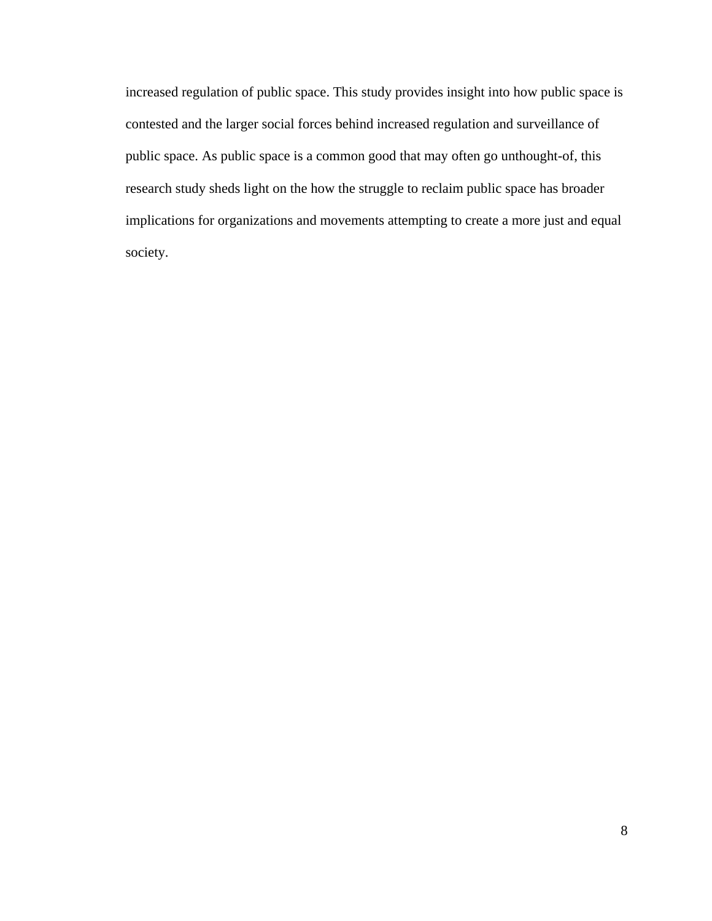increased regulation of public space. This study provides insight into how public space is contested and the larger social forces behind increased regulation and surveillance of public space. As public space is a common good that may often go unthought-of, this research study sheds light on the how the struggle to reclaim public space has broader implications for organizations and movements attempting to create a more just and equal society.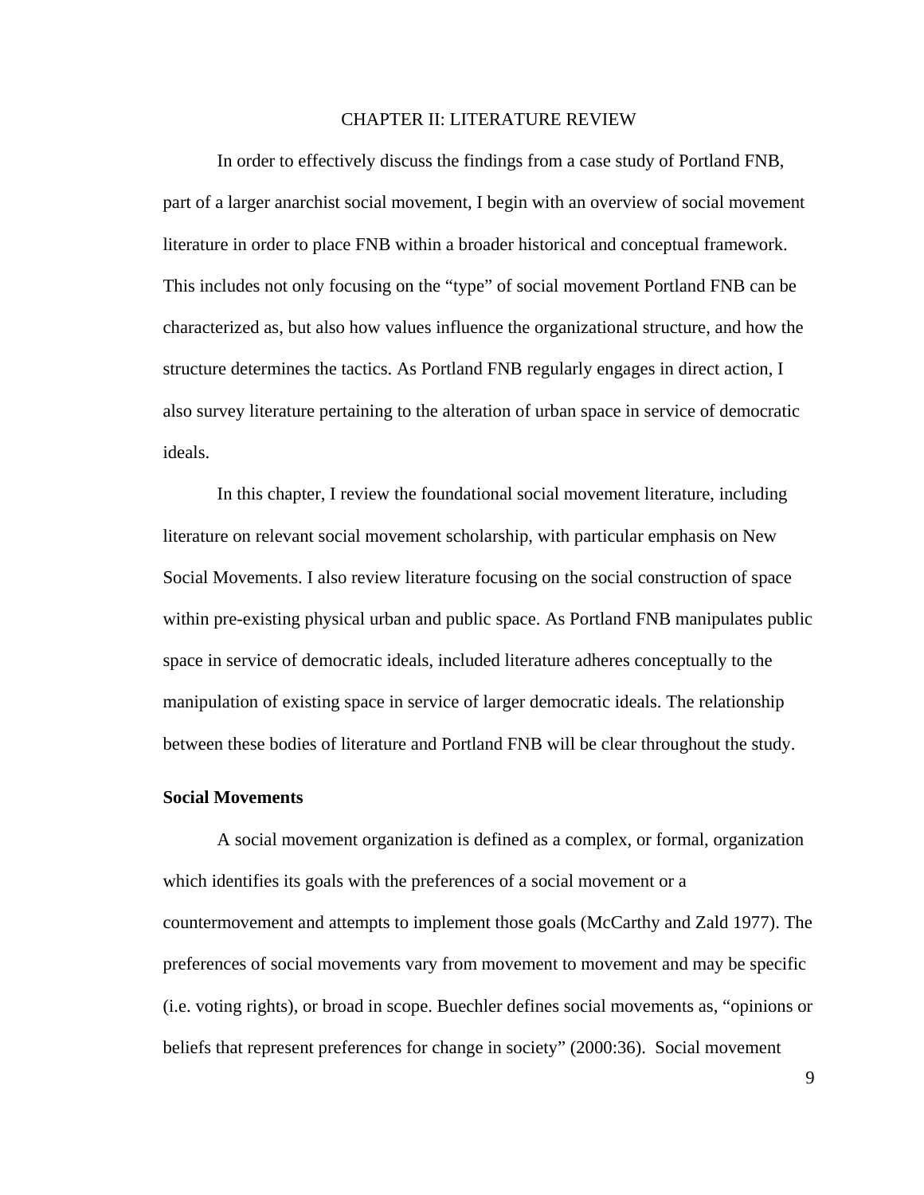# CHAPTER II: LITERATURE REVIEW

In order to effectively discuss the findings from a case study of Portland FNB, part of a larger anarchist social movement, I begin with an overview of social movement literature in order to place FNB within a broader historical and conceptual framework. This includes not only focusing on the "type" of social movement Portland FNB can be characterized as, but also how values influence the organizational structure, and how the structure determines the tactics. As Portland FNB regularly engages in direct action, I also survey literature pertaining to the alteration of urban space in service of democratic ideals.

In this chapter, I review the foundational social movement literature, including literature on relevant social movement scholarship, with particular emphasis on New Social Movements. I also review literature focusing on the social construction of space within pre-existing physical urban and public space. As Portland FNB manipulates public space in service of democratic ideals, included literature adheres conceptually to the manipulation of existing space in service of larger democratic ideals. The relationship between these bodies of literature and Portland FNB will be clear throughout the study.

## Social Movements

A social movement organization is defined as a complex, or formal, organization which identifies its goals with the preferences of a social movement or a countermovement and attempts to implement those goals (McCarthy and Zald 1977). The preferences of social movements vary from movement to movement and may be specific (i.e. voting rights), or broad in scope. Buechler defines social movements as, "opinions or beliefs that represent preferences for change in society" (2000:36). Social movement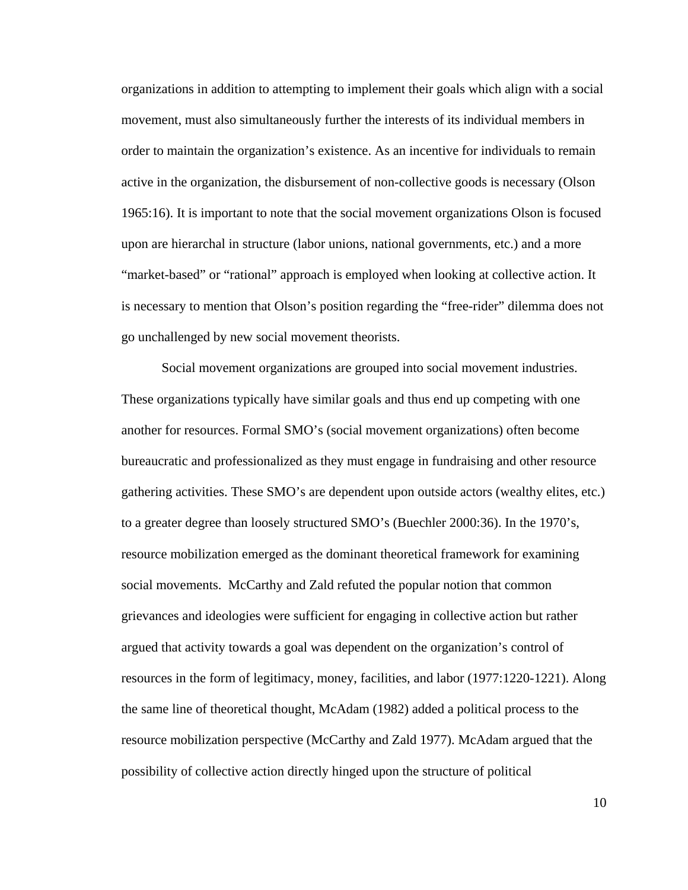organizations in addition to attempting to implement their goals which align with a social movement, must also simultaneously further the interests of its individual members in order to maintain the organization's existence. As an incentive for individuals to remain active in the organization, the disbursement of non-collective goods is necessary (Olson 1965:16). It is important to note that the social movement organizations Olson is focused upon are hierarchal in structure (labor unions, national governments, etc.) and a more "market-based" or "rational" approach is employed when looking at collective action. It is necessary to mention that Olson's position regarding the "free-rider" dilemma does not go unchallenged by new social movement theorists.

Social movement organizations are grouped into social movement industries. These organizations typically have similar goals and thus end up competing with one another for resources. Formal SMO's (social movement organizations) often become bureaucratic and professionalized as they must engage in fundraising and other resource gathering activities. These SMO's are dependent upon outside actors (wealthy elites, etc.) to a greater degree than loosely structured SMO's (Buechler 2000:36). In the 1970's, resource mobilization emerged as the dominant theoretical framework for examining social movements. McCarthy and Zald refuted the popular notion that common grievances and ideologies were sufficient for engaging in collective action but rather argued that activity towards a goal was dependent on the organization's control of resources in the form of legitimacy, money, facilities, and labor (1977:1220-1221). Along the same line of theoretical thought, McAdam (1982) added a political process to the resource mobilization perspective (McCarthy and Zald 1977). McAdam argued that the possibility of collective action directly hinged upon the structure of political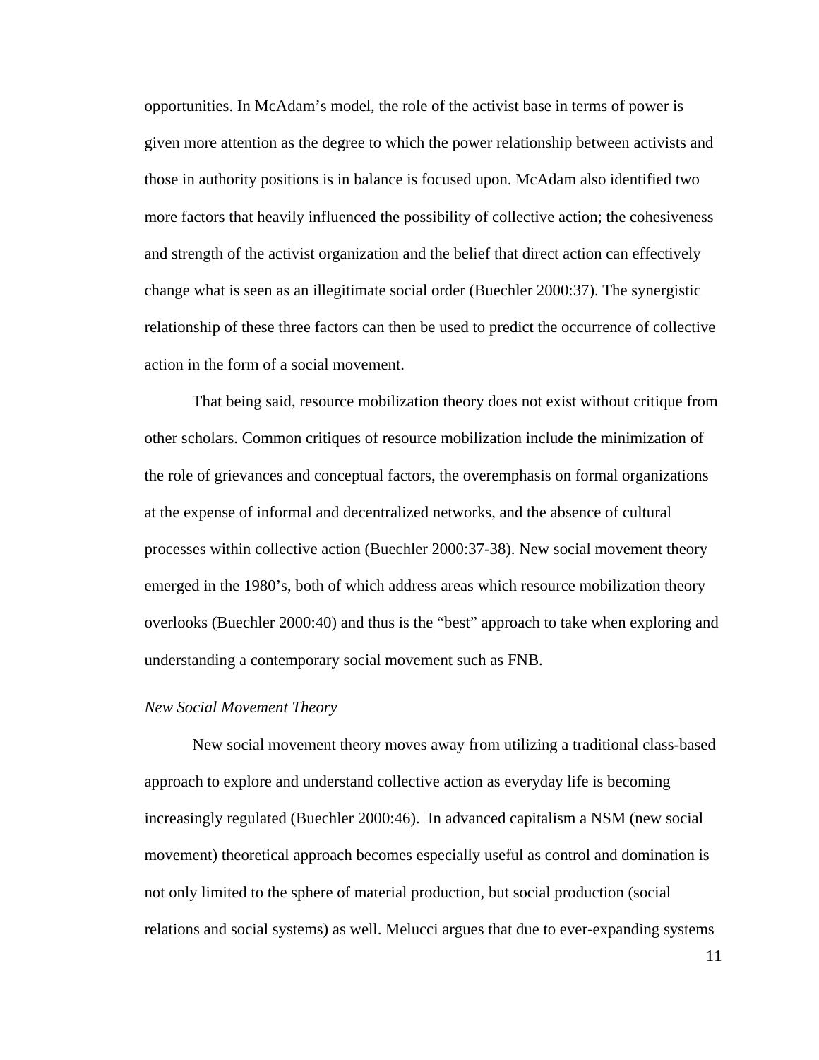opportunities. In McAdam's model, the role of the activist base in terms of power is given more attention as the degree to which the power relationship between activists and those in authority positions is in balance is focused upon. McAdam also identified two more factors that heavily influenced the possibility of collective action; the cohesiveness and strength of the activist organization and the belief that direct action can effectively change what is seen as an illegitimate social order (Buechler 2000:37). The synergistic relationship of these three factors can then be used to predict the occurrence of collective action in the form of a social movement.

That being said, resource mobilization theory does not exist without critique from other scholars. Common critiques of resource mobilization include the minimization of the role of grievances and conceptual factors, the overemphasis on formal organizations at the expense of informal and decentralized networks, and the absence of cultural processes within collective action (Buechler 2000:37-38). New social movement theory emerged in the 1980's, both of which address areas which resource mobilization theory overlooks (Buechler 2000:40) and thus is the "best" approach to take when exploring and understanding a contemporary social movement such as FNB.

*New Social Movement Theory*

New social movement theory moves away from utilizing a traditional class-based approach to explore and understand collective action as everyday life is becoming increasingly regulated (Buechler 2000:46). In advanced capitalism a NSM (new social movement) theoretical approach becomes especially useful as control and domination is not only limited to the sphere of material production, but social production (social relations and social systems) as well. Melucci argues that due to ever-expanding systems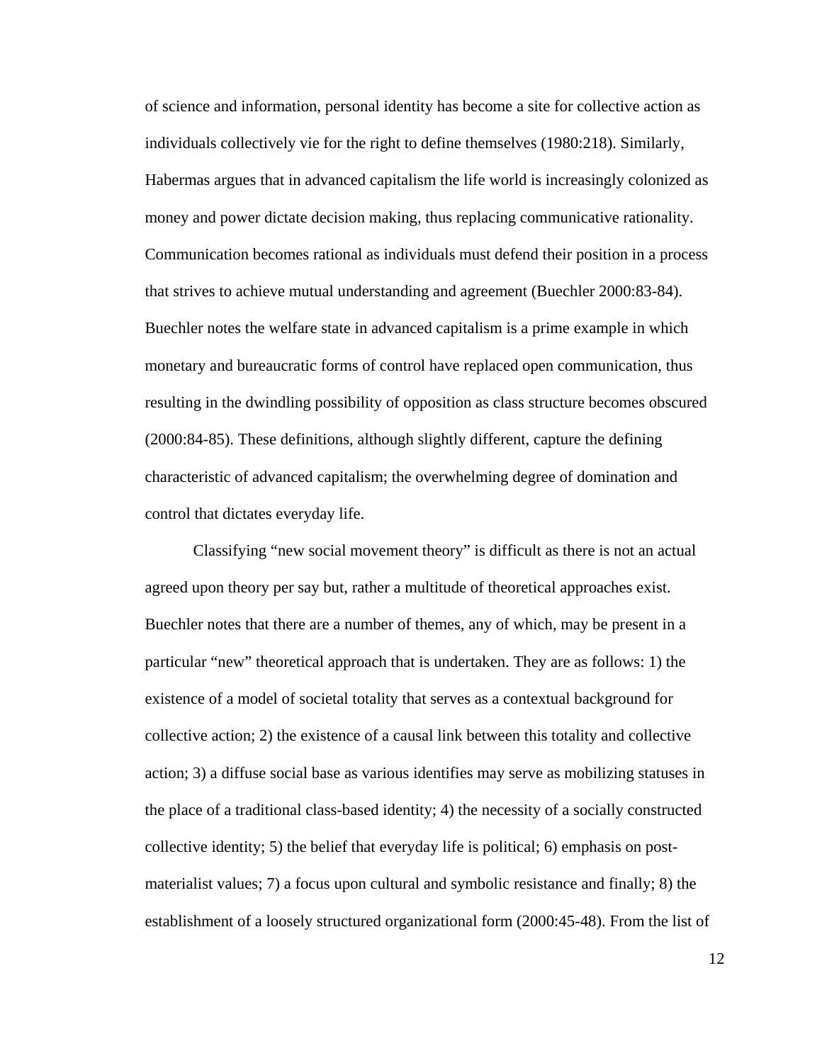of science and information, personal identity has become a site for collective action as individuals collectively vie for the right to define themselves (1980:218). Similarly, Habermas argues that in advanced capitalism the life world is increasingly colonized as money and power dictate decision making, thus replacing communicative rationality. Communication becomes rational as individuals must defend their position in a process that strives to achieve mutual understanding and agreement (Buechler 2000:83-84). Buechler notes the welfare state in advanced capitalism is a prime example in which monetary and bureaucratic forms of control have replaced open communication, thus resulting in the dwindling possibility of opposition as class structure becomes obscured (2000:84-85). These definitions, although slightly different, capture the defining characteristic of advanced capitalism; the overwhelming degree of domination and control that dictates everyday life.

Classifying "new social movement theory" is difficult as there is not an actual agreed upon theory per say but, rather a multitude of theoretical approaches exist. Buechler notes that there are a number of themes, any of which, may be present in a particular "new" theoretical approach that is undertaken. They are as follows: 1) the existence of a model of societal totality that serves as a contextual background for collective action; 2) the existence of a causal link between this totality and collective action; 3) a diffuse social base as various identifies may serve as mobilizing statuses in the place of a traditional class-based identity; 4) the necessity of a socially constructed collective identity; 5) the belief that everyday life is political; 6) emphasis on post-materialist values; 7) a focus upon cultural and symbolic resistance and finally; 8) the establishment of a loosely structured organizational form (2000:45-48). From the list of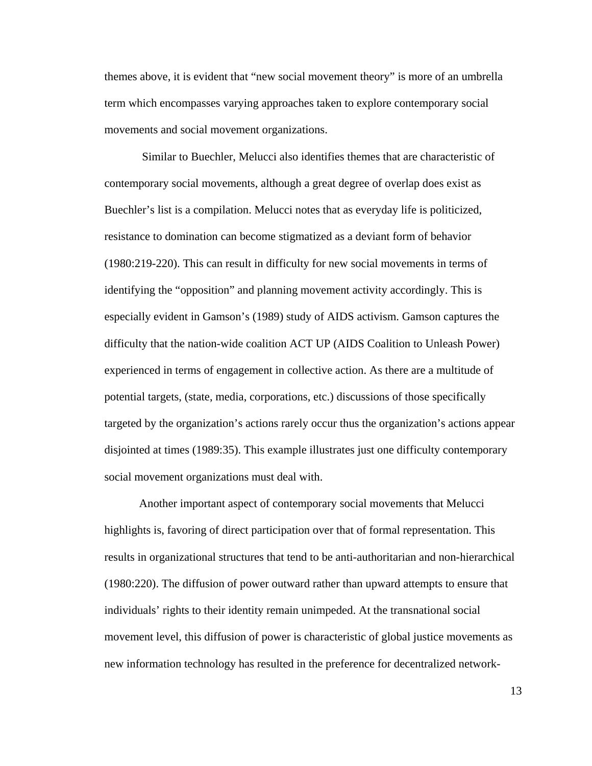themes above, it is evident that "new social movement theory" is more of an umbrella term which encompasses varying approaches taken to explore contemporary social movements and social movement organizations.

Similar to Buechler, Melucci also identifies themes that are characteristic of contemporary social movements, although a great degree of overlap does exist as Buechler's list is a compilation. Melucci notes that as everyday life is politicized, resistance to domination can become stigmatized as a deviant form of behavior (1980:219-220). This can result in difficulty for new social movements in terms of identifying the "opposition" and planning movement activity accordingly. This is especially evident in Gamson's (1989) study of AIDS activism. Gamson captures the difficulty that the nation-wide coalition ACT UP (AIDS Coalition to Unleash Power) experienced in terms of engagement in collective action. As there are a multitude of potential targets, (state, media, corporations, etc.) discussions of those specifically targeted by the organization's actions rarely occur thus the organization's actions appear disjointed at times (1989:35). This example illustrates just one difficulty contemporary social movement organizations must deal with.

Another important aspect of contemporary social movements that Melucci highlights is, favoring of direct participation over that of formal representation. This results in organizational structures that tend to be anti-authoritarian and non-hierarchical (1980:220). The diffusion of power outward rather than upward attempts to ensure that individuals' rights to their identity remain unimpeded. At the transnational social movement level, this diffusion of power is characteristic of global justice movements as new information technology has resulted in the preference for decentralized network-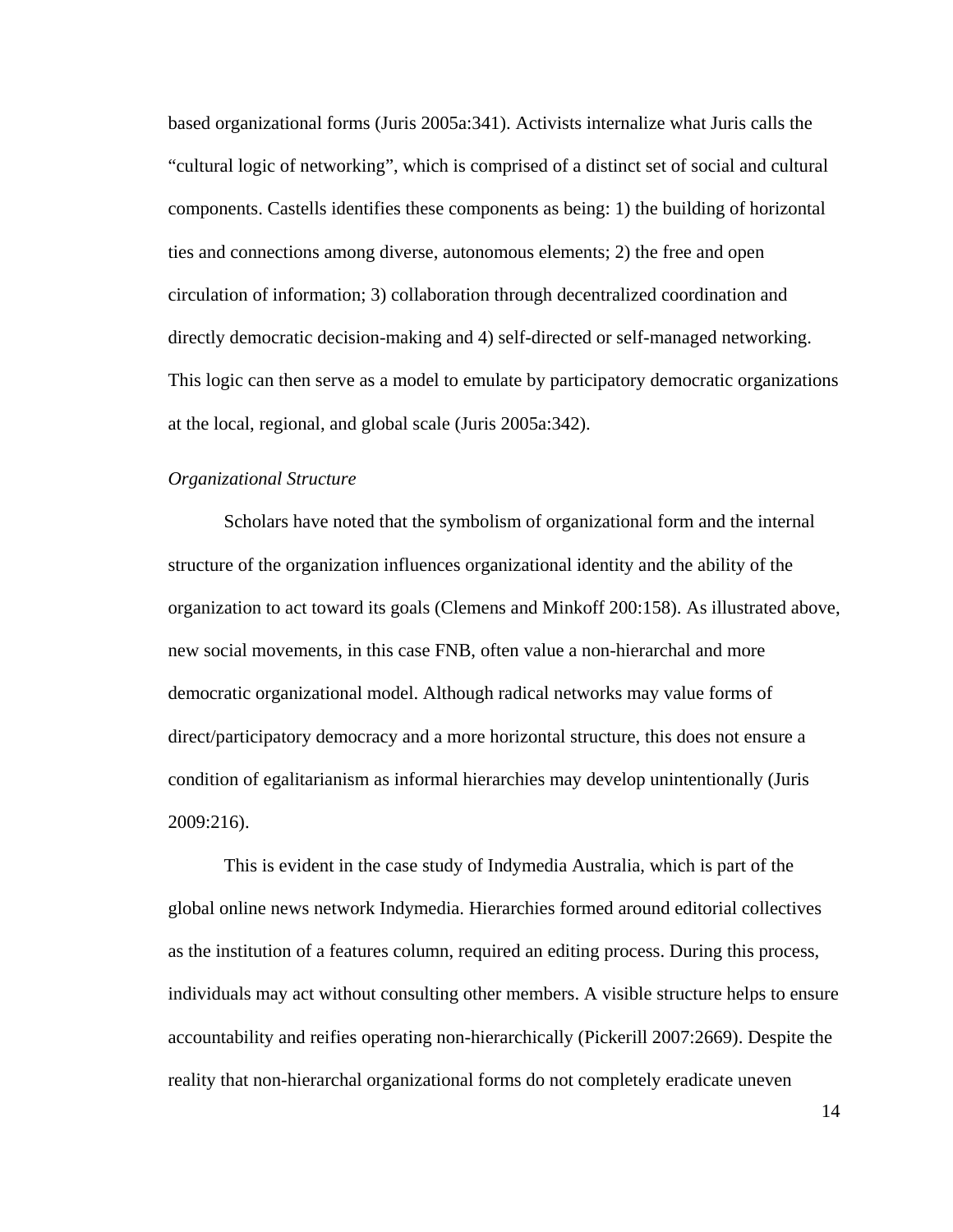based organizational forms (Juris 2005a:341). Activists internalize what Juris calls the "cultural logic of networking", which is comprised of a distinct set of social and cultural components. Castells identifies these components as being: 1) the building of horizontal ties and connections among diverse, autonomous elements; 2) the free and open circulation of information; 3) collaboration through decentralized coordination and directly democratic decision-making and 4) self-directed or self-managed networking. This logic can then serve as a model to emulate by participatory democratic organizations at the local, regional, and global scale (Juris 2005a:342).

*Organizational Structure*

Scholars have noted that the symbolism of organizational form and the internal structure of the organization influences organizational identity and the ability of the organization to act toward its goals (Clemens and Minkoff 200:158). As illustrated above, new social movements, in this case FNB, often value a non-hierarchal and more democratic organizational model. Although radical networks may value forms of direct/participatory democracy and a more horizontal structure, this does not ensure a condition of egalitarianism as informal hierarchies may develop unintentionally (Juris 2009:216).

This is evident in the case study of Indymedia Australia, which is part of the global online news network Indymedia. Hierarchies formed around editorial collectives as the institution of a features column, required an editing process. During this process, individuals may act without consulting other members. A visible structure helps to ensure accountability and reifies operating non-hierarchically (Pickerill 2007:2669). Despite the reality that non-hierarchal organizational forms do not completely eradicate uneven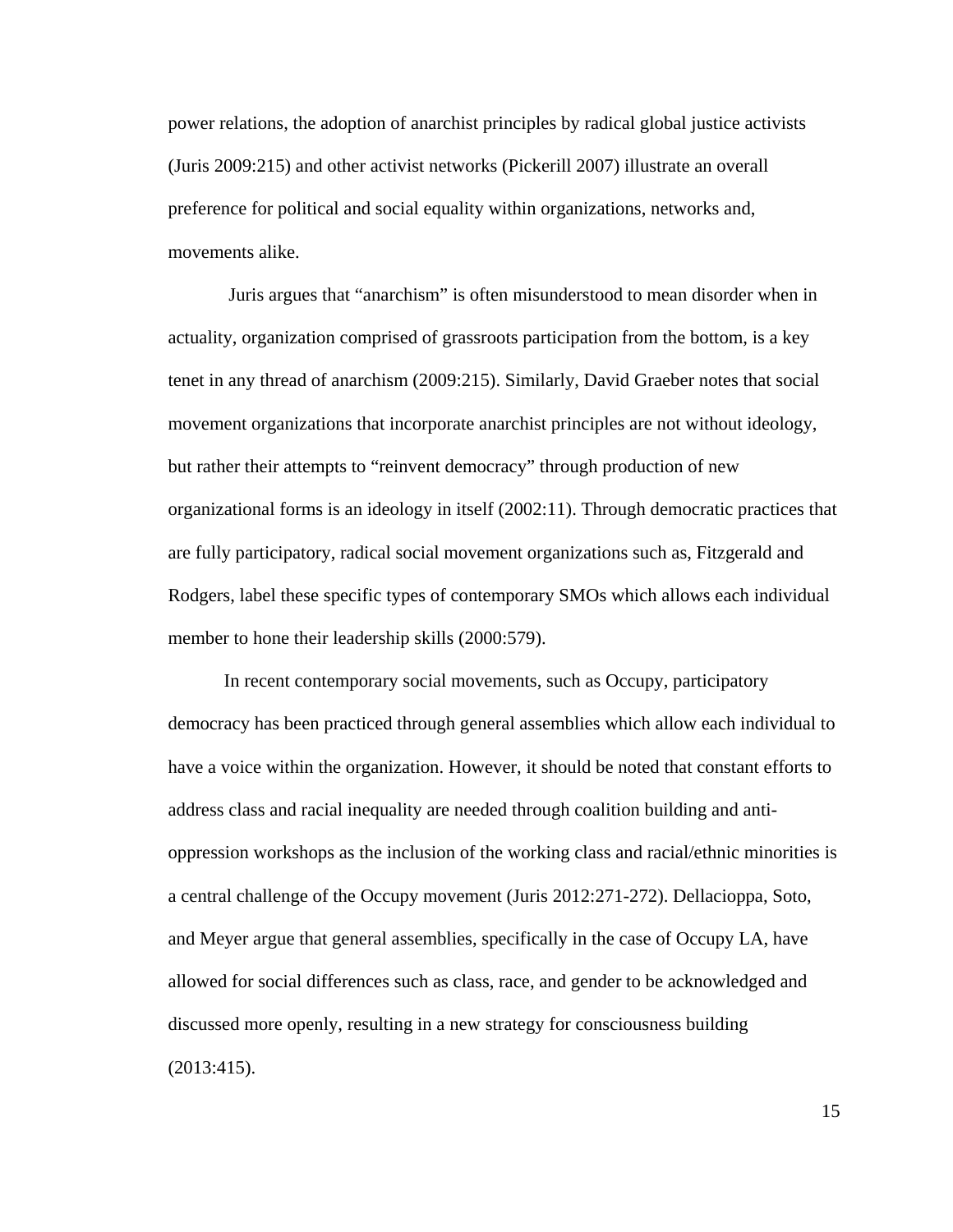power relations, the adoption of anarchist principles by radical global justice activists (Juris 2009:215) and other activist networks (Pickerill 2007) illustrate an overall preference for political and social equality within organizations, networks and, movements alike.

Juris argues that "anarchism" is often misunderstood to mean disorder when in actuality, organization comprised of grassroots participation from the bottom, is a key tenet in any thread of anarchism (2009:215). Similarly, David Graeber notes that social movement organizations that incorporate anarchist principles are not without ideology, but rather their attempts to "reinvent democracy" through production of new organizational forms is an ideology in itself (2002:11). Through democratic practices that are fully participatory, radical social movement organizations such as, Fitzgerald and Rodgers, label these specific types of contemporary SMOs which allows each individual member to hone their leadership skills (2000:579).

In recent contemporary social movements, such as Occupy, participatory democracy has been practiced through general assemblies which allow each individual to have a voice within the organization. However, it should be noted that constant efforts to address class and racial inequality are needed through coalition building and anti-oppression workshops as the inclusion of the working class and racial/ethnic minorities is a central challenge of the Occupy movement (Juris 2012:271-272). Dellacioppa, Soto, and Meyer argue that general assemblies, specifically in the case of Occupy LA, have allowed for social differences such as class, race, and gender to be acknowledged and discussed more openly, resulting in a new strategy for consciousness building (2013:415).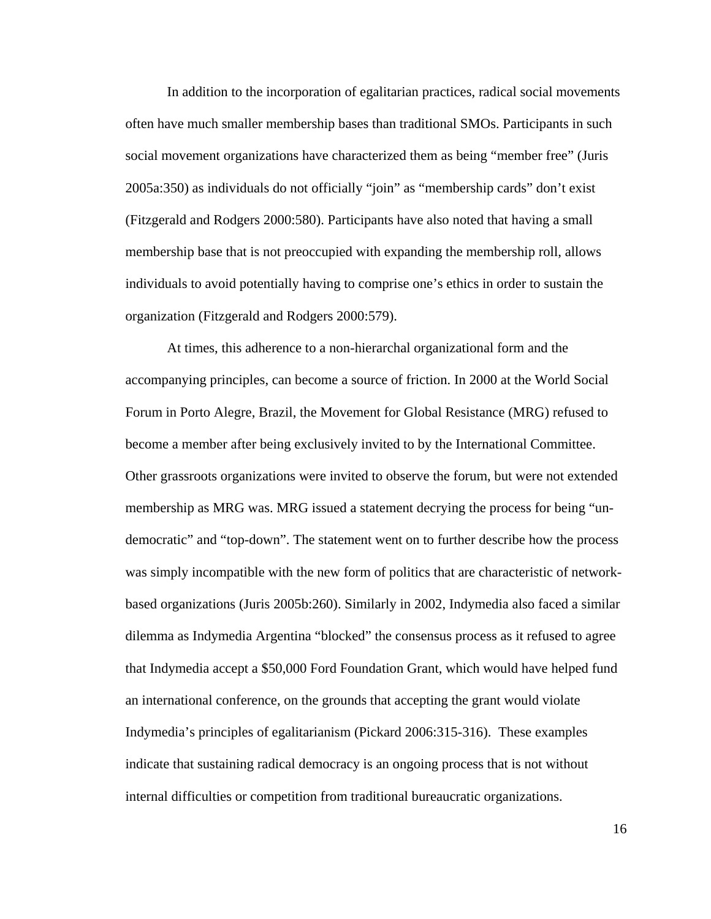In addition to the incorporation of egalitarian practices, radical social movements often have much smaller membership bases than traditional SMOs. Participants in such social movement organizations have characterized them as being "member free" (Juris 2005a:350) as individuals do not officially "join" as "membership cards" don't exist (Fitzgerald and Rodgers 2000:580). Participants have also noted that having a small membership base that is not preoccupied with expanding the membership roll, allows individuals to avoid potentially having to comprise one's ethics in order to sustain the organization (Fitzgerald and Rodgers 2000:579).

At times, this adherence to a non-hierarchal organizational form and the accompanying principles, can become a source of friction. In 2000 at the World Social Forum in Porto Alegre, Brazil, the Movement for Global Resistance (MRG) refused to become a member after being exclusively invited to by the International Committee. Other grassroots organizations were invited to observe the forum, but were not extended membership as MRG was. MRG issued a statement decrying the process for being "un-democratic" and "top-down". The statement went on to further describe how the process was simply incompatible with the new form of politics that are characteristic of network-based organizations (Juris 2005b:260). Similarly in 2002, Indymedia also faced a similar dilemma as Indymedia Argentina "blocked" the consensus process as it refused to agree that Indymedia accept a $50,000 Ford Foundation Grant, which would have helped fund an international conference, on the grounds that accepting the grant would violate Indymedia's principles of egalitarianism (Pickard 2006:315-316). These examples indicate that sustaining radical democracy is an ongoing process that is not without internal difficulties or competition from traditional bureaucratic organizations.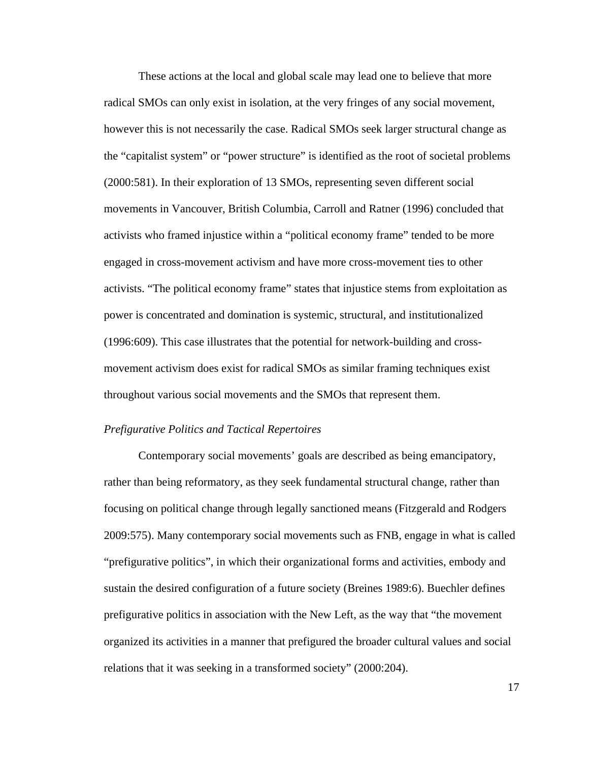These actions at the local and global scale may lead one to believe that more radical SMOs can only exist in isolation, at the very fringes of any social movement, however this is not necessarily the case. Radical SMOs seek larger structural change as the “capitalist system” or “power structure” is identified as the root of societal problems (2000:581). In their exploration of 13 SMOs, representing seven different social movements in Vancouver, British Columbia, Carroll and Ratner (1996) concluded that activists who framed injustice within a “political economy frame” tended to be more engaged in cross-movement activism and have more cross-movement ties to other activists. “The political economy frame” states that injustice stems from exploitation as power is concentrated and domination is systemic, structural, and institutionalized (1996:609). This case illustrates that the potential for network-building and cross-movement activism does exist for radical SMOs as similar framing techniques exist throughout various social movements and the SMOs that represent them.

### *Prefigurative Politics and Tactical Repertoires*

Contemporary social movements’ goals are described as being emancipatory, rather than being reformatory, as they seek fundamental structural change, rather than focusing on political change through legally sanctioned means (Fitzgerald and Rodgers 2009:575). Many contemporary social movements such as FNB, engage in what is called “prefigurative politics”, in which their organizational forms and activities, embody and sustain the desired configuration of a future society (Breines 1989:6). Buechler defines prefigurative politics in association with the New Left, as the way that “the movement organized its activities in a manner that prefigured the broader cultural values and social relations that it was seeking in a transformed society” (2000:204).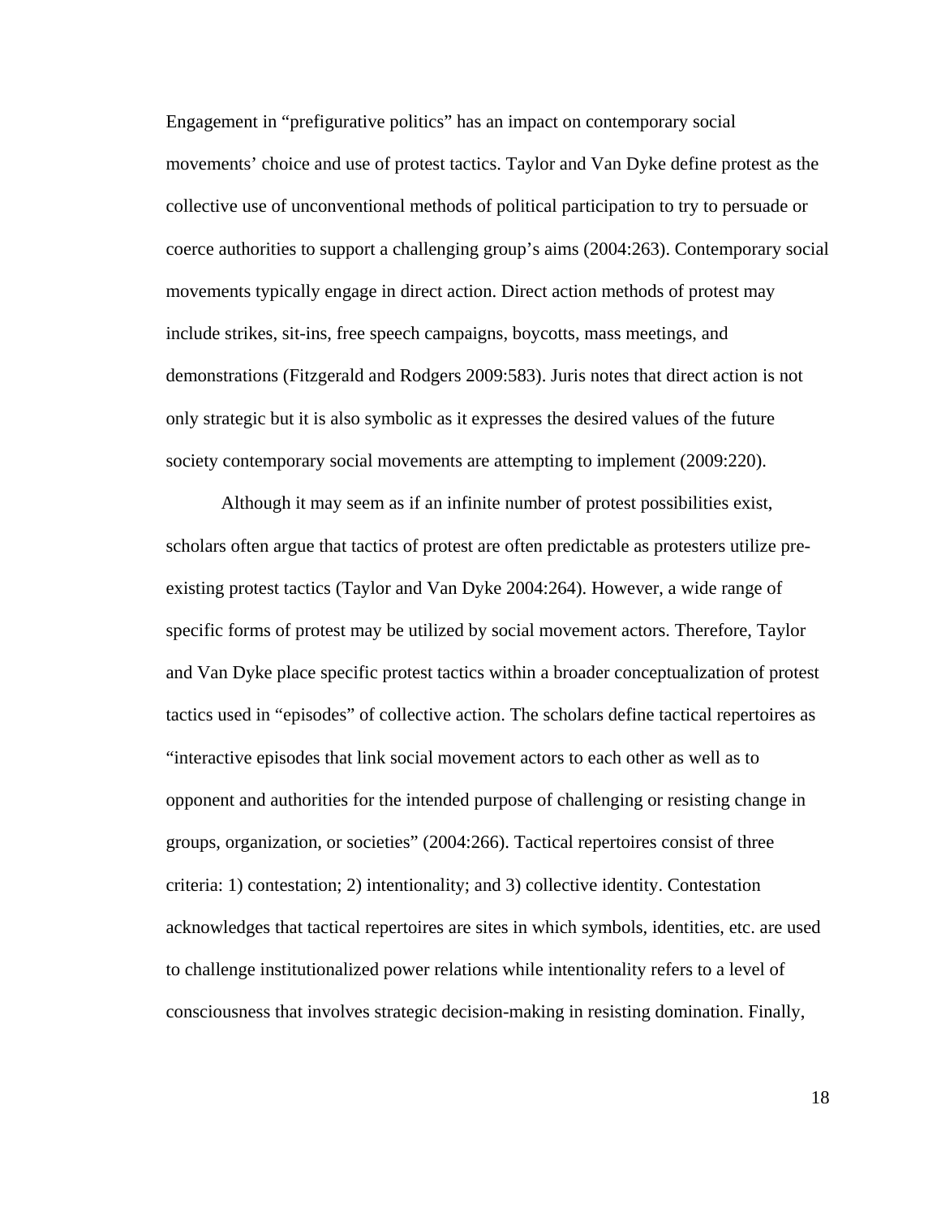Engagement in "prefigurative politics" has an impact on contemporary social movements' choice and use of protest tactics. Taylor and Van Dyke define protest as the collective use of unconventional methods of political participation to try to persuade or coerce authorities to support a challenging group's aims (2004:263). Contemporary social movements typically engage in direct action. Direct action methods of protest may include strikes, sit-ins, free speech campaigns, boycotts, mass meetings, and demonstrations (Fitzgerald and Rodgers 2009:583). Juris notes that direct action is not only strategic but it is also symbolic as it expresses the desired values of the future society contemporary social movements are attempting to implement (2009:220).

Although it may seem as if an infinite number of protest possibilities exist, scholars often argue that tactics of protest are often predictable as protesters utilize pre-existing protest tactics (Taylor and Van Dyke 2004:264). However, a wide range of specific forms of protest may be utilized by social movement actors. Therefore, Taylor and Van Dyke place specific protest tactics within a broader conceptualization of protest tactics used in "episodes" of collective action. The scholars define tactical repertoires as "interactive episodes that link social movement actors to each other as well as to opponent and authorities for the intended purpose of challenging or resisting change in groups, organization, or societies" (2004:266). Tactical repertoires consist of three criteria: 1) contestation; 2) intentionality; and 3) collective identity. Contestation acknowledges that tactical repertoires are sites in which symbols, identities, etc. are used to challenge institutionalized power relations while intentionality refers to a level of consciousness that involves strategic decision-making in resisting domination. Finally,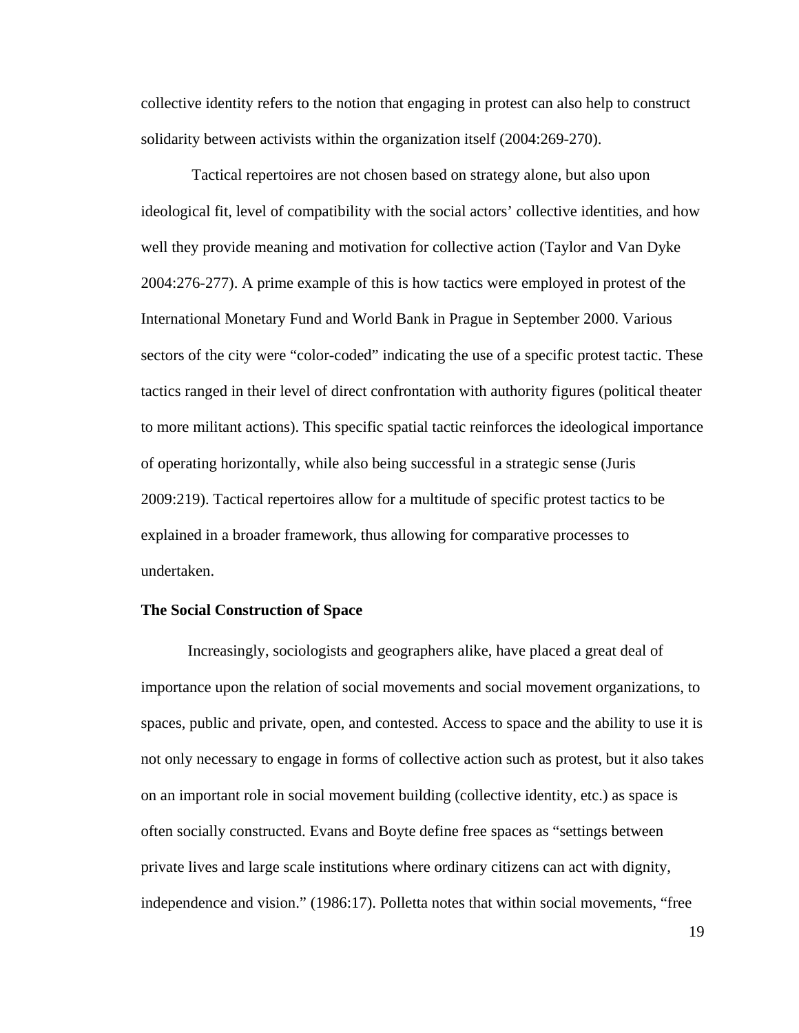collective identity refers to the notion that engaging in protest can also help to construct solidarity between activists within the organization itself (2004:269-270).

Tactical repertoires are not chosen based on strategy alone, but also upon ideological fit, level of compatibility with the social actors' collective identities, and how well they provide meaning and motivation for collective action (Taylor and Van Dyke 2004:276-277). A prime example of this is how tactics were employed in protest of the International Monetary Fund and World Bank in Prague in September 2000. Various sectors of the city were "color-coded" indicating the use of a specific protest tactic. These tactics ranged in their level of direct confrontation with authority figures (political theater to more militant actions). This specific spatial tactic reinforces the ideological importance of operating horizontally, while also being successful in a strategic sense (Juris 2009:219). Tactical repertoires allow for a multitude of specific protest tactics to be explained in a broader framework, thus allowing for comparative processes to undertaken.

**The Social Construction of Space**

Increasingly, sociologists and geographers alike, have placed a great deal of importance upon the relation of social movements and social movement organizations, to spaces, public and private, open, and contested. Access to space and the ability to use it is not only necessary to engage in forms of collective action such as protest, but it also takes on an important role in social movement building (collective identity, etc.) as space is often socially constructed. Evans and Boyte define free spaces as "settings between private lives and large scale institutions where ordinary citizens can act with dignity, independence and vision." (1986:17). Polletta notes that within social movements, "free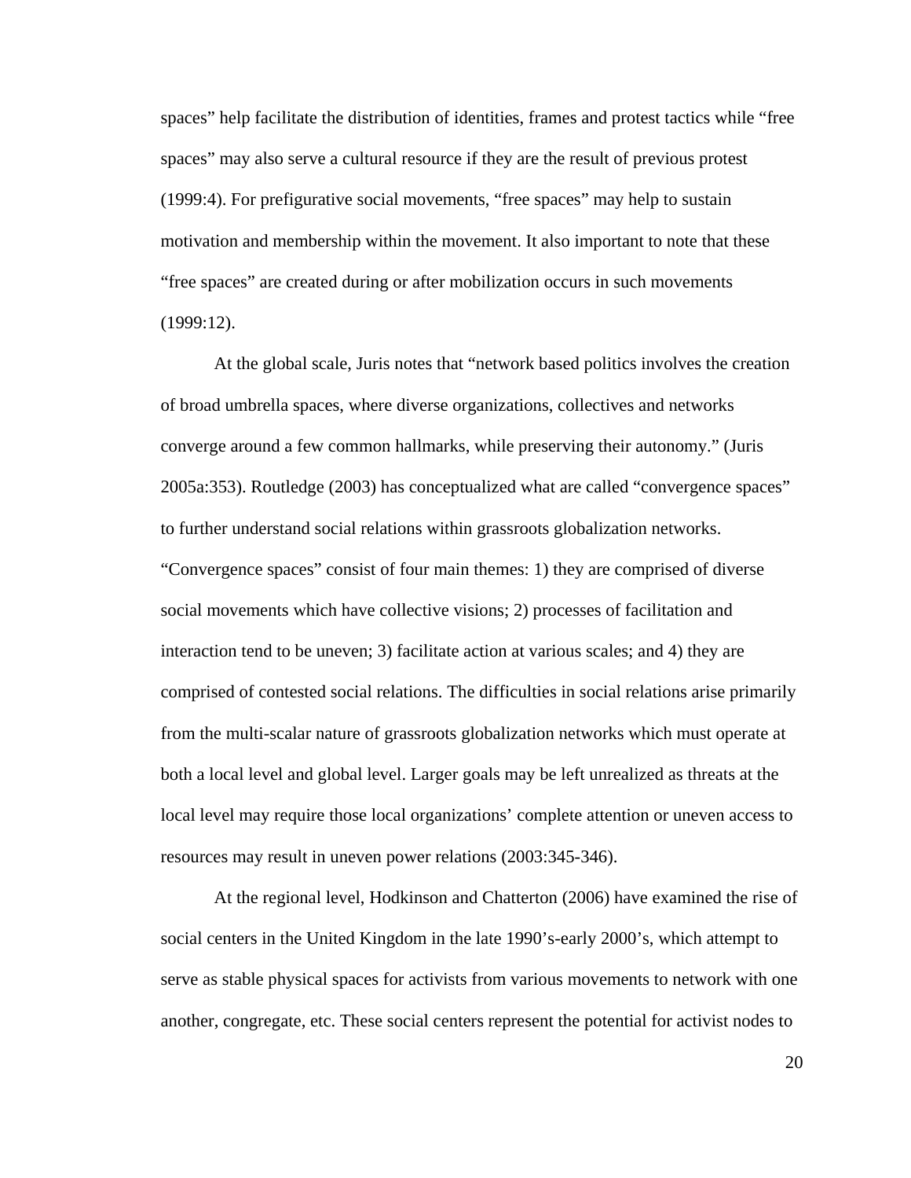spaces" help facilitate the distribution of identities, frames and protest tactics while "free spaces" may also serve a cultural resource if they are the result of previous protest (1999:4). For prefigurative social movements, "free spaces" may help to sustain motivation and membership within the movement. It also important to note that these "free spaces" are created during or after mobilization occurs in such movements (1999:12).

At the global scale, Juris notes that "network based politics involves the creation of broad umbrella spaces, where diverse organizations, collectives and networks converge around a few common hallmarks, while preserving their autonomy." (Juris 2005a:353). Routledge (2003) has conceptualized what are called "convergence spaces" to further understand social relations within grassroots globalization networks. "Convergence spaces" consist of four main themes: 1) they are comprised of diverse social movements which have collective visions; 2) processes of facilitation and interaction tend to be uneven; 3) facilitate action at various scales; and 4) they are comprised of contested social relations. The difficulties in social relations arise primarily from the multi-scalar nature of grassroots globalization networks which must operate at both a local level and global level. Larger goals may be left unrealized as threats at the local level may require those local organizations' complete attention or uneven access to resources may result in uneven power relations (2003:345-346).

At the regional level, Hodkinson and Chatterton (2006) have examined the rise of social centers in the United Kingdom in the late 1990's-early 2000's, which attempt to serve as stable physical spaces for activists from various movements to network with one another, congregate, etc. These social centers represent the potential for activist nodes to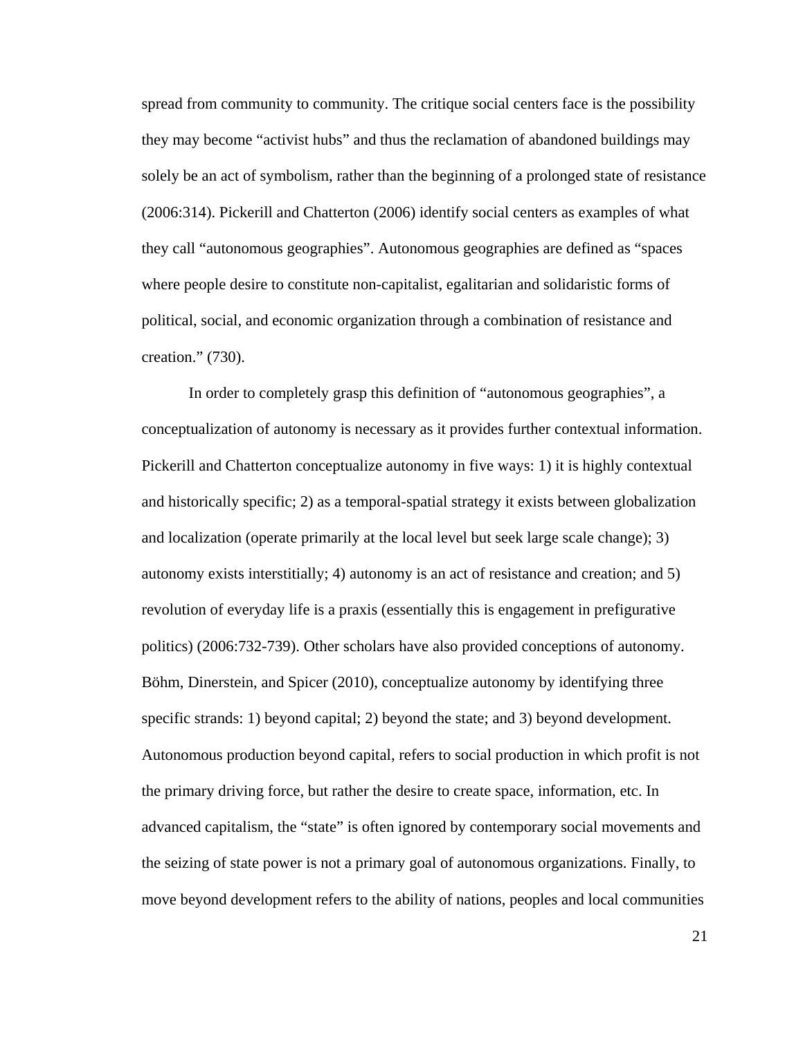spread from community to community. The critique social centers face is the possibility they may become "activist hubs" and thus the reclamation of abandoned buildings may solely be an act of symbolism, rather than the beginning of a prolonged state of resistance (2006:314). Pickerill and Chatterton (2006) identify social centers as examples of what they call "autonomous geographies". Autonomous geographies are defined as "spaces where people desire to constitute non-capitalist, egalitarian and solidaristic forms of political, social, and economic organization through a combination of resistance and creation." (730).

In order to completely grasp this definition of "autonomous geographies", a conceptualization of autonomy is necessary as it provides further contextual information. Pickerill and Chatterton conceptualize autonomy in five ways: 1) it is highly contextual and historically specific; 2) as a temporal-spatial strategy it exists between globalization and localization (operate primarily at the local level but seek large scale change); 3) autonomy exists interstitially; 4) autonomy is an act of resistance and creation; and 5) revolution of everyday life is a praxis (essentially this is engagement in prefigurative politics) (2006:732-739). Other scholars have also provided conceptions of autonomy. Böhm, Dinerstein, and Spicer (2010), conceptualize autonomy by identifying three specific strands: 1) beyond capital; 2) beyond the state; and 3) beyond development. Autonomous production beyond capital, refers to social production in which profit is not the primary driving force, but rather the desire to create space, information, etc. In advanced capitalism, the "state" is often ignored by contemporary social movements and the seizing of state power is not a primary goal of autonomous organizations. Finally, to move beyond development refers to the ability of nations, peoples and local communities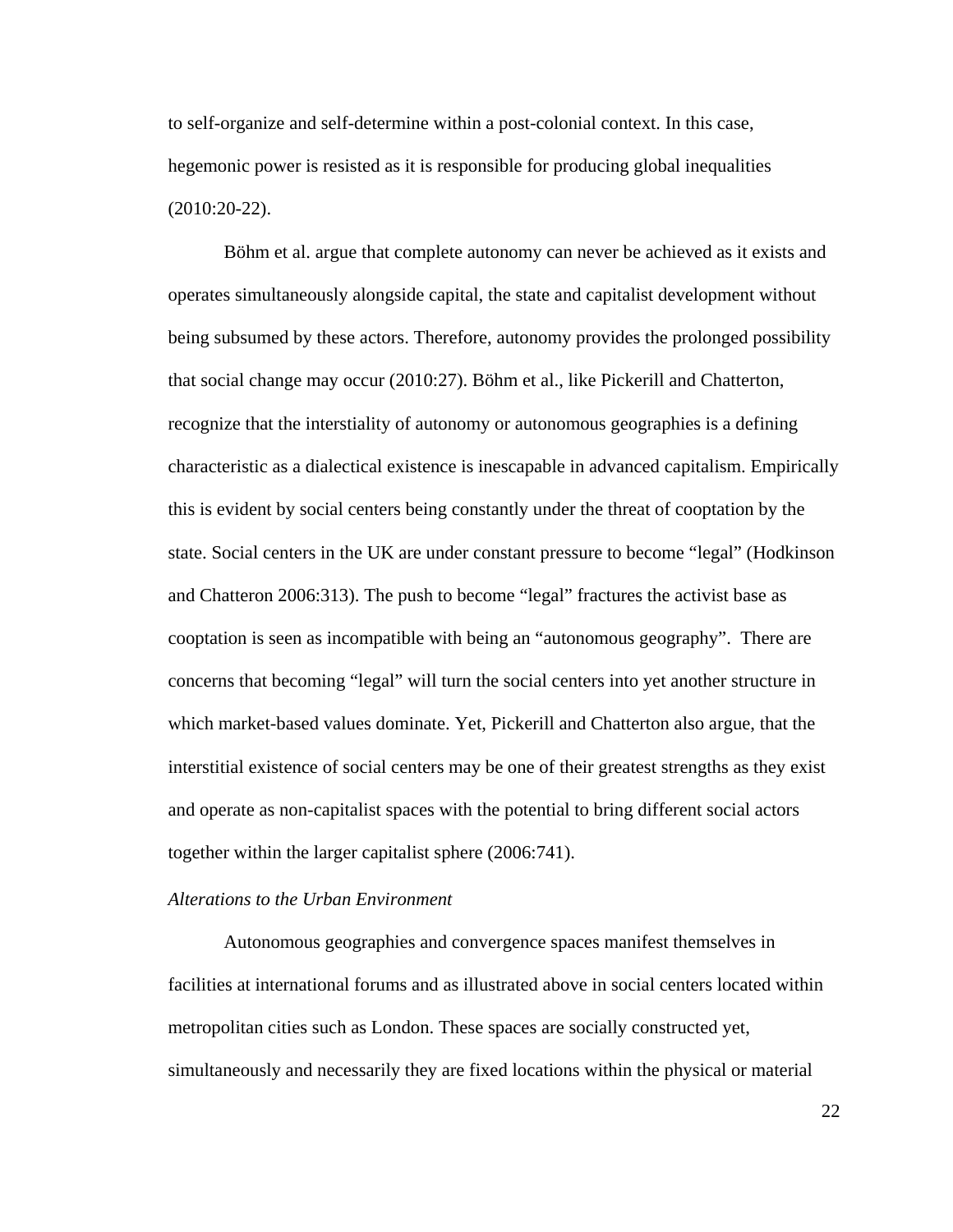to self-organize and self-determine within a post-colonial context. In this case, hegemonic power is resisted as it is responsible for producing global inequalities (2010:20-22).

Böhm et al. argue that complete autonomy can never be achieved as it exists and operates simultaneously alongside capital, the state and capitalist development without being subsumed by these actors. Therefore, autonomy provides the prolonged possibility that social change may occur (2010:27). Böhm et al., like Pickerill and Chatterton, recognize that the interstiality of autonomy or autonomous geographies is a defining characteristic as a dialectical existence is inescapable in advanced capitalism. Empirically this is evident by social centers being constantly under the threat of cooptation by the state. Social centers in the UK are under constant pressure to become "legal" (Hodkinson and Chatteron 2006:313). The push to become "legal" fractures the activist base as cooptation is seen as incompatible with being an "autonomous geography". There are concerns that becoming "legal" will turn the social centers into yet another structure in which market-based values dominate. Yet, Pickerill and Chatterton also argue, that the interstitial existence of social centers may be one of their greatest strengths as they exist and operate as non-capitalist spaces with the potential to bring different social actors together within the larger capitalist sphere (2006:741).

*Alterations to the Urban Environment*

Autonomous geographies and convergence spaces manifest themselves in facilities at international forums and as illustrated above in social centers located within metropolitan cities such as London. These spaces are socially constructed yet, simultaneously and necessarily they are fixed locations within the physical or material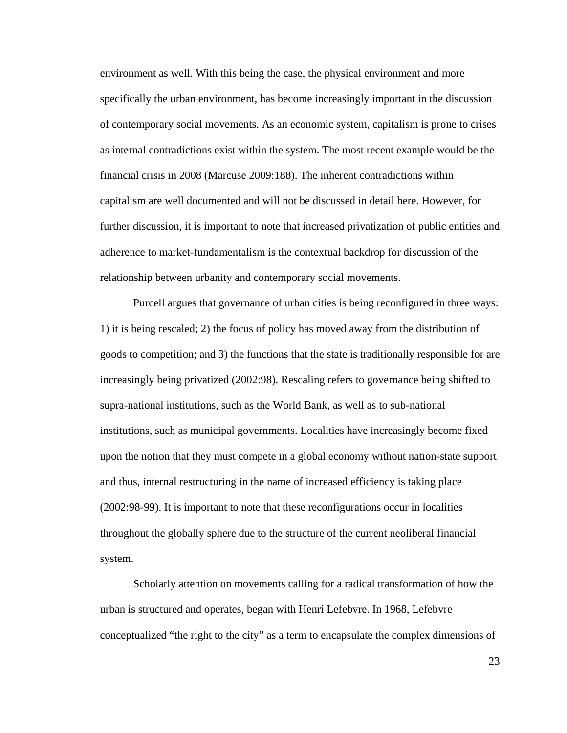environment as well. With this being the case, the physical environment and more specifically the urban environment, has become increasingly important in the discussion of contemporary social movements. As an economic system, capitalism is prone to crises as internal contradictions exist within the system. The most recent example would be the financial crisis in 2008 (Marcuse 2009:188). The inherent contradictions within capitalism are well documented and will not be discussed in detail here. However, for further discussion, it is important to note that increased privatization of public entities and adherence to market-fundamentalism is the contextual backdrop for discussion of the relationship between urbanity and contemporary social movements.

Purcell argues that governance of urban cities is being reconfigured in three ways: 1) it is being rescaled; 2) the focus of policy has moved away from the distribution of goods to competition; and 3) the functions that the state is traditionally responsible for are increasingly being privatized (2002:98). Rescaling refers to governance being shifted to supra-national institutions, such as the World Bank, as well as to sub-national institutions, such as municipal governments. Localities have increasingly become fixed upon the notion that they must compete in a global economy without nation-state support and thus, internal restructuring in the name of increased efficiency is taking place (2002:98-99). It is important to note that these reconfigurations occur in localities throughout the globally sphere due to the structure of the current neoliberal financial system.

Scholarly attention on movements calling for a radical transformation of how the urban is structured and operates, began with Henri Lefebvre. In 1968, Lefebvre conceptualized "the right to the city" as a term to encapsulate the complex dimensions of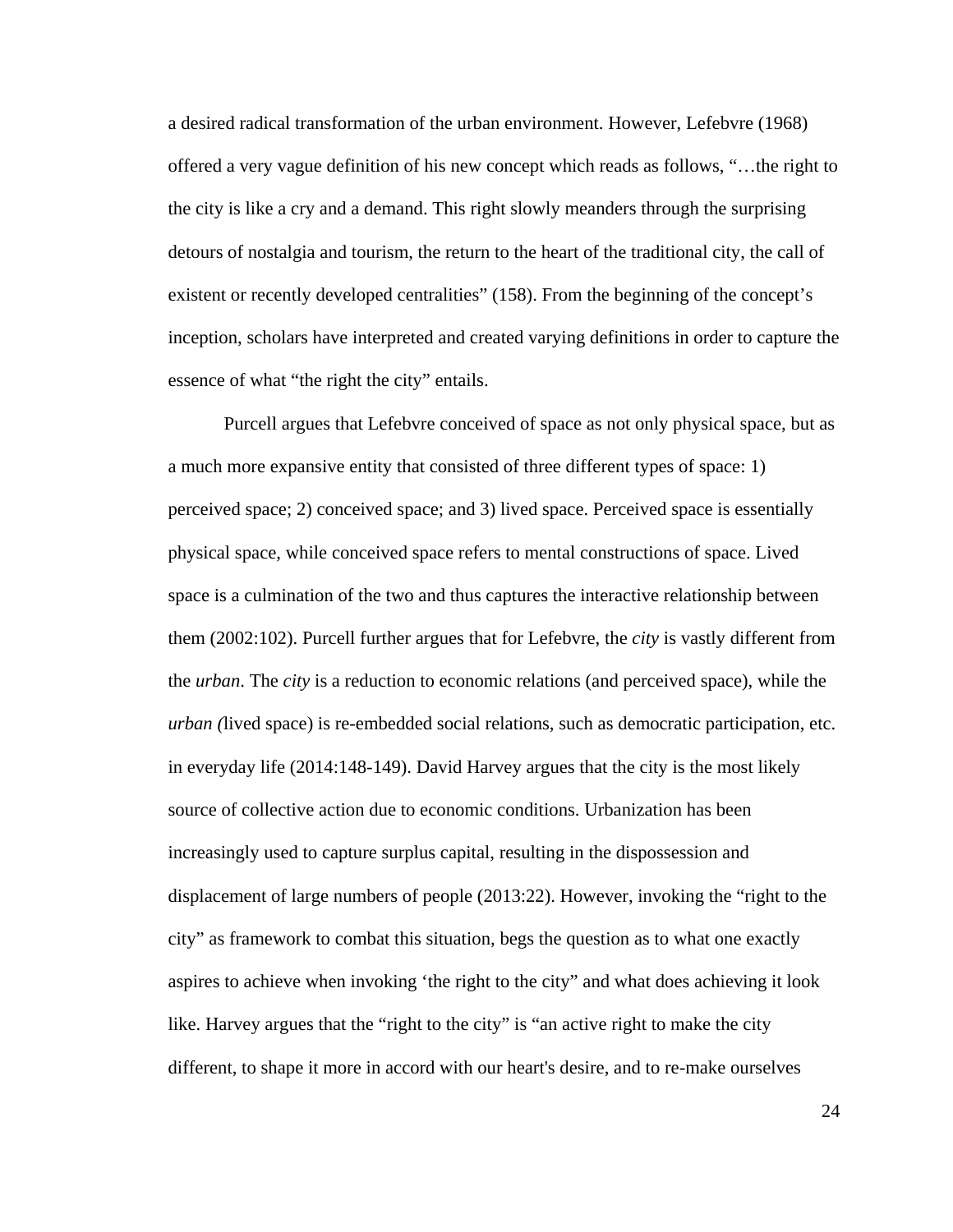a desired radical transformation of the urban environment. However, Lefebvre (1968) offered a very vague definition of his new concept which reads as follows, "…the right to the city is like a cry and a demand. This right slowly meanders through the surprising detours of nostalgia and tourism, the return to the heart of the traditional city, the call of existent or recently developed centralities" (158). From the beginning of the concept's inception, scholars have interpreted and created varying definitions in order to capture the essence of what "the right the city" entails.

Purcell argues that Lefebvre conceived of space as not only physical space, but as a much more expansive entity that consisted of three different types of space: 1) perceived space; 2) conceived space; and 3) lived space. Perceived space is essentially physical space, while conceived space refers to mental constructions of space. Lived space is a culmination of the two and thus captures the interactive relationship between them (2002:102). Purcell further argues that for Lefebvre, the *city* is vastly different from the *urban*. The *city* is a reduction to economic relations (and perceived space), while the *urban (*lived space) is re-embedded social relations, such as democratic participation, etc. in everyday life (2014:148-149). David Harvey argues that the city is the most likely source of collective action due to economic conditions. Urbanization has been increasingly used to capture surplus capital, resulting in the dispossession and displacement of large numbers of people (2013:22). However, invoking the "right to the city" as framework to combat this situation, begs the question as to what one exactly aspires to achieve when invoking 'the right to the city" and what does achieving it look like. Harvey argues that the "right to the city" is "an active right to make the city different, to shape it more in accord with our heart's desire, and to re-make ourselves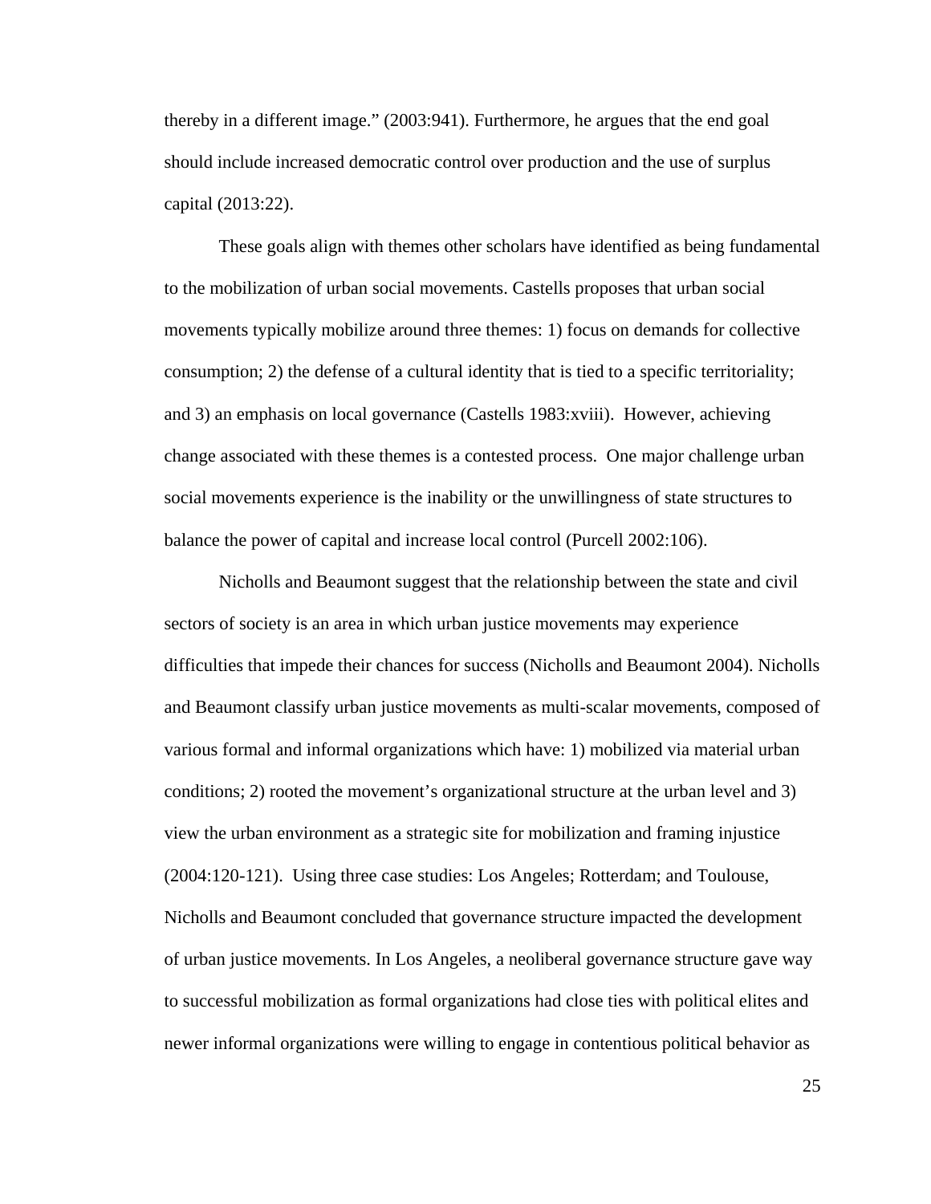thereby in a different image." (2003:941). Furthermore, he argues that the end goal should include increased democratic control over production and the use of surplus capital (2013:22).

These goals align with themes other scholars have identified as being fundamental to the mobilization of urban social movements. Castells proposes that urban social movements typically mobilize around three themes: 1) focus on demands for collective consumption; 2) the defense of a cultural identity that is tied to a specific territoriality; and 3) an emphasis on local governance (Castells 1983:xviii). However, achieving change associated with these themes is a contested process. One major challenge urban social movements experience is the inability or the unwillingness of state structures to balance the power of capital and increase local control (Purcell 2002:106).

Nicholls and Beaumont suggest that the relationship between the state and civil sectors of society is an area in which urban justice movements may experience difficulties that impede their chances for success (Nicholls and Beaumont 2004). Nicholls and Beaumont classify urban justice movements as multi-scalar movements, composed of various formal and informal organizations which have: 1) mobilized via material urban conditions; 2) rooted the movement's organizational structure at the urban level and 3) view the urban environment as a strategic site for mobilization and framing injustice (2004:120-121). Using three case studies: Los Angeles; Rotterdam; and Toulouse, Nicholls and Beaumont concluded that governance structure impacted the development of urban justice movements. In Los Angeles, a neoliberal governance structure gave way to successful mobilization as formal organizations had close ties with political elites and newer informal organizations were willing to engage in contentious political behavior as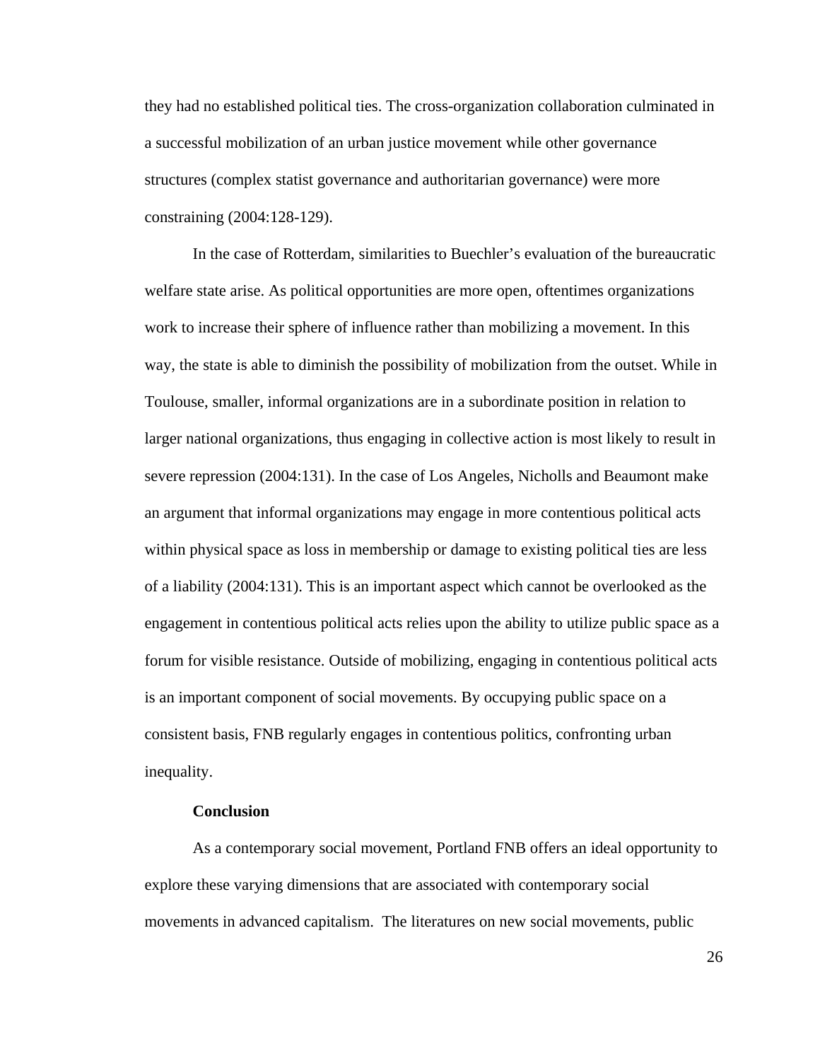they had no established political ties. The cross-organization collaboration culminated in a successful mobilization of an urban justice movement while other governance structures (complex statist governance and authoritarian governance) were more constraining (2004:128-129).

In the case of Rotterdam, similarities to Buechler's evaluation of the bureaucratic welfare state arise. As political opportunities are more open, oftentimes organizations work to increase their sphere of influence rather than mobilizing a movement. In this way, the state is able to diminish the possibility of mobilization from the outset. While in Toulouse, smaller, informal organizations are in a subordinate position in relation to larger national organizations, thus engaging in collective action is most likely to result in severe repression (2004:131). In the case of Los Angeles, Nicholls and Beaumont make an argument that informal organizations may engage in more contentious political acts within physical space as loss in membership or damage to existing political ties are less of a liability (2004:131). This is an important aspect which cannot be overlooked as the engagement in contentious political acts relies upon the ability to utilize public space as a forum for visible resistance. Outside of mobilizing, engaging in contentious political acts is an important component of social movements. By occupying public space on a consistent basis, FNB regularly engages in contentious politics, confronting urban inequality.

## Conclusion

As a contemporary social movement, Portland FNB offers an ideal opportunity to explore these varying dimensions that are associated with contemporary social movements in advanced capitalism. The literatures on new social movements, public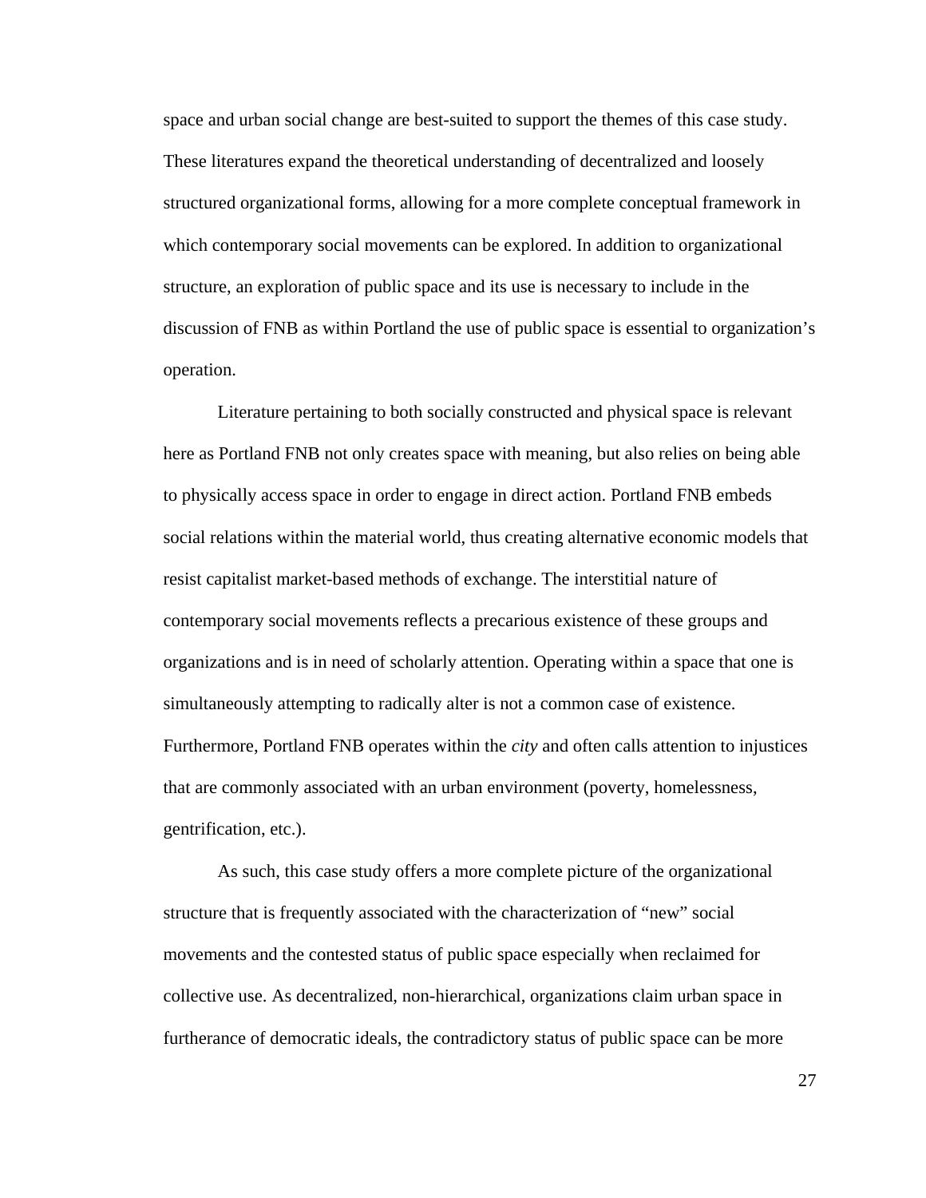space and urban social change are best-suited to support the themes of this case study. These literatures expand the theoretical understanding of decentralized and loosely structured organizational forms, allowing for a more complete conceptual framework in which contemporary social movements can be explored. In addition to organizational structure, an exploration of public space and its use is necessary to include in the discussion of FNB as within Portland the use of public space is essential to organization's operation.

Literature pertaining to both socially constructed and physical space is relevant here as Portland FNB not only creates space with meaning, but also relies on being able to physically access space in order to engage in direct action. Portland FNB embeds social relations within the material world, thus creating alternative economic models that resist capitalist market-based methods of exchange. The interstitial nature of contemporary social movements reflects a precarious existence of these groups and organizations and is in need of scholarly attention. Operating within a space that one is simultaneously attempting to radically alter is not a common case of existence. Furthermore, Portland FNB operates within the *city* and often calls attention to injustices that are commonly associated with an urban environment (poverty, homelessness, gentrification, etc.).

As such, this case study offers a more complete picture of the organizational structure that is frequently associated with the characterization of "new" social movements and the contested status of public space especially when reclaimed for collective use. As decentralized, non-hierarchical, organizations claim urban space in furtherance of democratic ideals, the contradictory status of public space can be more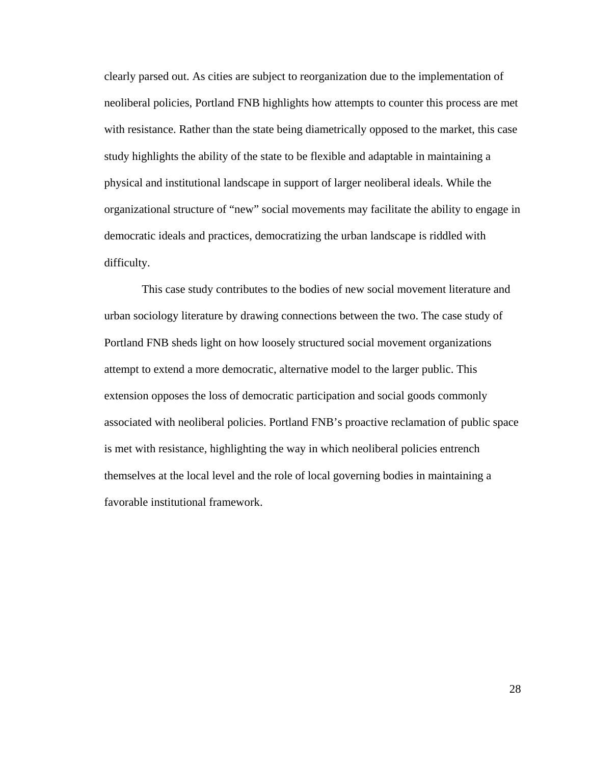clearly parsed out. As cities are subject to reorganization due to the implementation of neoliberal policies, Portland FNB highlights how attempts to counter this process are met with resistance. Rather than the state being diametrically opposed to the market, this case study highlights the ability of the state to be flexible and adaptable in maintaining a physical and institutional landscape in support of larger neoliberal ideals. While the organizational structure of "new" social movements may facilitate the ability to engage in democratic ideals and practices, democratizing the urban landscape is riddled with difficulty.

This case study contributes to the bodies of new social movement literature and urban sociology literature by drawing connections between the two. The case study of Portland FNB sheds light on how loosely structured social movement organizations attempt to extend a more democratic, alternative model to the larger public. This extension opposes the loss of democratic participation and social goods commonly associated with neoliberal policies. Portland FNB's proactive reclamation of public space is met with resistance, highlighting the way in which neoliberal policies entrench themselves at the local level and the role of local governing bodies in maintaining a favorable institutional framework.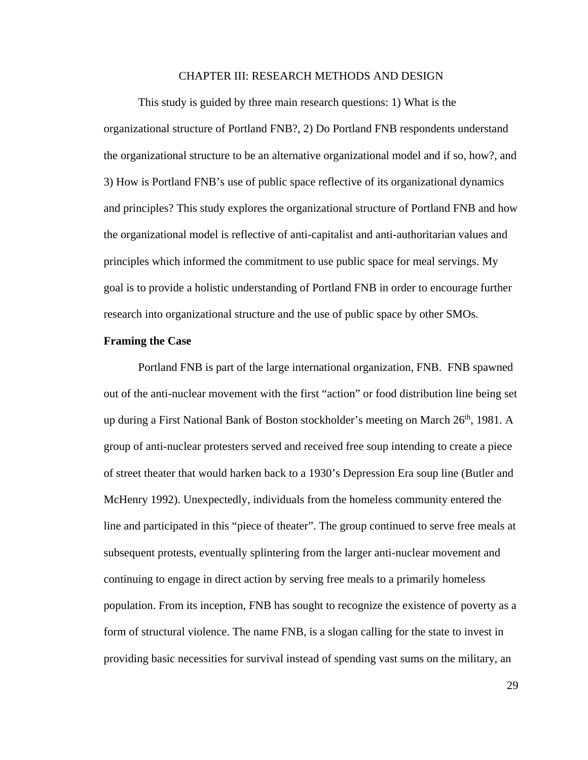# CHAPTER III: RESEARCH METHODS AND DESIGN

This study is guided by three main research questions: 1) What is the organizational structure of Portland FNB?, 2) Do Portland FNB respondents understand the organizational structure to be an alternative organizational model and if so, how?, and 3) How is Portland FNB's use of public space reflective of its organizational dynamics and principles? This study explores the organizational structure of Portland FNB and how the organizational model is reflective of anti-capitalist and anti-authoritarian values and principles which informed the commitment to use public space for meal servings. My goal is to provide a holistic understanding of Portland FNB in order to encourage further research into organizational structure and the use of public space by other SMOs.

**Framing the Case**

Portland FNB is part of the large international organization, FNB. FNB spawned out of the anti-nuclear movement with the first "action" or food distribution line being set up during a First National Bank of Boston stockholder's meeting on March 26th, 1981. A group of anti-nuclear protesters served and received free soup intending to create a piece of street theater that would harken back to a 1930's Depression Era soup line (Butler and McHenry 1992). Unexpectedly, individuals from the homeless community entered the line and participated in this "piece of theater". The group continued to serve free meals at subsequent protests, eventually splintering from the larger anti-nuclear movement and continuing to engage in direct action by serving free meals to a primarily homeless population. From its inception, FNB has sought to recognize the existence of poverty as a form of structural violence. The name FNB, is a slogan calling for the state to invest in providing basic necessities for survival instead of spending vast sums on the military, an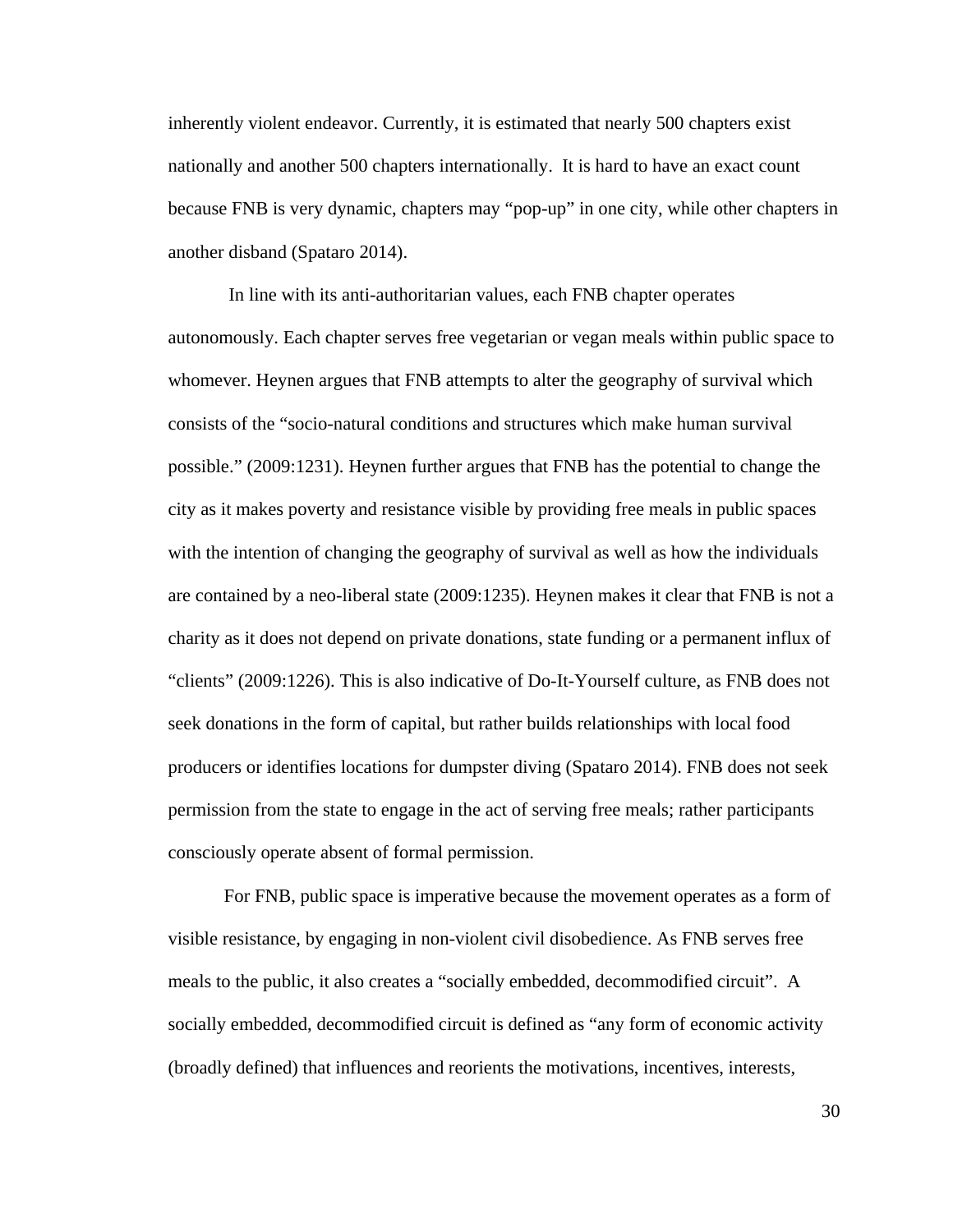inherently violent endeavor. Currently, it is estimated that nearly 500 chapters exist nationally and another 500 chapters internationally. It is hard to have an exact count because FNB is very dynamic, chapters may "pop-up" in one city, while other chapters in another disband (Spataro 2014).

In line with its anti-authoritarian values, each FNB chapter operates autonomously. Each chapter serves free vegetarian or vegan meals within public space to whomever. Heynen argues that FNB attempts to alter the geography of survival which consists of the "socio-natural conditions and structures which make human survival possible." (2009:1231). Heynen further argues that FNB has the potential to change the city as it makes poverty and resistance visible by providing free meals in public spaces with the intention of changing the geography of survival as well as how the individuals are contained by a neo-liberal state (2009:1235). Heynen makes it clear that FNB is not a charity as it does not depend on private donations, state funding or a permanent influx of "clients" (2009:1226). This is also indicative of Do-It-Yourself culture, as FNB does not seek donations in the form of capital, but rather builds relationships with local food producers or identifies locations for dumpster diving (Spataro 2014). FNB does not seek permission from the state to engage in the act of serving free meals; rather participants consciously operate absent of formal permission.

For FNB, public space is imperative because the movement operates as a form of visible resistance, by engaging in non-violent civil disobedience. As FNB serves free meals to the public, it also creates a "socially embedded, decommodified circuit". A socially embedded, decommodified circuit is defined as "any form of economic activity (broadly defined) that influences and reorients the motivations, incentives, interests,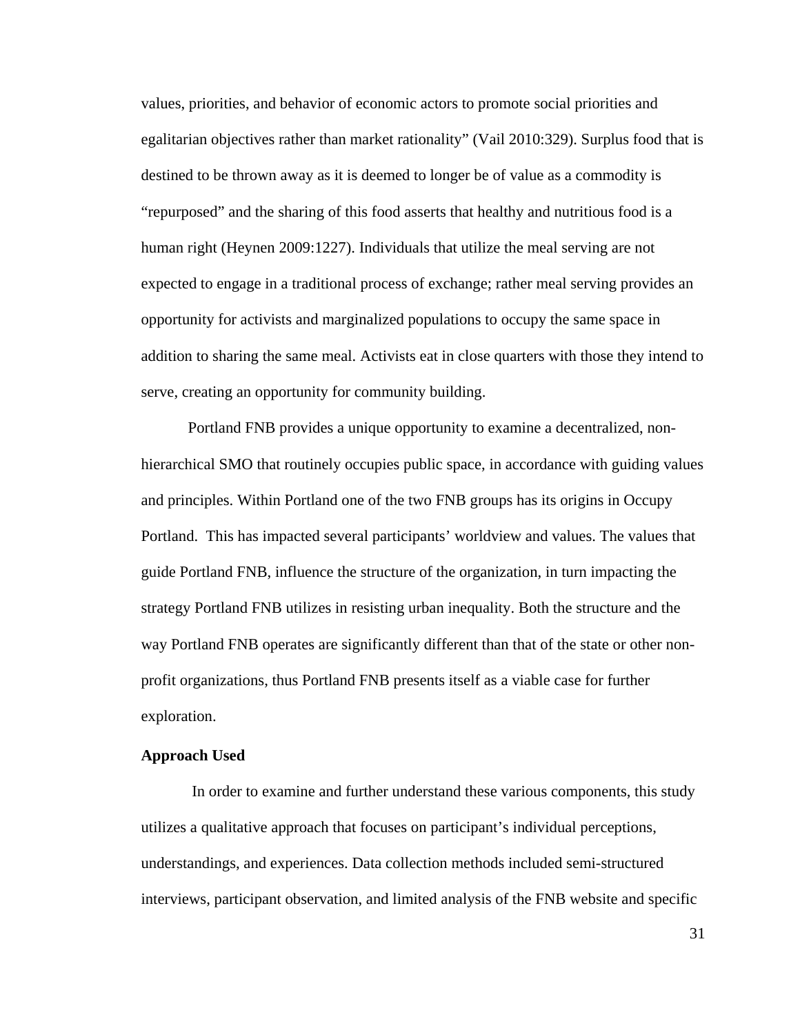values, priorities, and behavior of economic actors to promote social priorities and egalitarian objectives rather than market rationality" (Vail 2010:329). Surplus food that is destined to be thrown away as it is deemed to longer be of value as a commodity is "repurposed" and the sharing of this food asserts that healthy and nutritious food is a human right (Heynen 2009:1227). Individuals that utilize the meal serving are not expected to engage in a traditional process of exchange; rather meal serving provides an opportunity for activists and marginalized populations to occupy the same space in addition to sharing the same meal. Activists eat in close quarters with those they intend to serve, creating an opportunity for community building.

Portland FNB provides a unique opportunity to examine a decentralized, non-hierarchical SMO that routinely occupies public space, in accordance with guiding values and principles. Within Portland one of the two FNB groups has its origins in Occupy Portland. This has impacted several participants' worldview and values. The values that guide Portland FNB, influence the structure of the organization, in turn impacting the strategy Portland FNB utilizes in resisting urban inequality. Both the structure and the way Portland FNB operates are significantly different than that of the state or other non-profit organizations, thus Portland FNB presents itself as a viable case for further exploration.

**Approach Used**

In order to examine and further understand these various components, this study utilizes a qualitative approach that focuses on participant's individual perceptions, understandings, and experiences. Data collection methods included semi-structured interviews, participant observation, and limited analysis of the FNB website and specific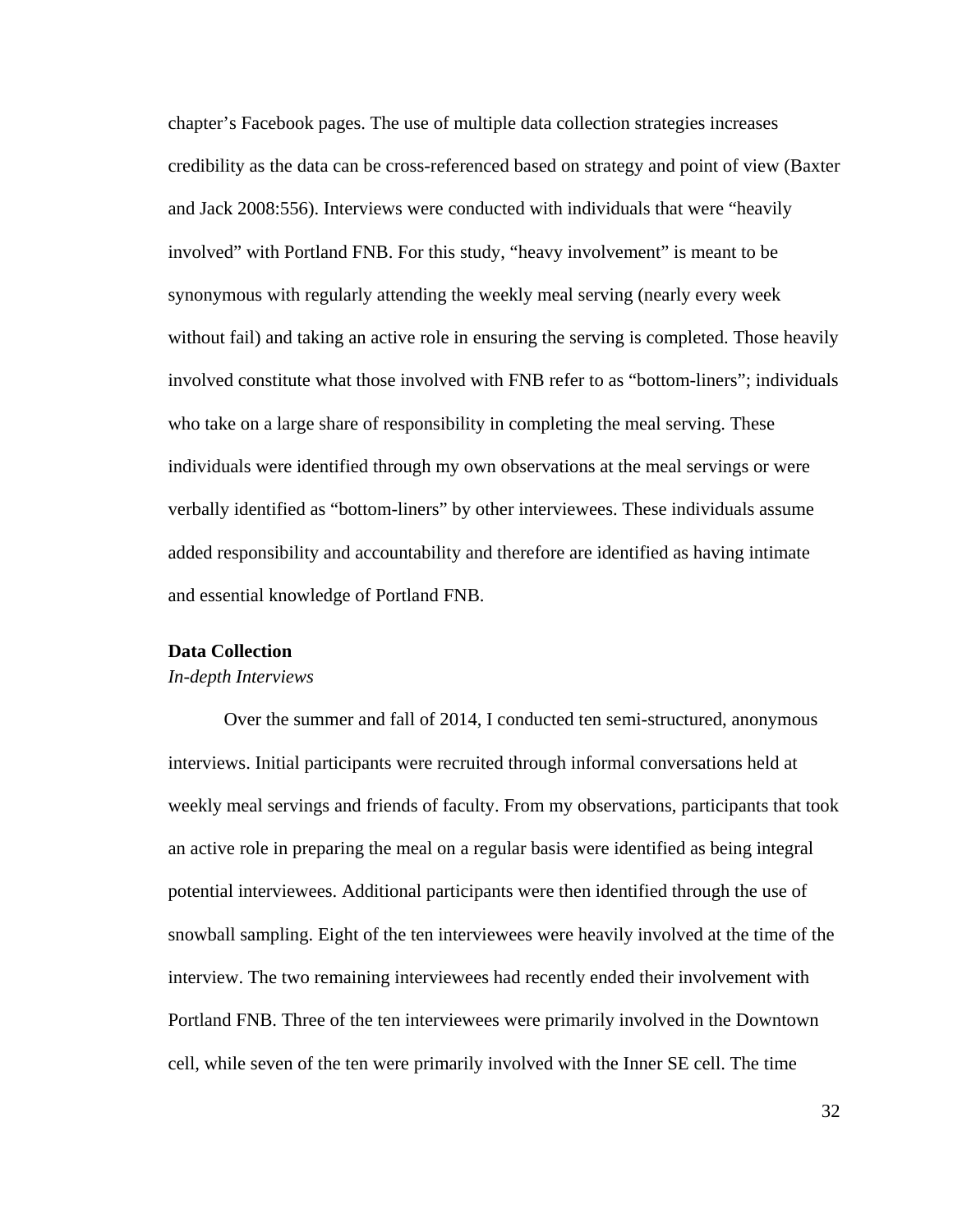chapter's Facebook pages. The use of multiple data collection strategies increases credibility as the data can be cross-referenced based on strategy and point of view (Baxter and Jack 2008:556). Interviews were conducted with individuals that were "heavily involved" with Portland FNB. For this study, "heavy involvement" is meant to be synonymous with regularly attending the weekly meal serving (nearly every week without fail) and taking an active role in ensuring the serving is completed. Those heavily involved constitute what those involved with FNB refer to as "bottom-liners"; individuals who take on a large share of responsibility in completing the meal serving. These individuals were identified through my own observations at the meal servings or were verbally identified as "bottom-liners" by other interviewees. These individuals assume added responsibility and accountability and therefore are identified as having intimate and essential knowledge of Portland FNB.

## Data Collection

### *In-depth Interviews*

Over the summer and fall of 2014, I conducted ten semi-structured, anonymous interviews. Initial participants were recruited through informal conversations held at weekly meal servings and friends of faculty. From my observations, participants that took an active role in preparing the meal on a regular basis were identified as being integral potential interviewees. Additional participants were then identified through the use of snowball sampling. Eight of the ten interviewees were heavily involved at the time of the interview. The two remaining interviewees had recently ended their involvement with Portland FNB. Three of the ten interviewees were primarily involved in the Downtown cell, while seven of the ten were primarily involved with the Inner SE cell. The time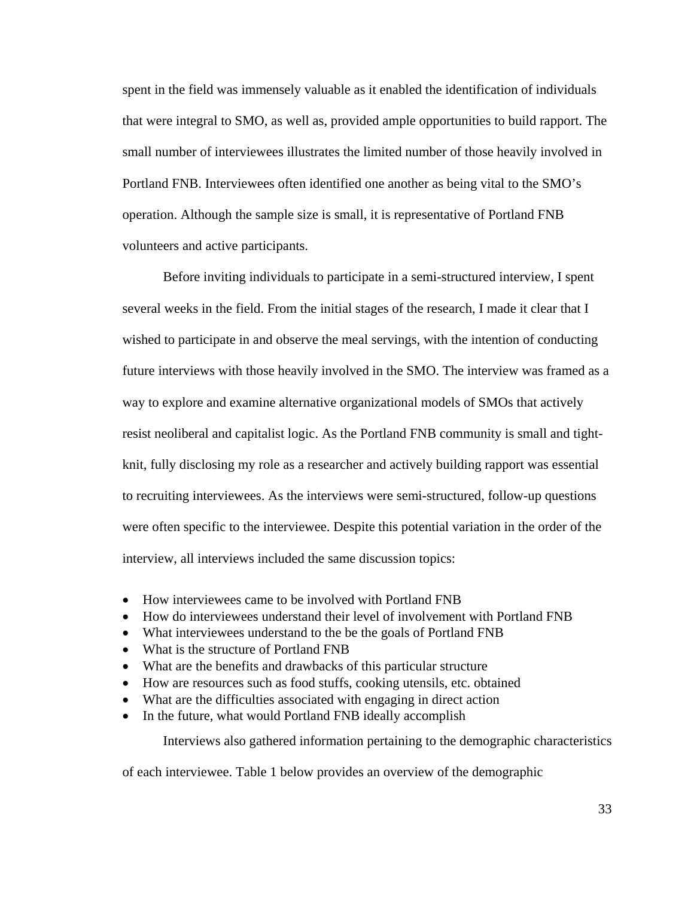spent in the field was immensely valuable as it enabled the identification of individuals that were integral to SMO, as well as, provided ample opportunities to build rapport. The small number of interviewees illustrates the limited number of those heavily involved in Portland FNB. Interviewees often identified one another as being vital to the SMO's operation. Although the sample size is small, it is representative of Portland FNB volunteers and active participants.

Before inviting individuals to participate in a semi-structured interview, I spent several weeks in the field. From the initial stages of the research, I made it clear that I wished to participate in and observe the meal servings, with the intention of conducting future interviews with those heavily involved in the SMO. The interview was framed as a way to explore and examine alternative organizational models of SMOs that actively resist neoliberal and capitalist logic. As the Portland FNB community is small and tight-knit, fully disclosing my role as a researcher and actively building rapport was essential to recruiting interviewees. As the interviews were semi-structured, follow-up questions were often specific to the interviewee. Despite this potential variation in the order of the interview, all interviews included the same discussion topics:

- How interviewees came to be involved with Portland FNB
- How do interviewees understand their level of involvement with Portland FNB
- What interviewees understand to the be the goals of Portland FNB
- What is the structure of Portland FNB
- What are the benefits and drawbacks of this particular structure
- How are resources such as food stuffs, cooking utensils, etc. obtained
- What are the difficulties associated with engaging in direct action
- In the future, what would Portland FNB ideally accomplish

Interviews also gathered information pertaining to the demographic characteristics of each interviewee. Table 1 below provides an overview of the demographic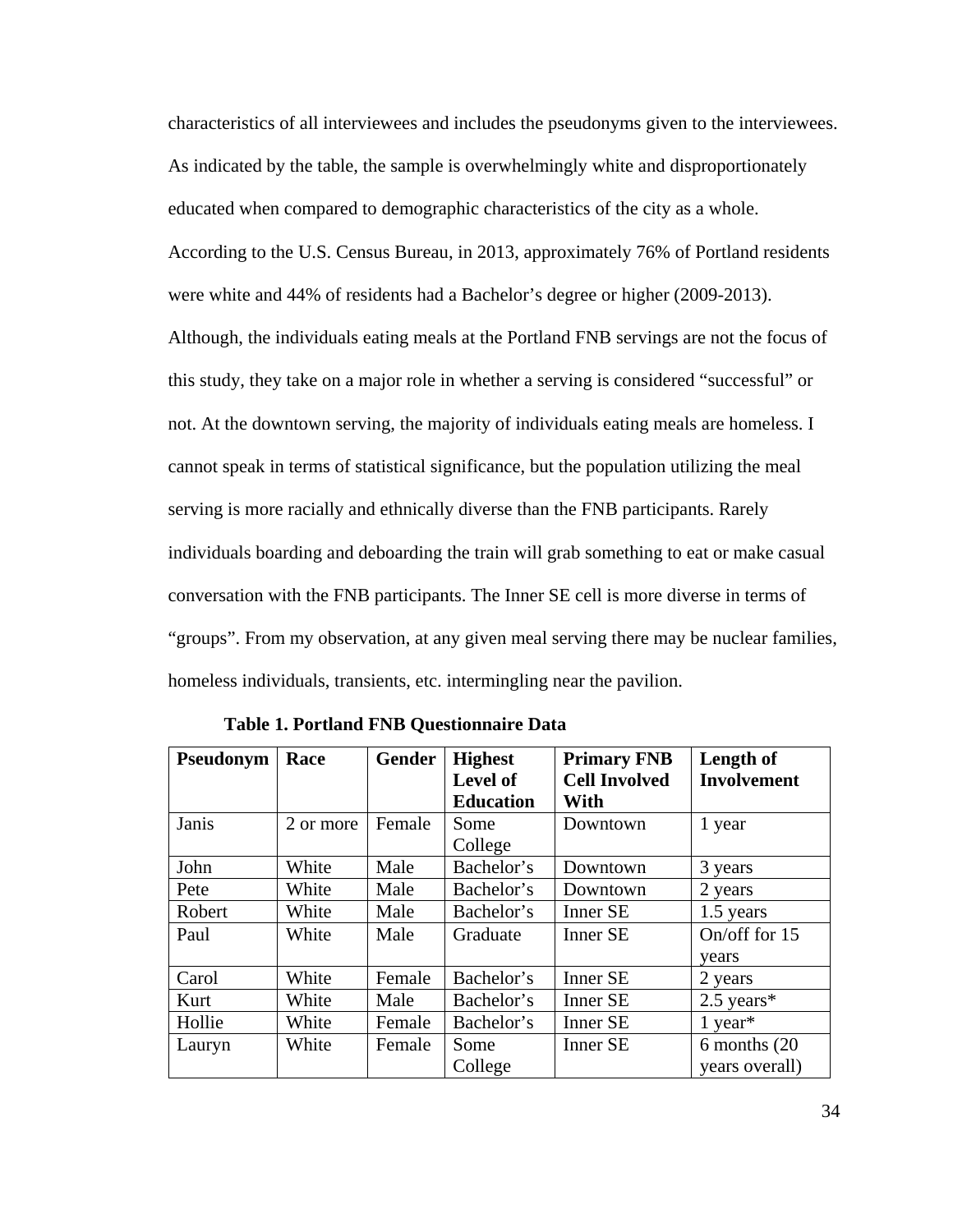characteristics of all interviewees and includes the pseudonyms given to the interviewees. As indicated by the table, the sample is overwhelmingly white and disproportionately educated when compared to demographic characteristics of the city as a whole. According to the U.S. Census Bureau, in 2013, approximately 76% of Portland residents were white and 44% of residents had a Bachelor's degree or higher (2009-2013). Although, the individuals eating meals at the Portland FNB servings are not the focus of this study, they take on a major role in whether a serving is considered "successful" or not. At the downtown serving, the majority of individuals eating meals are homeless. I cannot speak in terms of statistical significance, but the population utilizing the meal serving is more racially and ethnically diverse than the FNB participants. Rarely individuals boarding and deboarding the train will grab something to eat or make casual conversation with the FNB participants. The Inner SE cell is more diverse in terms of "groups". From my observation, at any given meal serving there may be nuclear families, homeless individuals, transients, etc. intermingling near the pavilion.

**Table 1. Portland FNB Questionnaire Data**

| Pseudonym | Race | Gender | Highest Level of Education | Primary FNB Cell Involved With | Length of Involvement |
|---|---|---|---|---|---|
| Janis | 2 or more | Female | Some College | Downtown | 1 year |
| John | White | Male | Bachelor's | Downtown | 3 years |
| Pete | White | Male | Bachelor's | Downtown | 2 years |
| Robert | White | Male | Bachelor's | Inner SE | 1.5 years |
| Paul | White | Male | Graduate | Inner SE | On/off for 15 years |
| Carol | White | Female | Bachelor's | Inner SE | 2 years |
| Kurt | White | Male | Bachelor's | Inner SE | 2.5 years* |
| Hollie | White | Female | Bachelor's | Inner SE | 1 year* |
| Lauryn | White | Female | Some College | Inner SE | 6 months (20 years overall) |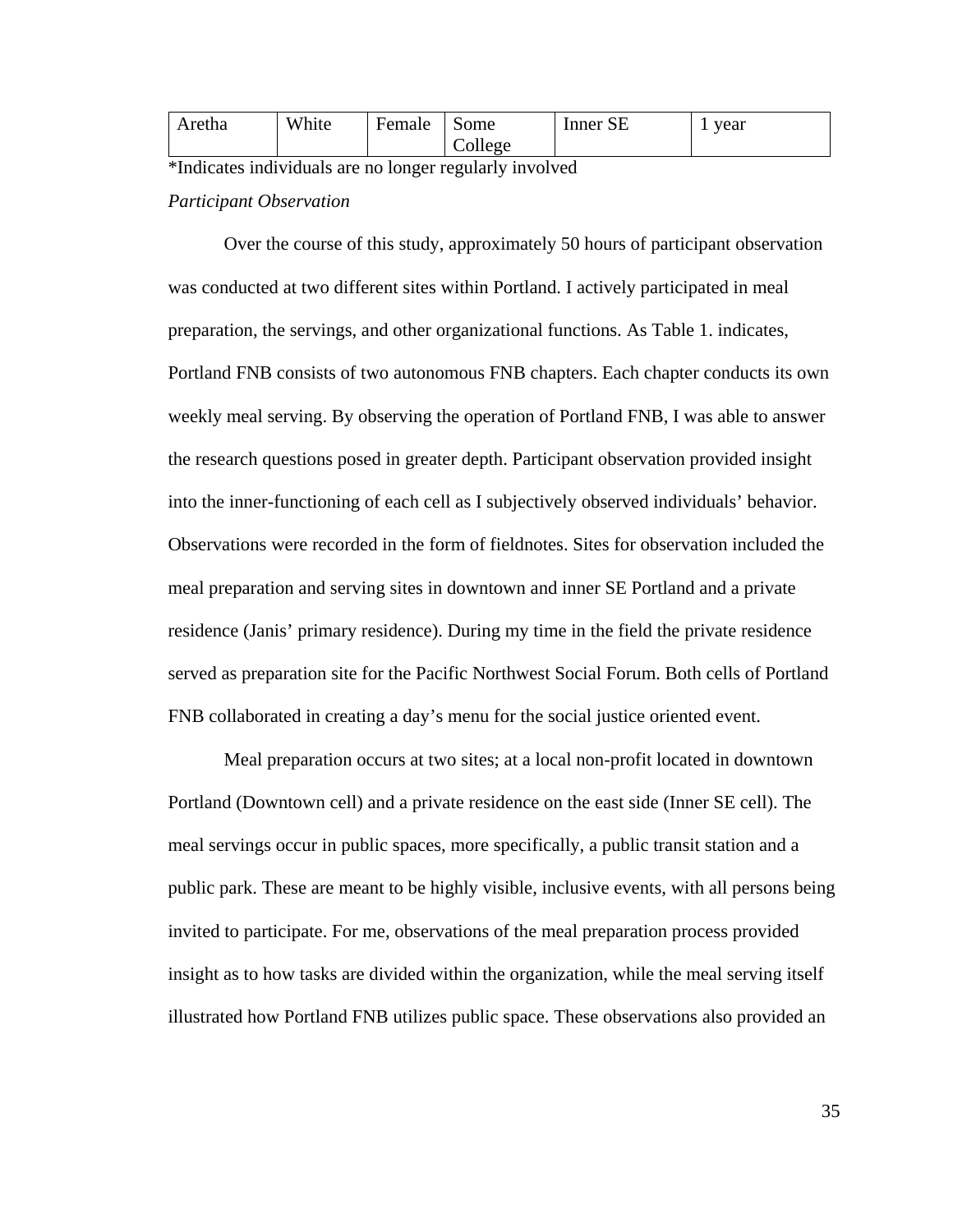| Aretha | White | Female | Some College | Inner SE | 1 year |
|---|---|---|---|---|---|

*Indicates individuals are no longer regularly involved

*Participant Observation*

Over the course of this study, approximately 50 hours of participant observation was conducted at two different sites within Portland. I actively participated in meal preparation, the servings, and other organizational functions. As Table 1. indicates, Portland FNB consists of two autonomous FNB chapters. Each chapter conducts its own weekly meal serving. By observing the operation of Portland FNB, I was able to answer the research questions posed in greater depth. Participant observation provided insight into the inner-functioning of each cell as I subjectively observed individuals' behavior. Observations were recorded in the form of fieldnotes. Sites for observation included the meal preparation and serving sites in downtown and inner SE Portland and a private residence (Janis' primary residence). During my time in the field the private residence served as preparation site for the Pacific Northwest Social Forum. Both cells of Portland FNB collaborated in creating a day's menu for the social justice oriented event.

Meal preparation occurs at two sites; at a local non-profit located in downtown Portland (Downtown cell) and a private residence on the east side (Inner SE cell). The meal servings occur in public spaces, more specifically, a public transit station and a public park. These are meant to be highly visible, inclusive events, with all persons being invited to participate. For me, observations of the meal preparation process provided insight as to how tasks are divided within the organization, while the meal serving itself illustrated how Portland FNB utilizes public space. These observations also provided an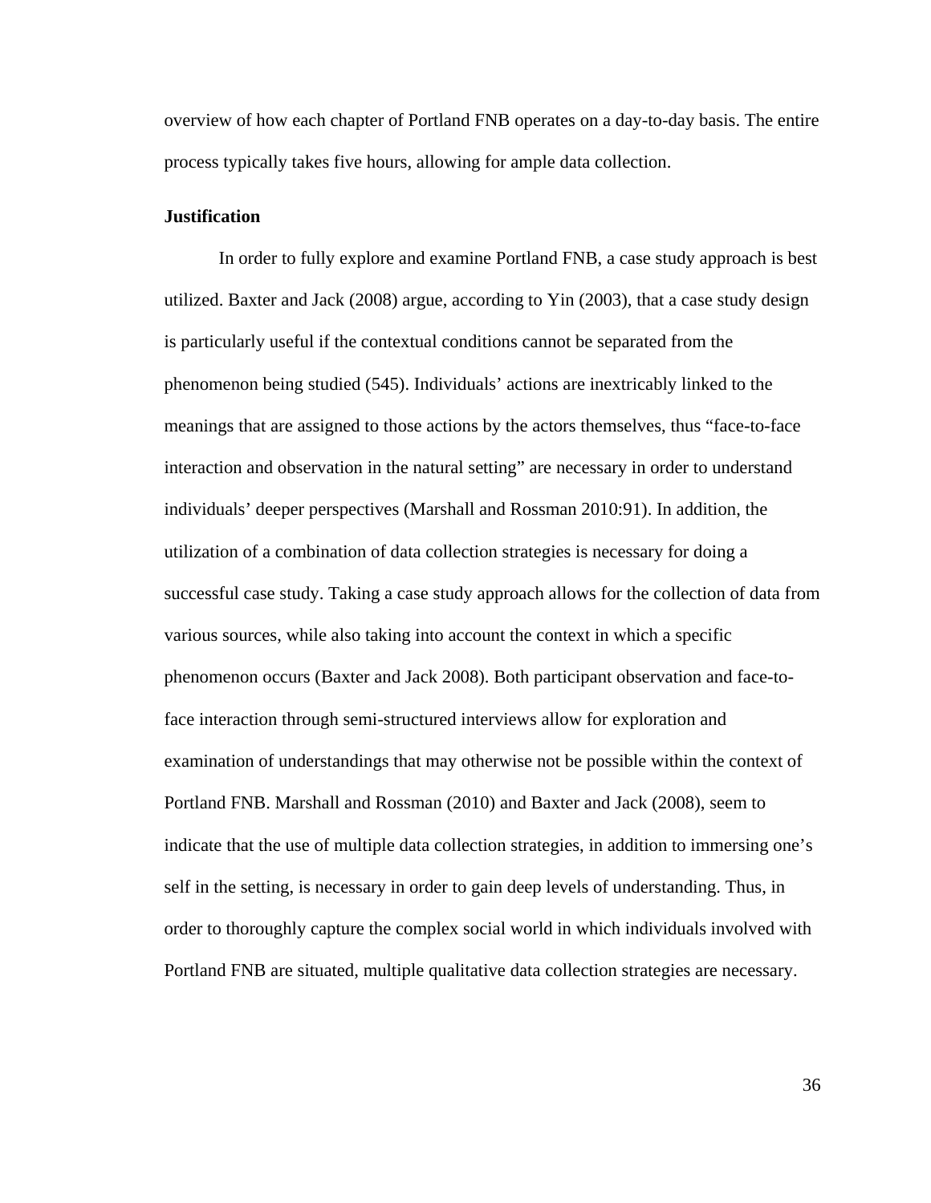overview of how each chapter of Portland FNB operates on a day-to-day basis. The entire process typically takes five hours, allowing for ample data collection.

**Justification**

In order to fully explore and examine Portland FNB, a case study approach is best utilized. Baxter and Jack (2008) argue, according to Yin (2003), that a case study design is particularly useful if the contextual conditions cannot be separated from the phenomenon being studied (545). Individuals' actions are inextricably linked to the meanings that are assigned to those actions by the actors themselves, thus "face-to-face interaction and observation in the natural setting" are necessary in order to understand individuals' deeper perspectives (Marshall and Rossman 2010:91). In addition, the utilization of a combination of data collection strategies is necessary for doing a successful case study. Taking a case study approach allows for the collection of data from various sources, while also taking into account the context in which a specific phenomenon occurs (Baxter and Jack 2008). Both participant observation and face-to-face interaction through semi-structured interviews allow for exploration and examination of understandings that may otherwise not be possible within the context of Portland FNB. Marshall and Rossman (2010) and Baxter and Jack (2008), seem to indicate that the use of multiple data collection strategies, in addition to immersing one's self in the setting, is necessary in order to gain deep levels of understanding. Thus, in order to thoroughly capture the complex social world in which individuals involved with Portland FNB are situated, multiple qualitative data collection strategies are necessary.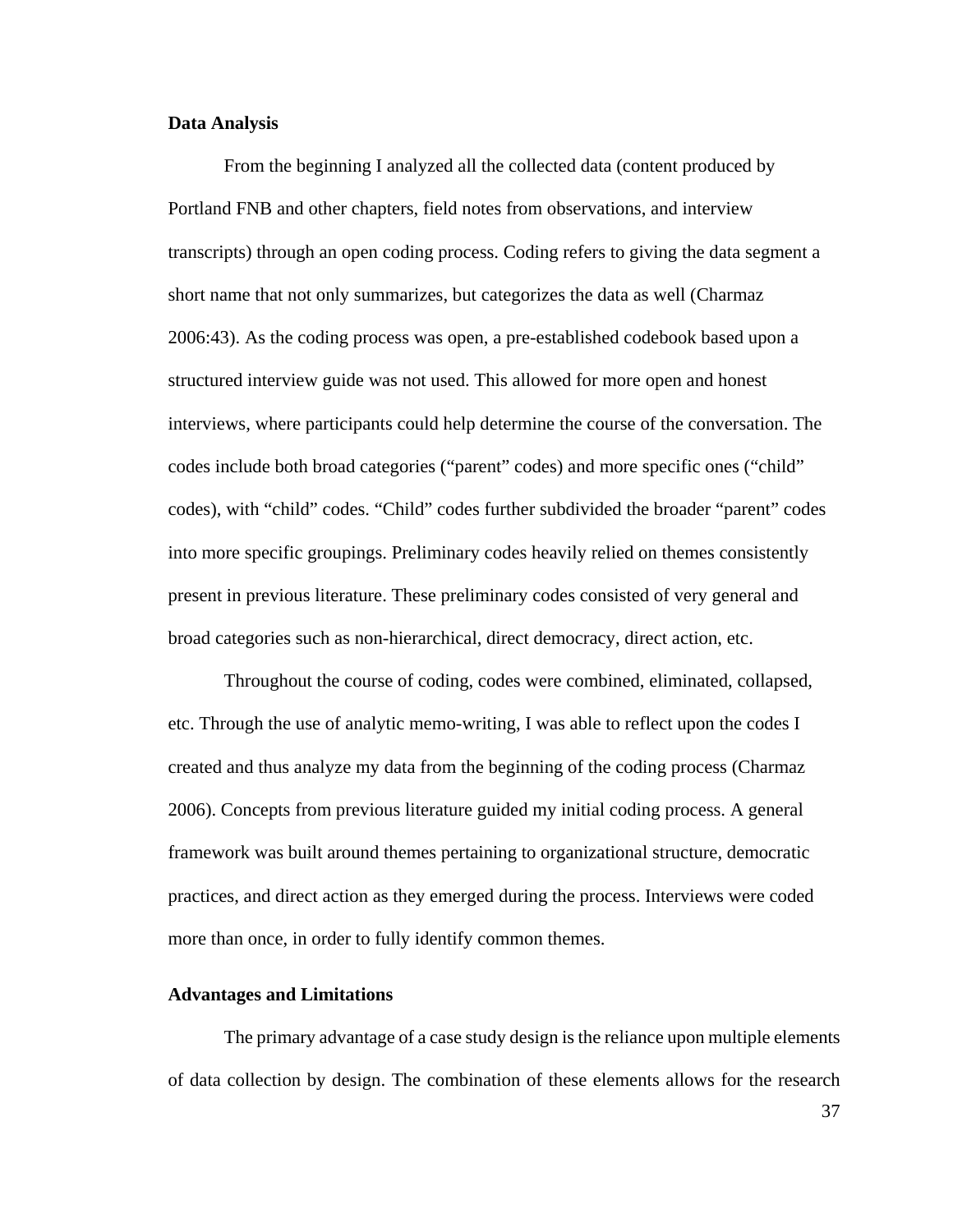**Data Analysis**

From the beginning I analyzed all the collected data (content produced by Portland FNB and other chapters, field notes from observations, and interview transcripts) through an open coding process. Coding refers to giving the data segment a short name that not only summarizes, but categorizes the data as well (Charmaz 2006:43). As the coding process was open, a pre-established codebook based upon a structured interview guide was not used. This allowed for more open and honest interviews, where participants could help determine the course of the conversation. The codes include both broad categories ("parent" codes) and more specific ones ("child" codes), with "child" codes. "Child" codes further subdivided the broader "parent" codes into more specific groupings. Preliminary codes heavily relied on themes consistently present in previous literature. These preliminary codes consisted of very general and broad categories such as non-hierarchical, direct democracy, direct action, etc.

Throughout the course of coding, codes were combined, eliminated, collapsed, etc. Through the use of analytic memo-writing, I was able to reflect upon the codes I created and thus analyze my data from the beginning of the coding process (Charmaz 2006). Concepts from previous literature guided my initial coding process. A general framework was built around themes pertaining to organizational structure, democratic practices, and direct action as they emerged during the process. Interviews were coded more than once, in order to fully identify common themes.

**Advantages and Limitations**

The primary advantage of a case study design is the reliance upon multiple elements of data collection by design. The combination of these elements allows for the research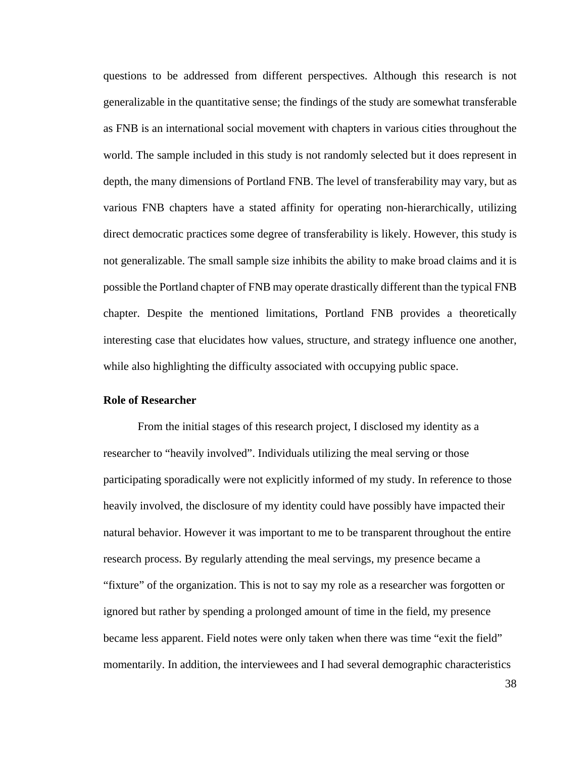questions to be addressed from different perspectives. Although this research is not generalizable in the quantitative sense; the findings of the study are somewhat transferable as FNB is an international social movement with chapters in various cities throughout the world. The sample included in this study is not randomly selected but it does represent in depth, the many dimensions of Portland FNB. The level of transferability may vary, but as various FNB chapters have a stated affinity for operating non-hierarchically, utilizing direct democratic practices some degree of transferability is likely. However, this study is not generalizable. The small sample size inhibits the ability to make broad claims and it is possible the Portland chapter of FNB may operate drastically different than the typical FNB chapter. Despite the mentioned limitations, Portland FNB provides a theoretically interesting case that elucidates how values, structure, and strategy influence one another, while also highlighting the difficulty associated with occupying public space.

**Role of Researcher**

From the initial stages of this research project, I disclosed my identity as a researcher to "heavily involved". Individuals utilizing the meal serving or those participating sporadically were not explicitly informed of my study. In reference to those heavily involved, the disclosure of my identity could have possibly have impacted their natural behavior. However it was important to me to be transparent throughout the entire research process. By regularly attending the meal servings, my presence became a "fixture" of the organization. This is not to say my role as a researcher was forgotten or ignored but rather by spending a prolonged amount of time in the field, my presence became less apparent. Field notes were only taken when there was time "exit the field" momentarily. In addition, the interviewees and I had several demographic characteristics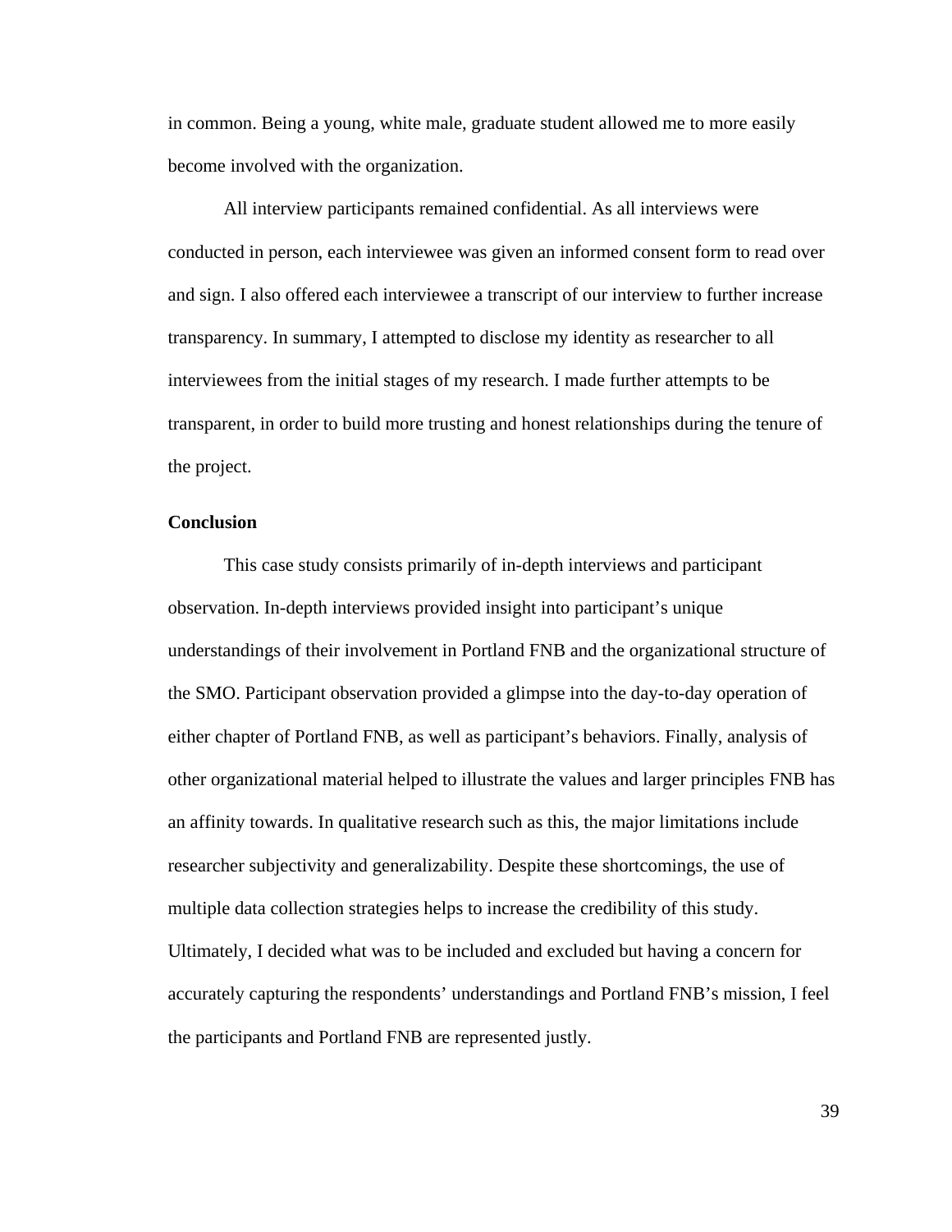in common. Being a young, white male, graduate student allowed me to more easily become involved with the organization.

All interview participants remained confidential. As all interviews were conducted in person, each interviewee was given an informed consent form to read over and sign. I also offered each interviewee a transcript of our interview to further increase transparency. In summary, I attempted to disclose my identity as researcher to all interviewees from the initial stages of my research. I made further attempts to be transparent, in order to build more trusting and honest relationships during the tenure of the project.

**Conclusion**

This case study consists primarily of in-depth interviews and participant observation. In-depth interviews provided insight into participant's unique understandings of their involvement in Portland FNB and the organizational structure of the SMO. Participant observation provided a glimpse into the day-to-day operation of either chapter of Portland FNB, as well as participant's behaviors. Finally, analysis of other organizational material helped to illustrate the values and larger principles FNB has an affinity towards. In qualitative research such as this, the major limitations include researcher subjectivity and generalizability. Despite these shortcomings, the use of multiple data collection strategies helps to increase the credibility of this study. Ultimately, I decided what was to be included and excluded but having a concern for accurately capturing the respondents' understandings and Portland FNB's mission, I feel the participants and Portland FNB are represented justly.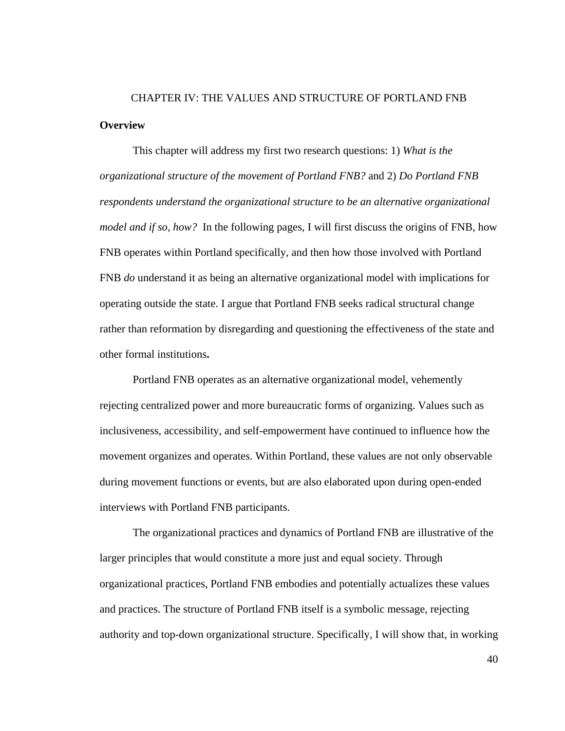# CHAPTER IV: THE VALUES AND STRUCTURE OF PORTLAND FNB

**Overview**

This chapter will address my first two research questions: 1) *What is the organizational structure of the movement of Portland FNB?* and 2) *Do Portland FNB respondents understand the organizational structure to be an alternative organizational model and if so, how?* In the following pages, I will first discuss the origins of FNB, how FNB operates within Portland specifically, and then how those involved with Portland FNB *do* understand it as being an alternative organizational model with implications for operating outside the state. I argue that Portland FNB seeks radical structural change rather than reformation by disregarding and questioning the effectiveness of the state and other formal institutions**.**

Portland FNB operates as an alternative organizational model, vehemently rejecting centralized power and more bureaucratic forms of organizing. Values such as inclusiveness, accessibility, and self-empowerment have continued to influence how the movement organizes and operates. Within Portland, these values are not only observable during movement functions or events, but are also elaborated upon during open-ended interviews with Portland FNB participants.

The organizational practices and dynamics of Portland FNB are illustrative of the larger principles that would constitute a more just and equal society. Through organizational practices, Portland FNB embodies and potentially actualizes these values and practices. The structure of Portland FNB itself is a symbolic message, rejecting authority and top-down organizational structure. Specifically, I will show that, in working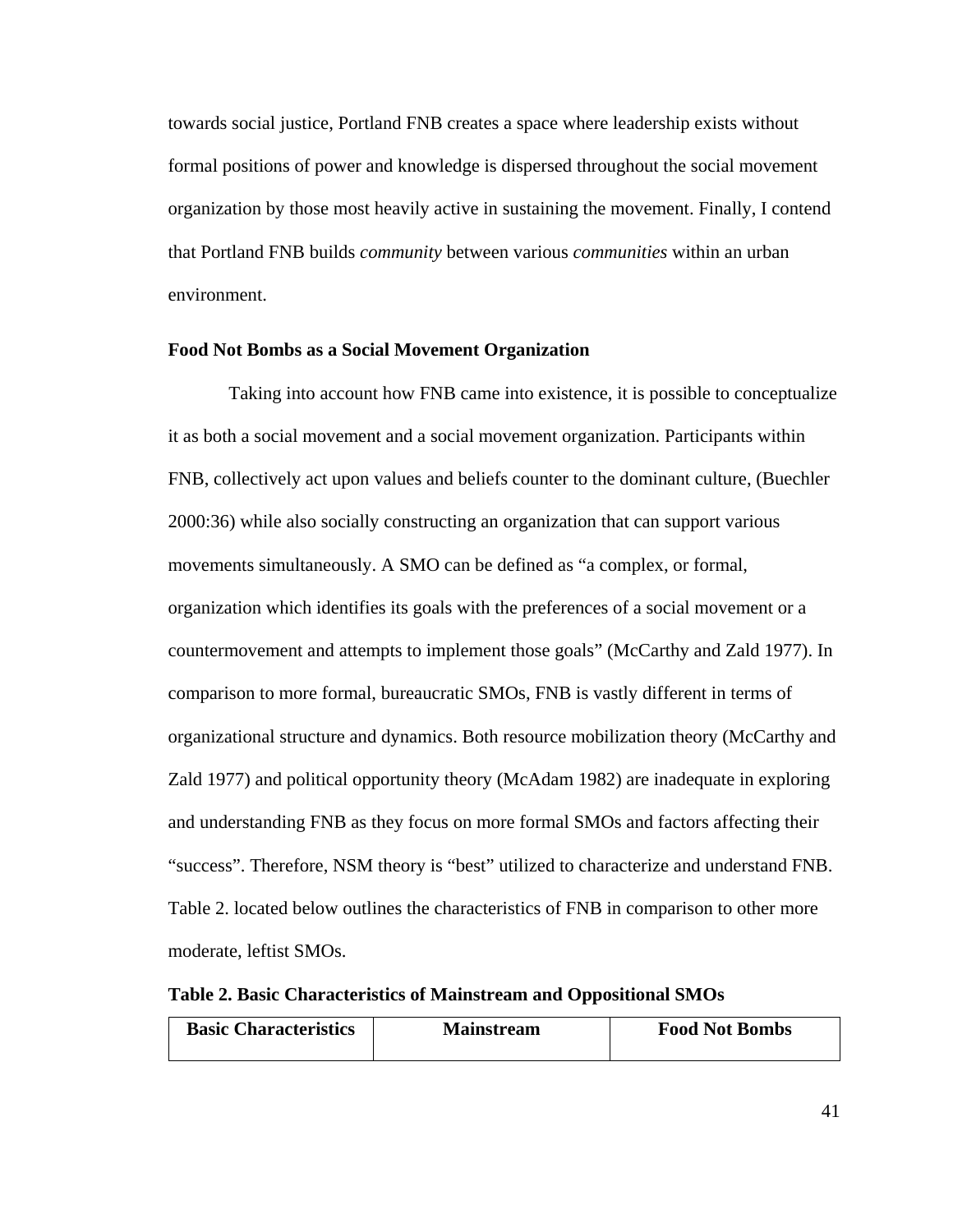towards social justice, Portland FNB creates a space where leadership exists without formal positions of power and knowledge is dispersed throughout the social movement organization by those most heavily active in sustaining the movement. Finally, I contend that Portland FNB builds *community* between various *communities* within an urban environment.

### Food Not Bombs as a Social Movement Organization

Taking into account how FNB came into existence, it is possible to conceptualize it as both a social movement and a social movement organization. Participants within FNB, collectively act upon values and beliefs counter to the dominant culture, (Buechler 2000:36) while also socially constructing an organization that can support various movements simultaneously. A SMO can be defined as "a complex, or formal, organization which identifies its goals with the preferences of a social movement or a countermovement and attempts to implement those goals" (McCarthy and Zald 1977). In comparison to more formal, bureaucratic SMOs, FNB is vastly different in terms of organizational structure and dynamics. Both resource mobilization theory (McCarthy and Zald 1977) and political opportunity theory (McAdam 1982) are inadequate in exploring and understanding FNB as they focus on more formal SMOs and factors affecting their "success". Therefore, NSM theory is "best" utilized to characterize and understand FNB. Table 2. located below outlines the characteristics of FNB in comparison to other more moderate, leftist SMOs.

**Table 2. Basic Characteristics of Mainstream and Oppositional SMOs**

| Basic Characteristics | Mainstream | Food Not Bombs |
|---|---|---|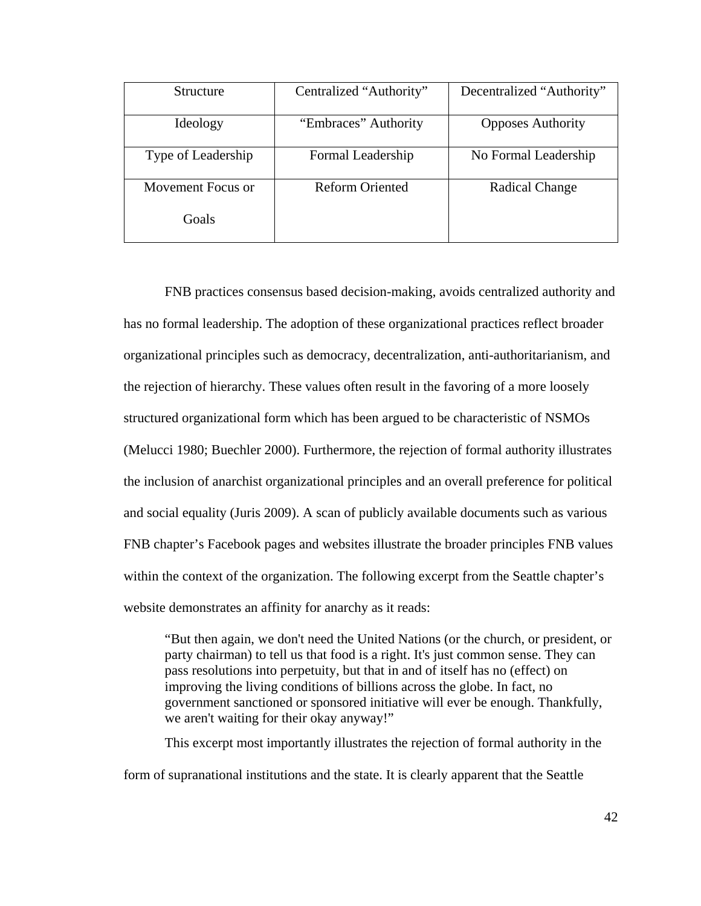| Structure | Centralized “Authority” | Decentralized “Authority” |
|---|---|---|
| Ideology | “Embraces” Authority | Opposes Authority |
| Type of Leadership | Formal Leadership | No Formal Leadership |
| Movement Focus or Goals | Reform Oriented | Radical Change |

FNB practices consensus based decision-making, avoids centralized authority and has no formal leadership. The adoption of these organizational practices reflect broader organizational principles such as democracy, decentralization, anti-authoritarianism, and the rejection of hierarchy. These values often result in the favoring of a more loosely structured organizational form which has been argued to be characteristic of NSMOs (Melucci 1980; Buechler 2000). Furthermore, the rejection of formal authority illustrates the inclusion of anarchist organizational principles and an overall preference for political and social equality (Juris 2009). A scan of publicly available documents such as various FNB chapter’s Facebook pages and websites illustrate the broader principles FNB values within the context of the organization. The following excerpt from the Seattle chapter’s website demonstrates an affinity for anarchy as it reads:

> “But then again, we don't need the United Nations (or the church, or president, or party chairman) to tell us that food is a right. It's just common sense. They can pass resolutions into perpetuity, but that in and of itself has no (effect) on improving the living conditions of billions across the globe. In fact, no government sanctioned or sponsored initiative will ever be enough. Thankfully, we aren't waiting for their okay anyway!”

This excerpt most importantly illustrates the rejection of formal authority in the form of supranational institutions and the state. It is clearly apparent that the Seattle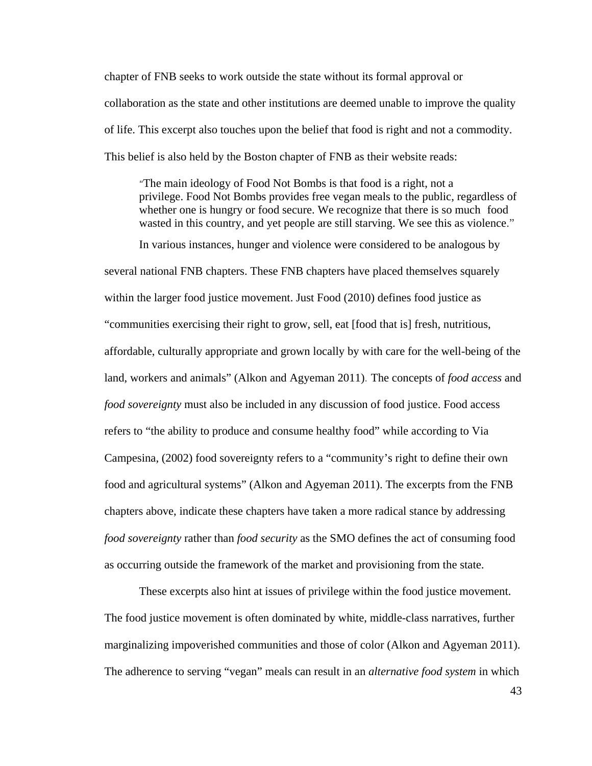chapter of FNB seeks to work outside the state without its formal approval or collaboration as the state and other institutions are deemed unable to improve the quality of life. This excerpt also touches upon the belief that food is right and not a commodity. This belief is also held by the Boston chapter of FNB as their website reads:

> "The main ideology of Food Not Bombs is that food is a right, not a privilege. Food Not Bombs provides free vegan meals to the public, regardless of whether one is hungry or food secure. We recognize that there is so much food wasted in this country, and yet people are still starving. We see this as violence."

In various instances, hunger and violence were considered to be analogous by several national FNB chapters. These FNB chapters have placed themselves squarely within the larger food justice movement. Just Food (2010) defines food justice as "communities exercising their right to grow, sell, eat [food that is] fresh, nutritious, affordable, culturally appropriate and grown locally by with care for the well-being of the land, workers and animals" (Alkon and Agyeman 2011). The concepts of *food access* and *food sovereignty* must also be included in any discussion of food justice. Food access refers to "the ability to produce and consume healthy food" while according to Via Campesina, (2002) food sovereignty refers to a "community's right to define their own food and agricultural systems" (Alkon and Agyeman 2011). The excerpts from the FNB chapters above, indicate these chapters have taken a more radical stance by addressing *food sovereignty* rather than *food security* as the SMO defines the act of consuming food as occurring outside the framework of the market and provisioning from the state.

These excerpts also hint at issues of privilege within the food justice movement. The food justice movement is often dominated by white, middle-class narratives, further marginalizing impoverished communities and those of color (Alkon and Agyeman 2011). The adherence to serving "vegan" meals can result in an *alternative food system* in which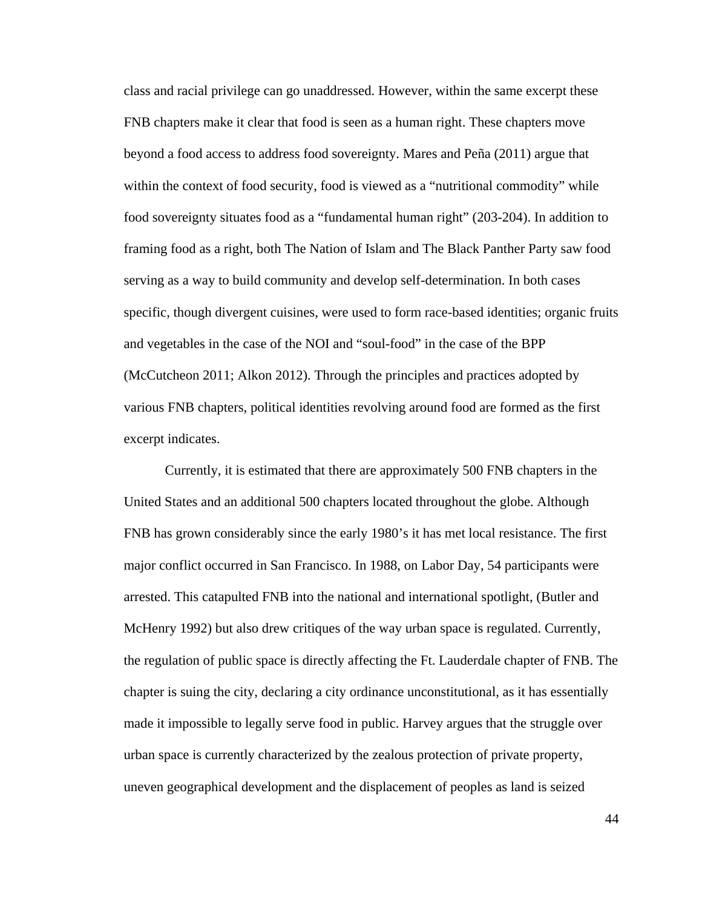class and racial privilege can go unaddressed. However, within the same excerpt these FNB chapters make it clear that food is seen as a human right. These chapters move beyond a food access to address food sovereignty. Mares and Peña (2011) argue that within the context of food security, food is viewed as a "nutritional commodity" while food sovereignty situates food as a "fundamental human right" (203-204). In addition to framing food as a right, both The Nation of Islam and The Black Panther Party saw food serving as a way to build community and develop self-determination. In both cases specific, though divergent cuisines, were used to form race-based identities; organic fruits and vegetables in the case of the NOI and "soul-food" in the case of the BPP (McCutcheon 2011; Alkon 2012). Through the principles and practices adopted by various FNB chapters, political identities revolving around food are formed as the first excerpt indicates.

Currently, it is estimated that there are approximately 500 FNB chapters in the United States and an additional 500 chapters located throughout the globe. Although FNB has grown considerably since the early 1980's it has met local resistance. The first major conflict occurred in San Francisco. In 1988, on Labor Day, 54 participants were arrested. This catapulted FNB into the national and international spotlight, (Butler and McHenry 1992) but also drew critiques of the way urban space is regulated. Currently, the regulation of public space is directly affecting the Ft. Lauderdale chapter of FNB. The chapter is suing the city, declaring a city ordinance unconstitutional, as it has essentially made it impossible to legally serve food in public. Harvey argues that the struggle over urban space is currently characterized by the zealous protection of private property, uneven geographical development and the displacement of peoples as land is seized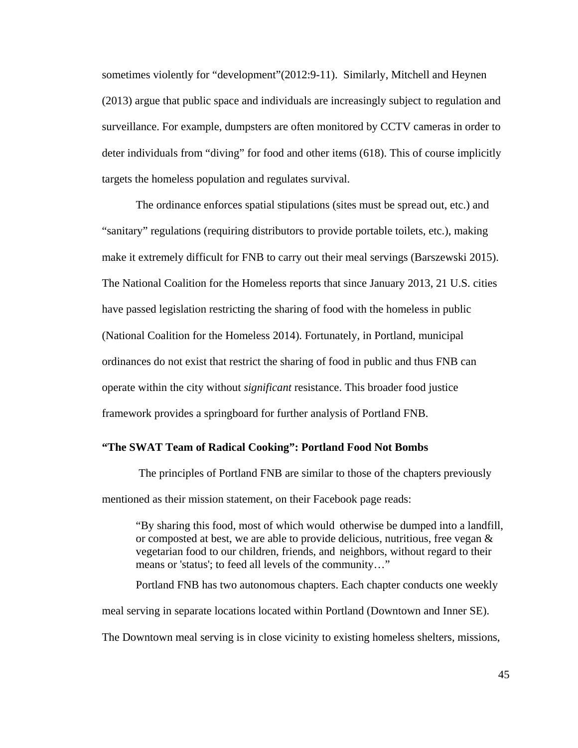sometimes violently for "development"(2012:9-11). Similarly, Mitchell and Heynen (2013) argue that public space and individuals are increasingly subject to regulation and surveillance. For example, dumpsters are often monitored by CCTV cameras in order to deter individuals from "diving" for food and other items (618). This of course implicitly targets the homeless population and regulates survival.

The ordinance enforces spatial stipulations (sites must be spread out, etc.) and "sanitary" regulations (requiring distributors to provide portable toilets, etc.), making make it extremely difficult for FNB to carry out their meal servings (Barszewski 2015). The National Coalition for the Homeless reports that since January 2013, 21 U.S. cities have passed legislation restricting the sharing of food with the homeless in public (National Coalition for the Homeless 2014). Fortunately, in Portland, municipal ordinances do not exist that restrict the sharing of food in public and thus FNB can operate within the city without *significant* resistance. This broader food justice framework provides a springboard for further analysis of Portland FNB.

### "The SWAT Team of Radical Cooking": Portland Food Not Bombs

The principles of Portland FNB are similar to those of the chapters previously mentioned as their mission statement, on their Facebook page reads:

> "By sharing this food, most of which would otherwise be dumped into a landfill, or composted at best, we are able to provide delicious, nutritious, free vegan & vegetarian food to our children, friends, and neighbors, without regard to their means or 'status'; to feed all levels of the community…"

Portland FNB has two autonomous chapters. Each chapter conducts one weekly meal serving in separate locations located within Portland (Downtown and Inner SE). The Downtown meal serving is in close vicinity to existing homeless shelters, missions,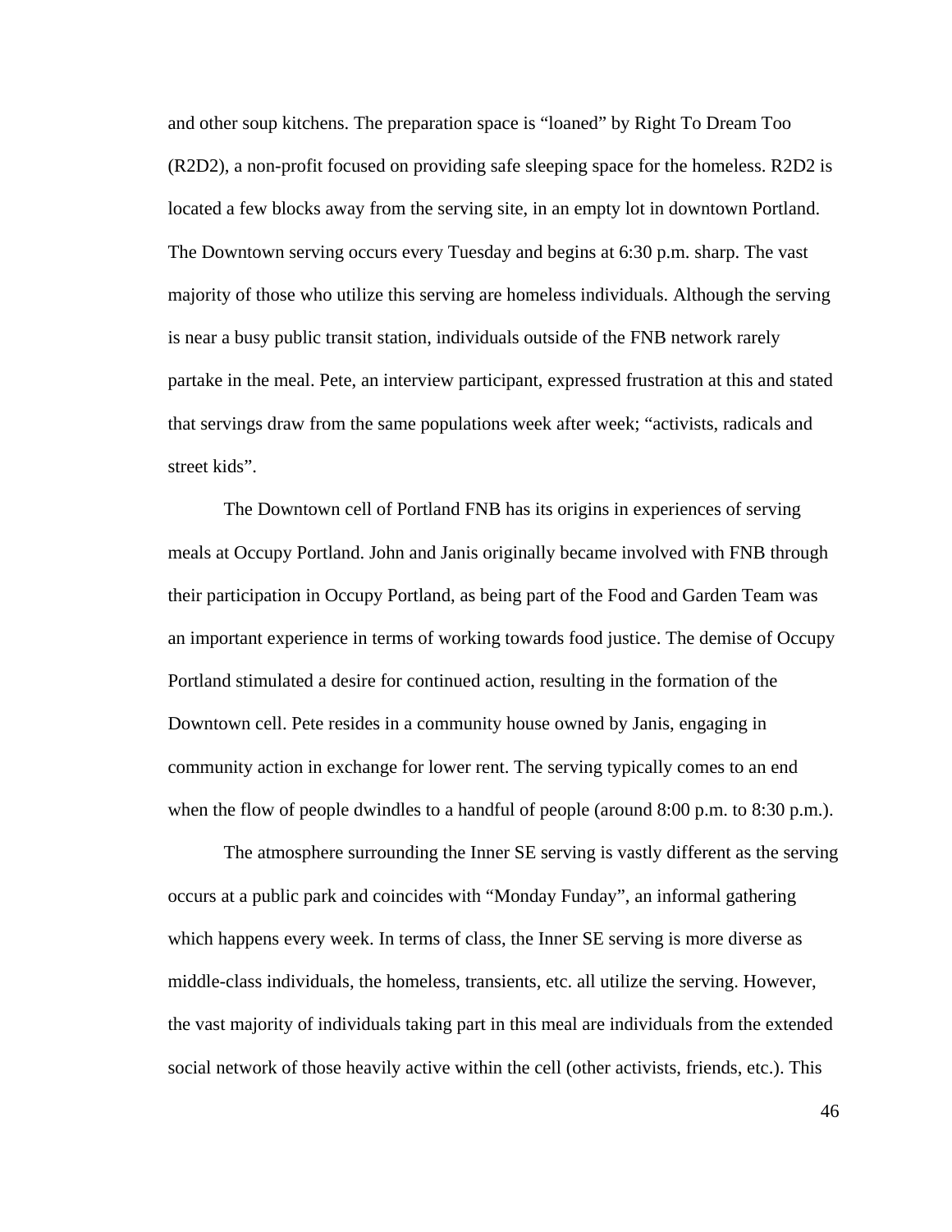and other soup kitchens. The preparation space is "loaned" by Right To Dream Too (R2D2), a non-profit focused on providing safe sleeping space for the homeless. R2D2 is located a few blocks away from the serving site, in an empty lot in downtown Portland. The Downtown serving occurs every Tuesday and begins at 6:30 p.m. sharp. The vast majority of those who utilize this serving are homeless individuals. Although the serving is near a busy public transit station, individuals outside of the FNB network rarely partake in the meal. Pete, an interview participant, expressed frustration at this and stated that servings draw from the same populations week after week; "activists, radicals and street kids".

The Downtown cell of Portland FNB has its origins in experiences of serving meals at Occupy Portland. John and Janis originally became involved with FNB through their participation in Occupy Portland, as being part of the Food and Garden Team was an important experience in terms of working towards food justice. The demise of Occupy Portland stimulated a desire for continued action, resulting in the formation of the Downtown cell. Pete resides in a community house owned by Janis, engaging in community action in exchange for lower rent. The serving typically comes to an end when the flow of people dwindles to a handful of people (around 8:00 p.m. to 8:30 p.m.).

The atmosphere surrounding the Inner SE serving is vastly different as the serving occurs at a public park and coincides with "Monday Funday", an informal gathering which happens every week. In terms of class, the Inner SE serving is more diverse as middle-class individuals, the homeless, transients, etc. all utilize the serving. However, the vast majority of individuals taking part in this meal are individuals from the extended social network of those heavily active within the cell (other activists, friends, etc.). This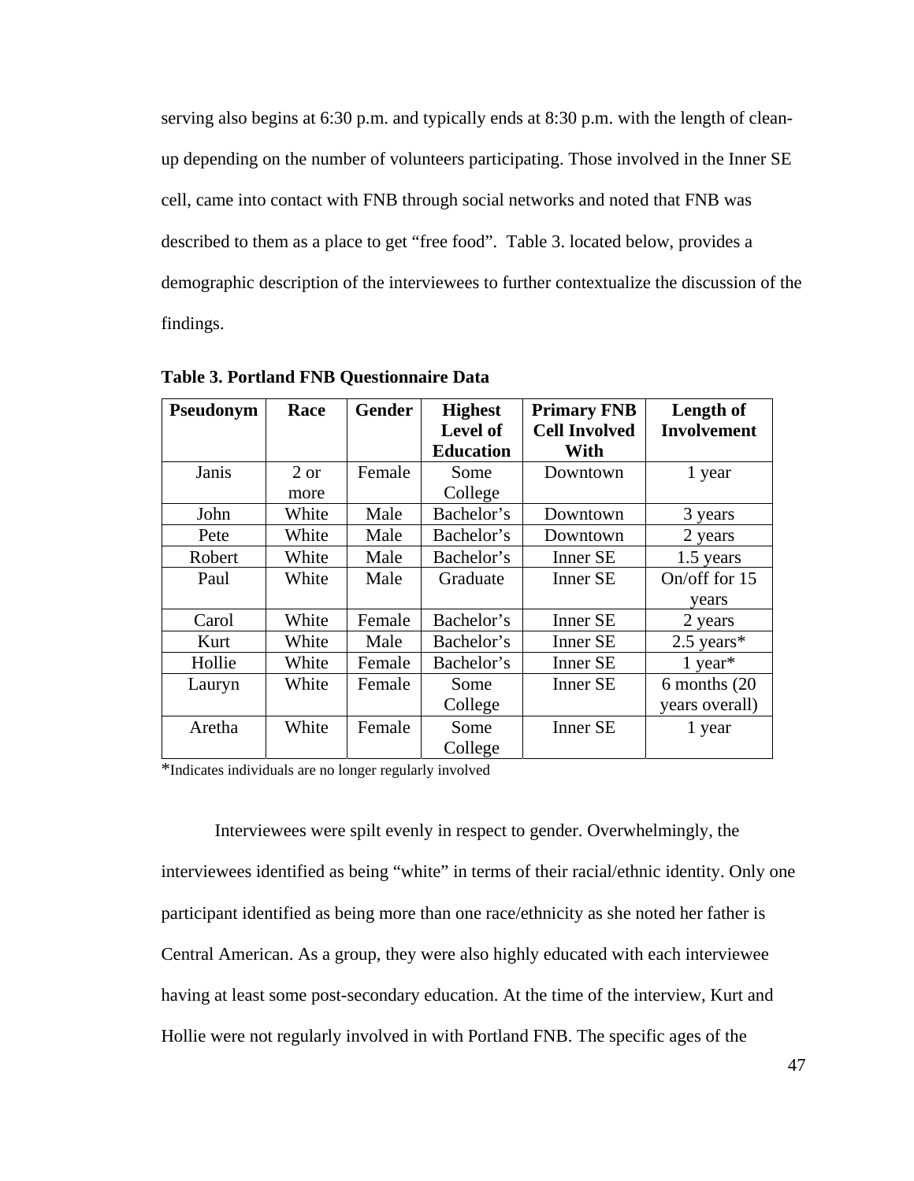serving also begins at 6:30 p.m. and typically ends at 8:30 p.m. with the length of clean-up depending on the number of volunteers participating. Those involved in the Inner SE cell, came into contact with FNB through social networks and noted that FNB was described to them as a place to get "free food". Table 3. located below, provides a demographic description of the interviewees to further contextualize the discussion of the findings.

**Table 3. Portland FNB Questionnaire Data**

| Pseudonym | Race | Gender | Highest Level of Education | Primary FNB Cell Involved With | Length of Involvement |
|---|---|---|---|---|---|
| Janis | 2 or more | Female | Some College | Downtown | 1 year |
| John | White | Male | Bachelor's | Downtown | 3 years |
| Pete | White | Male | Bachelor's | Downtown | 2 years |
| Robert | White | Male | Bachelor's | Inner SE | 1.5 years |
| Paul | White | Male | Graduate | Inner SE | On/off for 15 years |
| Carol | White | Female | Bachelor's | Inner SE | 2 years |
| Kurt | White | Male | Bachelor's | Inner SE | 2.5 years* |
| Hollie | White | Female | Bachelor's | Inner SE | 1 year* |
| Lauryn | White | Female | Some College | Inner SE | 6 months (20 years overall) |
| Aretha | White | Female | Some College | Inner SE | 1 year |

*Indicates individuals are no longer regularly involved

Interviewees were spilt evenly in respect to gender. Overwhelmingly, the interviewees identified as being "white" in terms of their racial/ethnic identity. Only one participant identified as being more than one race/ethnicity as she noted her father is Central American. As a group, they were also highly educated with each interviewee having at least some post-secondary education. At the time of the interview, Kurt and Hollie were not regularly involved in with Portland FNB. The specific ages of the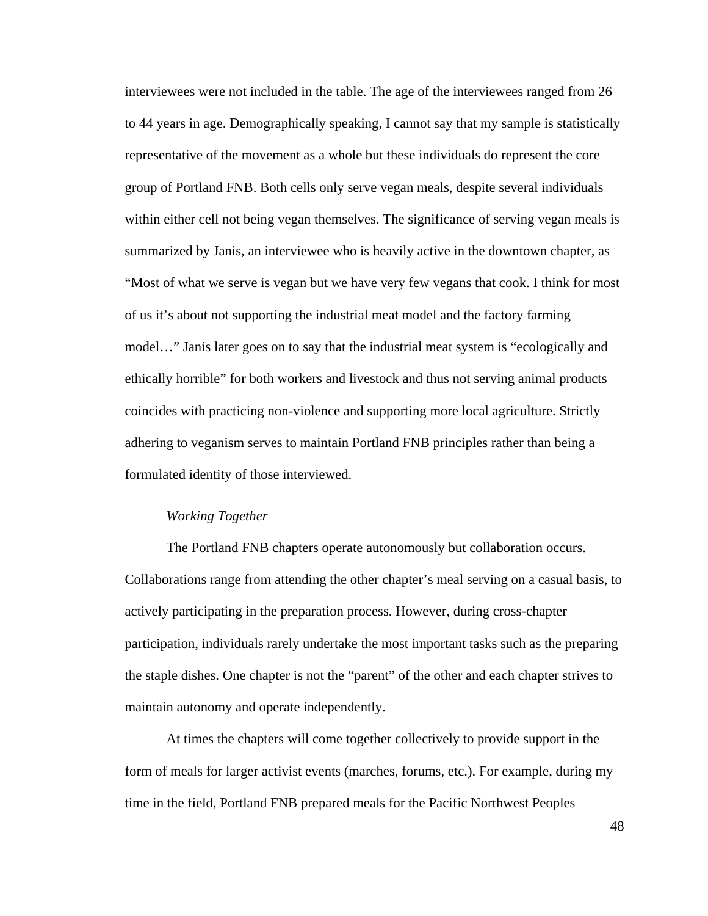interviewees were not included in the table. The age of the interviewees ranged from 26 to 44 years in age. Demographically speaking, I cannot say that my sample is statistically representative of the movement as a whole but these individuals do represent the core group of Portland FNB. Both cells only serve vegan meals, despite several individuals within either cell not being vegan themselves. The significance of serving vegan meals is summarized by Janis, an interviewee who is heavily active in the downtown chapter, as "Most of what we serve is vegan but we have very few vegans that cook. I think for most of us it's about not supporting the industrial meat model and the factory farming model…" Janis later goes on to say that the industrial meat system is "ecologically and ethically horrible" for both workers and livestock and thus not serving animal products coincides with practicing non-violence and supporting more local agriculture. Strictly adhering to veganism serves to maintain Portland FNB principles rather than being a formulated identity of those interviewed.

*Working Together*

The Portland FNB chapters operate autonomously but collaboration occurs. Collaborations range from attending the other chapter's meal serving on a casual basis, to actively participating in the preparation process. However, during cross-chapter participation, individuals rarely undertake the most important tasks such as the preparing the staple dishes. One chapter is not the "parent" of the other and each chapter strives to maintain autonomy and operate independently.

At times the chapters will come together collectively to provide support in the form of meals for larger activist events (marches, forums, etc.). For example, during my time in the field, Portland FNB prepared meals for the Pacific Northwest Peoples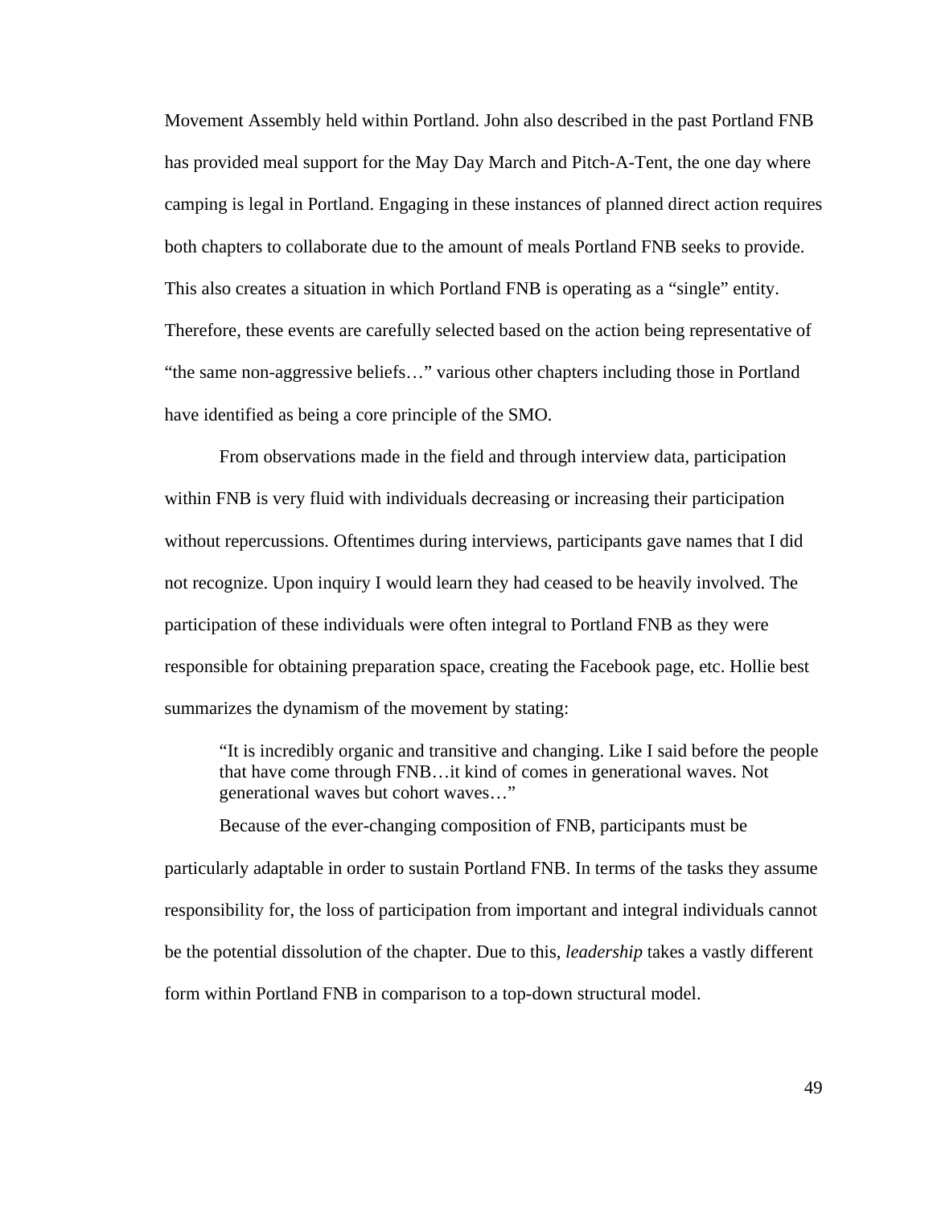Movement Assembly held within Portland. John also described in the past Portland FNB has provided meal support for the May Day March and Pitch-A-Tent, the one day where camping is legal in Portland. Engaging in these instances of planned direct action requires both chapters to collaborate due to the amount of meals Portland FNB seeks to provide. This also creates a situation in which Portland FNB is operating as a "single" entity. Therefore, these events are carefully selected based on the action being representative of "the same non-aggressive beliefs…" various other chapters including those in Portland have identified as being a core principle of the SMO.

From observations made in the field and through interview data, participation within FNB is very fluid with individuals decreasing or increasing their participation without repercussions. Oftentimes during interviews, participants gave names that I did not recognize. Upon inquiry I would learn they had ceased to be heavily involved. The participation of these individuals were often integral to Portland FNB as they were responsible for obtaining preparation space, creating the Facebook page, etc. Hollie best summarizes the dynamism of the movement by stating:

> "It is incredibly organic and transitive and changing. Like I said before the people that have come through FNB…it kind of comes in generational waves. Not generational waves but cohort waves…"

Because of the ever-changing composition of FNB, participants must be particularly adaptable in order to sustain Portland FNB. In terms of the tasks they assume responsibility for, the loss of participation from important and integral individuals cannot be the potential dissolution of the chapter. Due to this, *leadership* takes a vastly different form within Portland FNB in comparison to a top-down structural model.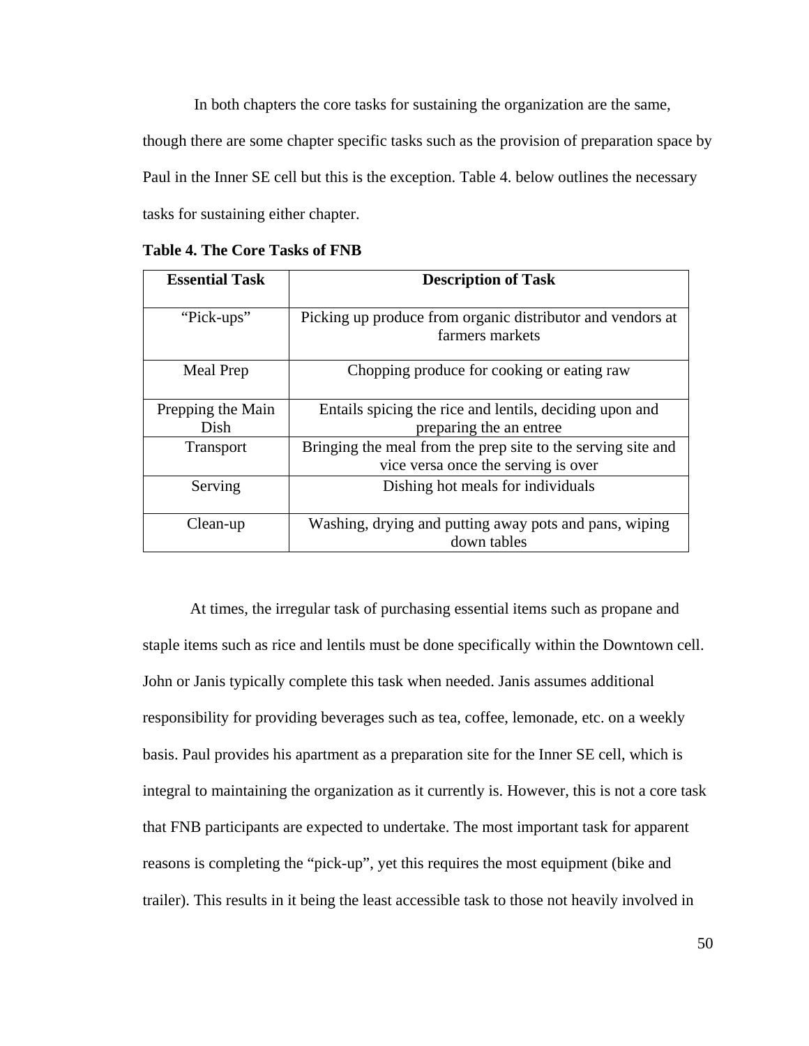In both chapters the core tasks for sustaining the organization are the same, though there are some chapter specific tasks such as the provision of preparation space by Paul in the Inner SE cell but this is the exception. Table 4. below outlines the necessary tasks for sustaining either chapter.

**Table 4. The Core Tasks of FNB**

| Essential Task | Description of Task |
|---|---|
| "Pick-ups" | Picking up produce from organic distributor and vendors at farmers markets |
| Meal Prep | Chopping produce for cooking or eating raw |
| Prepping the Main Dish | Entails spicing the rice and lentils, deciding upon and preparing the an entree |
| Transport | Bringing the meal from the prep site to the serving site and vice versa once the serving is over |
| Serving | Dishing hot meals for individuals |
| Clean-up | Washing, drying and putting away pots and pans, wiping down tables |

At times, the irregular task of purchasing essential items such as propane and staple items such as rice and lentils must be done specifically within the Downtown cell. John or Janis typically complete this task when needed. Janis assumes additional responsibility for providing beverages such as tea, coffee, lemonade, etc. on a weekly basis. Paul provides his apartment as a preparation site for the Inner SE cell, which is integral to maintaining the organization as it currently is. However, this is not a core task that FNB participants are expected to undertake. The most important task for apparent reasons is completing the "pick-up", yet this requires the most equipment (bike and trailer). This results in it being the least accessible task to those not heavily involved in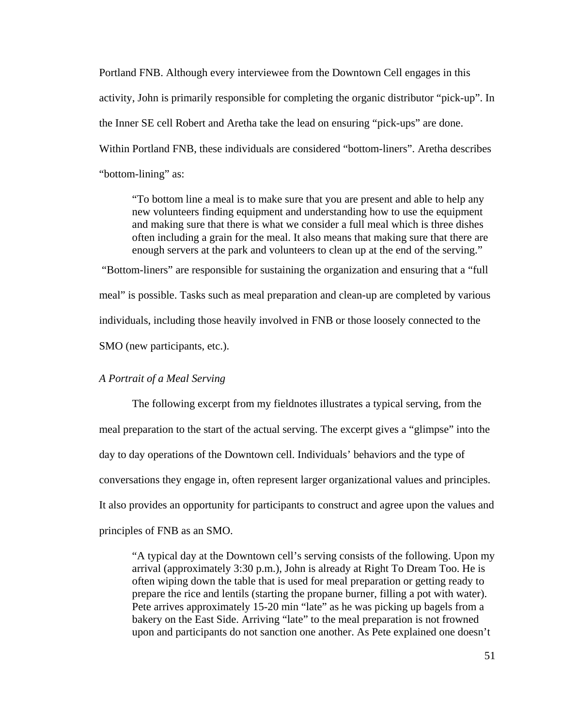Portland FNB. Although every interviewee from the Downtown Cell engages in this activity, John is primarily responsible for completing the organic distributor "pick-up". In the Inner SE cell Robert and Aretha take the lead on ensuring "pick-ups" are done. Within Portland FNB, these individuals are considered "bottom-liners". Aretha describes "bottom-lining" as:

> "To bottom line a meal is to make sure that you are present and able to help any new volunteers finding equipment and understanding how to use the equipment and making sure that there is what we consider a full meal which is three dishes often including a grain for the meal. It also means that making sure that there are enough servers at the park and volunteers to clean up at the end of the serving."

"Bottom-liners" are responsible for sustaining the organization and ensuring that a "full meal" is possible. Tasks such as meal preparation and clean-up are completed by various individuals, including those heavily involved in FNB or those loosely connected to the SMO (new participants, etc.).

*A Portrait of a Meal Serving*

The following excerpt from my fieldnotes illustrates a typical serving, from the meal preparation to the start of the actual serving. The excerpt gives a "glimpse" into the day to day operations of the Downtown cell. Individuals' behaviors and the type of conversations they engage in, often represent larger organizational values and principles. It also provides an opportunity for participants to construct and agree upon the values and principles of FNB as an SMO.

> "A typical day at the Downtown cell's serving consists of the following. Upon my arrival (approximately 3:30 p.m.), John is already at Right To Dream Too. He is often wiping down the table that is used for meal preparation or getting ready to prepare the rice and lentils (starting the propane burner, filling a pot with water). Pete arrives approximately 15-20 min "late" as he was picking up bagels from a bakery on the East Side. Arriving "late" to the meal preparation is not frowned upon and participants do not sanction one another. As Pete explained one doesn't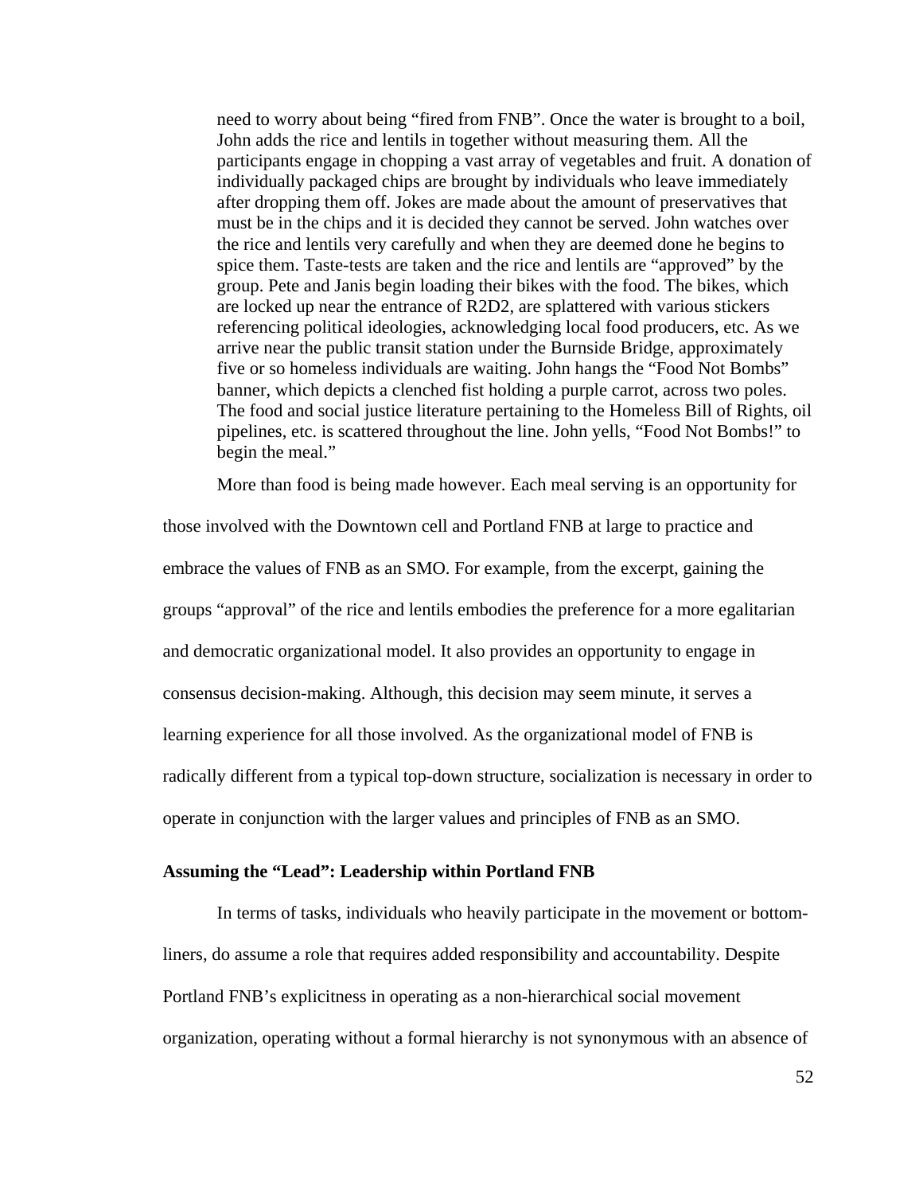> need to worry about being “fired from FNB”. Once the water is brought to a boil, John adds the rice and lentils in together without measuring them. All the participants engage in chopping a vast array of vegetables and fruit. A donation of individually packaged chips are brought by individuals who leave immediately after dropping them off. Jokes are made about the amount of preservatives that must be in the chips and it is decided they cannot be served. John watches over the rice and lentils very carefully and when they are deemed done he begins to spice them. Taste-tests are taken and the rice and lentils are “approved” by the group. Pete and Janis begin loading their bikes with the food. The bikes, which are locked up near the entrance of R2D2, are splattered with various stickers referencing political ideologies, acknowledging local food producers, etc. As we arrive near the public transit station under the Burnside Bridge, approximately five or so homeless individuals are waiting. John hangs the “Food Not Bombs” banner, which depicts a clenched fist holding a purple carrot, across two poles. The food and social justice literature pertaining to the Homeless Bill of Rights, oil pipelines, etc. is scattered throughout the line. John yells, “Food Not Bombs!” to begin the meal.”

More than food is being made however. Each meal serving is an opportunity for those involved with the Downtown cell and Portland FNB at large to practice and embrace the values of FNB as an SMO. For example, from the excerpt, gaining the groups “approval” of the rice and lentils embodies the preference for a more egalitarian and democratic organizational model. It also provides an opportunity to engage in consensus decision-making. Although, this decision may seem minute, it serves a learning experience for all those involved. As the organizational model of FNB is radically different from a typical top-down structure, socialization is necessary in order to operate in conjunction with the larger values and principles of FNB as an SMO.

**Assuming the “Lead”: Leadership within Portland FNB**

In terms of tasks, individuals who heavily participate in the movement or bottom-liners, do assume a role that requires added responsibility and accountability. Despite Portland FNB’s explicitness in operating as a non-hierarchical social movement organization, operating without a formal hierarchy is not synonymous with an absence of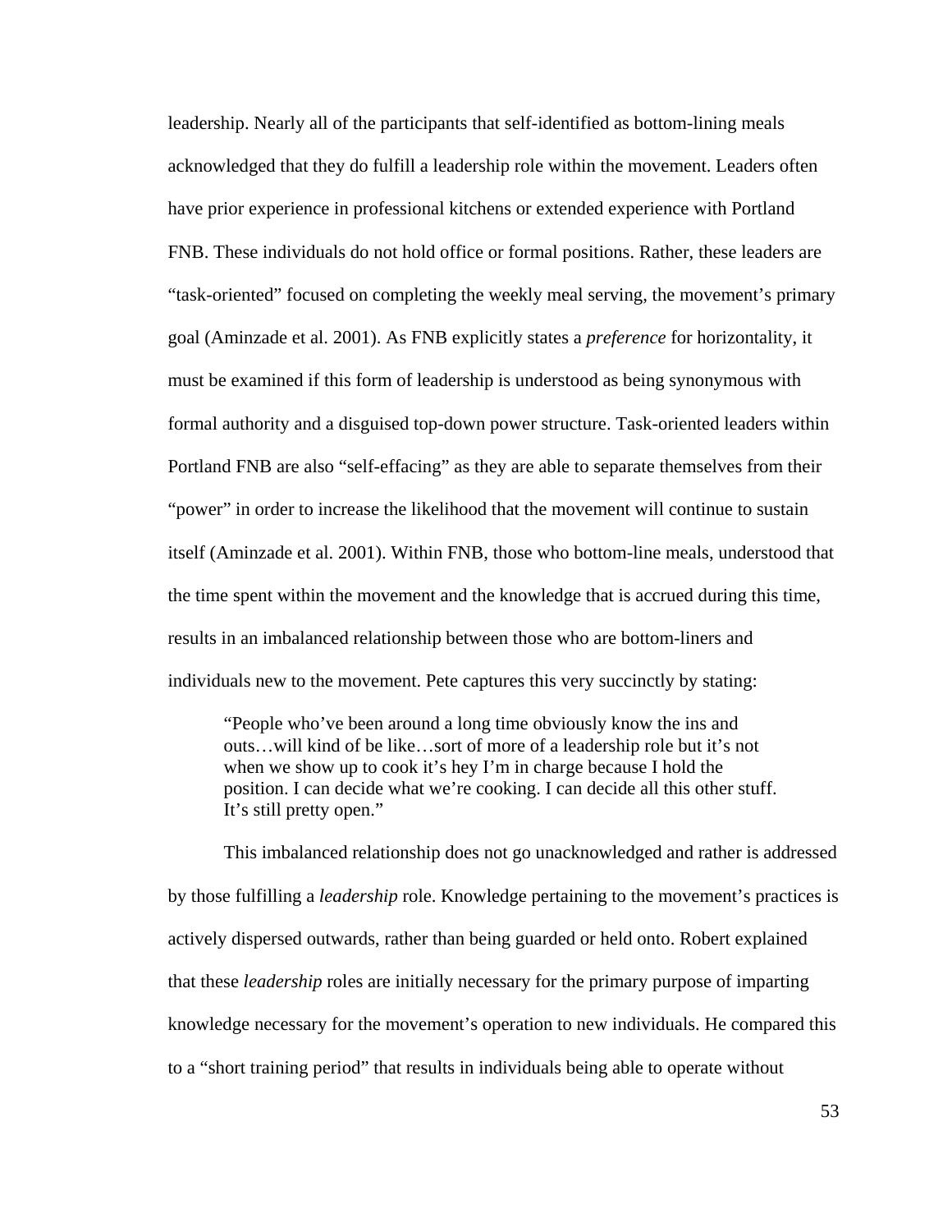leadership. Nearly all of the participants that self-identified as bottom-lining meals acknowledged that they do fulfill a leadership role within the movement. Leaders often have prior experience in professional kitchens or extended experience with Portland FNB. These individuals do not hold office or formal positions. Rather, these leaders are "task-oriented" focused on completing the weekly meal serving, the movement's primary goal (Aminzade et al. 2001). As FNB explicitly states a *preference* for horizontality, it must be examined if this form of leadership is understood as being synonymous with formal authority and a disguised top-down power structure. Task-oriented leaders within Portland FNB are also "self-effacing" as they are able to separate themselves from their "power" in order to increase the likelihood that the movement will continue to sustain itself (Aminzade et al. 2001). Within FNB, those who bottom-line meals, understood that the time spent within the movement and the knowledge that is accrued during this time, results in an imbalanced relationship between those who are bottom-liners and individuals new to the movement. Pete captures this very succinctly by stating:

> "People who've been around a long time obviously know the ins and outs…will kind of be like…sort of more of a leadership role but it's not when we show up to cook it's hey I'm in charge because I hold the position. I can decide what we're cooking. I can decide all this other stuff. It's still pretty open."

This imbalanced relationship does not go unacknowledged and rather is addressed by those fulfilling a *leadership* role. Knowledge pertaining to the movement's practices is actively dispersed outwards, rather than being guarded or held onto. Robert explained that these *leadership* roles are initially necessary for the primary purpose of imparting knowledge necessary for the movement's operation to new individuals. He compared this to a "short training period" that results in individuals being able to operate without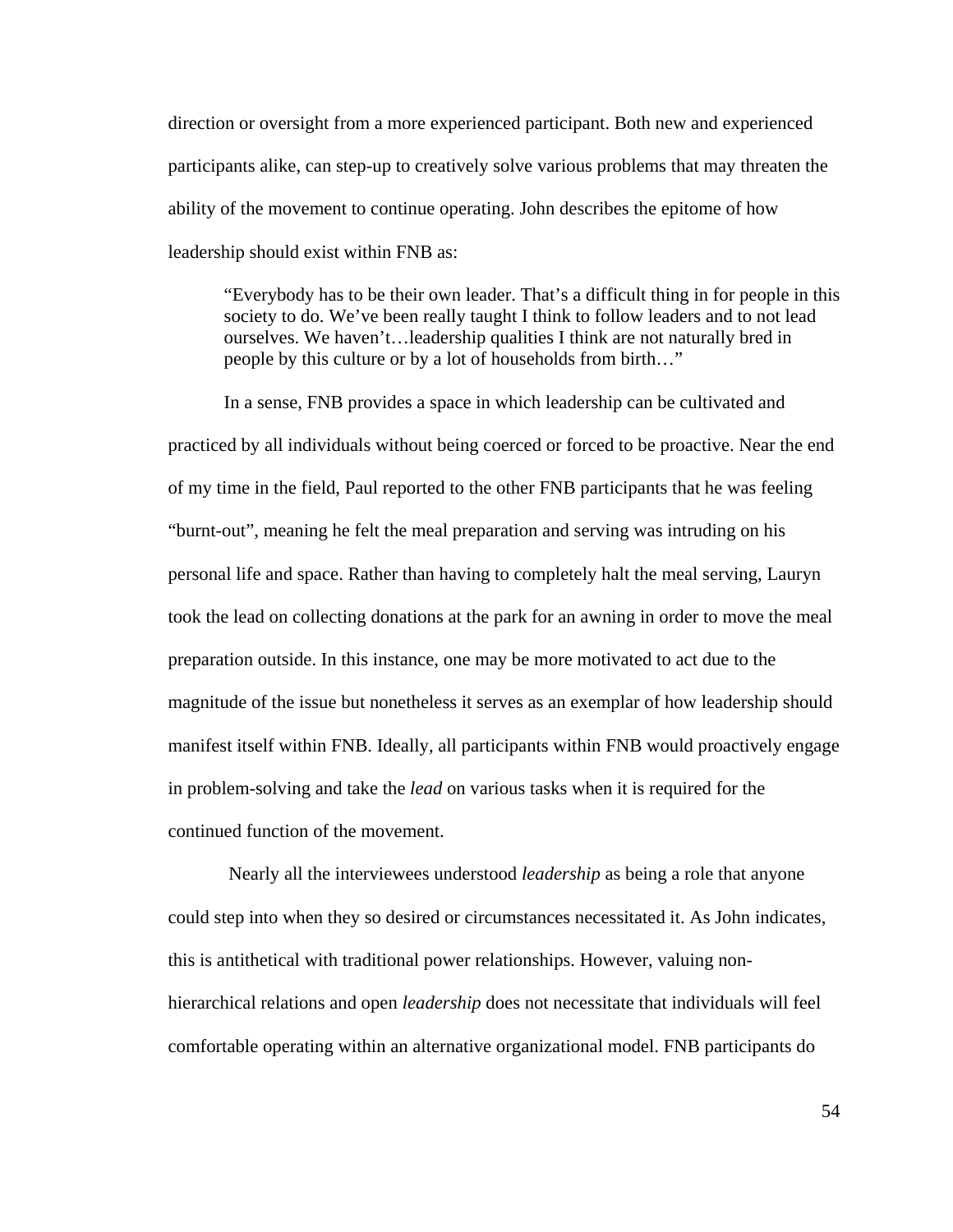direction or oversight from a more experienced participant. Both new and experienced participants alike, can step-up to creatively solve various problems that may threaten the ability of the movement to continue operating. John describes the epitome of how leadership should exist within FNB as:

> "Everybody has to be their own leader. That's a difficult thing in for people in this society to do. We've been really taught I think to follow leaders and to not lead ourselves. We haven't…leadership qualities I think are not naturally bred in people by this culture or by a lot of households from birth…"

In a sense, FNB provides a space in which leadership can be cultivated and practiced by all individuals without being coerced or forced to be proactive. Near the end of my time in the field, Paul reported to the other FNB participants that he was feeling "burnt-out", meaning he felt the meal preparation and serving was intruding on his personal life and space. Rather than having to completely halt the meal serving, Lauryn took the lead on collecting donations at the park for an awning in order to move the meal preparation outside. In this instance, one may be more motivated to act due to the magnitude of the issue but nonetheless it serves as an exemplar of how leadership should manifest itself within FNB. Ideally, all participants within FNB would proactively engage in problem-solving and take the *lead* on various tasks when it is required for the continued function of the movement.

Nearly all the interviewees understood *leadership* as being a role that anyone could step into when they so desired or circumstances necessitated it. As John indicates, this is antithetical with traditional power relationships. However, valuing non-hierarchical relations and open *leadership* does not necessitate that individuals will feel comfortable operating within an alternative organizational model. FNB participants do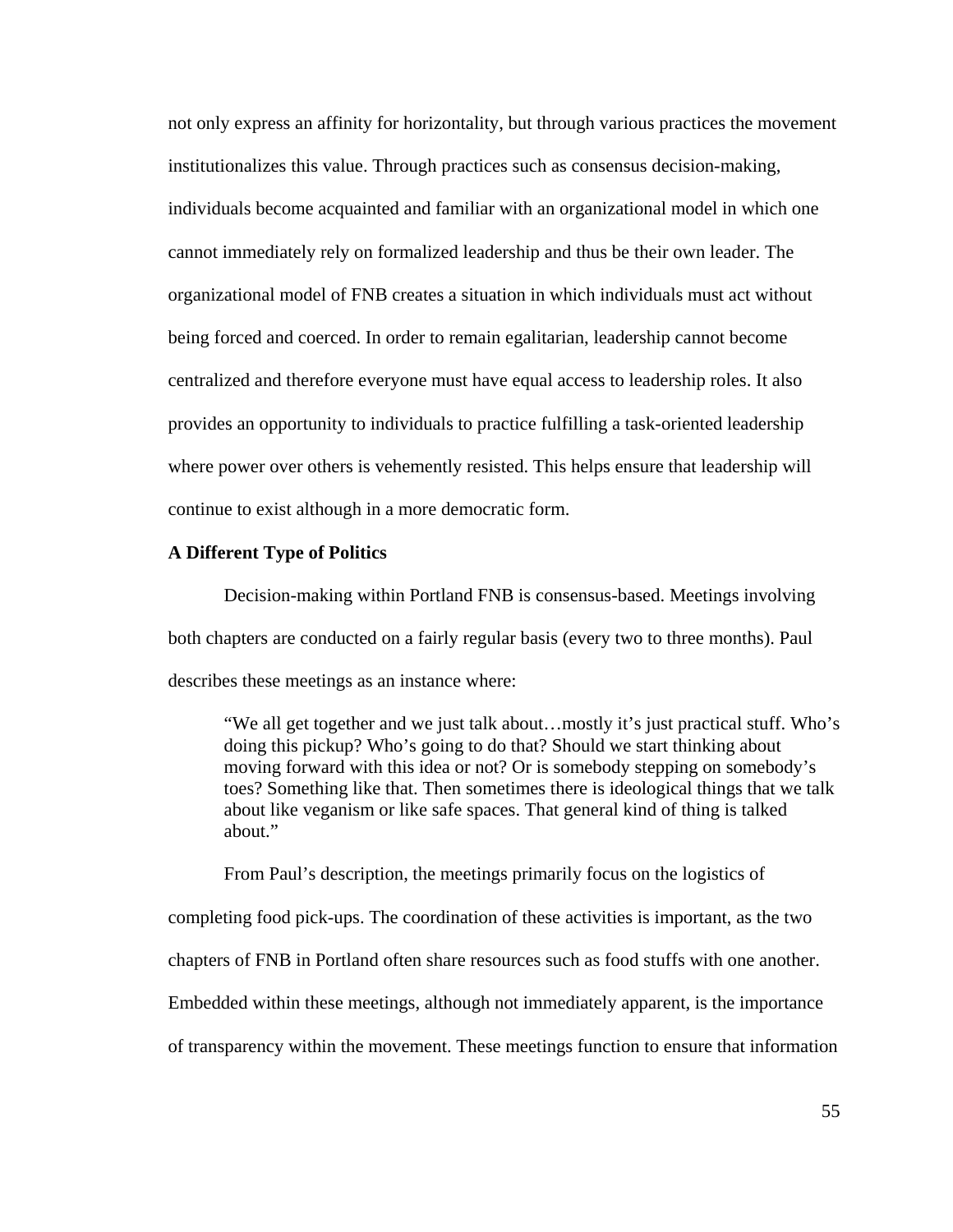not only express an affinity for horizontality, but through various practices the movement institutionalizes this value. Through practices such as consensus decision-making, individuals become acquainted and familiar with an organizational model in which one cannot immediately rely on formalized leadership and thus be their own leader. The organizational model of FNB creates a situation in which individuals must act without being forced and coerced. In order to remain egalitarian, leadership cannot become centralized and therefore everyone must have equal access to leadership roles. It also provides an opportunity to individuals to practice fulfilling a task-oriented leadership where power over others is vehemently resisted. This helps ensure that leadership will continue to exist although in a more democratic form.

**A Different Type of Politics**

Decision-making within Portland FNB is consensus-based. Meetings involving both chapters are conducted on a fairly regular basis (every two to three months). Paul describes these meetings as an instance where:

> "We all get together and we just talk about…mostly it's just practical stuff. Who's doing this pickup? Who's going to do that? Should we start thinking about moving forward with this idea or not? Or is somebody stepping on somebody's toes? Something like that. Then sometimes there is ideological things that we talk about like veganism or like safe spaces. That general kind of thing is talked about."

From Paul's description, the meetings primarily focus on the logistics of completing food pick-ups. The coordination of these activities is important, as the two chapters of FNB in Portland often share resources such as food stuffs with one another. Embedded within these meetings, although not immediately apparent, is the importance of transparency within the movement. These meetings function to ensure that information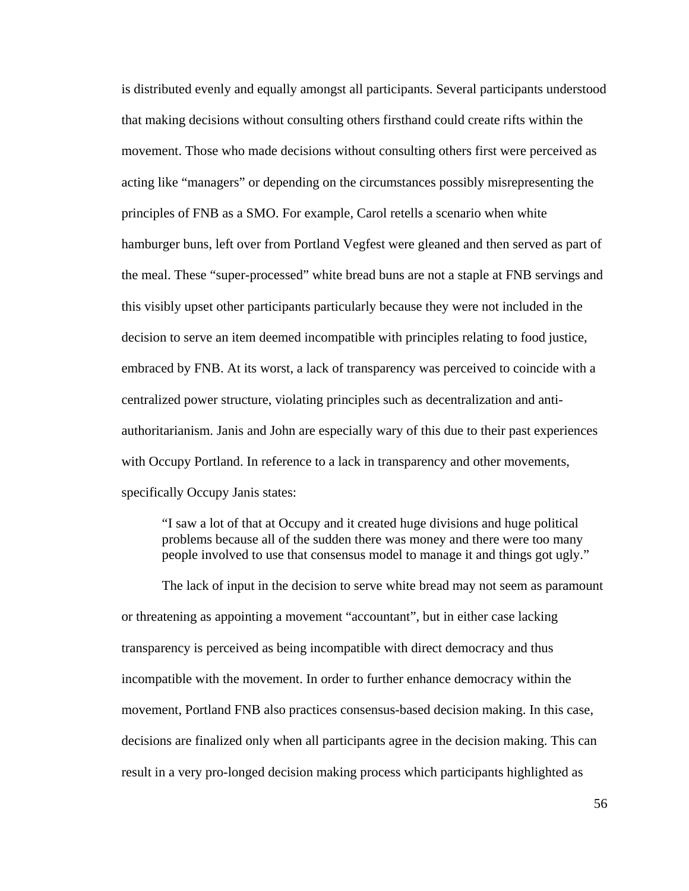is distributed evenly and equally amongst all participants. Several participants understood that making decisions without consulting others firsthand could create rifts within the movement. Those who made decisions without consulting others first were perceived as acting like "managers" or depending on the circumstances possibly misrepresenting the principles of FNB as a SMO. For example, Carol retells a scenario when white hamburger buns, left over from Portland Vegfest were gleaned and then served as part of the meal. These "super-processed" white bread buns are not a staple at FNB servings and this visibly upset other participants particularly because they were not included in the decision to serve an item deemed incompatible with principles relating to food justice, embraced by FNB. At its worst, a lack of transparency was perceived to coincide with a centralized power structure, violating principles such as decentralization and anti-authoritarianism. Janis and John are especially wary of this due to their past experiences with Occupy Portland. In reference to a lack in transparency and other movements, specifically Occupy Janis states:

> "I saw a lot of that at Occupy and it created huge divisions and huge political problems because all of the sudden there was money and there were too many people involved to use that consensus model to manage it and things got ugly."

The lack of input in the decision to serve white bread may not seem as paramount or threatening as appointing a movement "accountant", but in either case lacking transparency is perceived as being incompatible with direct democracy and thus incompatible with the movement. In order to further enhance democracy within the movement, Portland FNB also practices consensus-based decision making. In this case, decisions are finalized only when all participants agree in the decision making. This can result in a very pro-longed decision making process which participants highlighted as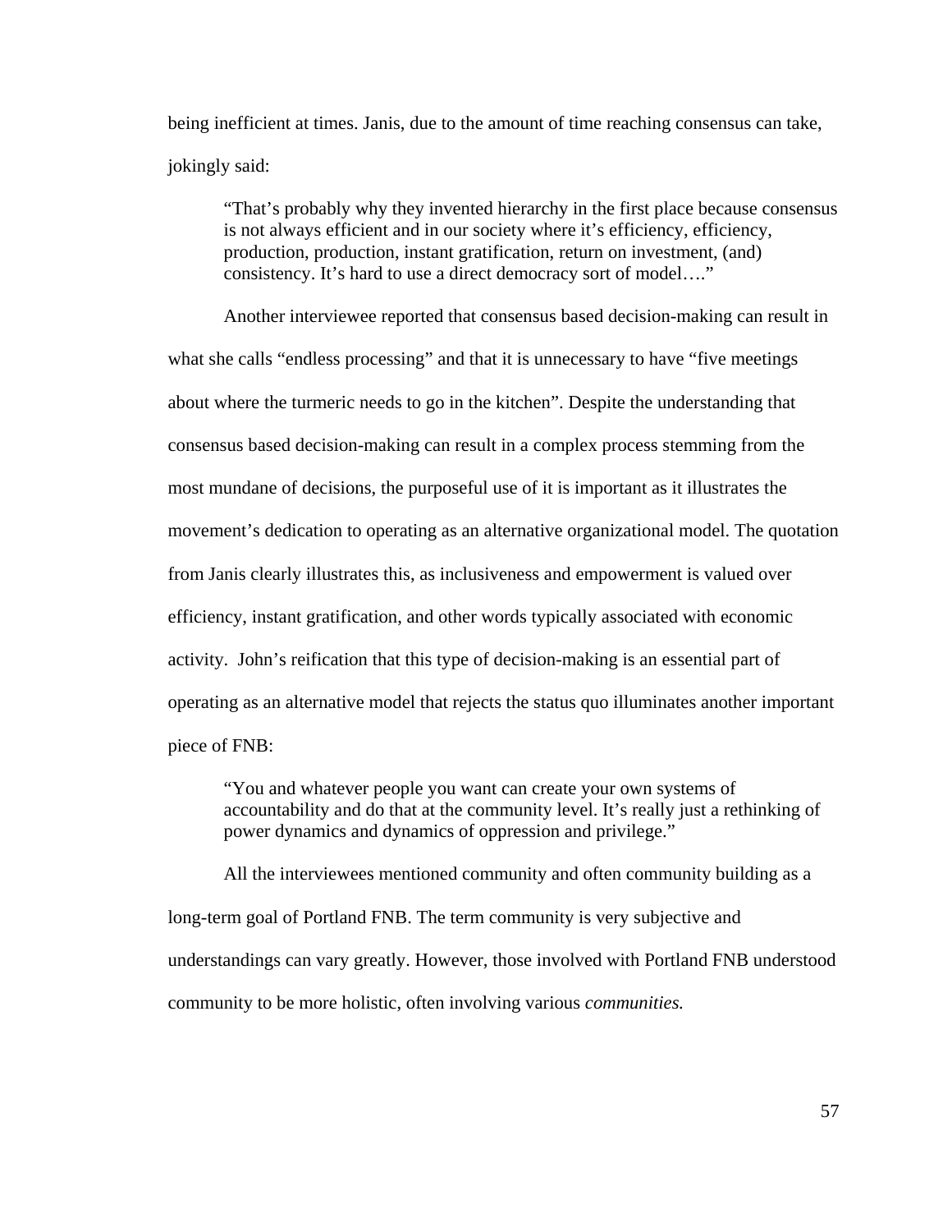being inefficient at times. Janis, due to the amount of time reaching consensus can take, jokingly said:

> "That's probably why they invented hierarchy in the first place because consensus is not always efficient and in our society where it's efficiency, efficiency, production, production, instant gratification, return on investment, (and) consistency. It's hard to use a direct democracy sort of model…."

Another interviewee reported that consensus based decision-making can result in what she calls "endless processing" and that it is unnecessary to have "five meetings about where the turmeric needs to go in the kitchen". Despite the understanding that consensus based decision-making can result in a complex process stemming from the most mundane of decisions, the purposeful use of it is important as it illustrates the movement's dedication to operating as an alternative organizational model. The quotation from Janis clearly illustrates this, as inclusiveness and empowerment is valued over efficiency, instant gratification, and other words typically associated with economic activity. John's reification that this type of decision-making is an essential part of operating as an alternative model that rejects the status quo illuminates another important piece of FNB:

> "You and whatever people you want can create your own systems of accountability and do that at the community level. It's really just a rethinking of power dynamics and dynamics of oppression and privilege."

All the interviewees mentioned community and often community building as a long-term goal of Portland FNB. The term community is very subjective and understandings can vary greatly. However, those involved with Portland FNB understood community to be more holistic, often involving various *communities.*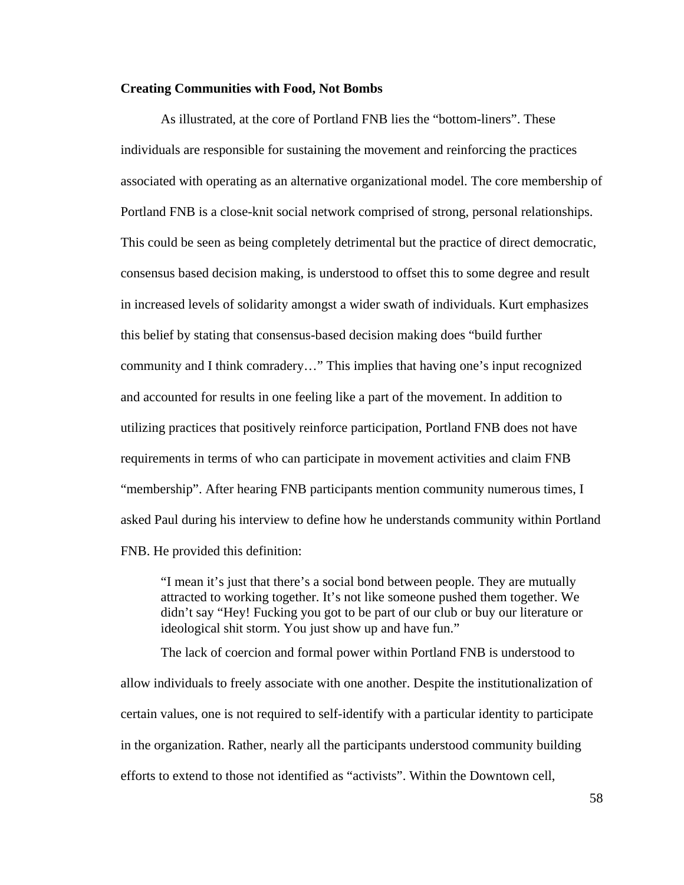**Creating Communities with Food, Not Bombs**

As illustrated, at the core of Portland FNB lies the "bottom-liners". These individuals are responsible for sustaining the movement and reinforcing the practices associated with operating as an alternative organizational model. The core membership of Portland FNB is a close-knit social network comprised of strong, personal relationships. This could be seen as being completely detrimental but the practice of direct democratic, consensus based decision making, is understood to offset this to some degree and result in increased levels of solidarity amongst a wider swath of individuals. Kurt emphasizes this belief by stating that consensus-based decision making does "build further community and I think comradery…" This implies that having one's input recognized and accounted for results in one feeling like a part of the movement. In addition to utilizing practices that positively reinforce participation, Portland FNB does not have requirements in terms of who can participate in movement activities and claim FNB "membership". After hearing FNB participants mention community numerous times, I asked Paul during his interview to define how he understands community within Portland FNB. He provided this definition:

> "I mean it's just that there's a social bond between people. They are mutually attracted to working together. It's not like someone pushed them together. We didn't say "Hey! Fucking you got to be part of our club or buy our literature or ideological shit storm. You just show up and have fun."

The lack of coercion and formal power within Portland FNB is understood to allow individuals to freely associate with one another. Despite the institutionalization of certain values, one is not required to self-identify with a particular identity to participate in the organization. Rather, nearly all the participants understood community building efforts to extend to those not identified as "activists". Within the Downtown cell,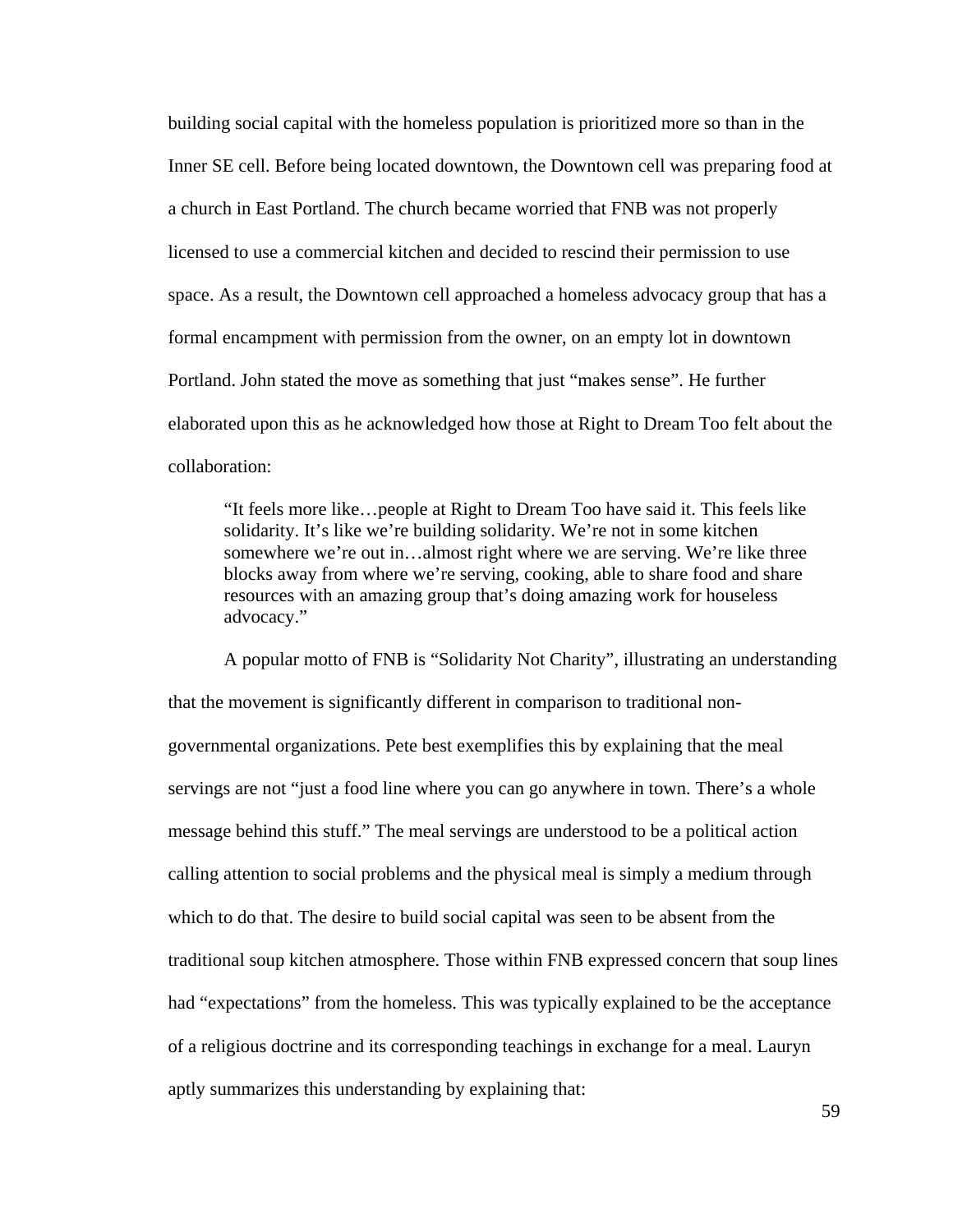building social capital with the homeless population is prioritized more so than in the Inner SE cell. Before being located downtown, the Downtown cell was preparing food at a church in East Portland. The church became worried that FNB was not properly licensed to use a commercial kitchen and decided to rescind their permission to use space. As a result, the Downtown cell approached a homeless advocacy group that has a formal encampment with permission from the owner, on an empty lot in downtown Portland. John stated the move as something that just "makes sense". He further elaborated upon this as he acknowledged how those at Right to Dream Too felt about the collaboration:

> "It feels more like…people at Right to Dream Too have said it. This feels like solidarity. It's like we're building solidarity. We're not in some kitchen somewhere we're out in…almost right where we are serving. We're like three blocks away from where we're serving, cooking, able to share food and share resources with an amazing group that's doing amazing work for houseless advocacy."

A popular motto of FNB is "Solidarity Not Charity", illustrating an understanding that the movement is significantly different in comparison to traditional non-governmental organizations. Pete best exemplifies this by explaining that the meal servings are not "just a food line where you can go anywhere in town. There's a whole message behind this stuff." The meal servings are understood to be a political action calling attention to social problems and the physical meal is simply a medium through which to do that. The desire to build social capital was seen to be absent from the traditional soup kitchen atmosphere. Those within FNB expressed concern that soup lines had "expectations" from the homeless. This was typically explained to be the acceptance of a religious doctrine and its corresponding teachings in exchange for a meal. Lauryn aptly summarizes this understanding by explaining that: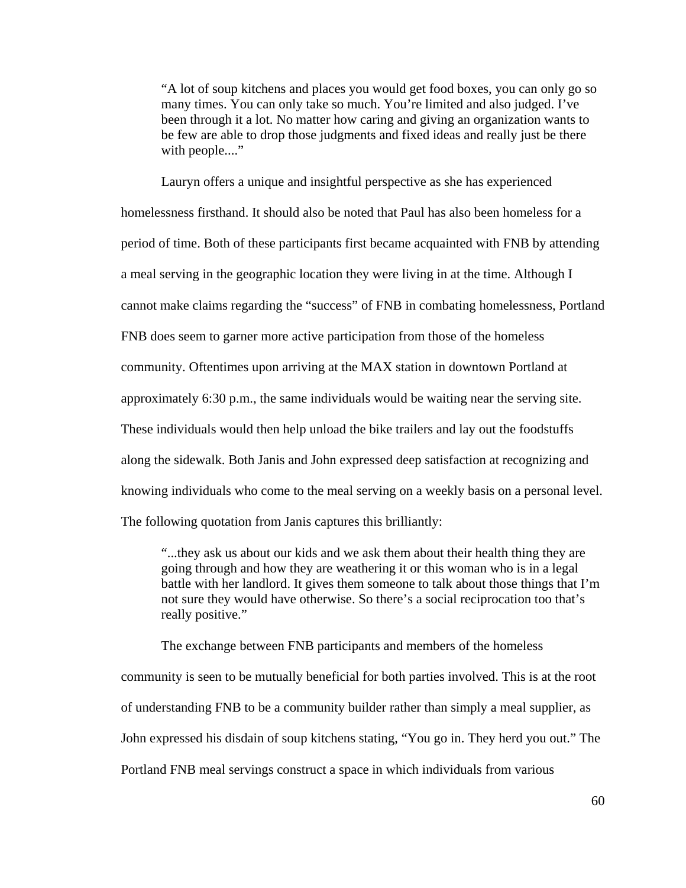> "A lot of soup kitchens and places you would get food boxes, you can only go so many times. You can only take so much. You're limited and also judged. I've been through it a lot. No matter how caring and giving an organization wants to be few are able to drop those judgments and fixed ideas and really just be there with people...."

Lauryn offers a unique and insightful perspective as she has experienced homelessness firsthand. It should also be noted that Paul has also been homeless for a period of time. Both of these participants first became acquainted with FNB by attending a meal serving in the geographic location they were living in at the time. Although I cannot make claims regarding the "success" of FNB in combating homelessness, Portland FNB does seem to garner more active participation from those of the homeless community. Oftentimes upon arriving at the MAX station in downtown Portland at approximately 6:30 p.m., the same individuals would be waiting near the serving site. These individuals would then help unload the bike trailers and lay out the foodstuffs along the sidewalk. Both Janis and John expressed deep satisfaction at recognizing and knowing individuals who come to the meal serving on a weekly basis on a personal level. The following quotation from Janis captures this brilliantly:

> "...they ask us about our kids and we ask them about their health thing they are going through and how they are weathering it or this woman who is in a legal battle with her landlord. It gives them someone to talk about those things that I'm not sure they would have otherwise. So there's a social reciprocation too that's really positive."

The exchange between FNB participants and members of the homeless community is seen to be mutually beneficial for both parties involved. This is at the root of understanding FNB to be a community builder rather than simply a meal supplier, as John expressed his disdain of soup kitchens stating, "You go in. They herd you out." The Portland FNB meal servings construct a space in which individuals from various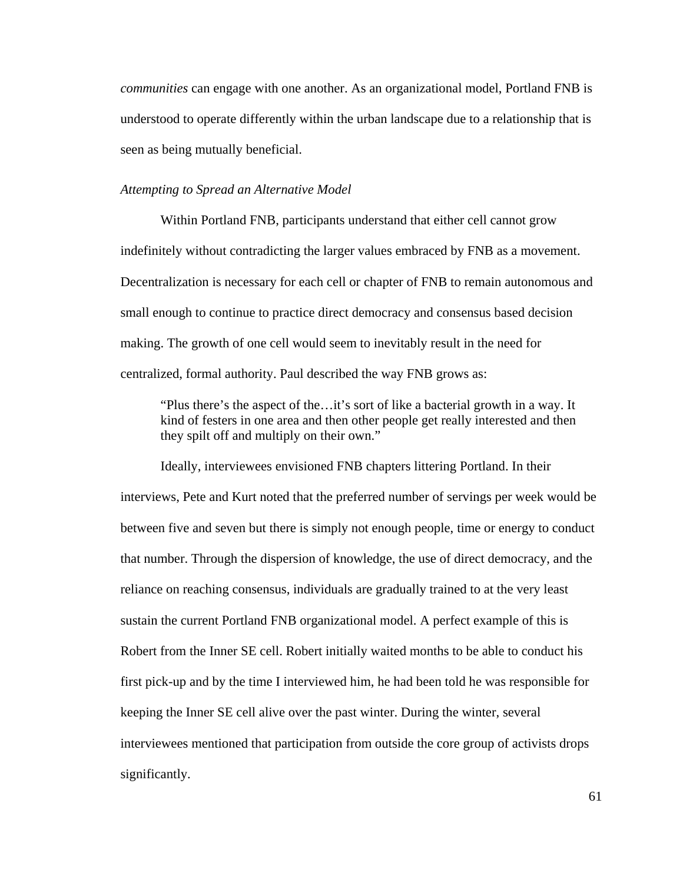*communities* can engage with one another. As an organizational model, Portland FNB is understood to operate differently within the urban landscape due to a relationship that is seen as being mutually beneficial.

*Attempting to Spread an Alternative Model*

Within Portland FNB, participants understand that either cell cannot grow indefinitely without contradicting the larger values embraced by FNB as a movement. Decentralization is necessary for each cell or chapter of FNB to remain autonomous and small enough to continue to practice direct democracy and consensus based decision making. The growth of one cell would seem to inevitably result in the need for centralized, formal authority. Paul described the way FNB grows as:

> "Plus there's the aspect of the…it's sort of like a bacterial growth in a way. It kind of festers in one area and then other people get really interested and then they spilt off and multiply on their own."

Ideally, interviewees envisioned FNB chapters littering Portland. In their interviews, Pete and Kurt noted that the preferred number of servings per week would be between five and seven but there is simply not enough people, time or energy to conduct that number. Through the dispersion of knowledge, the use of direct democracy, and the reliance on reaching consensus, individuals are gradually trained to at the very least sustain the current Portland FNB organizational model. A perfect example of this is Robert from the Inner SE cell. Robert initially waited months to be able to conduct his first pick-up and by the time I interviewed him, he had been told he was responsible for keeping the Inner SE cell alive over the past winter. During the winter, several interviewees mentioned that participation from outside the core group of activists drops significantly.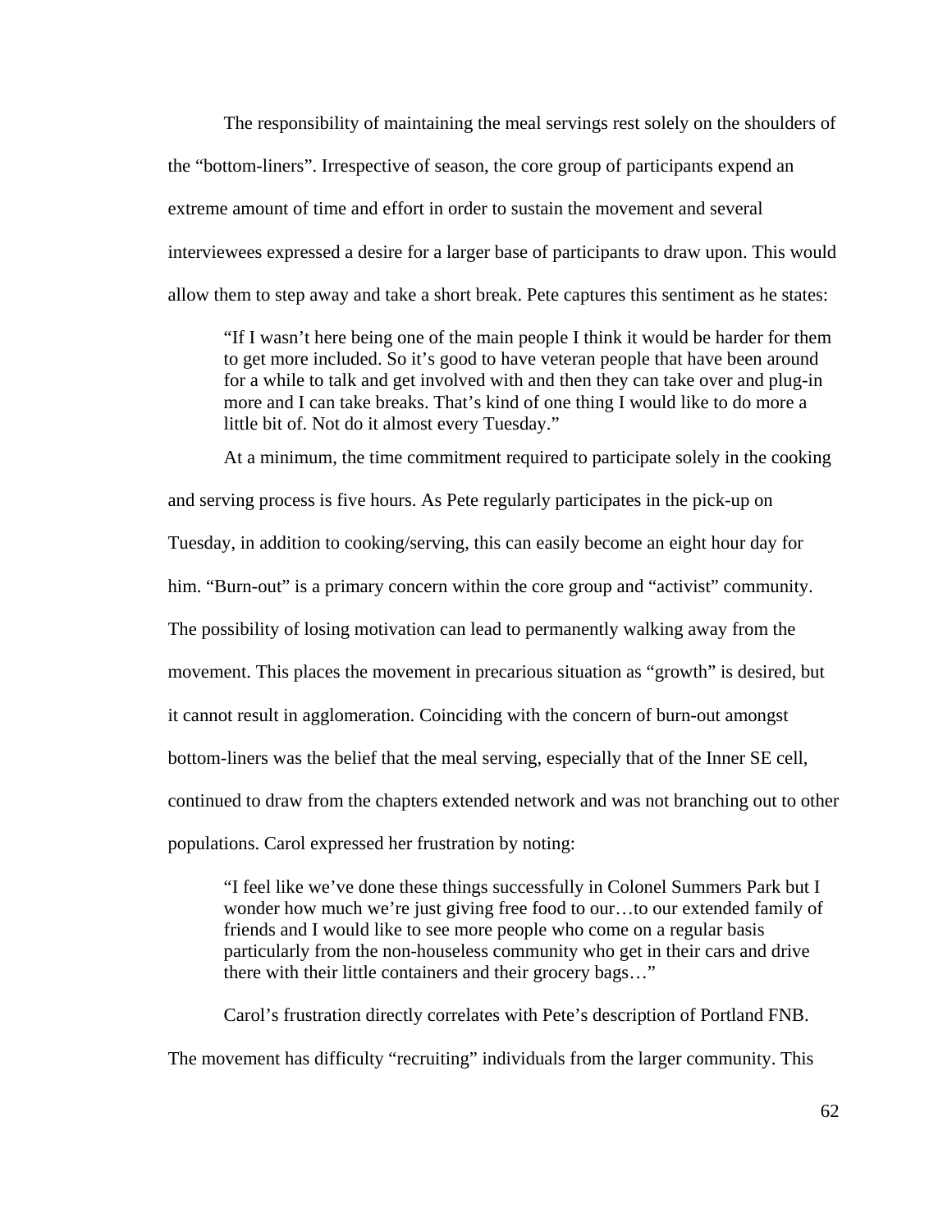The responsibility of maintaining the meal servings rest solely on the shoulders of the "bottom-liners". Irrespective of season, the core group of participants expend an extreme amount of time and effort in order to sustain the movement and several interviewees expressed a desire for a larger base of participants to draw upon. This would allow them to step away and take a short break. Pete captures this sentiment as he states:

> "If I wasn't here being one of the main people I think it would be harder for them to get more included. So it's good to have veteran people that have been around for a while to talk and get involved with and then they can take over and plug-in more and I can take breaks. That's kind of one thing I would like to do more a little bit of. Not do it almost every Tuesday."

At a minimum, the time commitment required to participate solely in the cooking and serving process is five hours. As Pete regularly participates in the pick-up on Tuesday, in addition to cooking/serving, this can easily become an eight hour day for him. "Burn-out" is a primary concern within the core group and "activist" community. The possibility of losing motivation can lead to permanently walking away from the movement. This places the movement in precarious situation as "growth" is desired, but it cannot result in agglomeration. Coinciding with the concern of burn-out amongst bottom-liners was the belief that the meal serving, especially that of the Inner SE cell, continued to draw from the chapters extended network and was not branching out to other populations. Carol expressed her frustration by noting:

> "I feel like we've done these things successfully in Colonel Summers Park but I wonder how much we're just giving free food to our…to our extended family of friends and I would like to see more people who come on a regular basis particularly from the non-houseless community who get in their cars and drive there with their little containers and their grocery bags…"

Carol's frustration directly correlates with Pete's description of Portland FNB. The movement has difficulty "recruiting" individuals from the larger community. This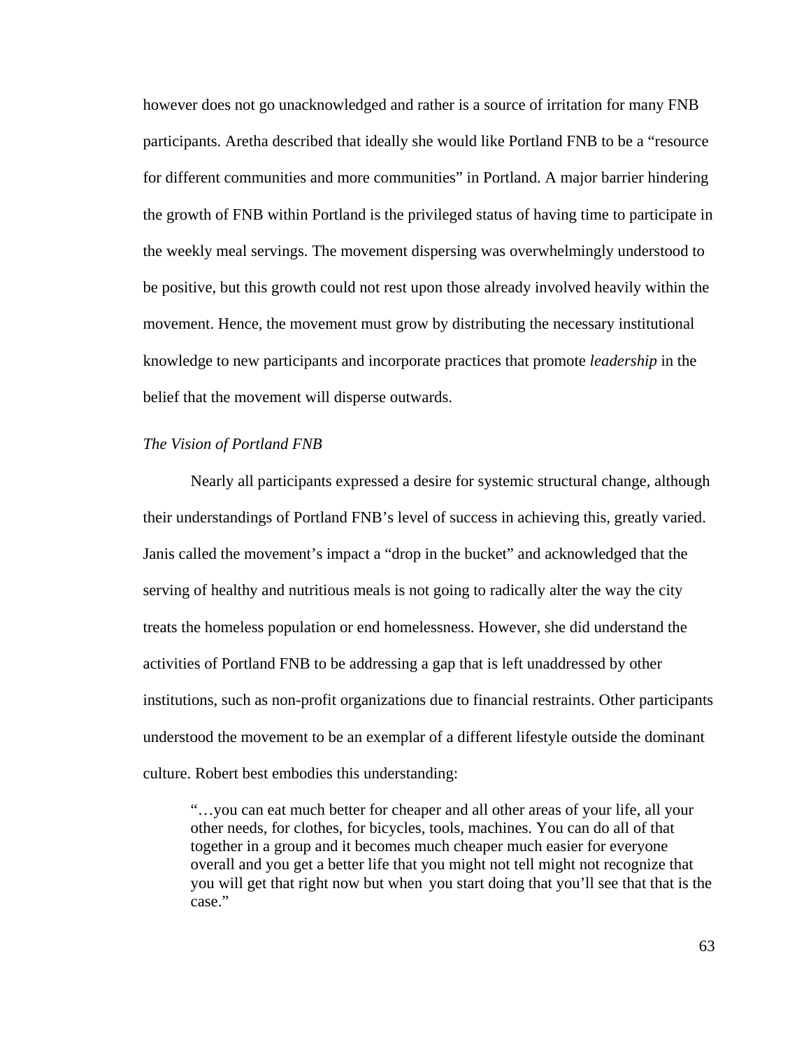however does not go unacknowledged and rather is a source of irritation for many FNB participants. Aretha described that ideally she would like Portland FNB to be a "resource for different communities and more communities" in Portland. A major barrier hindering the growth of FNB within Portland is the privileged status of having time to participate in the weekly meal servings. The movement dispersing was overwhelmingly understood to be positive, but this growth could not rest upon those already involved heavily within the movement. Hence, the movement must grow by distributing the necessary institutional knowledge to new participants and incorporate practices that promote *leadership* in the belief that the movement will disperse outwards.

*The Vision of Portland FNB*

Nearly all participants expressed a desire for systemic structural change, although their understandings of Portland FNB's level of success in achieving this, greatly varied. Janis called the movement's impact a "drop in the bucket" and acknowledged that the serving of healthy and nutritious meals is not going to radically alter the way the city treats the homeless population or end homelessness. However, she did understand the activities of Portland FNB to be addressing a gap that is left unaddressed by other institutions, such as non-profit organizations due to financial restraints. Other participants understood the movement to be an exemplar of a different lifestyle outside the dominant culture. Robert best embodies this understanding:

> "…you can eat much better for cheaper and all other areas of your life, all your other needs, for clothes, for bicycles, tools, machines. You can do all of that together in a group and it becomes much cheaper much easier for everyone overall and you get a better life that you might not tell might not recognize that you will get that right now but when you start doing that you'll see that that is the case."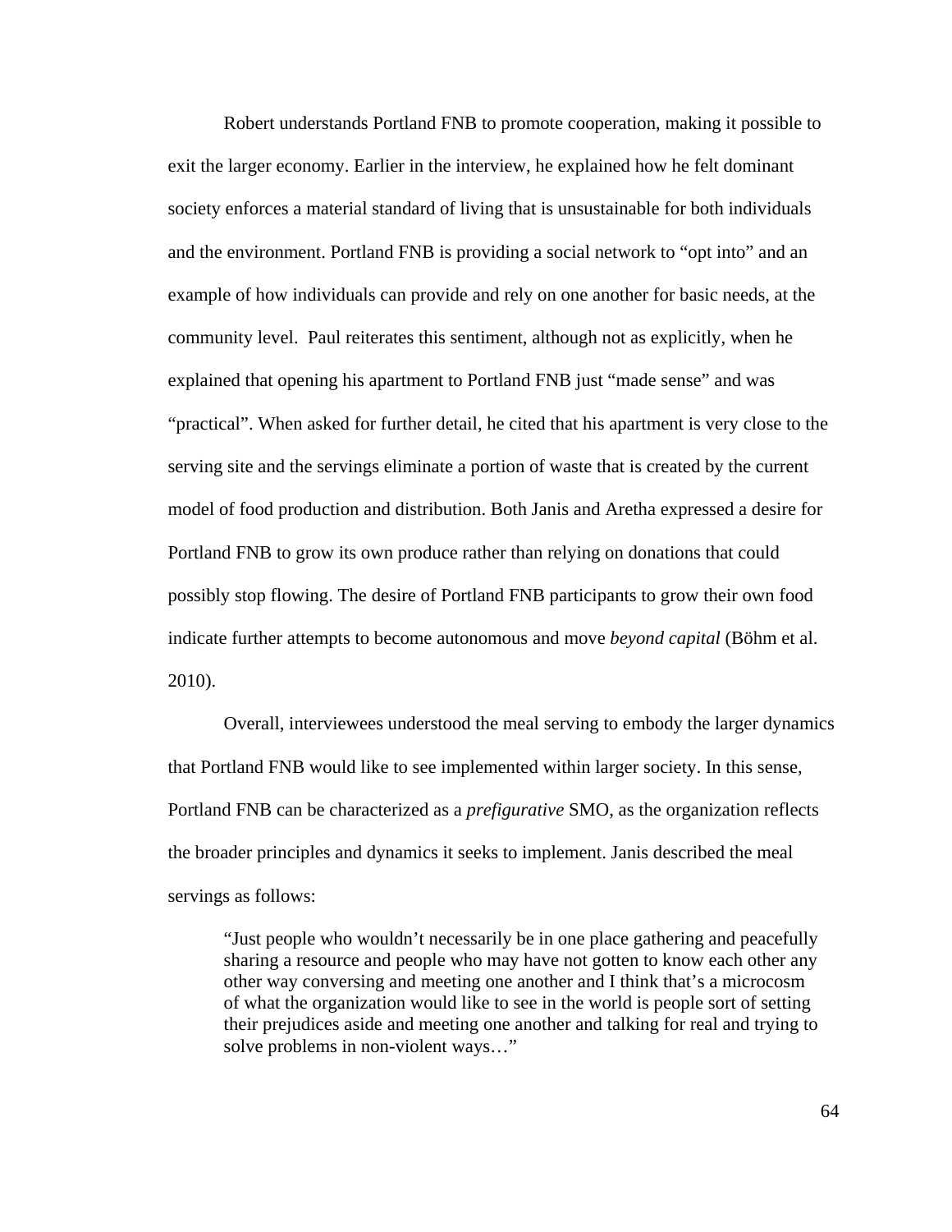Robert understands Portland FNB to promote cooperation, making it possible to exit the larger economy. Earlier in the interview, he explained how he felt dominant society enforces a material standard of living that is unsustainable for both individuals and the environment. Portland FNB is providing a social network to "opt into" and an example of how individuals can provide and rely on one another for basic needs, at the community level.  Paul reiterates this sentiment, although not as explicitly, when he explained that opening his apartment to Portland FNB just "made sense" and was "practical". When asked for further detail, he cited that his apartment is very close to the serving site and the servings eliminate a portion of waste that is created by the current model of food production and distribution. Both Janis and Aretha expressed a desire for Portland FNB to grow its own produce rather than relying on donations that could possibly stop flowing. The desire of Portland FNB participants to grow their own food indicate further attempts to become autonomous and move *beyond capital* (Böhm et al. 2010).

Overall, interviewees understood the meal serving to embody the larger dynamics that Portland FNB would like to see implemented within larger society. In this sense, Portland FNB can be characterized as a *prefigurative* SMO, as the organization reflects the broader principles and dynamics it seeks to implement. Janis described the meal servings as follows:

> "Just people who wouldn't necessarily be in one place gathering and peacefully sharing a resource and people who may have not gotten to know each other any other way conversing and meeting one another and I think that's a microcosm of what the organization would like to see in the world is people sort of setting their prejudices aside and meeting one another and talking for real and trying to solve problems in non-violent ways…"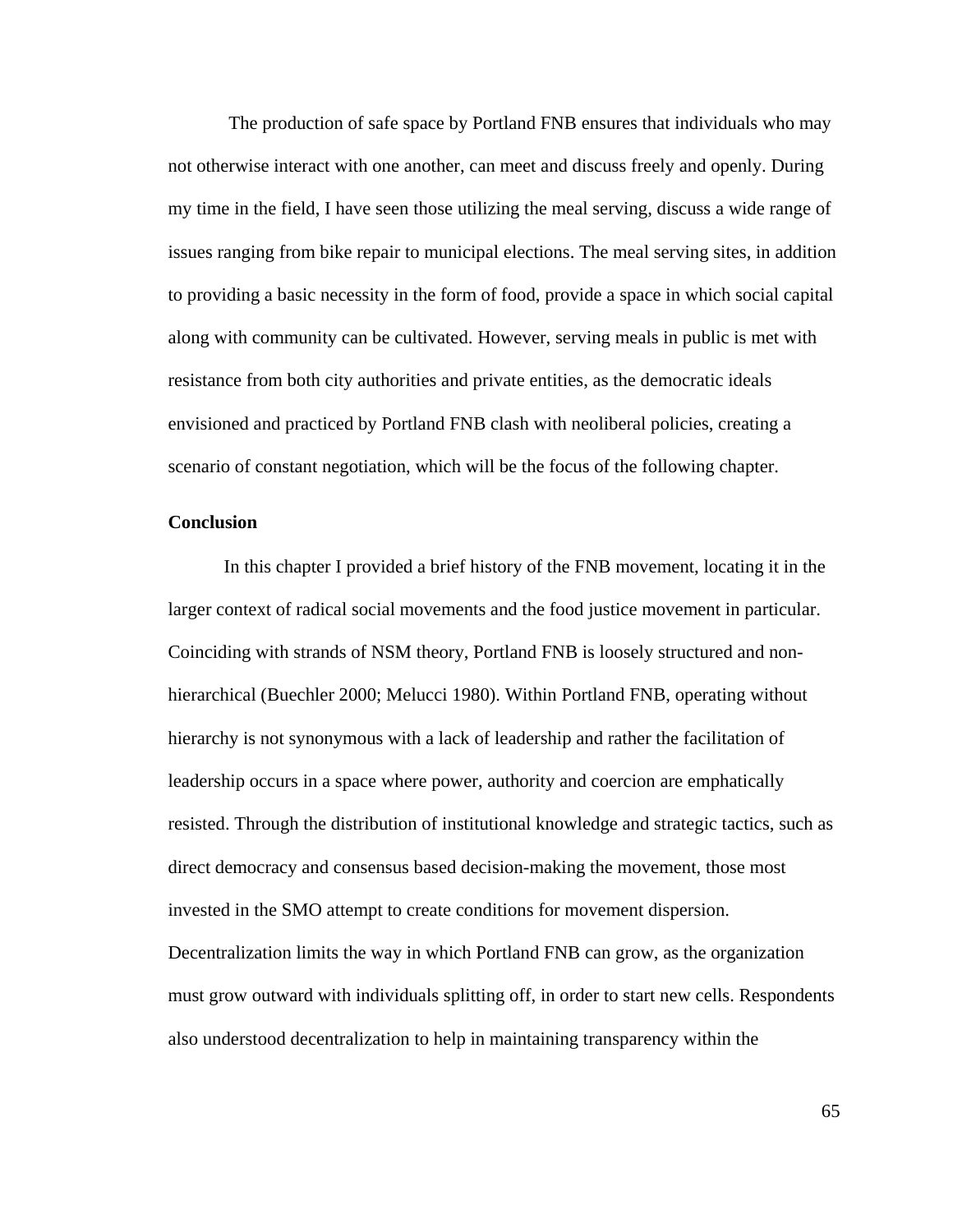The production of safe space by Portland FNB ensures that individuals who may not otherwise interact with one another, can meet and discuss freely and openly. During my time in the field, I have seen those utilizing the meal serving, discuss a wide range of issues ranging from bike repair to municipal elections. The meal serving sites, in addition to providing a basic necessity in the form of food, provide a space in which social capital along with community can be cultivated. However, serving meals in public is met with resistance from both city authorities and private entities, as the democratic ideals envisioned and practiced by Portland FNB clash with neoliberal policies, creating a scenario of constant negotiation, which will be the focus of the following chapter.

**Conclusion**

In this chapter I provided a brief history of the FNB movement, locating it in the larger context of radical social movements and the food justice movement in particular. Coinciding with strands of NSM theory, Portland FNB is loosely structured and non-hierarchical (Buechler 2000; Melucci 1980). Within Portland FNB, operating without hierarchy is not synonymous with a lack of leadership and rather the facilitation of leadership occurs in a space where power, authority and coercion are emphatically resisted. Through the distribution of institutional knowledge and strategic tactics, such as direct democracy and consensus based decision-making the movement, those most invested in the SMO attempt to create conditions for movement dispersion. Decentralization limits the way in which Portland FNB can grow, as the organization must grow outward with individuals splitting off, in order to start new cells. Respondents also understood decentralization to help in maintaining transparency within the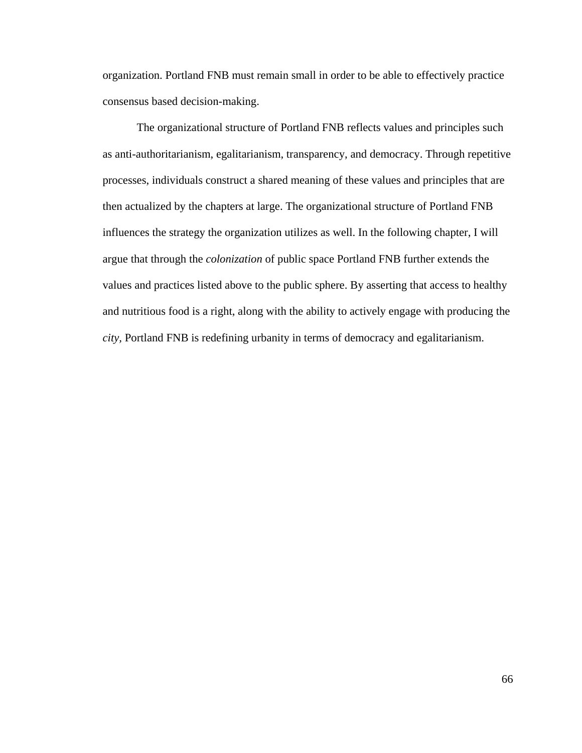organization. Portland FNB must remain small in order to be able to effectively practice consensus based decision-making.

The organizational structure of Portland FNB reflects values and principles such as anti-authoritarianism, egalitarianism, transparency, and democracy. Through repetitive processes, individuals construct a shared meaning of these values and principles that are then actualized by the chapters at large. The organizational structure of Portland FNB influences the strategy the organization utilizes as well. In the following chapter, I will argue that through the *colonization* of public space Portland FNB further extends the values and practices listed above to the public sphere. By asserting that access to healthy and nutritious food is a right, along with the ability to actively engage with producing the *city*, Portland FNB is redefining urbanity in terms of democracy and egalitarianism.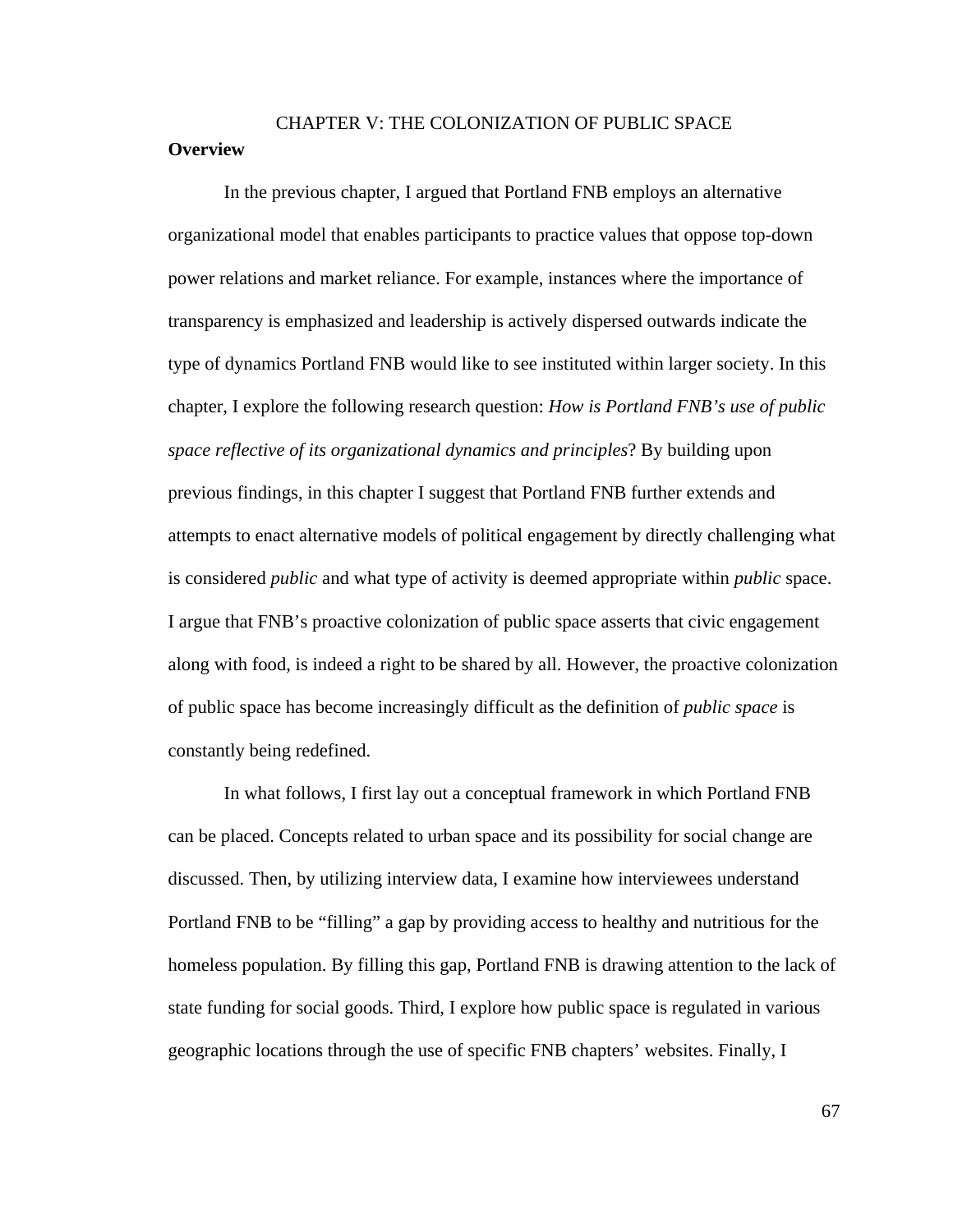# CHAPTER V: THE COLONIZATION OF PUBLIC SPACE

**Overview**

In the previous chapter, I argued that Portland FNB employs an alternative organizational model that enables participants to practice values that oppose top-down power relations and market reliance. For example, instances where the importance of transparency is emphasized and leadership is actively dispersed outwards indicate the type of dynamics Portland FNB would like to see instituted within larger society. In this chapter, I explore the following research question: *How is Portland FNB's use of public space reflective of its organizational dynamics and principles*? By building upon previous findings, in this chapter I suggest that Portland FNB further extends and attempts to enact alternative models of political engagement by directly challenging what is considered *public* and what type of activity is deemed appropriate within *public* space. I argue that FNB's proactive colonization of public space asserts that civic engagement along with food, is indeed a right to be shared by all. However, the proactive colonization of public space has become increasingly difficult as the definition of *public space* is constantly being redefined.

In what follows, I first lay out a conceptual framework in which Portland FNB can be placed. Concepts related to urban space and its possibility for social change are discussed. Then, by utilizing interview data, I examine how interviewees understand Portland FNB to be "filling" a gap by providing access to healthy and nutritious for the homeless population. By filling this gap, Portland FNB is drawing attention to the lack of state funding for social goods. Third, I explore how public space is regulated in various geographic locations through the use of specific FNB chapters' websites. Finally, I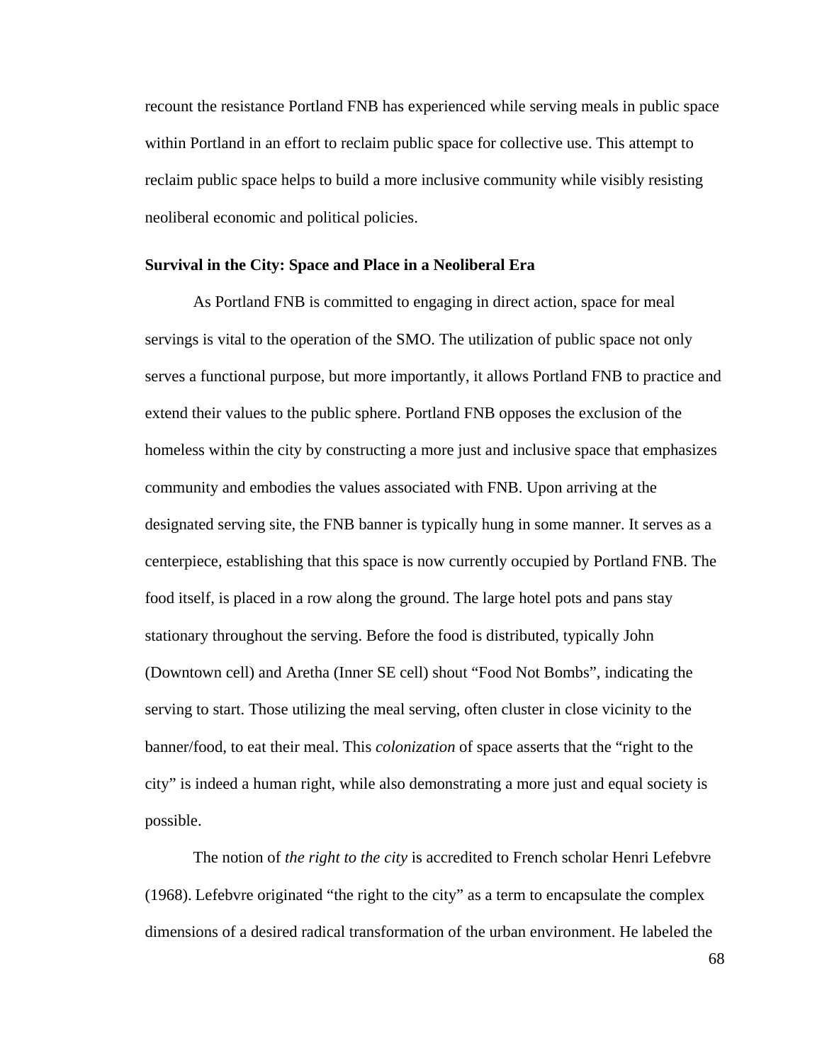recount the resistance Portland FNB has experienced while serving meals in public space within Portland in an effort to reclaim public space for collective use. This attempt to reclaim public space helps to build a more inclusive community while visibly resisting neoliberal economic and political policies.

**Survival in the City: Space and Place in a Neoliberal Era**

As Portland FNB is committed to engaging in direct action, space for meal servings is vital to the operation of the SMO. The utilization of public space not only serves a functional purpose, but more importantly, it allows Portland FNB to practice and extend their values to the public sphere. Portland FNB opposes the exclusion of the homeless within the city by constructing a more just and inclusive space that emphasizes community and embodies the values associated with FNB. Upon arriving at the designated serving site, the FNB banner is typically hung in some manner. It serves as a centerpiece, establishing that this space is now currently occupied by Portland FNB. The food itself, is placed in a row along the ground. The large hotel pots and pans stay stationary throughout the serving. Before the food is distributed, typically John (Downtown cell) and Aretha (Inner SE cell) shout "Food Not Bombs", indicating the serving to start. Those utilizing the meal serving, often cluster in close vicinity to the banner/food, to eat their meal. This *colonization* of space asserts that the "right to the city" is indeed a human right, while also demonstrating a more just and equal society is possible.

The notion of *the right to the city* is accredited to French scholar Henri Lefebvre (1968). Lefebvre originated "the right to the city" as a term to encapsulate the complex dimensions of a desired radical transformation of the urban environment. He labeled the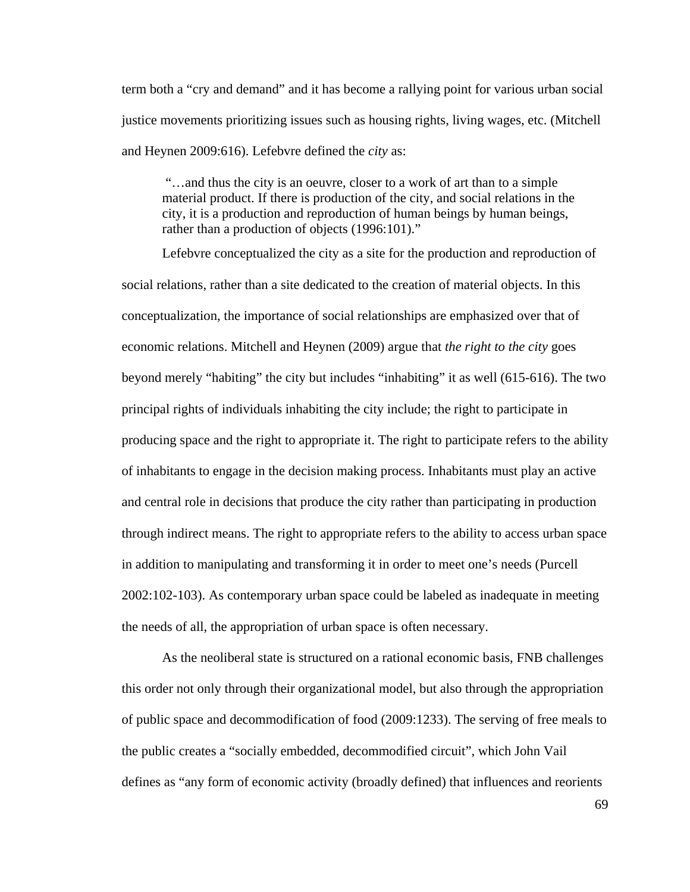term both a “cry and demand” and it has become a rallying point for various urban social justice movements prioritizing issues such as housing rights, living wages, etc. (Mitchell and Heynen 2009:616). Lefebvre defined the *city* as:

> “…and thus the city is an oeuvre, closer to a work of art than to a simple material product. If there is production of the city, and social relations in the city, it is a production and reproduction of human beings by human beings, rather than a production of objects (1996:101).”

Lefebvre conceptualized the city as a site for the production and reproduction of social relations, rather than a site dedicated to the creation of material objects. In this conceptualization, the importance of social relationships are emphasized over that of economic relations. Mitchell and Heynen (2009) argue that *the right to the city* goes beyond merely “habiting” the city but includes “inhabiting” it as well (615-616). The two principal rights of individuals inhabiting the city include; the right to participate in producing space and the right to appropriate it. The right to participate refers to the ability of inhabitants to engage in the decision making process. Inhabitants must play an active and central role in decisions that produce the city rather than participating in production through indirect means. The right to appropriate refers to the ability to access urban space in addition to manipulating and transforming it in order to meet one’s needs (Purcell 2002:102-103). As contemporary urban space could be labeled as inadequate in meeting the needs of all, the appropriation of urban space is often necessary.

As the neoliberal state is structured on a rational economic basis, FNB challenges this order not only through their organizational model, but also through the appropriation of public space and decommodification of food (2009:1233). The serving of free meals to the public creates a “socially embedded, decommodified circuit”, which John Vail defines as “any form of economic activity (broadly defined) that influences and reorients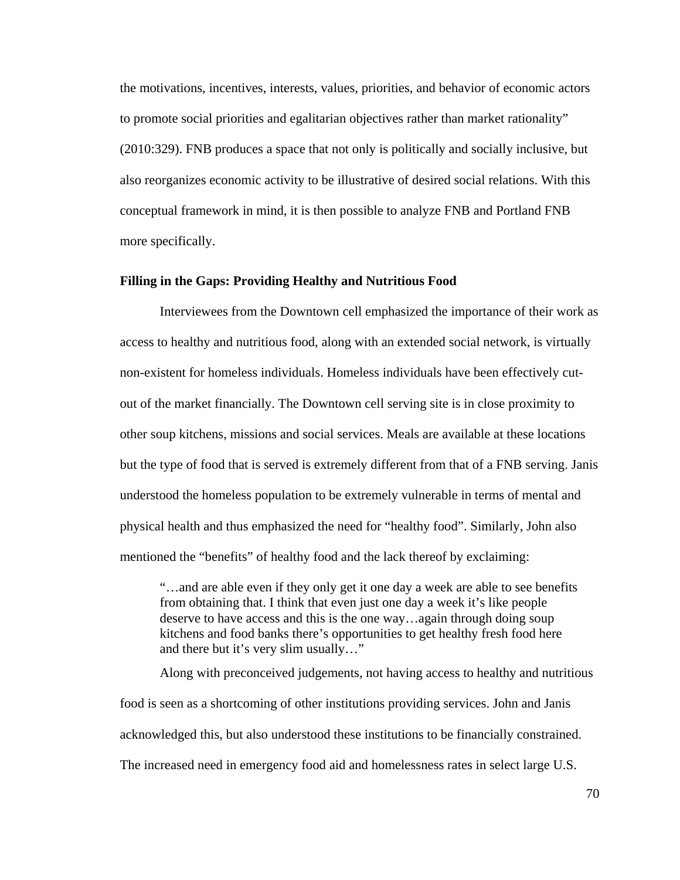the motivations, incentives, interests, values, priorities, and behavior of economic actors to promote social priorities and egalitarian objectives rather than market rationality" (2010:329). FNB produces a space that not only is politically and socially inclusive, but also reorganizes economic activity to be illustrative of desired social relations. With this conceptual framework in mind, it is then possible to analyze FNB and Portland FNB more specifically.

### Filling in the Gaps: Providing Healthy and Nutritious Food

Interviewees from the Downtown cell emphasized the importance of their work as access to healthy and nutritious food, along with an extended social network, is virtually non-existent for homeless individuals. Homeless individuals have been effectively cut-out of the market financially. The Downtown cell serving site is in close proximity to other soup kitchens, missions and social services. Meals are available at these locations but the type of food that is served is extremely different from that of a FNB serving. Janis understood the homeless population to be extremely vulnerable in terms of mental and physical health and thus emphasized the need for "healthy food". Similarly, John also mentioned the "benefits" of healthy food and the lack thereof by exclaiming:

> "…and are able even if they only get it one day a week are able to see benefits from obtaining that. I think that even just one day a week it's like people deserve to have access and this is the one way…again through doing soup kitchens and food banks there's opportunities to get healthy fresh food here and there but it's very slim usually…"

Along with preconceived judgements, not having access to healthy and nutritious food is seen as a shortcoming of other institutions providing services. John and Janis acknowledged this, but also understood these institutions to be financially constrained. The increased need in emergency food aid and homelessness rates in select large U.S.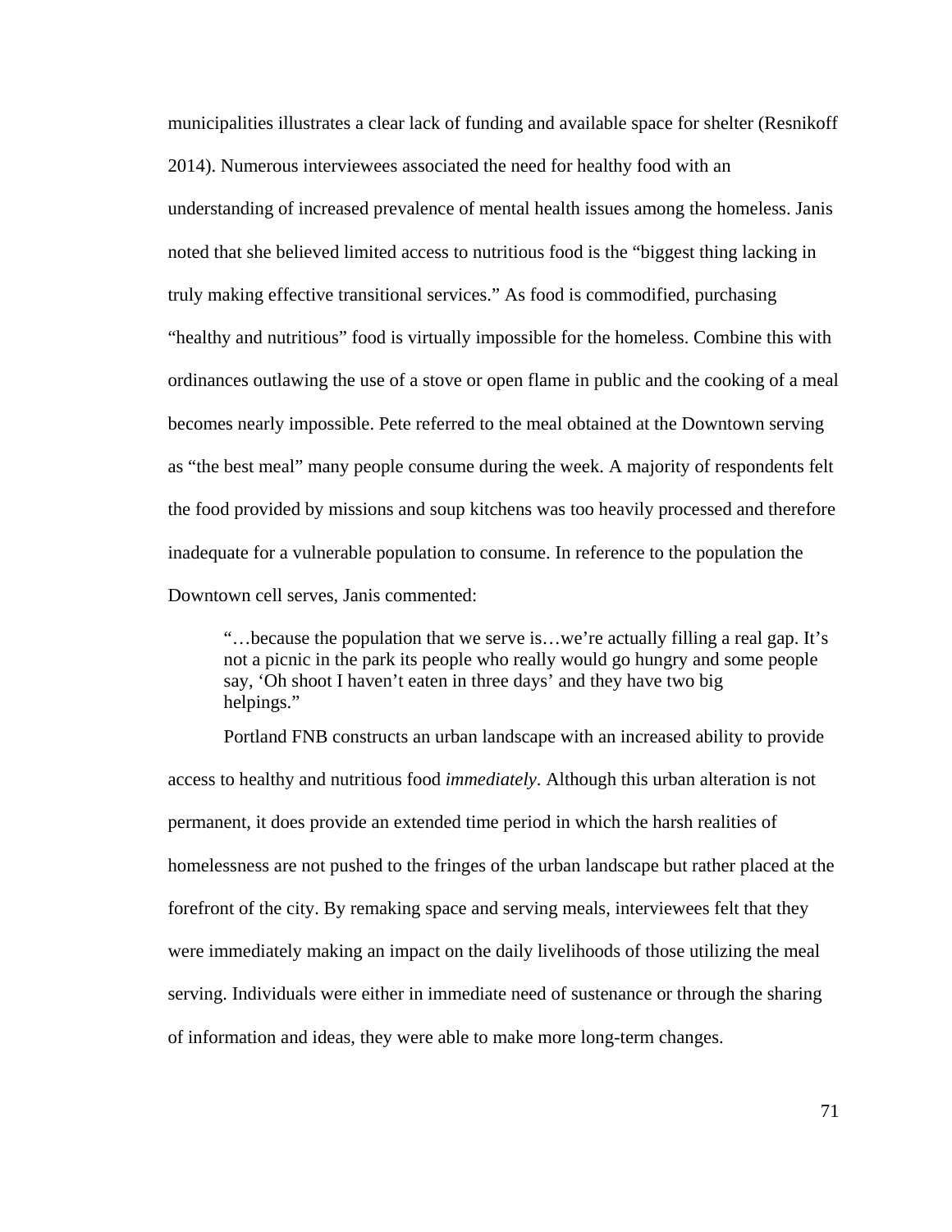municipalities illustrates a clear lack of funding and available space for shelter (Resnikoff 2014). Numerous interviewees associated the need for healthy food with an understanding of increased prevalence of mental health issues among the homeless. Janis noted that she believed limited access to nutritious food is the "biggest thing lacking in truly making effective transitional services." As food is commodified, purchasing "healthy and nutritious" food is virtually impossible for the homeless. Combine this with ordinances outlawing the use of a stove or open flame in public and the cooking of a meal becomes nearly impossible. Pete referred to the meal obtained at the Downtown serving as "the best meal" many people consume during the week. A majority of respondents felt the food provided by missions and soup kitchens was too heavily processed and therefore inadequate for a vulnerable population to consume. In reference to the population the Downtown cell serves, Janis commented:

> "…because the population that we serve is…we're actually filling a real gap. It's not a picnic in the park its people who really would go hungry and some people say, 'Oh shoot I haven't eaten in three days' and they have two big helpings."

Portland FNB constructs an urban landscape with an increased ability to provide access to healthy and nutritious food *immediately*. Although this urban alteration is not permanent, it does provide an extended time period in which the harsh realities of homelessness are not pushed to the fringes of the urban landscape but rather placed at the forefront of the city. By remaking space and serving meals, interviewees felt that they were immediately making an impact on the daily livelihoods of those utilizing the meal serving. Individuals were either in immediate need of sustenance or through the sharing of information and ideas, they were able to make more long-term changes.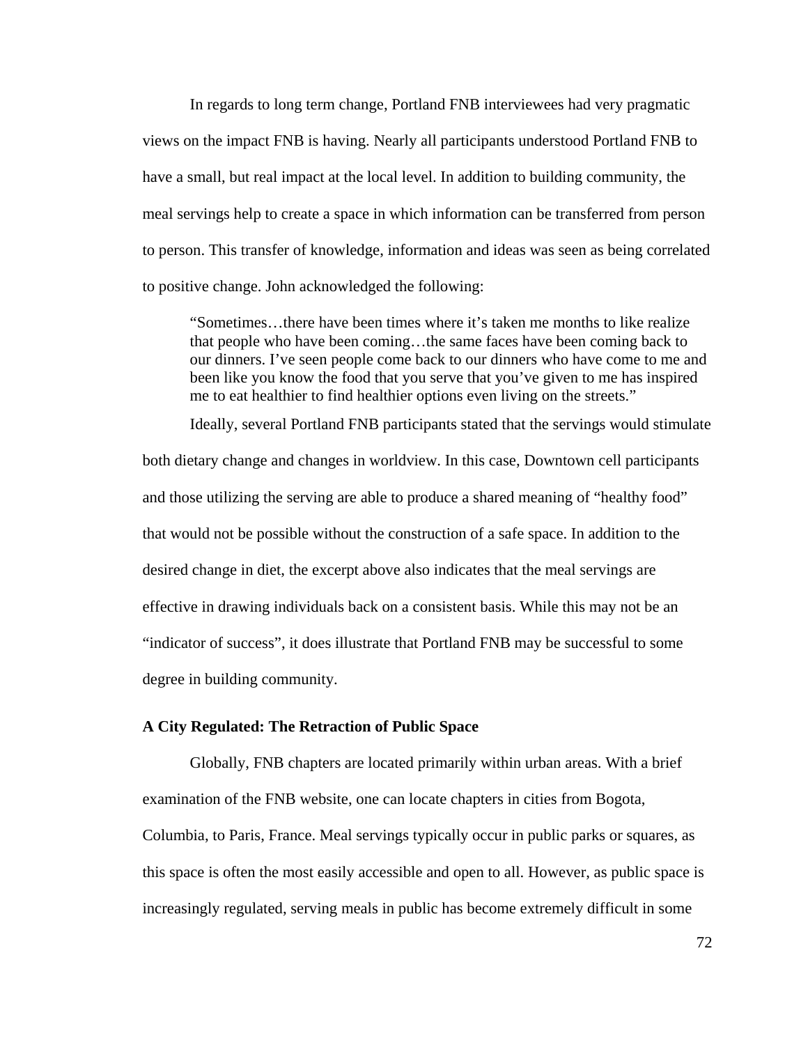In regards to long term change, Portland FNB interviewees had very pragmatic views on the impact FNB is having. Nearly all participants understood Portland FNB to have a small, but real impact at the local level. In addition to building community, the meal servings help to create a space in which information can be transferred from person to person. This transfer of knowledge, information and ideas was seen as being correlated to positive change. John acknowledged the following:

> "Sometimes…there have been times where it's taken me months to like realize that people who have been coming…the same faces have been coming back to our dinners. I've seen people come back to our dinners who have come to me and been like you know the food that you serve that you've given to me has inspired me to eat healthier to find healthier options even living on the streets."

Ideally, several Portland FNB participants stated that the servings would stimulate both dietary change and changes in worldview. In this case, Downtown cell participants and those utilizing the serving are able to produce a shared meaning of "healthy food" that would not be possible without the construction of a safe space. In addition to the desired change in diet, the excerpt above also indicates that the meal servings are effective in drawing individuals back on a consistent basis. While this may not be an "indicator of success", it does illustrate that Portland FNB may be successful to some degree in building community.

**A City Regulated: The Retraction of Public Space**

Globally, FNB chapters are located primarily within urban areas. With a brief examination of the FNB website, one can locate chapters in cities from Bogota, Columbia, to Paris, France. Meal servings typically occur in public parks or squares, as this space is often the most easily accessible and open to all. However, as public space is increasingly regulated, serving meals in public has become extremely difficult in some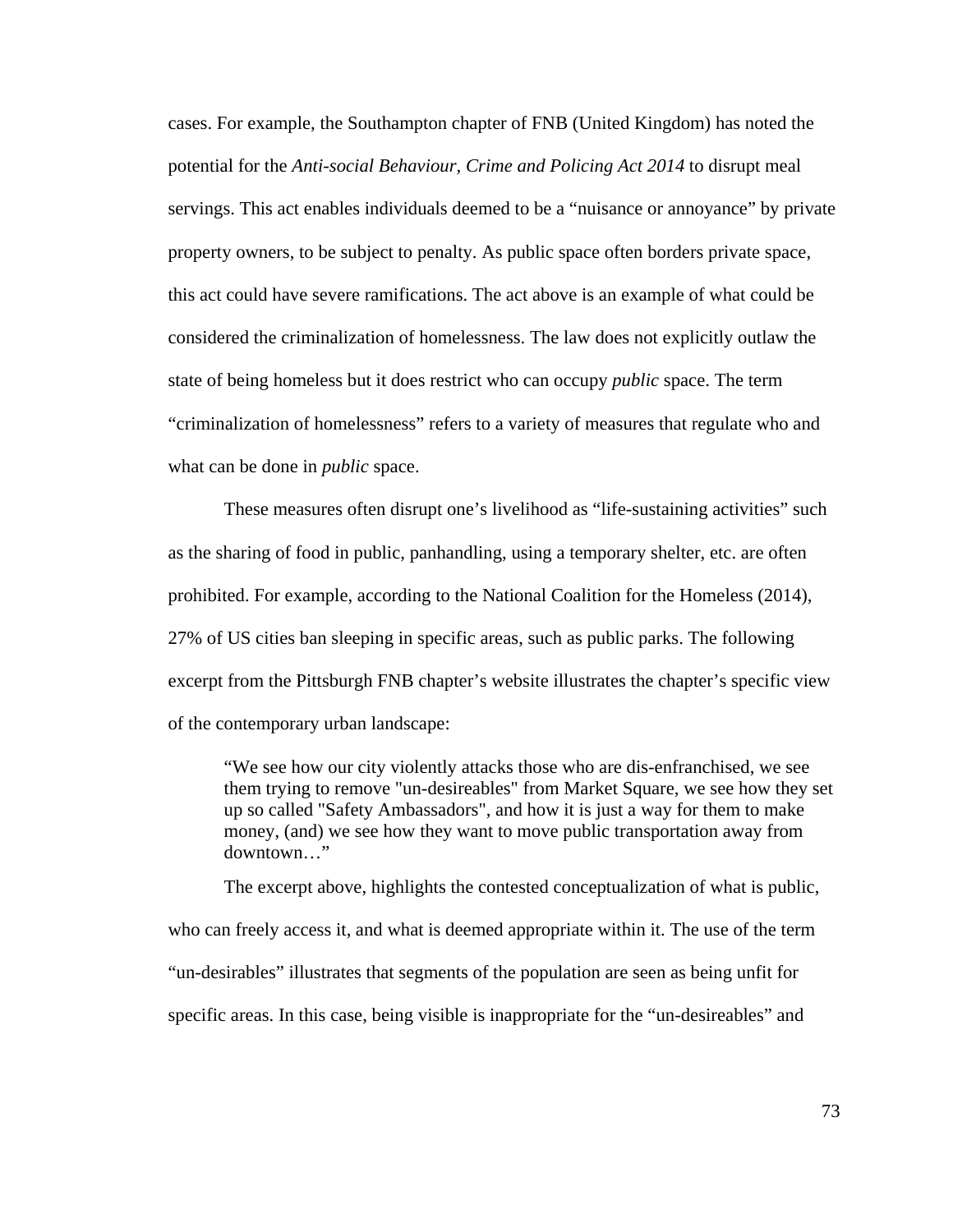cases. For example, the Southampton chapter of FNB (United Kingdom) has noted the potential for the *Anti-social Behaviour, Crime and Policing Act 2014* to disrupt meal servings. This act enables individuals deemed to be a "nuisance or annoyance" by private property owners, to be subject to penalty. As public space often borders private space, this act could have severe ramifications. The act above is an example of what could be considered the criminalization of homelessness. The law does not explicitly outlaw the state of being homeless but it does restrict who can occupy *public* space. The term "criminalization of homelessness" refers to a variety of measures that regulate who and what can be done in *public* space.

These measures often disrupt one's livelihood as "life-sustaining activities" such as the sharing of food in public, panhandling, using a temporary shelter, etc. are often prohibited. For example, according to the National Coalition for the Homeless (2014), 27% of US cities ban sleeping in specific areas, such as public parks. The following excerpt from the Pittsburgh FNB chapter's website illustrates the chapter's specific view of the contemporary urban landscape:

> "We see how our city violently attacks those who are dis-enfranchised, we see them trying to remove "un-desireables" from Market Square, we see how they set up so called "Safety Ambassadors", and how it is just a way for them to make money, (and) we see how they want to move public transportation away from downtown…"

The excerpt above, highlights the contested conceptualization of what is public, who can freely access it, and what is deemed appropriate within it. The use of the term "un-desirables" illustrates that segments of the population are seen as being unfit for specific areas. In this case, being visible is inappropriate for the "un-desireables" and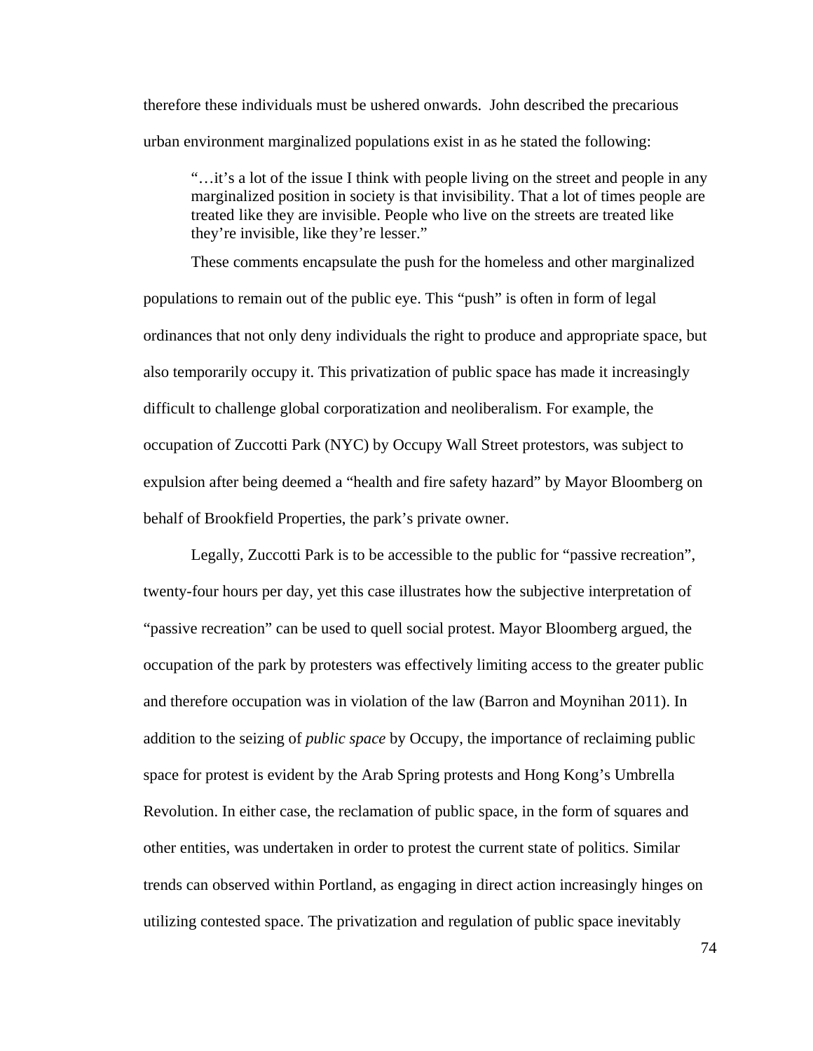therefore these individuals must be ushered onwards. John described the precarious urban environment marginalized populations exist in as he stated the following:

> "…it's a lot of the issue I think with people living on the street and people in any marginalized position in society is that invisibility. That a lot of times people are treated like they are invisible. People who live on the streets are treated like they're invisible, like they're lesser."

These comments encapsulate the push for the homeless and other marginalized populations to remain out of the public eye. This "push" is often in form of legal ordinances that not only deny individuals the right to produce and appropriate space, but also temporarily occupy it. This privatization of public space has made it increasingly difficult to challenge global corporatization and neoliberalism. For example, the occupation of Zuccotti Park (NYC) by Occupy Wall Street protestors, was subject to expulsion after being deemed a "health and fire safety hazard" by Mayor Bloomberg on behalf of Brookfield Properties, the park's private owner.

Legally, Zuccotti Park is to be accessible to the public for "passive recreation", twenty-four hours per day, yet this case illustrates how the subjective interpretation of "passive recreation" can be used to quell social protest. Mayor Bloomberg argued, the occupation of the park by protesters was effectively limiting access to the greater public and therefore occupation was in violation of the law (Barron and Moynihan 2011). In addition to the seizing of *public space* by Occupy, the importance of reclaiming public space for protest is evident by the Arab Spring protests and Hong Kong's Umbrella Revolution. In either case, the reclamation of public space, in the form of squares and other entities, was undertaken in order to protest the current state of politics. Similar trends can observed within Portland, as engaging in direct action increasingly hinges on utilizing contested space. The privatization and regulation of public space inevitably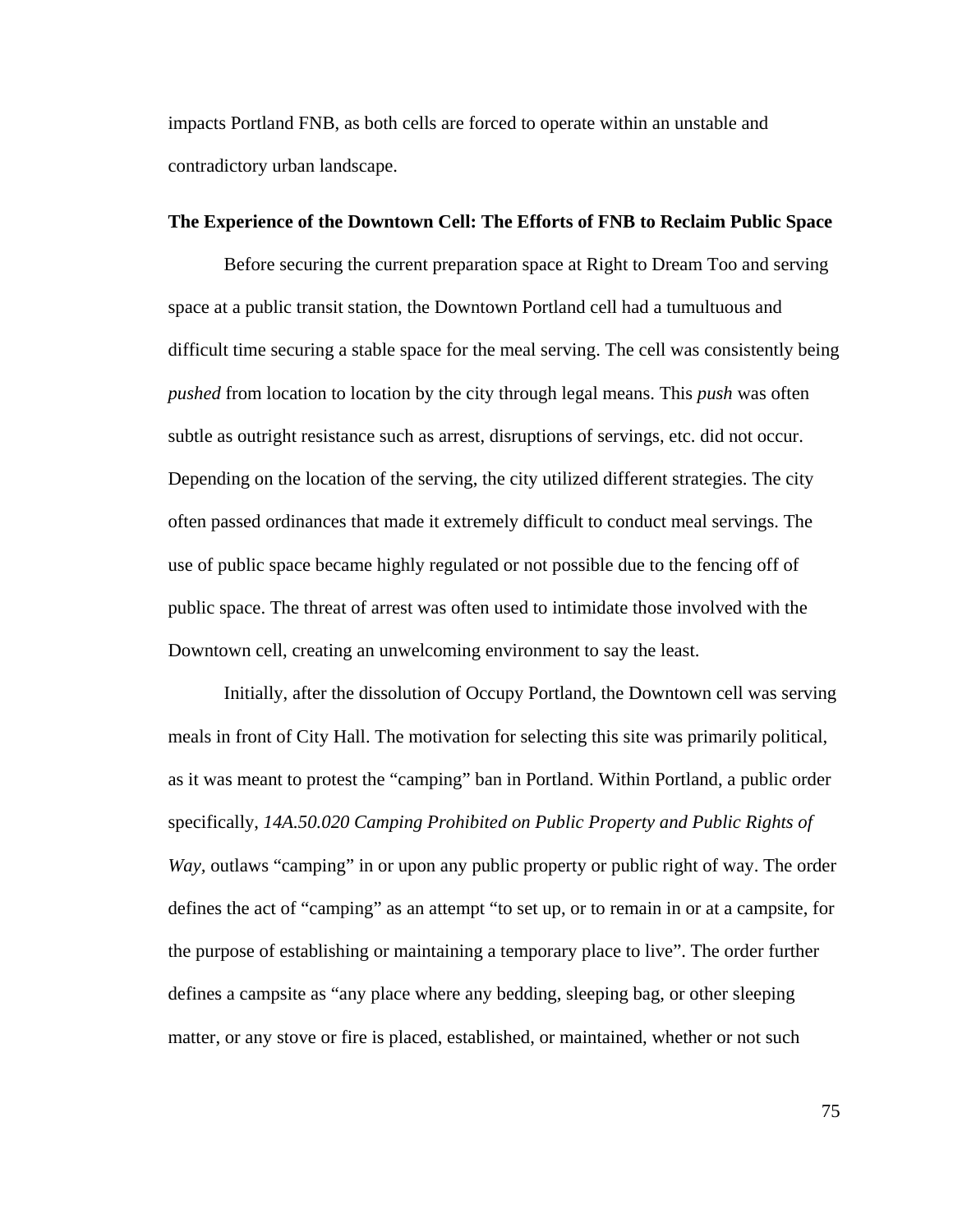impacts Portland FNB, as both cells are forced to operate within an unstable and contradictory urban landscape.

### The Experience of the Downtown Cell: The Efforts of FNB to Reclaim Public Space

Before securing the current preparation space at Right to Dream Too and serving space at a public transit station, the Downtown Portland cell had a tumultuous and difficult time securing a stable space for the meal serving. The cell was consistently being *pushed* from location to location by the city through legal means. This *push* was often subtle as outright resistance such as arrest, disruptions of servings, etc. did not occur. Depending on the location of the serving, the city utilized different strategies. The city often passed ordinances that made it extremely difficult to conduct meal servings. The use of public space became highly regulated or not possible due to the fencing off of public space. The threat of arrest was often used to intimidate those involved with the Downtown cell, creating an unwelcoming environment to say the least.

Initially, after the dissolution of Occupy Portland, the Downtown cell was serving meals in front of City Hall. The motivation for selecting this site was primarily political, as it was meant to protest the "camping" ban in Portland. Within Portland, a public order specifically, *14A.50.020 Camping Prohibited on Public Property and Public Rights of Way,* outlaws "camping" in or upon any public property or public right of way. The order defines the act of "camping" as an attempt "to set up, or to remain in or at a campsite, for the purpose of establishing or maintaining a temporary place to live". The order further defines a campsite as "any place where any bedding, sleeping bag, or other sleeping matter, or any stove or fire is placed, established, or maintained, whether or not such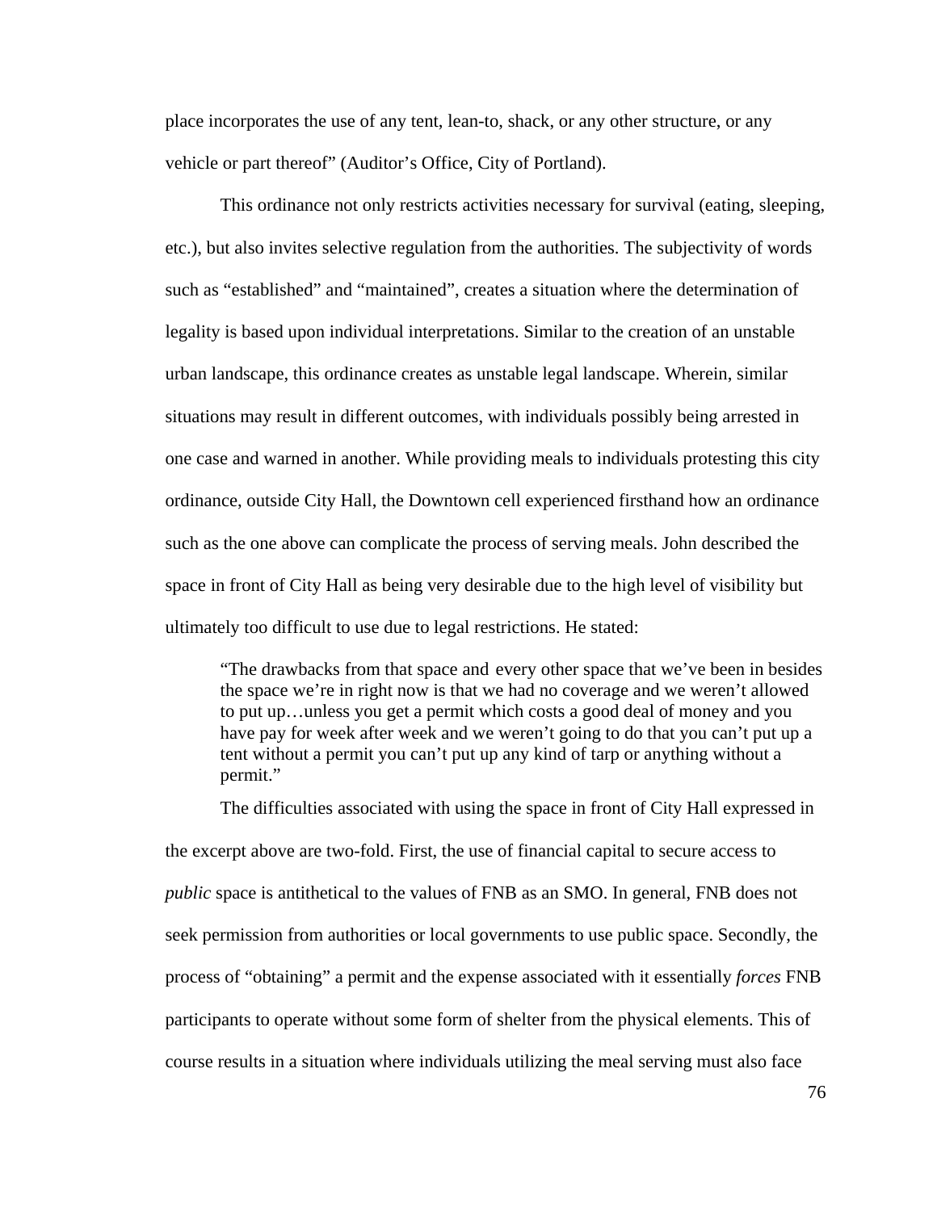place incorporates the use of any tent, lean-to, shack, or any other structure, or any vehicle or part thereof" (Auditor's Office, City of Portland).

This ordinance not only restricts activities necessary for survival (eating, sleeping, etc.), but also invites selective regulation from the authorities. The subjectivity of words such as "established" and "maintained", creates a situation where the determination of legality is based upon individual interpretations. Similar to the creation of an unstable urban landscape, this ordinance creates as unstable legal landscape. Wherein, similar situations may result in different outcomes, with individuals possibly being arrested in one case and warned in another. While providing meals to individuals protesting this city ordinance, outside City Hall, the Downtown cell experienced firsthand how an ordinance such as the one above can complicate the process of serving meals. John described the space in front of City Hall as being very desirable due to the high level of visibility but ultimately too difficult to use due to legal restrictions. He stated:

> "The drawbacks from that space and every other space that we've been in besides the space we're in right now is that we had no coverage and we weren't allowed to put up…unless you get a permit which costs a good deal of money and you have pay for week after week and we weren't going to do that you can't put up a tent without a permit you can't put up any kind of tarp or anything without a permit."

The difficulties associated with using the space in front of City Hall expressed in the excerpt above are two-fold. First, the use of financial capital to secure access to *public* space is antithetical to the values of FNB as an SMO. In general, FNB does not seek permission from authorities or local governments to use public space. Secondly, the process of "obtaining" a permit and the expense associated with it essentially *forces* FNB participants to operate without some form of shelter from the physical elements. This of course results in a situation where individuals utilizing the meal serving must also face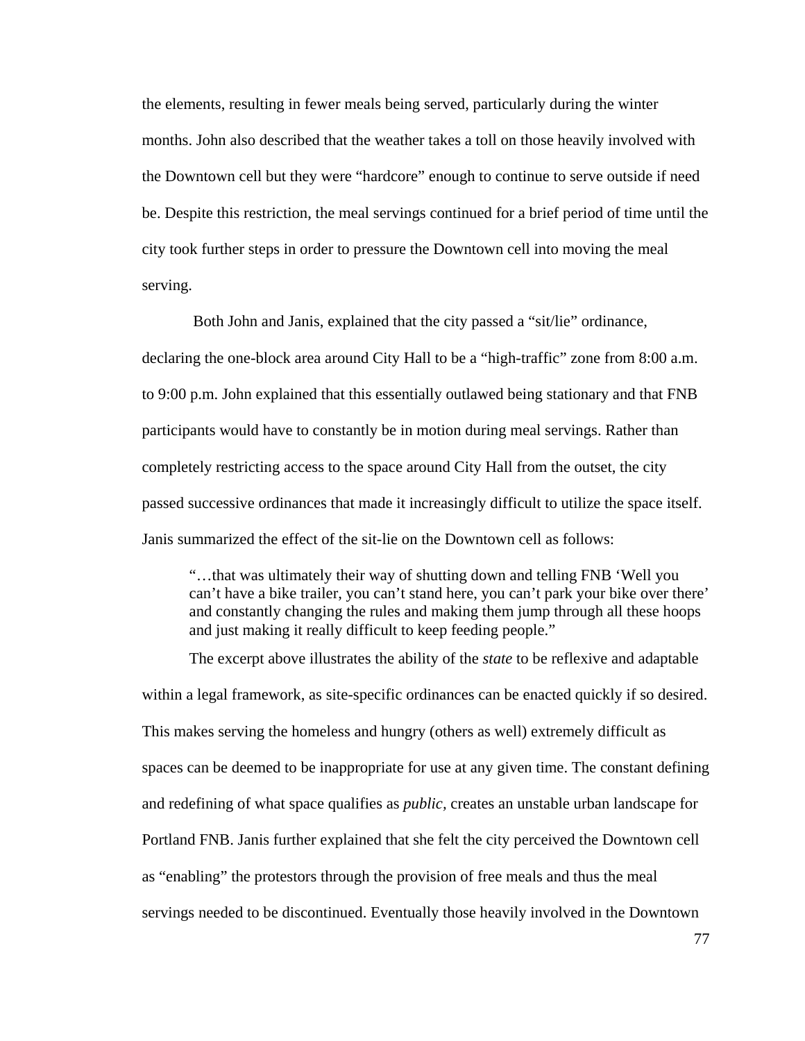the elements, resulting in fewer meals being served, particularly during the winter months. John also described that the weather takes a toll on those heavily involved with the Downtown cell but they were "hardcore" enough to continue to serve outside if need be. Despite this restriction, the meal servings continued for a brief period of time until the city took further steps in order to pressure the Downtown cell into moving the meal serving.

Both John and Janis, explained that the city passed a "sit/lie" ordinance, declaring the one-block area around City Hall to be a "high-traffic" zone from 8:00 a.m. to 9:00 p.m. John explained that this essentially outlawed being stationary and that FNB participants would have to constantly be in motion during meal servings. Rather than completely restricting access to the space around City Hall from the outset, the city passed successive ordinances that made it increasingly difficult to utilize the space itself. Janis summarized the effect of the sit-lie on the Downtown cell as follows:

> "…that was ultimately their way of shutting down and telling FNB 'Well you can't have a bike trailer, you can't stand here, you can't park your bike over there' and constantly changing the rules and making them jump through all these hoops and just making it really difficult to keep feeding people."

The excerpt above illustrates the ability of the *state* to be reflexive and adaptable within a legal framework, as site-specific ordinances can be enacted quickly if so desired. This makes serving the homeless and hungry (others as well) extremely difficult as spaces can be deemed to be inappropriate for use at any given time. The constant defining and redefining of what space qualifies as *public,* creates an unstable urban landscape for Portland FNB. Janis further explained that she felt the city perceived the Downtown cell as "enabling" the protestors through the provision of free meals and thus the meal servings needed to be discontinued. Eventually those heavily involved in the Downtown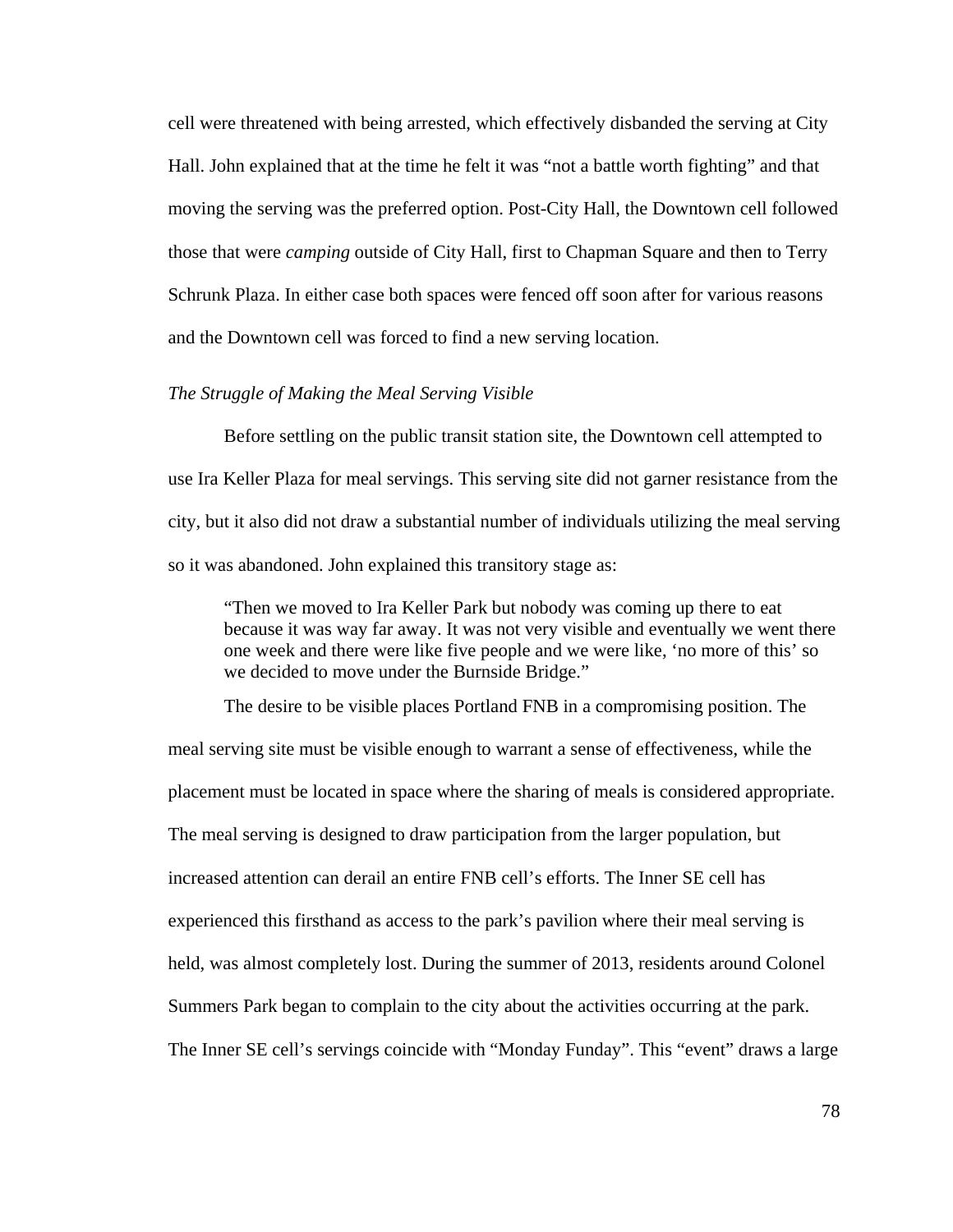cell were threatened with being arrested, which effectively disbanded the serving at City Hall. John explained that at the time he felt it was "not a battle worth fighting" and that moving the serving was the preferred option. Post-City Hall, the Downtown cell followed those that were *camping* outside of City Hall, first to Chapman Square and then to Terry Schrunk Plaza. In either case both spaces were fenced off soon after for various reasons and the Downtown cell was forced to find a new serving location.

### *The Struggle of Making the Meal Serving Visible*

Before settling on the public transit station site, the Downtown cell attempted to use Ira Keller Plaza for meal servings. This serving site did not garner resistance from the city, but it also did not draw a substantial number of individuals utilizing the meal serving so it was abandoned. John explained this transitory stage as:

> "Then we moved to Ira Keller Park but nobody was coming up there to eat because it was way far away. It was not very visible and eventually we went there one week and there were like five people and we were like, 'no more of this' so we decided to move under the Burnside Bridge."

The desire to be visible places Portland FNB in a compromising position. The meal serving site must be visible enough to warrant a sense of effectiveness, while the placement must be located in space where the sharing of meals is considered appropriate. The meal serving is designed to draw participation from the larger population, but increased attention can derail an entire FNB cell's efforts. The Inner SE cell has experienced this firsthand as access to the park's pavilion where their meal serving is held, was almost completely lost. During the summer of 2013, residents around Colonel Summers Park began to complain to the city about the activities occurring at the park. The Inner SE cell's servings coincide with "Monday Funday". This "event" draws a large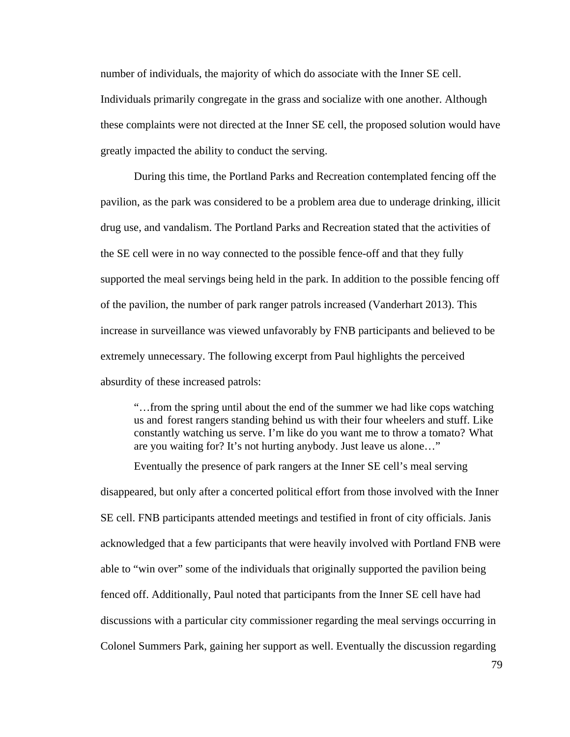number of individuals, the majority of which do associate with the Inner SE cell. Individuals primarily congregate in the grass and socialize with one another. Although these complaints were not directed at the Inner SE cell, the proposed solution would have greatly impacted the ability to conduct the serving.

During this time, the Portland Parks and Recreation contemplated fencing off the pavilion, as the park was considered to be a problem area due to underage drinking, illicit drug use, and vandalism. The Portland Parks and Recreation stated that the activities of the SE cell were in no way connected to the possible fence-off and that they fully supported the meal servings being held in the park. In addition to the possible fencing off of the pavilion, the number of park ranger patrols increased (Vanderhart 2013). This increase in surveillance was viewed unfavorably by FNB participants and believed to be extremely unnecessary. The following excerpt from Paul highlights the perceived absurdity of these increased patrols:

> "…from the spring until about the end of the summer we had like cops watching us and forest rangers standing behind us with their four wheelers and stuff. Like constantly watching us serve. I'm like do you want me to throw a tomato? What are you waiting for? It's not hurting anybody. Just leave us alone…"

Eventually the presence of park rangers at the Inner SE cell's meal serving disappeared, but only after a concerted political effort from those involved with the Inner SE cell. FNB participants attended meetings and testified in front of city officials. Janis acknowledged that a few participants that were heavily involved with Portland FNB were able to "win over" some of the individuals that originally supported the pavilion being fenced off. Additionally, Paul noted that participants from the Inner SE cell have had discussions with a particular city commissioner regarding the meal servings occurring in Colonel Summers Park, gaining her support as well. Eventually the discussion regarding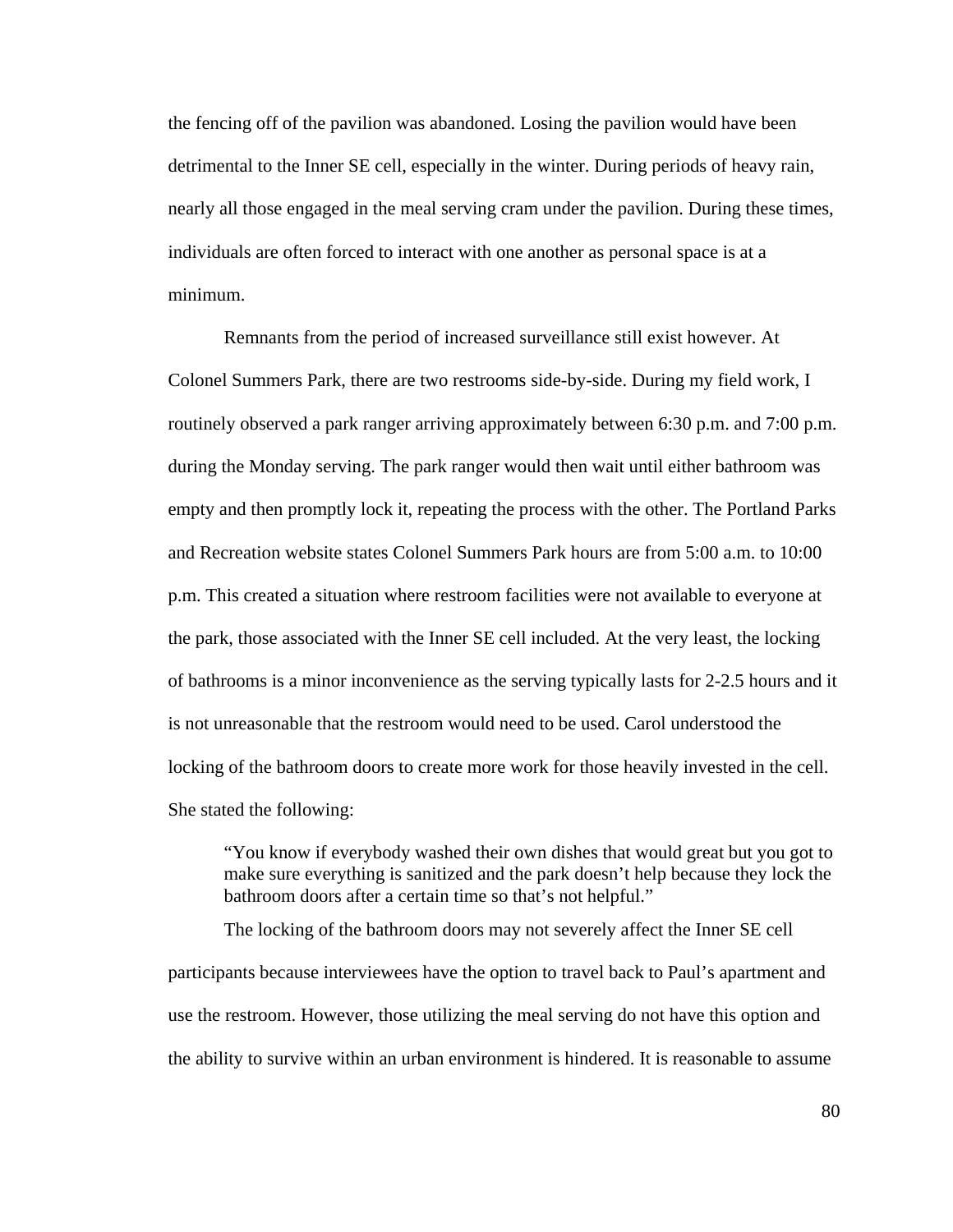the fencing off of the pavilion was abandoned. Losing the pavilion would have been detrimental to the Inner SE cell, especially in the winter. During periods of heavy rain, nearly all those engaged in the meal serving cram under the pavilion. During these times, individuals are often forced to interact with one another as personal space is at a minimum.

Remnants from the period of increased surveillance still exist however. At Colonel Summers Park, there are two restrooms side-by-side. During my field work, I routinely observed a park ranger arriving approximately between 6:30 p.m. and 7:00 p.m. during the Monday serving. The park ranger would then wait until either bathroom was empty and then promptly lock it, repeating the process with the other. The Portland Parks and Recreation website states Colonel Summers Park hours are from 5:00 a.m. to 10:00 p.m. This created a situation where restroom facilities were not available to everyone at the park, those associated with the Inner SE cell included. At the very least, the locking of bathrooms is a minor inconvenience as the serving typically lasts for 2-2.5 hours and it is not unreasonable that the restroom would need to be used. Carol understood the locking of the bathroom doors to create more work for those heavily invested in the cell. She stated the following:

> "You know if everybody washed their own dishes that would great but you got to make sure everything is sanitized and the park doesn't help because they lock the bathroom doors after a certain time so that's not helpful."

The locking of the bathroom doors may not severely affect the Inner SE cell participants because interviewees have the option to travel back to Paul's apartment and use the restroom. However, those utilizing the meal serving do not have this option and the ability to survive within an urban environment is hindered. It is reasonable to assume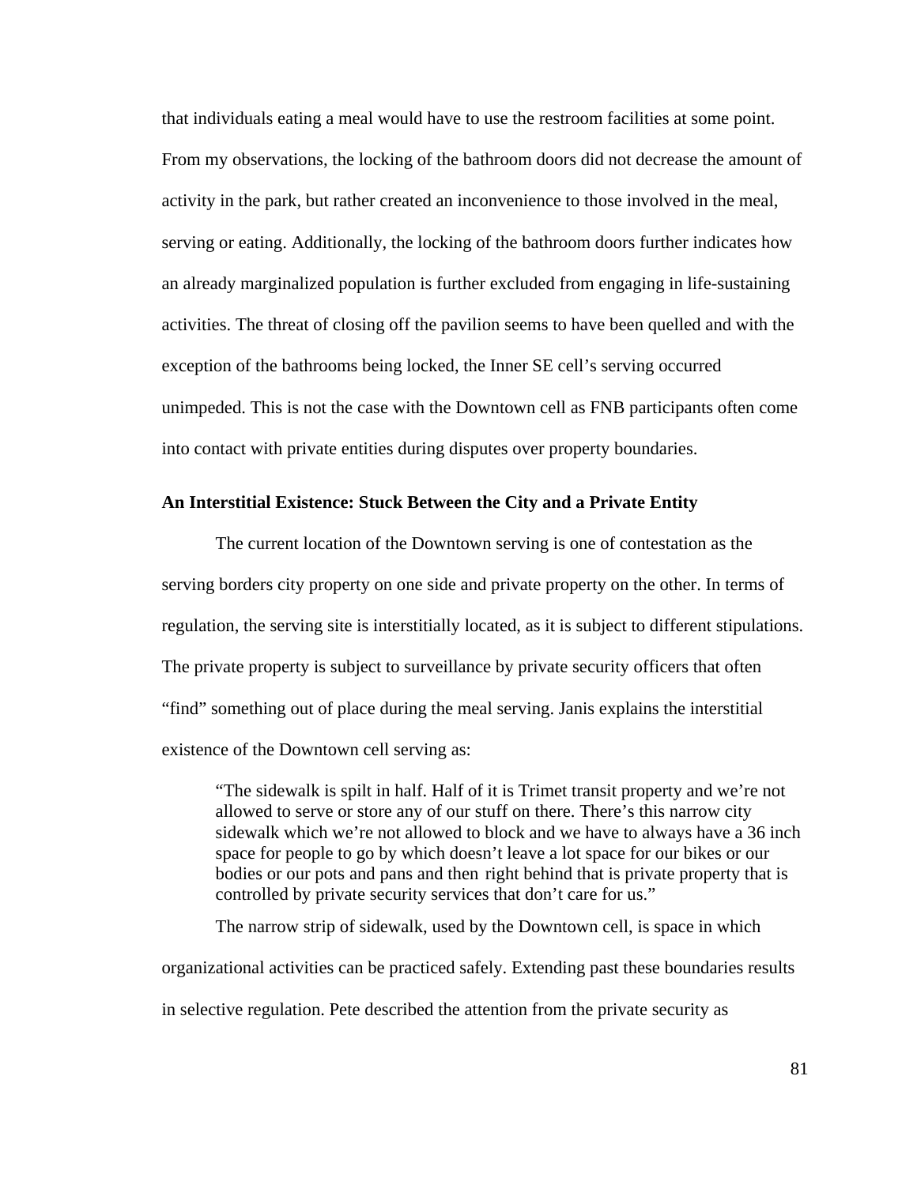that individuals eating a meal would have to use the restroom facilities at some point. From my observations, the locking of the bathroom doors did not decrease the amount of activity in the park, but rather created an inconvenience to those involved in the meal, serving or eating. Additionally, the locking of the bathroom doors further indicates how an already marginalized population is further excluded from engaging in life-sustaining activities. The threat of closing off the pavilion seems to have been quelled and with the exception of the bathrooms being locked, the Inner SE cell's serving occurred unimpeded. This is not the case with the Downtown cell as FNB participants often come into contact with private entities during disputes over property boundaries.

**An Interstitial Existence: Stuck Between the City and a Private Entity**

The current location of the Downtown serving is one of contestation as the serving borders city property on one side and private property on the other. In terms of regulation, the serving site is interstitially located, as it is subject to different stipulations. The private property is subject to surveillance by private security officers that often "find" something out of place during the meal serving. Janis explains the interstitial existence of the Downtown cell serving as:

> "The sidewalk is spilt in half. Half of it is Trimet transit property and we're not allowed to serve or store any of our stuff on there. There's this narrow city sidewalk which we're not allowed to block and we have to always have a 36 inch space for people to go by which doesn't leave a lot space for our bikes or our bodies or our pots and pans and then right behind that is private property that is controlled by private security services that don't care for us."

The narrow strip of sidewalk, used by the Downtown cell, is space in which organizational activities can be practiced safely. Extending past these boundaries results in selective regulation. Pete described the attention from the private security as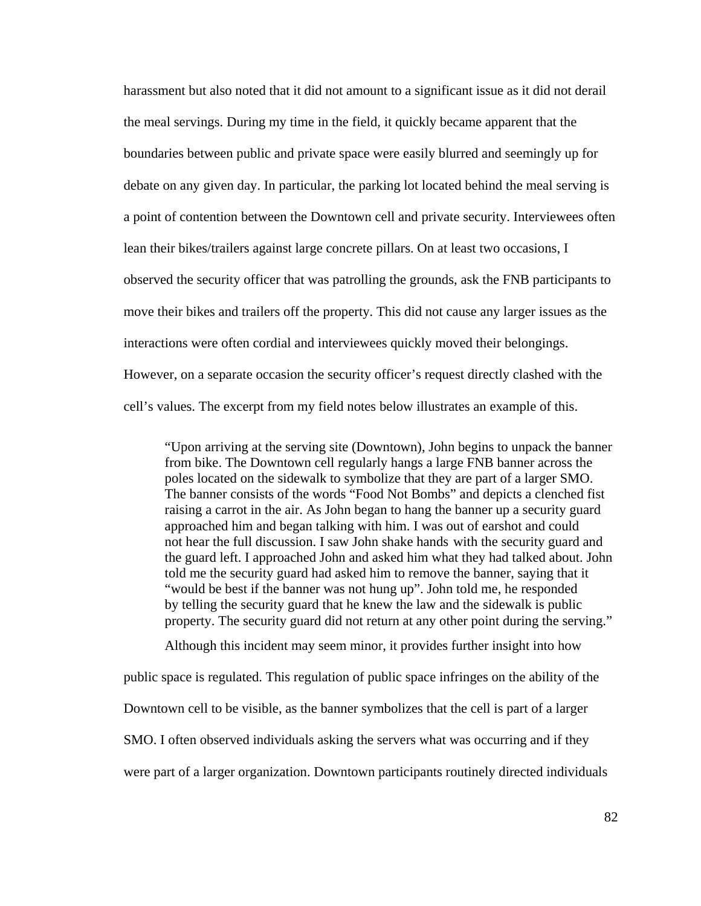harassment but also noted that it did not amount to a significant issue as it did not derail the meal servings. During my time in the field, it quickly became apparent that the boundaries between public and private space were easily blurred and seemingly up for debate on any given day. In particular, the parking lot located behind the meal serving is a point of contention between the Downtown cell and private security. Interviewees often lean their bikes/trailers against large concrete pillars. On at least two occasions, I observed the security officer that was patrolling the grounds, ask the FNB participants to move their bikes and trailers off the property. This did not cause any larger issues as the interactions were often cordial and interviewees quickly moved their belongings. However, on a separate occasion the security officer's request directly clashed with the cell's values. The excerpt from my field notes below illustrates an example of this.

> "Upon arriving at the serving site (Downtown), John begins to unpack the banner from bike. The Downtown cell regularly hangs a large FNB banner across the poles located on the sidewalk to symbolize that they are part of a larger SMO. The banner consists of the words "Food Not Bombs" and depicts a clenched fist raising a carrot in the air. As John began to hang the banner up a security guard approached him and began talking with him. I was out of earshot and could not hear the full discussion. I saw John shake hands with the security guard and the guard left. I approached John and asked him what they had talked about. John told me the security guard had asked him to remove the banner, saying that it "would be best if the banner was not hung up". John told me, he responded by telling the security guard that he knew the law and the sidewalk is public property. The security guard did not return at any other point during the serving."

Although this incident may seem minor, it provides further insight into how public space is regulated. This regulation of public space infringes on the ability of the Downtown cell to be visible, as the banner symbolizes that the cell is part of a larger SMO. I often observed individuals asking the servers what was occurring and if they were part of a larger organization. Downtown participants routinely directed individuals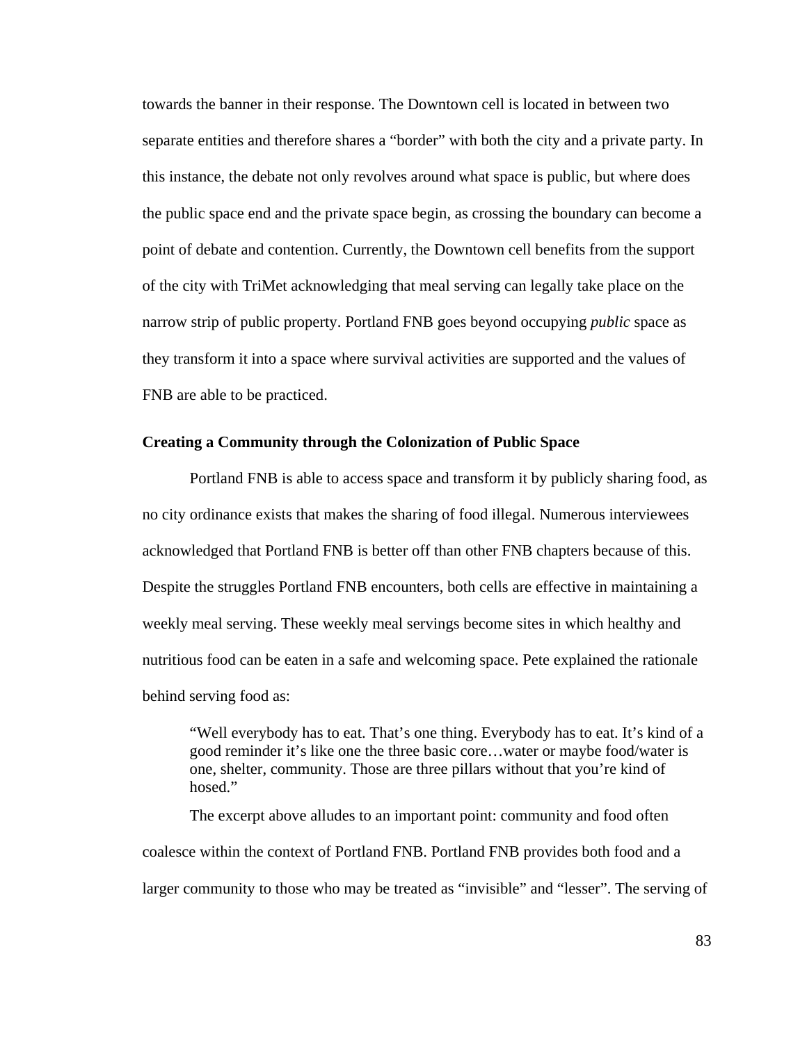towards the banner in their response. The Downtown cell is located in between two separate entities and therefore shares a "border" with both the city and a private party. In this instance, the debate not only revolves around what space is public, but where does the public space end and the private space begin, as crossing the boundary can become a point of debate and contention. Currently, the Downtown cell benefits from the support of the city with TriMet acknowledging that meal serving can legally take place on the narrow strip of public property. Portland FNB goes beyond occupying *public* space as they transform it into a space where survival activities are supported and the values of FNB are able to be practiced.

**Creating a Community through the Colonization of Public Space**

Portland FNB is able to access space and transform it by publicly sharing food, as no city ordinance exists that makes the sharing of food illegal. Numerous interviewees acknowledged that Portland FNB is better off than other FNB chapters because of this. Despite the struggles Portland FNB encounters, both cells are effective in maintaining a weekly meal serving. These weekly meal servings become sites in which healthy and nutritious food can be eaten in a safe and welcoming space. Pete explained the rationale behind serving food as:

> "Well everybody has to eat. That's one thing. Everybody has to eat. It's kind of a good reminder it's like one the three basic core…water or maybe food/water is one, shelter, community. Those are three pillars without that you're kind of hosed."

The excerpt above alludes to an important point: community and food often coalesce within the context of Portland FNB. Portland FNB provides both food and a larger community to those who may be treated as "invisible" and "lesser". The serving of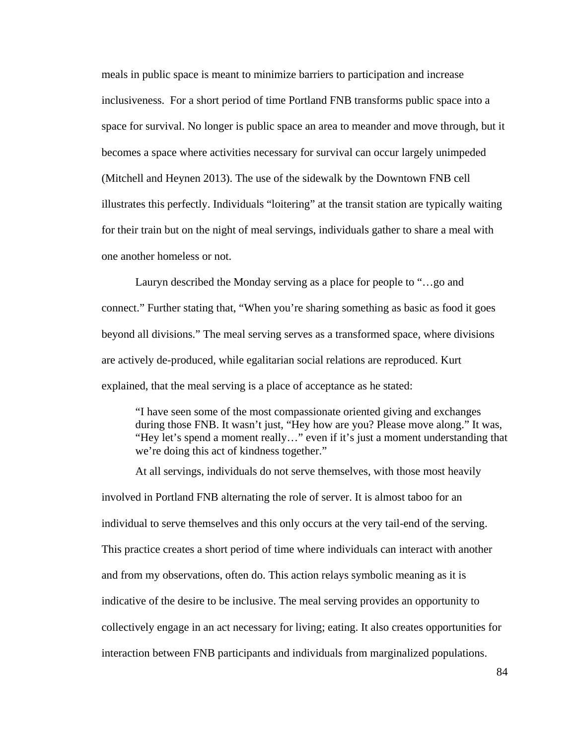meals in public space is meant to minimize barriers to participation and increase inclusiveness.  For a short period of time Portland FNB transforms public space into a space for survival. No longer is public space an area to meander and move through, but it becomes a space where activities necessary for survival can occur largely unimpeded (Mitchell and Heynen 2013). The use of the sidewalk by the Downtown FNB cell illustrates this perfectly. Individuals “loitering” at the transit station are typically waiting for their train but on the night of meal servings, individuals gather to share a meal with one another homeless or not.

Lauryn described the Monday serving as a place for people to “…go and connect.” Further stating that, “When you’re sharing something as basic as food it goes beyond all divisions.” The meal serving serves as a transformed space, where divisions are actively de-produced, while egalitarian social relations are reproduced. Kurt explained, that the meal serving is a place of acceptance as he stated:

> “I have seen some of the most compassionate oriented giving and exchanges during those FNB. It wasn’t just, “Hey how are you? Please move along.” It was, “Hey let’s spend a moment really…” even if it’s just a moment understanding that we’re doing this act of kindness together.”

At all servings, individuals do not serve themselves, with those most heavily involved in Portland FNB alternating the role of server. It is almost taboo for an individual to serve themselves and this only occurs at the very tail-end of the serving. This practice creates a short period of time where individuals can interact with another and from my observations, often do. This action relays symbolic meaning as it is indicative of the desire to be inclusive. The meal serving provides an opportunity to collectively engage in an act necessary for living; eating. It also creates opportunities for interaction between FNB participants and individuals from marginalized populations.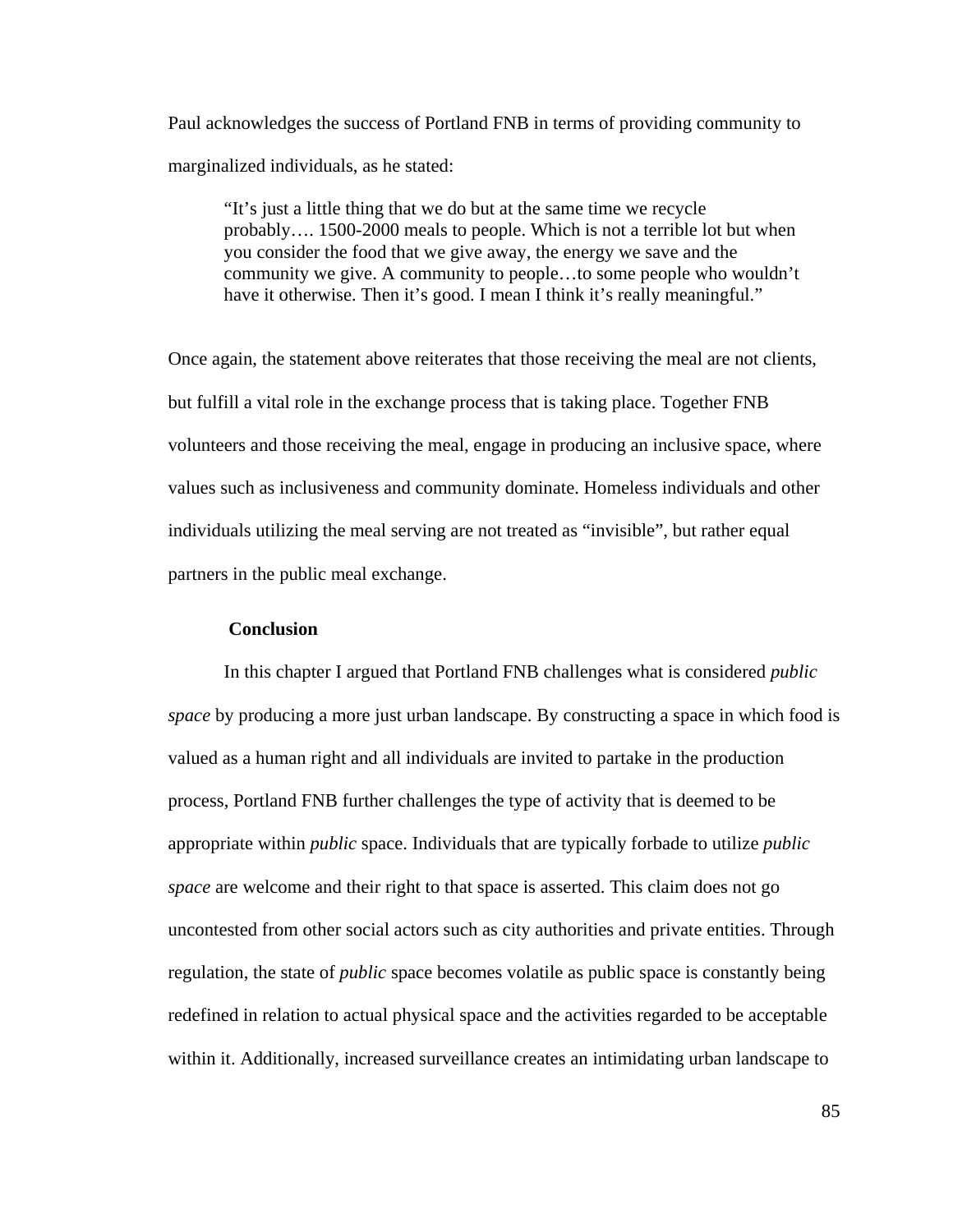Paul acknowledges the success of Portland FNB in terms of providing community to marginalized individuals, as he stated:

> "It's just a little thing that we do but at the same time we recycle probably…. 1500-2000 meals to people. Which is not a terrible lot but when you consider the food that we give away, the energy we save and the community we give. A community to people…to some people who wouldn't have it otherwise. Then it's good. I mean I think it's really meaningful."

Once again, the statement above reiterates that those receiving the meal are not clients, but fulfill a vital role in the exchange process that is taking place. Together FNB volunteers and those receiving the meal, engage in producing an inclusive space, where values such as inclusiveness and community dominate. Homeless individuals and other individuals utilizing the meal serving are not treated as "invisible", but rather equal partners in the public meal exchange.

### Conclusion

In this chapter I argued that Portland FNB challenges what is considered *public space* by producing a more just urban landscape. By constructing a space in which food is valued as a human right and all individuals are invited to partake in the production process, Portland FNB further challenges the type of activity that is deemed to be appropriate within *public* space. Individuals that are typically forbade to utilize *public space* are welcome and their right to that space is asserted. This claim does not go uncontested from other social actors such as city authorities and private entities. Through regulation, the state of *public* space becomes volatile as public space is constantly being redefined in relation to actual physical space and the activities regarded to be acceptable within it. Additionally, increased surveillance creates an intimidating urban landscape to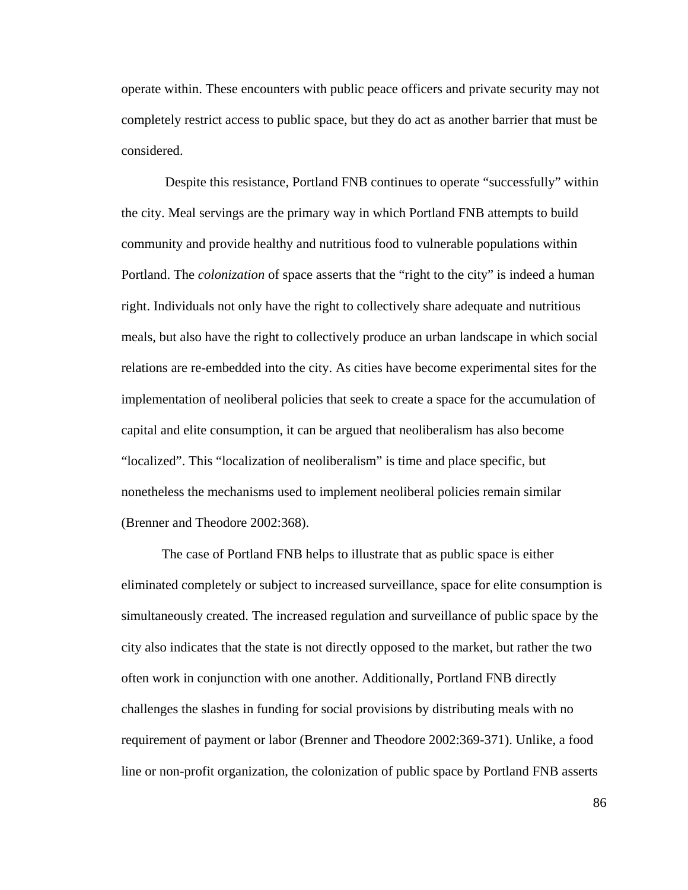operate within. These encounters with public peace officers and private security may not completely restrict access to public space, but they do act as another barrier that must be considered.

Despite this resistance, Portland FNB continues to operate "successfully" within the city. Meal servings are the primary way in which Portland FNB attempts to build community and provide healthy and nutritious food to vulnerable populations within Portland. The *colonization* of space asserts that the "right to the city" is indeed a human right. Individuals not only have the right to collectively share adequate and nutritious meals, but also have the right to collectively produce an urban landscape in which social relations are re-embedded into the city. As cities have become experimental sites for the implementation of neoliberal policies that seek to create a space for the accumulation of capital and elite consumption, it can be argued that neoliberalism has also become "localized". This "localization of neoliberalism" is time and place specific, but nonetheless the mechanisms used to implement neoliberal policies remain similar (Brenner and Theodore 2002:368).

The case of Portland FNB helps to illustrate that as public space is either eliminated completely or subject to increased surveillance, space for elite consumption is simultaneously created. The increased regulation and surveillance of public space by the city also indicates that the state is not directly opposed to the market, but rather the two often work in conjunction with one another. Additionally, Portland FNB directly challenges the slashes in funding for social provisions by distributing meals with no requirement of payment or labor (Brenner and Theodore 2002:369-371). Unlike, a food line or non-profit organization, the colonization of public space by Portland FNB asserts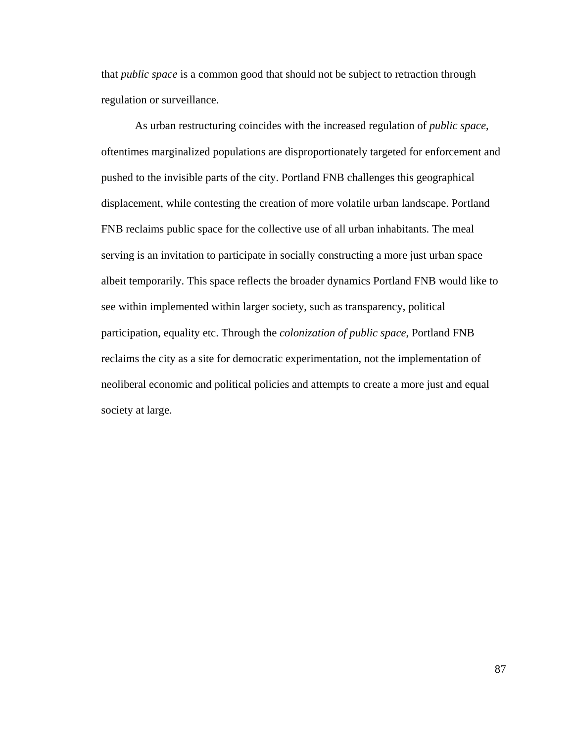that *public space* is a common good that should not be subject to retraction through regulation or surveillance.

As urban restructuring coincides with the increased regulation of *public space*, oftentimes marginalized populations are disproportionately targeted for enforcement and pushed to the invisible parts of the city. Portland FNB challenges this geographical displacement, while contesting the creation of more volatile urban landscape. Portland FNB reclaims public space for the collective use of all urban inhabitants. The meal serving is an invitation to participate in socially constructing a more just urban space albeit temporarily. This space reflects the broader dynamics Portland FNB would like to see within implemented within larger society, such as transparency, political participation, equality etc. Through the *colonization of public space*, Portland FNB reclaims the city as a site for democratic experimentation, not the implementation of neoliberal economic and political policies and attempts to create a more just and equal society at large.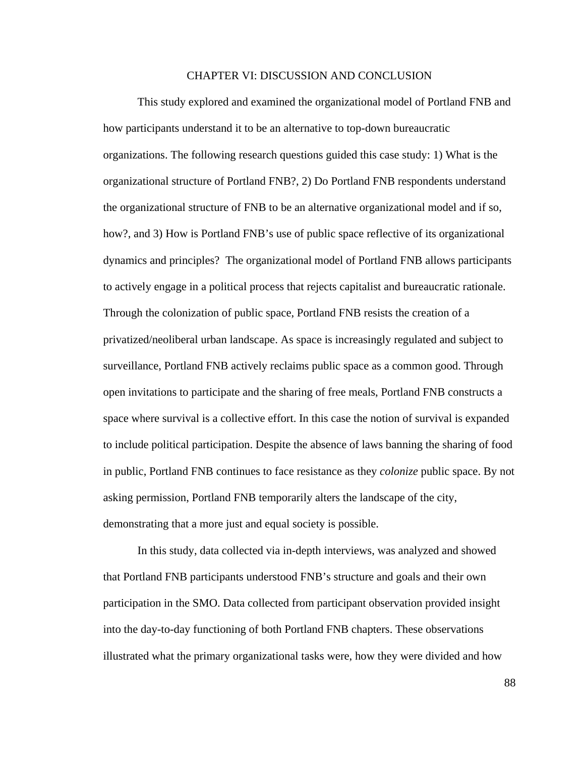# CHAPTER VI: DISCUSSION AND CONCLUSION

This study explored and examined the organizational model of Portland FNB and how participants understand it to be an alternative to top-down bureaucratic organizations. The following research questions guided this case study: 1) What is the organizational structure of Portland FNB?, 2) Do Portland FNB respondents understand the organizational structure of FNB to be an alternative organizational model and if so, how?, and 3) How is Portland FNB's use of public space reflective of its organizational dynamics and principles? The organizational model of Portland FNB allows participants to actively engage in a political process that rejects capitalist and bureaucratic rationale. Through the colonization of public space, Portland FNB resists the creation of a privatized/neoliberal urban landscape. As space is increasingly regulated and subject to surveillance, Portland FNB actively reclaims public space as a common good. Through open invitations to participate and the sharing of free meals, Portland FNB constructs a space where survival is a collective effort. In this case the notion of survival is expanded to include political participation. Despite the absence of laws banning the sharing of food in public, Portland FNB continues to face resistance as they *colonize* public space. By not asking permission, Portland FNB temporarily alters the landscape of the city, demonstrating that a more just and equal society is possible.

In this study, data collected via in-depth interviews, was analyzed and showed that Portland FNB participants understood FNB's structure and goals and their own participation in the SMO. Data collected from participant observation provided insight into the day-to-day functioning of both Portland FNB chapters. These observations illustrated what the primary organizational tasks were, how they were divided and how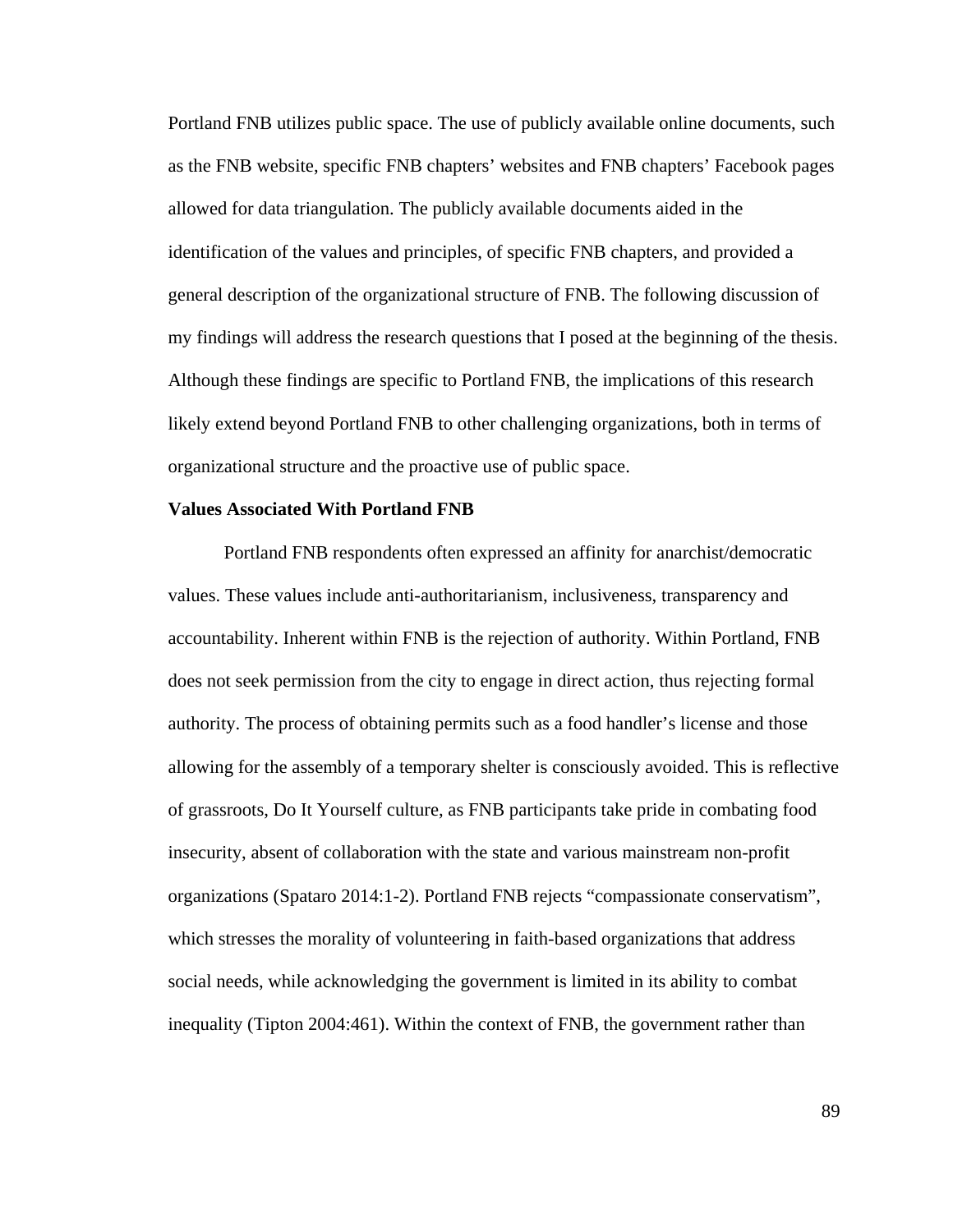Portland FNB utilizes public space. The use of publicly available online documents, such as the FNB website, specific FNB chapters' websites and FNB chapters' Facebook pages allowed for data triangulation. The publicly available documents aided in the identification of the values and principles, of specific FNB chapters, and provided a general description of the organizational structure of FNB. The following discussion of my findings will address the research questions that I posed at the beginning of the thesis. Although these findings are specific to Portland FNB, the implications of this research likely extend beyond Portland FNB to other challenging organizations, both in terms of organizational structure and the proactive use of public space.

**Values Associated With Portland FNB**

Portland FNB respondents often expressed an affinity for anarchist/democratic values. These values include anti-authoritarianism, inclusiveness, transparency and accountability. Inherent within FNB is the rejection of authority. Within Portland, FNB does not seek permission from the city to engage in direct action, thus rejecting formal authority. The process of obtaining permits such as a food handler's license and those allowing for the assembly of a temporary shelter is consciously avoided. This is reflective of grassroots, Do It Yourself culture, as FNB participants take pride in combating food insecurity, absent of collaboration with the state and various mainstream non-profit organizations (Spataro 2014:1-2). Portland FNB rejects "compassionate conservatism", which stresses the morality of volunteering in faith-based organizations that address social needs, while acknowledging the government is limited in its ability to combat inequality (Tipton 2004:461). Within the context of FNB, the government rather than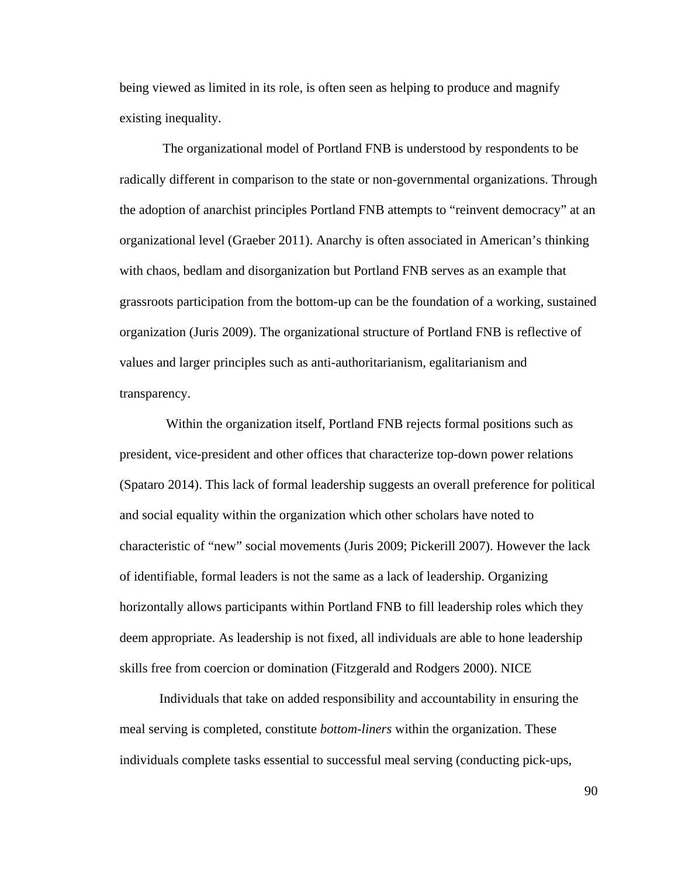being viewed as limited in its role, is often seen as helping to produce and magnify existing inequality.

The organizational model of Portland FNB is understood by respondents to be radically different in comparison to the state or non-governmental organizations. Through the adoption of anarchist principles Portland FNB attempts to “reinvent democracy” at an organizational level (Graeber 2011). Anarchy is often associated in American’s thinking with chaos, bedlam and disorganization but Portland FNB serves as an example that grassroots participation from the bottom-up can be the foundation of a working, sustained organization (Juris 2009). The organizational structure of Portland FNB is reflective of values and larger principles such as anti-authoritarianism, egalitarianism and transparency.

Within the organization itself, Portland FNB rejects formal positions such as president, vice-president and other offices that characterize top-down power relations (Spataro 2014). This lack of formal leadership suggests an overall preference for political and social equality within the organization which other scholars have noted to characteristic of “new” social movements (Juris 2009; Pickerill 2007). However the lack of identifiable, formal leaders is not the same as a lack of leadership. Organizing horizontally allows participants within Portland FNB to fill leadership roles which they deem appropriate. As leadership is not fixed, all individuals are able to hone leadership skills free from coercion or domination (Fitzgerald and Rodgers 2000). NICE

Individuals that take on added responsibility and accountability in ensuring the meal serving is completed, constitute *bottom-liners* within the organization. These individuals complete tasks essential to successful meal serving (conducting pick-ups,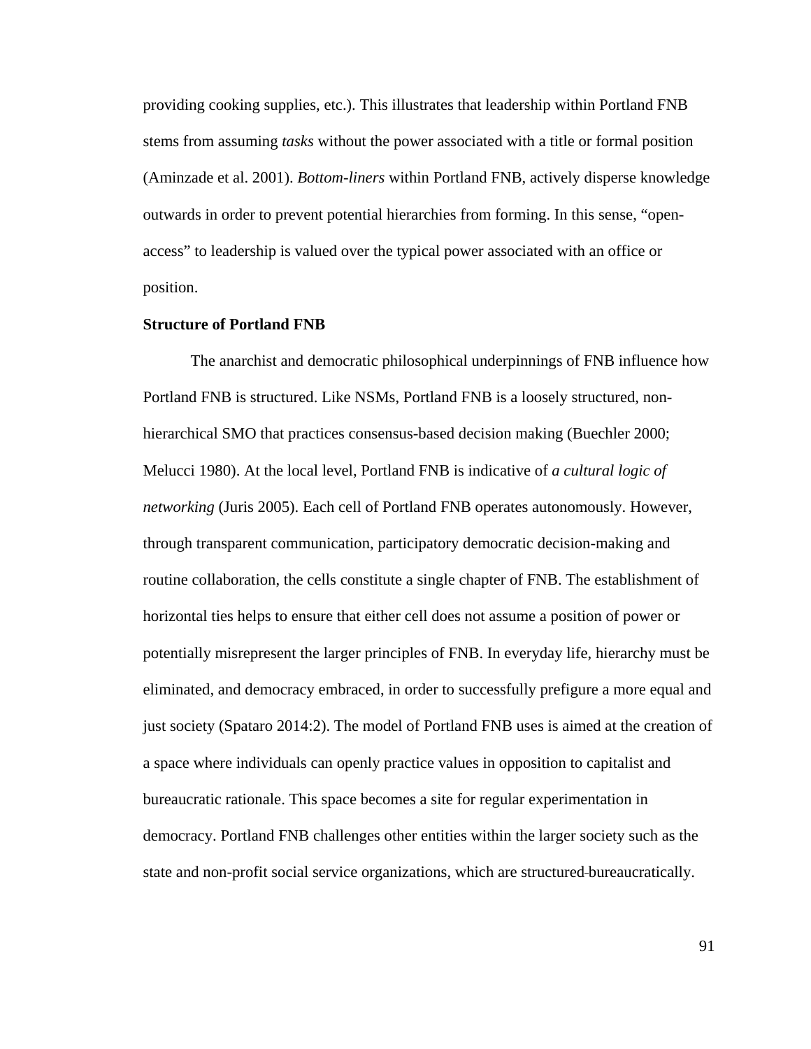providing cooking supplies, etc.). This illustrates that leadership within Portland FNB stems from assuming *tasks* without the power associated with a title or formal position (Aminzade et al. 2001). *Bottom-liners* within Portland FNB, actively disperse knowledge outwards in order to prevent potential hierarchies from forming. In this sense, "open-access" to leadership is valued over the typical power associated with an office or position.

**Structure of Portland FNB**

The anarchist and democratic philosophical underpinnings of FNB influence how Portland FNB is structured. Like NSMs, Portland FNB is a loosely structured, non-hierarchical SMO that practices consensus-based decision making (Buechler 2000; Melucci 1980). At the local level, Portland FNB is indicative of *a cultural logic of networking* (Juris 2005). Each cell of Portland FNB operates autonomously. However, through transparent communication, participatory democratic decision-making and routine collaboration, the cells constitute a single chapter of FNB. The establishment of horizontal ties helps to ensure that either cell does not assume a position of power or potentially misrepresent the larger principles of FNB. In everyday life, hierarchy must be eliminated, and democracy embraced, in order to successfully prefigure a more equal and just society (Spataro 2014:2). The model of Portland FNB uses is aimed at the creation of a space where individuals can openly practice values in opposition to capitalist and bureaucratic rationale. This space becomes a site for regular experimentation in democracy. Portland FNB challenges other entities within the larger society such as the state and non-profit social service organizations, which are structured bureaucratically.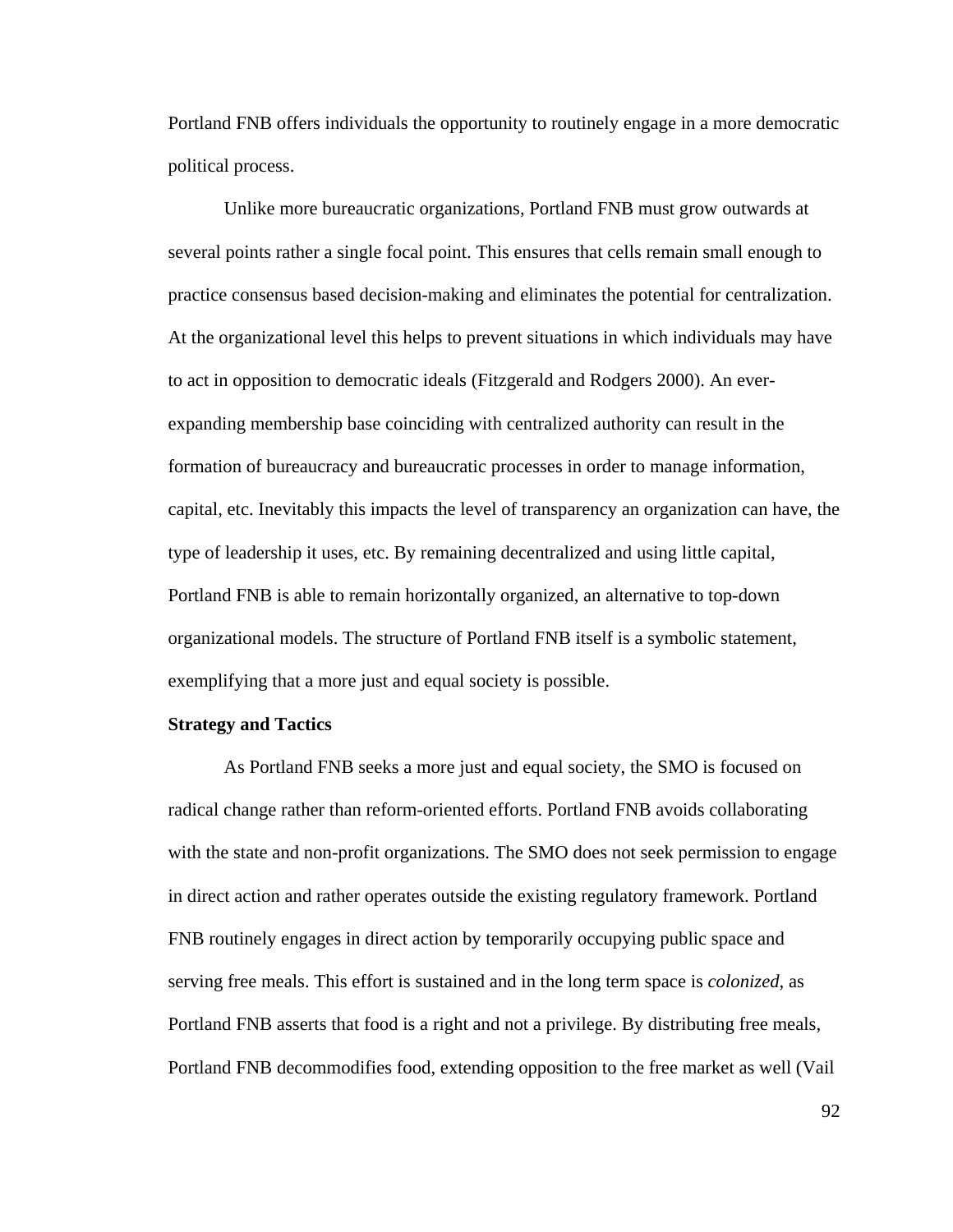Portland FNB offers individuals the opportunity to routinely engage in a more democratic political process.

Unlike more bureaucratic organizations, Portland FNB must grow outwards at several points rather a single focal point. This ensures that cells remain small enough to practice consensus based decision-making and eliminates the potential for centralization. At the organizational level this helps to prevent situations in which individuals may have to act in opposition to democratic ideals (Fitzgerald and Rodgers 2000). An ever-expanding membership base coinciding with centralized authority can result in the formation of bureaucracy and bureaucratic processes in order to manage information, capital, etc. Inevitably this impacts the level of transparency an organization can have, the type of leadership it uses, etc. By remaining decentralized and using little capital, Portland FNB is able to remain horizontally organized, an alternative to top-down organizational models. The structure of Portland FNB itself is a symbolic statement, exemplifying that a more just and equal society is possible.

**Strategy and Tactics**

As Portland FNB seeks a more just and equal society, the SMO is focused on radical change rather than reform-oriented efforts. Portland FNB avoids collaborating with the state and non-profit organizations. The SMO does not seek permission to engage in direct action and rather operates outside the existing regulatory framework. Portland FNB routinely engages in direct action by temporarily occupying public space and serving free meals. This effort is sustained and in the long term space is *colonized*, as Portland FNB asserts that food is a right and not a privilege. By distributing free meals, Portland FNB decommodifies food, extending opposition to the free market as well (Vail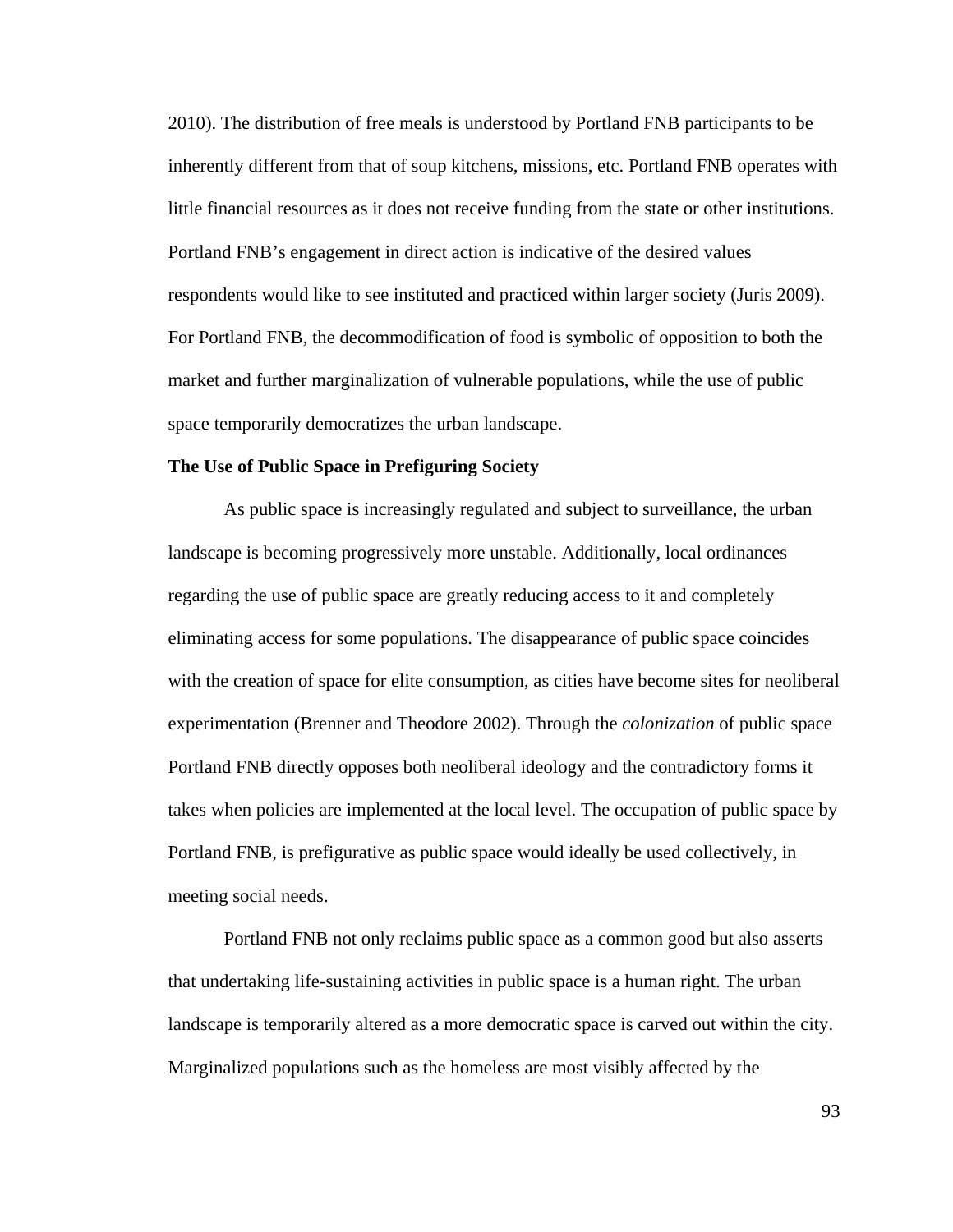2010). The distribution of free meals is understood by Portland FNB participants to be inherently different from that of soup kitchens, missions, etc. Portland FNB operates with little financial resources as it does not receive funding from the state or other institutions. Portland FNB's engagement in direct action is indicative of the desired values respondents would like to see instituted and practiced within larger society (Juris 2009). For Portland FNB, the decommodification of food is symbolic of opposition to both the market and further marginalization of vulnerable populations, while the use of public space temporarily democratizes the urban landscape.

**The Use of Public Space in Prefiguring Society**

As public space is increasingly regulated and subject to surveillance, the urban landscape is becoming progressively more unstable. Additionally, local ordinances regarding the use of public space are greatly reducing access to it and completely eliminating access for some populations. The disappearance of public space coincides with the creation of space for elite consumption, as cities have become sites for neoliberal experimentation (Brenner and Theodore 2002). Through the *colonization* of public space Portland FNB directly opposes both neoliberal ideology and the contradictory forms it takes when policies are implemented at the local level. The occupation of public space by Portland FNB, is prefigurative as public space would ideally be used collectively, in meeting social needs.

Portland FNB not only reclaims public space as a common good but also asserts that undertaking life-sustaining activities in public space is a human right. The urban landscape is temporarily altered as a more democratic space is carved out within the city. Marginalized populations such as the homeless are most visibly affected by the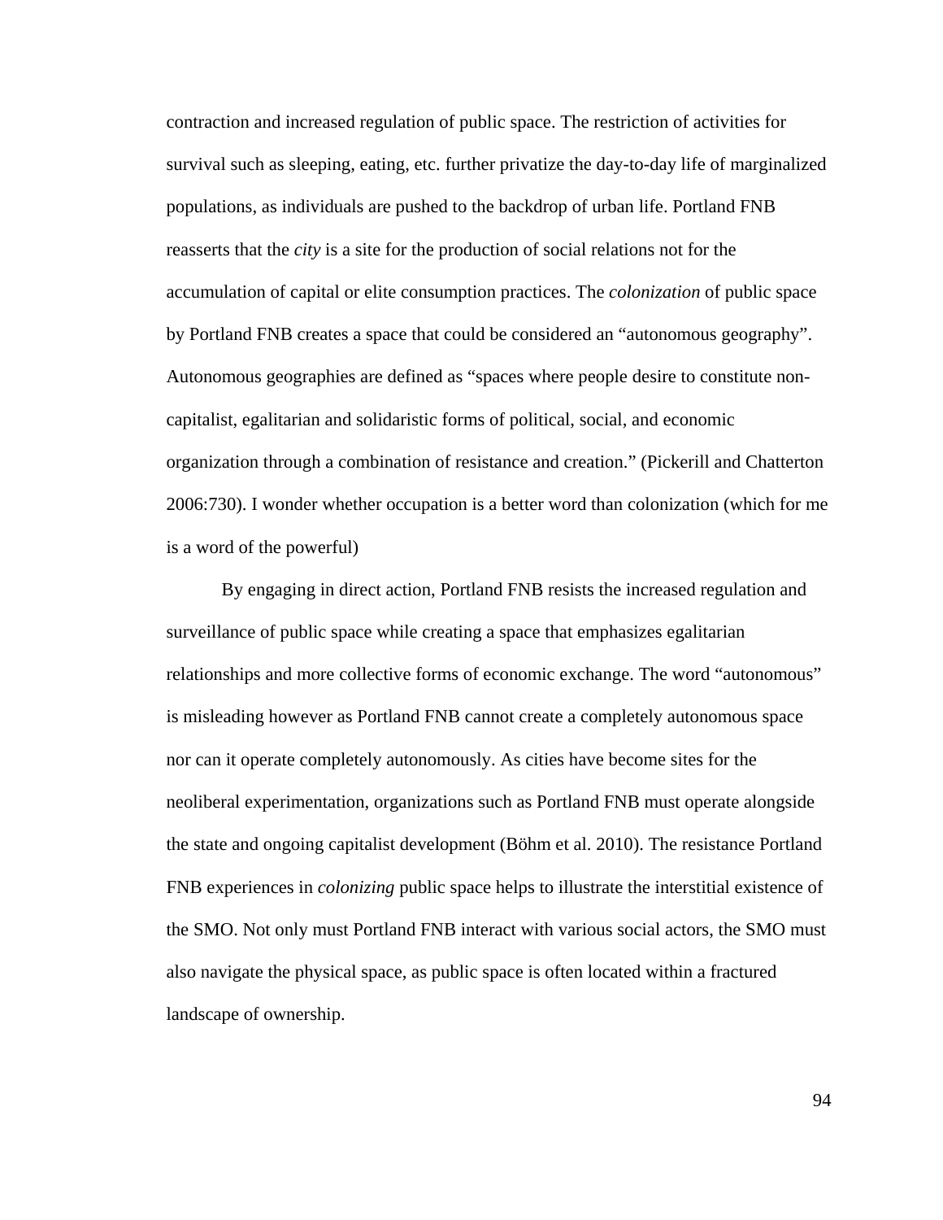contraction and increased regulation of public space. The restriction of activities for survival such as sleeping, eating, etc. further privatize the day-to-day life of marginalized populations, as individuals are pushed to the backdrop of urban life. Portland FNB reasserts that the *city* is a site for the production of social relations not for the accumulation of capital or elite consumption practices. The *colonization* of public space by Portland FNB creates a space that could be considered an "autonomous geography". Autonomous geographies are defined as "spaces where people desire to constitute non-capitalist, egalitarian and solidaristic forms of political, social, and economic organization through a combination of resistance and creation." (Pickerill and Chatterton 2006:730). I wonder whether occupation is a better word than colonization (which for me is a word of the powerful)

By engaging in direct action, Portland FNB resists the increased regulation and surveillance of public space while creating a space that emphasizes egalitarian relationships and more collective forms of economic exchange. The word "autonomous" is misleading however as Portland FNB cannot create a completely autonomous space nor can it operate completely autonomously. As cities have become sites for the neoliberal experimentation, organizations such as Portland FNB must operate alongside the state and ongoing capitalist development (Böhm et al. 2010). The resistance Portland FNB experiences in *colonizing* public space helps to illustrate the interstitial existence of the SMO. Not only must Portland FNB interact with various social actors, the SMO must also navigate the physical space, as public space is often located within a fractured landscape of ownership.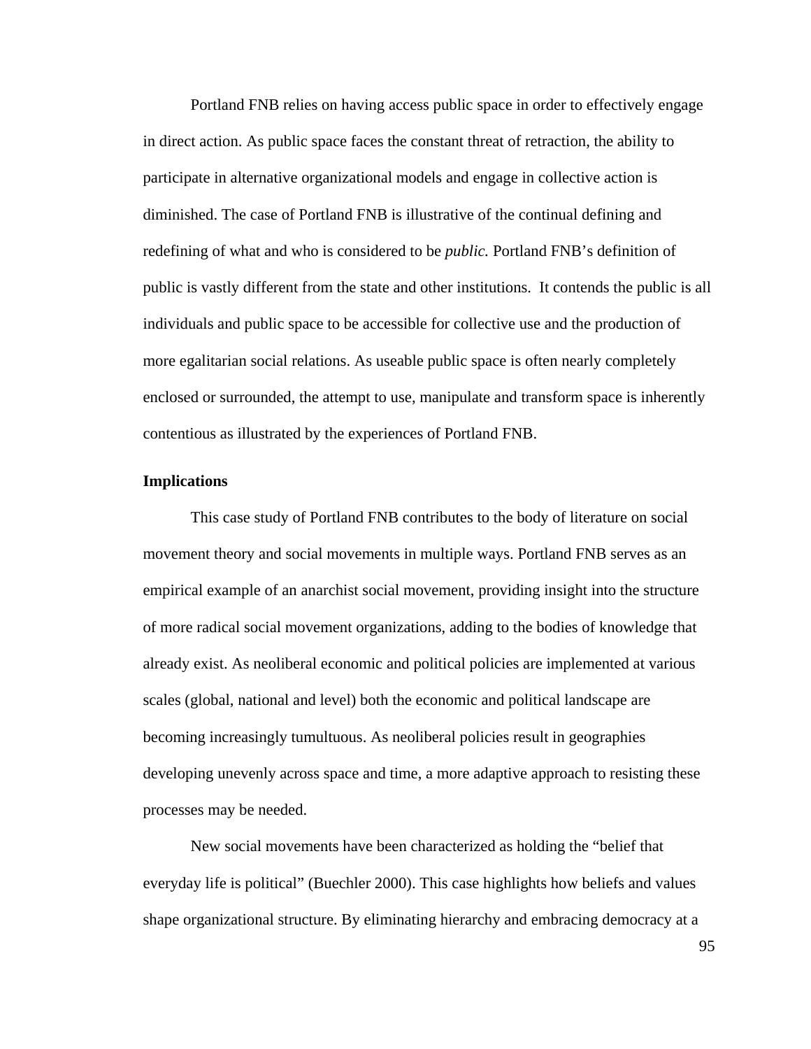Portland FNB relies on having access public space in order to effectively engage in direct action. As public space faces the constant threat of retraction, the ability to participate in alternative organizational models and engage in collective action is diminished. The case of Portland FNB is illustrative of the continual defining and redefining of what and who is considered to be *public.* Portland FNB's definition of public is vastly different from the state and other institutions. It contends the public is all individuals and public space to be accessible for collective use and the production of more egalitarian social relations. As useable public space is often nearly completely enclosed or surrounded, the attempt to use, manipulate and transform space is inherently contentious as illustrated by the experiences of Portland FNB.

**Implications**

This case study of Portland FNB contributes to the body of literature on social movement theory and social movements in multiple ways. Portland FNB serves as an empirical example of an anarchist social movement, providing insight into the structure of more radical social movement organizations, adding to the bodies of knowledge that already exist. As neoliberal economic and political policies are implemented at various scales (global, national and level) both the economic and political landscape are becoming increasingly tumultuous. As neoliberal policies result in geographies developing unevenly across space and time, a more adaptive approach to resisting these processes may be needed.

New social movements have been characterized as holding the "belief that everyday life is political" (Buechler 2000). This case highlights how beliefs and values shape organizational structure. By eliminating hierarchy and embracing democracy at a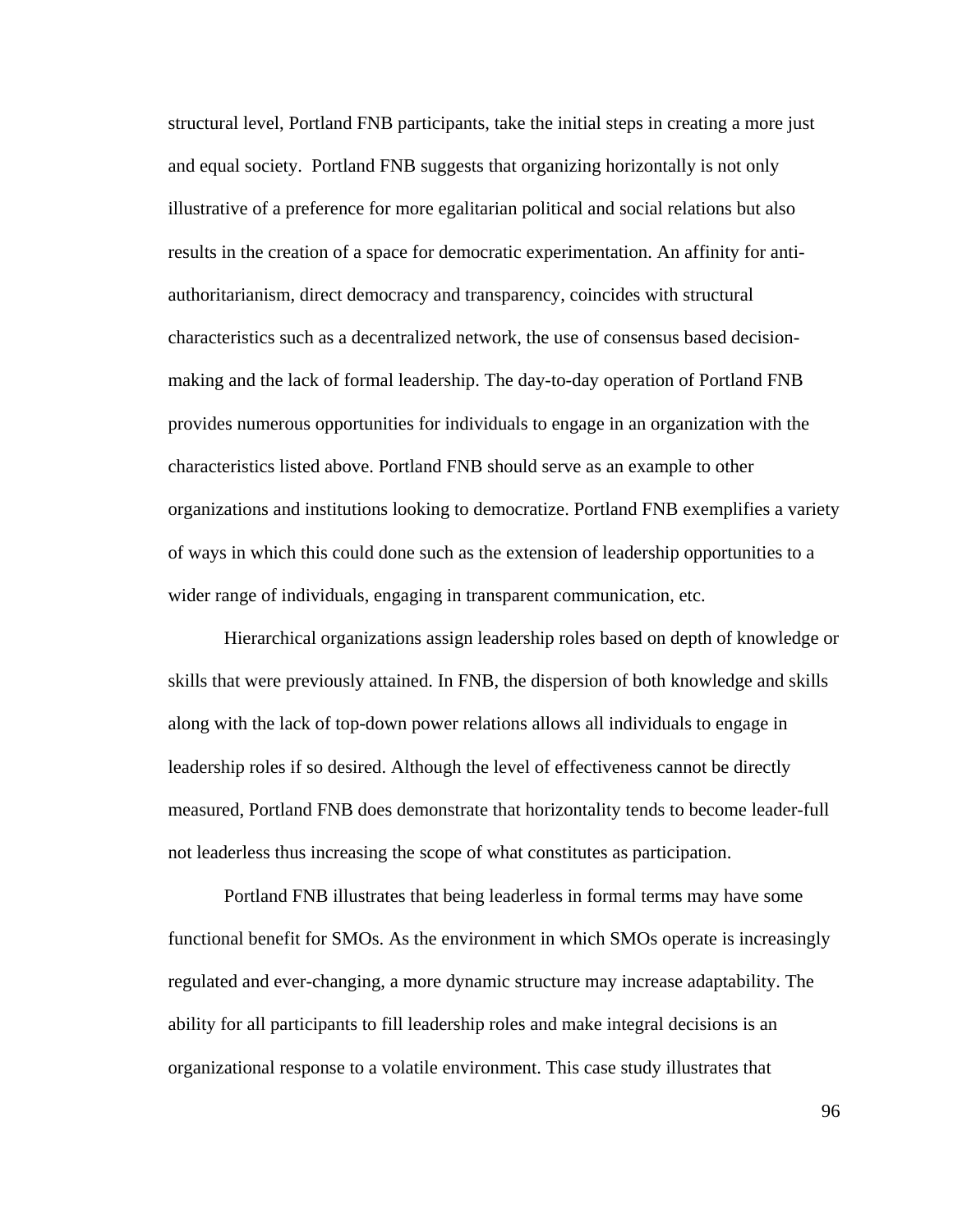structural level, Portland FNB participants, take the initial steps in creating a more just and equal society. Portland FNB suggests that organizing horizontally is not only illustrative of a preference for more egalitarian political and social relations but also results in the creation of a space for democratic experimentation. An affinity for anti-authoritarianism, direct democracy and transparency, coincides with structural characteristics such as a decentralized network, the use of consensus based decision-making and the lack of formal leadership. The day-to-day operation of Portland FNB provides numerous opportunities for individuals to engage in an organization with the characteristics listed above. Portland FNB should serve as an example to other organizations and institutions looking to democratize. Portland FNB exemplifies a variety of ways in which this could done such as the extension of leadership opportunities to a wider range of individuals, engaging in transparent communication, etc.

Hierarchical organizations assign leadership roles based on depth of knowledge or skills that were previously attained. In FNB, the dispersion of both knowledge and skills along with the lack of top-down power relations allows all individuals to engage in leadership roles if so desired. Although the level of effectiveness cannot be directly measured, Portland FNB does demonstrate that horizontality tends to become leader-full not leaderless thus increasing the scope of what constitutes as participation.

Portland FNB illustrates that being leaderless in formal terms may have some functional benefit for SMOs. As the environment in which SMOs operate is increasingly regulated and ever-changing, a more dynamic structure may increase adaptability. The ability for all participants to fill leadership roles and make integral decisions is an organizational response to a volatile environment. This case study illustrates that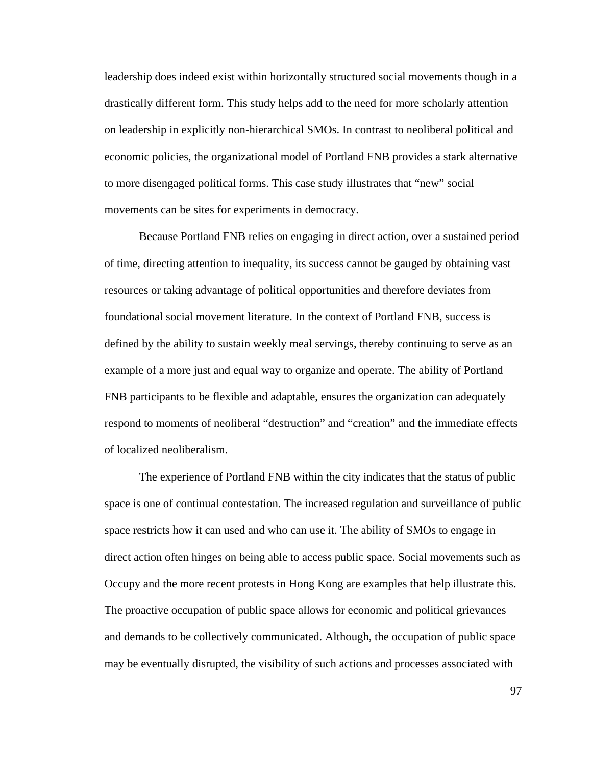leadership does indeed exist within horizontally structured social movements though in a drastically different form. This study helps add to the need for more scholarly attention on leadership in explicitly non-hierarchical SMOs. In contrast to neoliberal political and economic policies, the organizational model of Portland FNB provides a stark alternative to more disengaged political forms. This case study illustrates that "new" social movements can be sites for experiments in democracy.

Because Portland FNB relies on engaging in direct action, over a sustained period of time, directing attention to inequality, its success cannot be gauged by obtaining vast resources or taking advantage of political opportunities and therefore deviates from foundational social movement literature. In the context of Portland FNB, success is defined by the ability to sustain weekly meal servings, thereby continuing to serve as an example of a more just and equal way to organize and operate. The ability of Portland FNB participants to be flexible and adaptable, ensures the organization can adequately respond to moments of neoliberal "destruction" and "creation" and the immediate effects of localized neoliberalism.

The experience of Portland FNB within the city indicates that the status of public space is one of continual contestation. The increased regulation and surveillance of public space restricts how it can used and who can use it. The ability of SMOs to engage in direct action often hinges on being able to access public space. Social movements such as Occupy and the more recent protests in Hong Kong are examples that help illustrate this. The proactive occupation of public space allows for economic and political grievances and demands to be collectively communicated. Although, the occupation of public space may be eventually disrupted, the visibility of such actions and processes associated with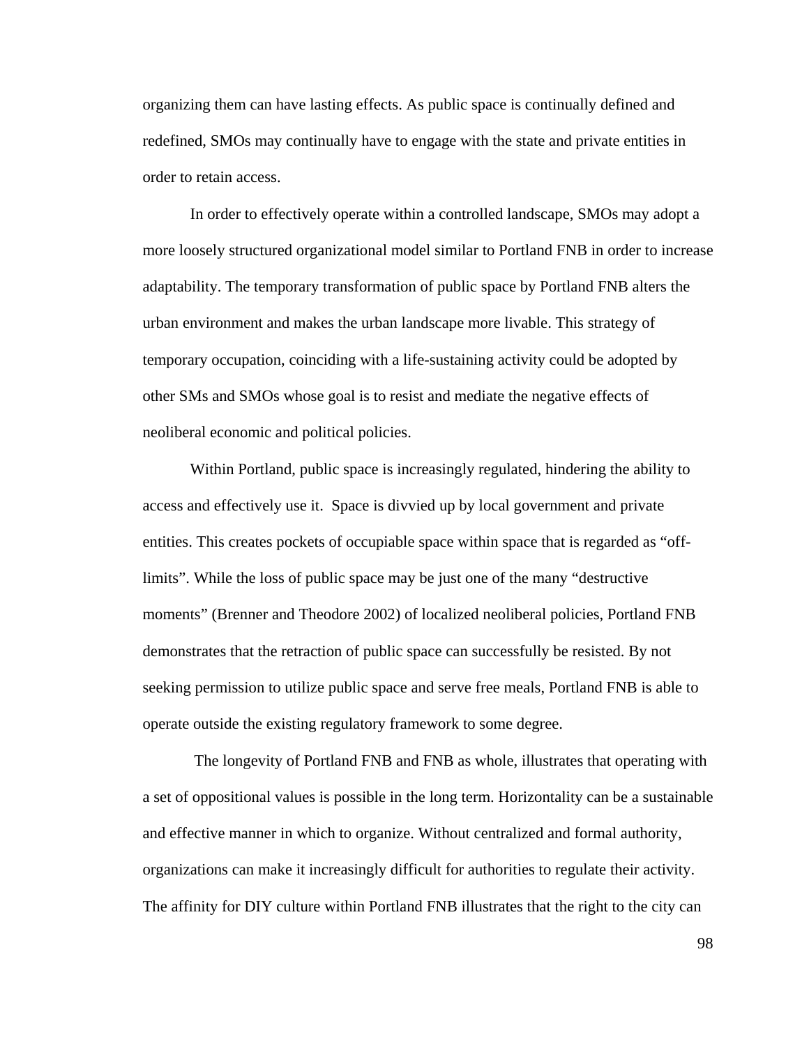organizing them can have lasting effects. As public space is continually defined and redefined, SMOs may continually have to engage with the state and private entities in order to retain access.

In order to effectively operate within a controlled landscape, SMOs may adopt a more loosely structured organizational model similar to Portland FNB in order to increase adaptability. The temporary transformation of public space by Portland FNB alters the urban environment and makes the urban landscape more livable. This strategy of temporary occupation, coinciding with a life-sustaining activity could be adopted by other SMs and SMOs whose goal is to resist and mediate the negative effects of neoliberal economic and political policies.

Within Portland, public space is increasingly regulated, hindering the ability to access and effectively use it. Space is divvied up by local government and private entities. This creates pockets of occupiable space within space that is regarded as “off-limits”. While the loss of public space may be just one of the many “destructive moments” (Brenner and Theodore 2002) of localized neoliberal policies, Portland FNB demonstrates that the retraction of public space can successfully be resisted. By not seeking permission to utilize public space and serve free meals, Portland FNB is able to operate outside the existing regulatory framework to some degree.

The longevity of Portland FNB and FNB as whole, illustrates that operating with a set of oppositional values is possible in the long term. Horizontality can be a sustainable and effective manner in which to organize. Without centralized and formal authority, organizations can make it increasingly difficult for authorities to regulate their activity. The affinity for DIY culture within Portland FNB illustrates that the right to the city can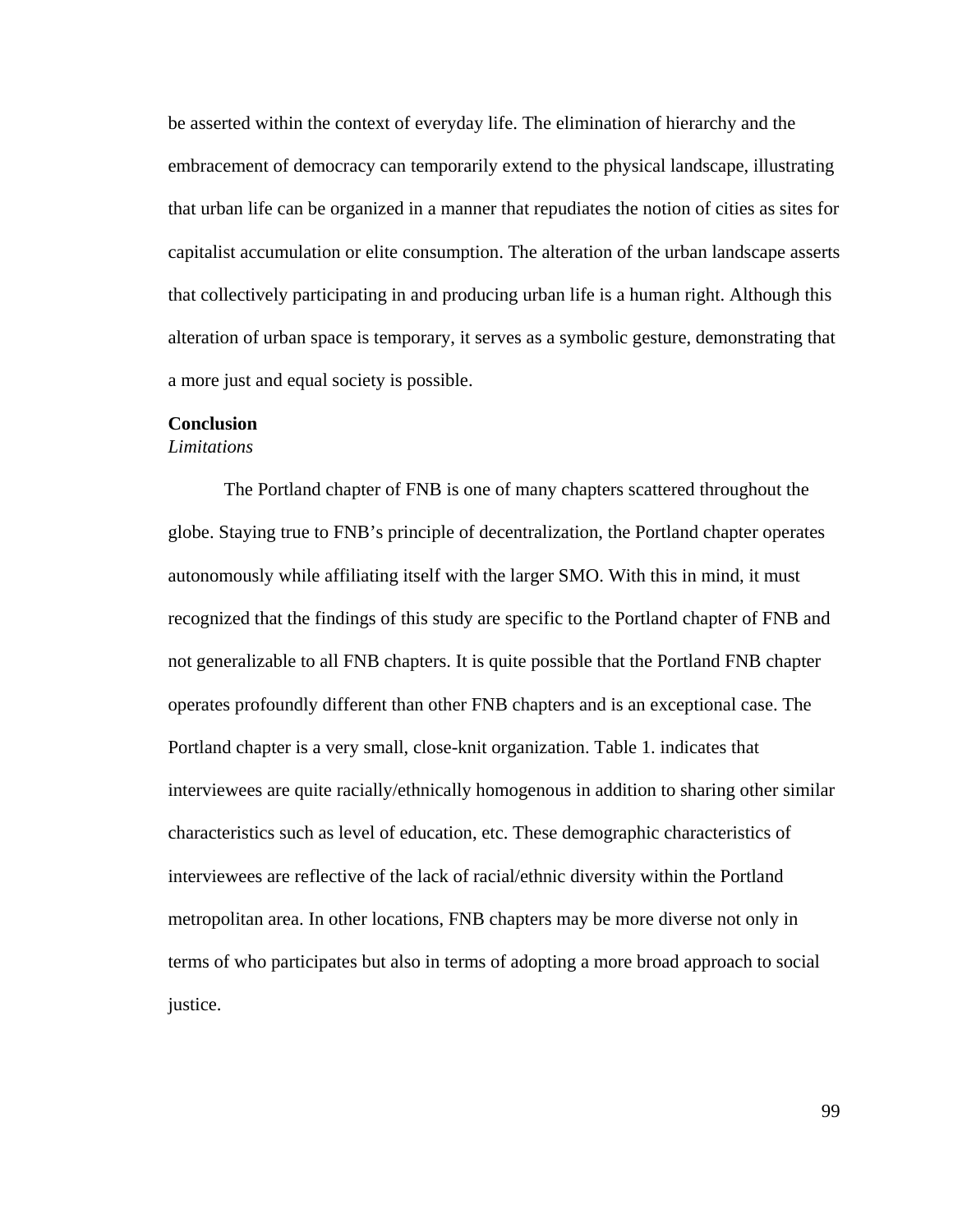be asserted within the context of everyday life. The elimination of hierarchy and the embracement of democracy can temporarily extend to the physical landscape, illustrating that urban life can be organized in a manner that repudiates the notion of cities as sites for capitalist accumulation or elite consumption. The alteration of the urban landscape asserts that collectively participating in and producing urban life is a human right. Although this alteration of urban space is temporary, it serves as a symbolic gesture, demonstrating that a more just and equal society is possible.

## Conclusion

### *Limitations*

The Portland chapter of FNB is one of many chapters scattered throughout the globe. Staying true to FNB's principle of decentralization, the Portland chapter operates autonomously while affiliating itself with the larger SMO. With this in mind, it must recognized that the findings of this study are specific to the Portland chapter of FNB and not generalizable to all FNB chapters. It is quite possible that the Portland FNB chapter operates profoundly different than other FNB chapters and is an exceptional case. The Portland chapter is a very small, close-knit organization. Table 1. indicates that interviewees are quite racially/ethnically homogenous in addition to sharing other similar characteristics such as level of education, etc. These demographic characteristics of interviewees are reflective of the lack of racial/ethnic diversity within the Portland metropolitan area. In other locations, FNB chapters may be more diverse not only in terms of who participates but also in terms of adopting a more broad approach to social justice.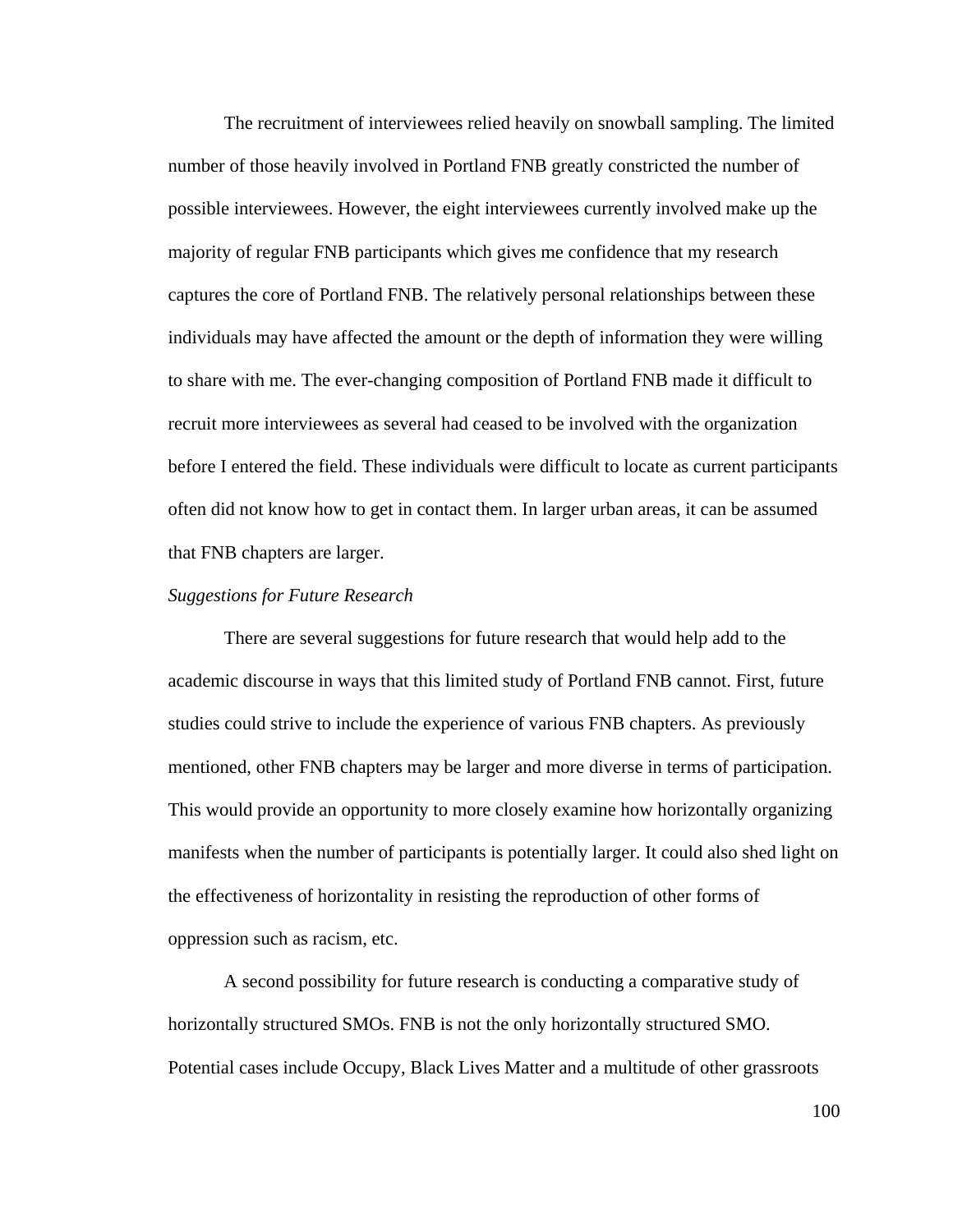The recruitment of interviewees relied heavily on snowball sampling. The limited number of those heavily involved in Portland FNB greatly constricted the number of possible interviewees. However, the eight interviewees currently involved make up the majority of regular FNB participants which gives me confidence that my research captures the core of Portland FNB. The relatively personal relationships between these individuals may have affected the amount or the depth of information they were willing to share with me. The ever-changing composition of Portland FNB made it difficult to recruit more interviewees as several had ceased to be involved with the organization before I entered the field. These individuals were difficult to locate as current participants often did not know how to get in contact them. In larger urban areas, it can be assumed that FNB chapters are larger.

*Suggestions for Future Research*

There are several suggestions for future research that would help add to the academic discourse in ways that this limited study of Portland FNB cannot. First, future studies could strive to include the experience of various FNB chapters. As previously mentioned, other FNB chapters may be larger and more diverse in terms of participation. This would provide an opportunity to more closely examine how horizontally organizing manifests when the number of participants is potentially larger. It could also shed light on the effectiveness of horizontality in resisting the reproduction of other forms of oppression such as racism, etc.

A second possibility for future research is conducting a comparative study of horizontally structured SMOs. FNB is not the only horizontally structured SMO. Potential cases include Occupy, Black Lives Matter and a multitude of other grassroots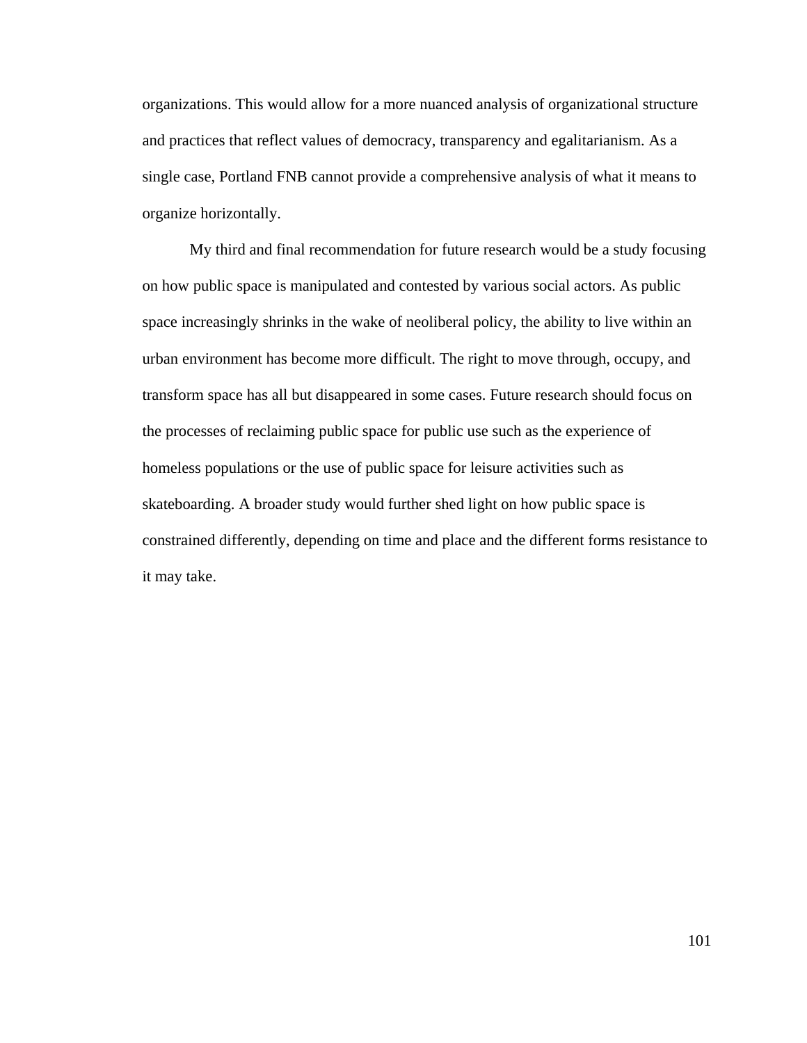organizations. This would allow for a more nuanced analysis of organizational structure and practices that reflect values of democracy, transparency and egalitarianism. As a single case, Portland FNB cannot provide a comprehensive analysis of what it means to organize horizontally.

My third and final recommendation for future research would be a study focusing on how public space is manipulated and contested by various social actors. As public space increasingly shrinks in the wake of neoliberal policy, the ability to live within an urban environment has become more difficult. The right to move through, occupy, and transform space has all but disappeared in some cases. Future research should focus on the processes of reclaiming public space for public use such as the experience of homeless populations or the use of public space for leisure activities such as skateboarding. A broader study would further shed light on how public space is constrained differently, depending on time and place and the different forms resistance to it may take.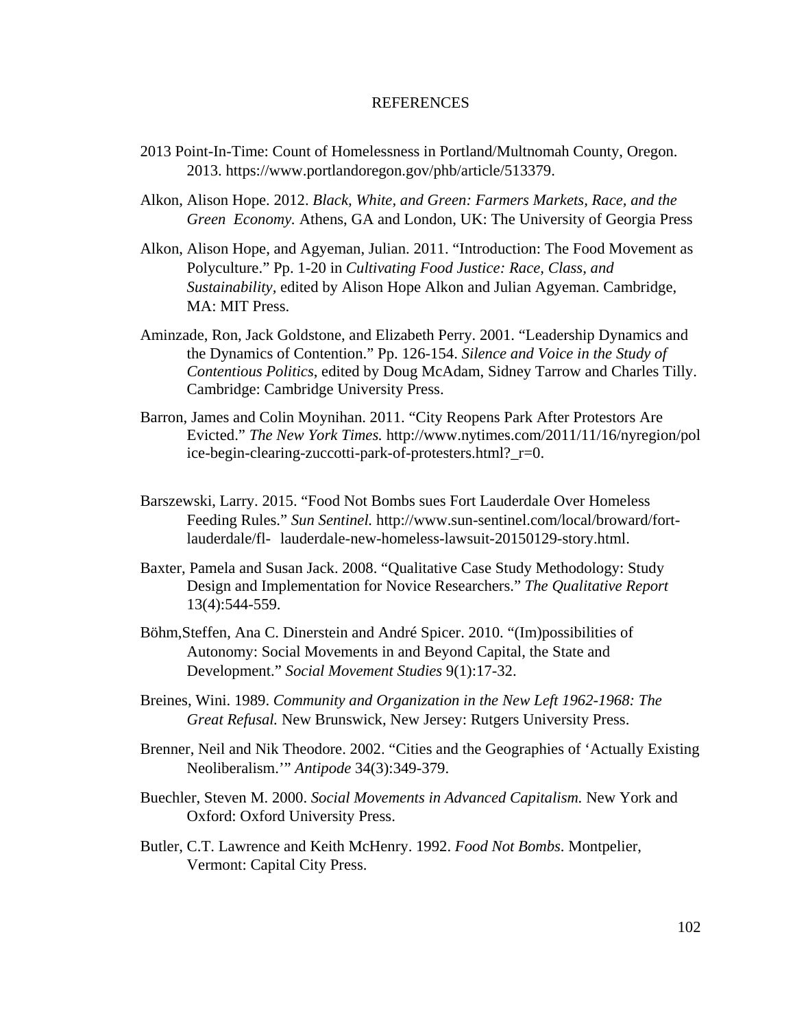# REFERENCES

2013 Point-In-Time: Count of Homelessness in Portland/Multnomah County, Oregon. 2013. https://www.portlandoregon.gov/phb/article/513379.

Alkon, Alison Hope. 2012. *Black, White, and Green: Farmers Markets, Race, and the Green Economy.* Athens, GA and London, UK: The University of Georgia Press

Alkon, Alison Hope, and Agyeman, Julian. 2011. "Introduction: The Food Movement as Polyculture." Pp. 1-20 in *Cultivating Food Justice: Race, Class, and Sustainability*, edited by Alison Hope Alkon and Julian Agyeman. Cambridge, MA: MIT Press.

Aminzade, Ron, Jack Goldstone, and Elizabeth Perry. 2001. "Leadership Dynamics and the Dynamics of Contention." Pp. 126-154. *Silence and Voice in the Study of Contentious Politics*, edited by Doug McAdam, Sidney Tarrow and Charles Tilly. Cambridge: Cambridge University Press.

Barron, James and Colin Moynihan. 2011. "City Reopens Park After Protestors Are Evicted." *The New York Times.* http://www.nytimes.com/2011/11/16/nyregion/police-begin-clearing-zuccotti-park-of-protesters.html?_r=0.

Barszewski, Larry. 2015. "Food Not Bombs sues Fort Lauderdale Over Homeless Feeding Rules." *Sun Sentinel.* http://www.sun-sentinel.com/local/broward/fort-lauderdale/fl- lauderdale-new-homeless-lawsuit-20150129-story.html.

Baxter, Pamela and Susan Jack. 2008. "Qualitative Case Study Methodology: Study Design and Implementation for Novice Researchers." *The Qualitative Report* 13(4):544-559.

Böhm,Steffen, Ana C. Dinerstein and André Spicer. 2010. "(Im)possibilities of Autonomy: Social Movements in and Beyond Capital, the State and Development." *Social Movement Studies* 9(1):17-32.

Breines, Wini. 1989. *Community and Organization in the New Left 1962-1968: The Great Refusal.* New Brunswick, New Jersey: Rutgers University Press.

Brenner, Neil and Nik Theodore. 2002. "Cities and the Geographies of 'Actually Existing Neoliberalism.'" *Antipode* 34(3):349-379.

Buechler, Steven M. 2000. *Social Movements in Advanced Capitalism.* New York and Oxford: Oxford University Press.

Butler, C.T. Lawrence and Keith McHenry. 1992. *Food Not Bombs*. Montpelier, Vermont: Capital City Press.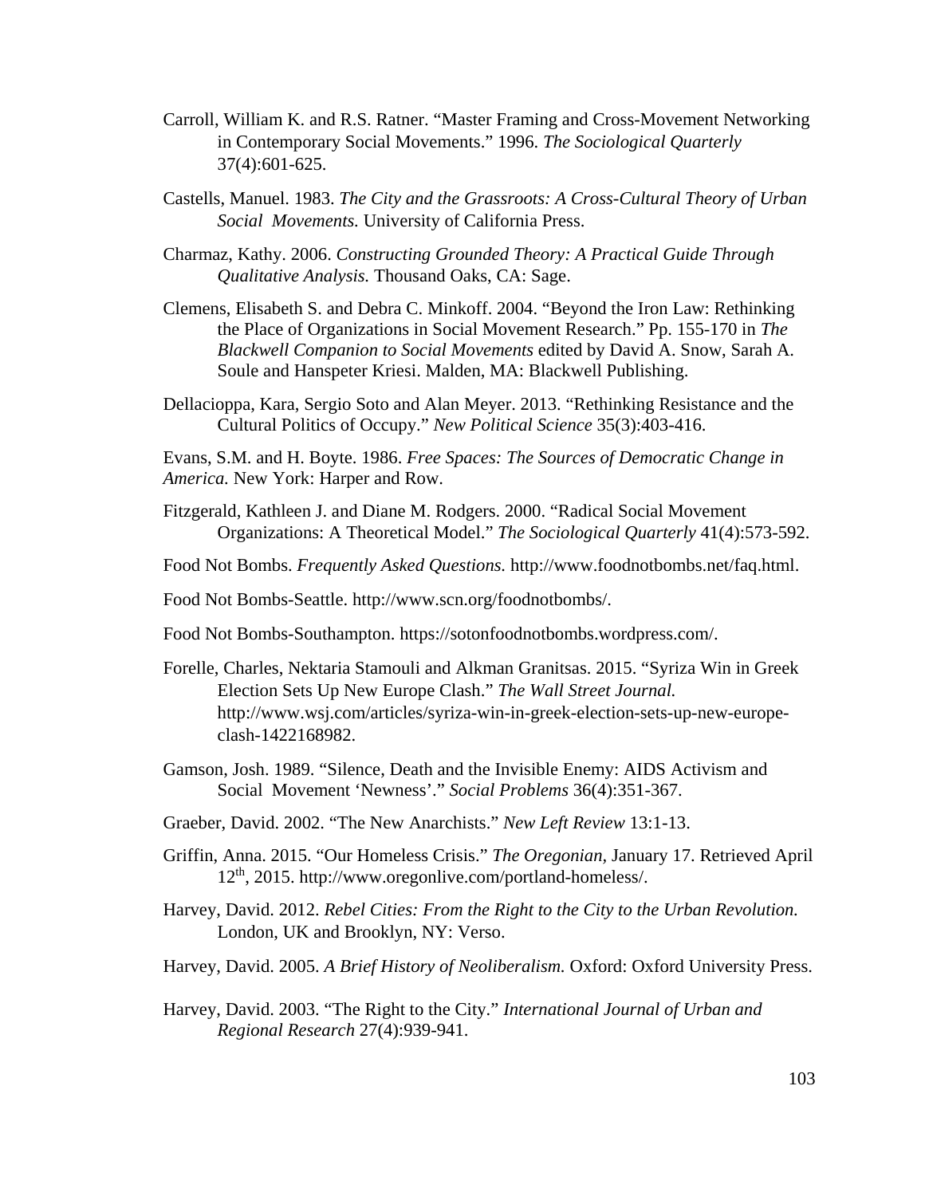Carroll, William K. and R.S. Ratner. "Master Framing and Cross-Movement Networking in Contemporary Social Movements." 1996. *The Sociological Quarterly* 37(4):601-625.

Castells, Manuel. 1983. *The City and the Grassroots: A Cross-Cultural Theory of Urban Social Movements.* University of California Press.

Charmaz, Kathy. 2006. *Constructing Grounded Theory: A Practical Guide Through Qualitative Analysis.* Thousand Oaks, CA: Sage.

Clemens, Elisabeth S. and Debra C. Minkoff. 2004. "Beyond the Iron Law: Rethinking the Place of Organizations in Social Movement Research." Pp. 155-170 in *The Blackwell Companion to Social Movements* edited by David A. Snow, Sarah A. Soule and Hanspeter Kriesi. Malden, MA: Blackwell Publishing.

Dellacioppa, Kara, Sergio Soto and Alan Meyer. 2013. "Rethinking Resistance and the Cultural Politics of Occupy." *New Political Science* 35(3):403-416.

Evans, S.M. and H. Boyte. 1986. *Free Spaces: The Sources of Democratic Change in America.* New York: Harper and Row.

Fitzgerald, Kathleen J. and Diane M. Rodgers. 2000. "Radical Social Movement Organizations: A Theoretical Model." *The Sociological Quarterly* 41(4):573-592.

Food Not Bombs. *Frequently Asked Questions.* http://www.foodnotbombs.net/faq.html.

Food Not Bombs-Seattle. http://www.scn.org/foodnotbombs/.

Food Not Bombs-Southampton. https://sotonfoodnotbombs.wordpress.com/.

Forelle, Charles, Nektaria Stamouli and Alkman Granitsas. 2015. "Syriza Win in Greek Election Sets Up New Europe Clash." *The Wall Street Journal.* http://www.wsj.com/articles/syriza-win-in-greek-election-sets-up-new-europe-clash-1422168982.

Gamson, Josh. 1989. "Silence, Death and the Invisible Enemy: AIDS Activism and Social Movement 'Newness'." *Social Problems* 36(4):351-367.

Graeber, David. 2002. "The New Anarchists." *New Left Review* 13:1-13.

Griffin, Anna. 2015. "Our Homeless Crisis." *The Oregonian*, January 17. Retrieved April 12th, 2015. http://www.oregonlive.com/portland-homeless/.

Harvey, David. 2012. *Rebel Cities: From the Right to the City to the Urban Revolution.* London, UK and Brooklyn, NY: Verso.

Harvey, David. 2005. *A Brief History of Neoliberalism.* Oxford: Oxford University Press.

Harvey, David. 2003. "The Right to the City." *International Journal of Urban and Regional Research* 27(4):939-941.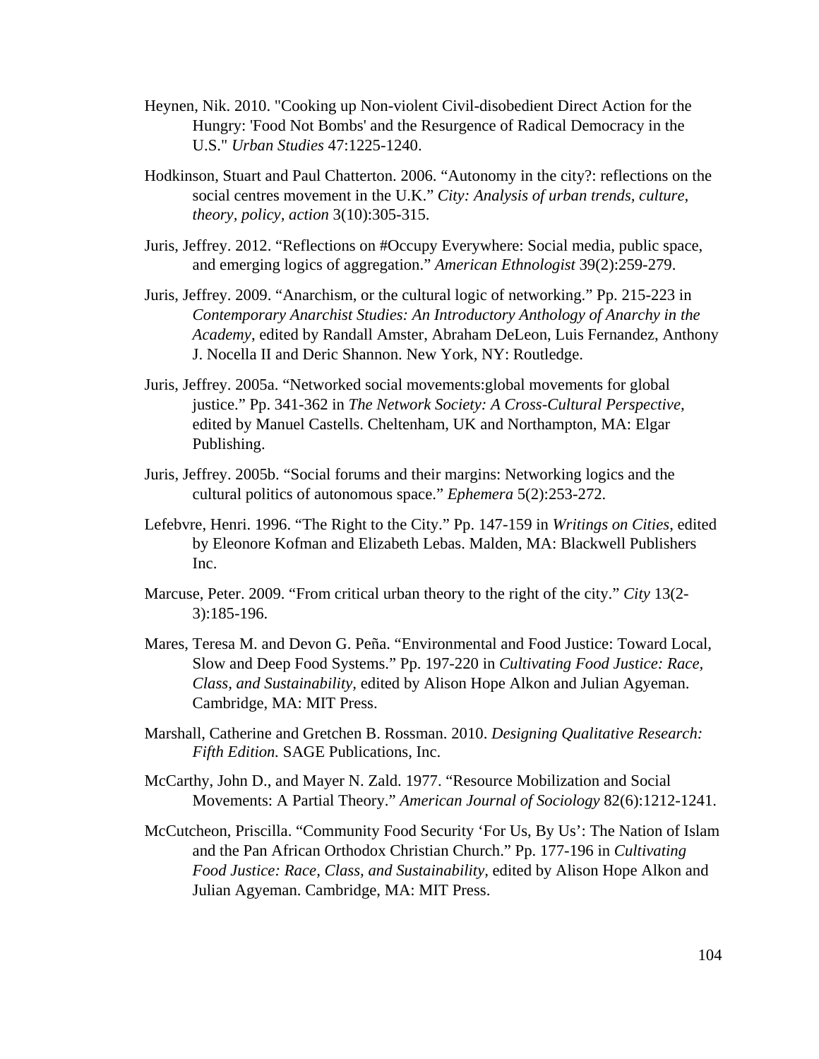Heynen, Nik. 2010. "Cooking up Non-violent Civil-disobedient Direct Action for the Hungry: 'Food Not Bombs' and the Resurgence of Radical Democracy in the U.S." *Urban Studies* 47:1225-1240.

Hodkinson, Stuart and Paul Chatterton. 2006. "Autonomy in the city?: reflections on the social centres movement in the U.K." *City: Analysis of urban trends, culture, theory, policy, action* 3(10):305-315.

Juris, Jeffrey. 2012. "Reflections on #Occupy Everywhere: Social media, public space, and emerging logics of aggregation." *American Ethnologist* 39(2):259-279.

Juris, Jeffrey. 2009. "Anarchism, or the cultural logic of networking." Pp. 215-223 in *Contemporary Anarchist Studies: An Introductory Anthology of Anarchy in the Academy*, edited by Randall Amster, Abraham DeLeon, Luis Fernandez, Anthony J. Nocella II and Deric Shannon. New York, NY: Routledge.

Juris, Jeffrey. 2005a. "Networked social movements:global movements for global justice." Pp. 341-362 in *The Network Society: A Cross-Cultural Perspective,* edited by Manuel Castells. Cheltenham, UK and Northampton, MA: Elgar Publishing.

Juris, Jeffrey. 2005b. "Social forums and their margins: Networking logics and the cultural politics of autonomous space." *Ephemera* 5(2):253-272.

Lefebvre, Henri. 1996. "The Right to the City." Pp. 147-159 in *Writings on Cities*, edited by Eleonore Kofman and Elizabeth Lebas. Malden, MA: Blackwell Publishers Inc.

Marcuse, Peter. 2009. "From critical urban theory to the right of the city." *City* 13(2-3):185-196.

Mares, Teresa M. and Devon G. Peña. "Environmental and Food Justice: Toward Local, Slow and Deep Food Systems." Pp. 197-220 in *Cultivating Food Justice: Race, Class, and Sustainability,* edited by Alison Hope Alkon and Julian Agyeman. Cambridge, MA: MIT Press.

Marshall, Catherine and Gretchen B. Rossman. 2010. *Designing Qualitative Research: Fifth Edition.* SAGE Publications, Inc.

McCarthy, John D., and Mayer N. Zald. 1977. "Resource Mobilization and Social Movements: A Partial Theory." *American Journal of Sociology* 82(6):1212-1241.

McCutcheon, Priscilla. "Community Food Security 'For Us, By Us': The Nation of Islam and the Pan African Orthodox Christian Church." Pp. 177-196 in *Cultivating Food Justice: Race, Class, and Sustainability*, edited by Alison Hope Alkon and Julian Agyeman. Cambridge, MA: MIT Press.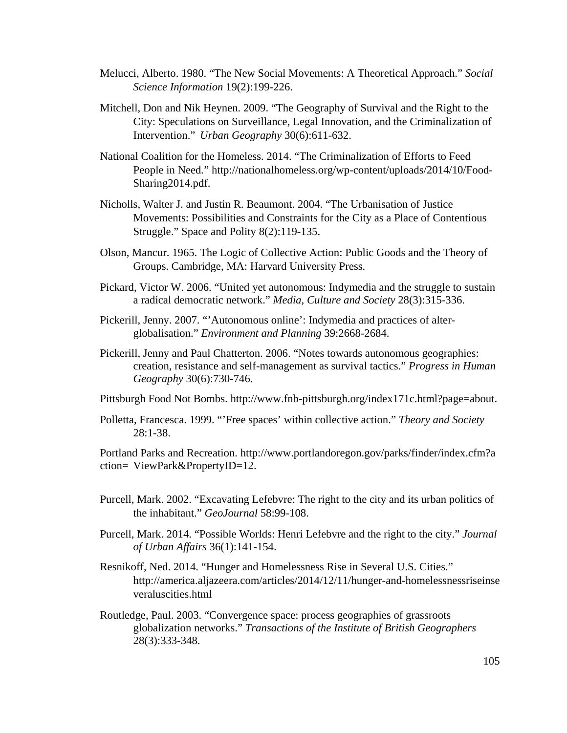Melucci, Alberto. 1980. "The New Social Movements: A Theoretical Approach." *Social Science Information* 19(2):199-226.

Mitchell, Don and Nik Heynen. 2009. "The Geography of Survival and the Right to the City: Speculations on Surveillance, Legal Innovation, and the Criminalization of Intervention." *Urban Geography* 30(6):611-632.

National Coalition for the Homeless. 2014. "The Criminalization of Efforts to Feed People in Need." http://nationalhomeless.org/wp-content/uploads/2014/10/Food-Sharing2014.pdf.

Nicholls, Walter J. and Justin R. Beaumont. 2004. "The Urbanisation of Justice Movements: Possibilities and Constraints for the City as a Place of Contentious Struggle." Space and Polity 8(2):119-135.

Olson, Mancur. 1965. The Logic of Collective Action: Public Goods and the Theory of Groups. Cambridge, MA: Harvard University Press.

Pickard, Victor W. 2006. "United yet autonomous: Indymedia and the struggle to sustain a radical democratic network." *Media, Culture and Society* 28(3):315-336.

Pickerill, Jenny. 2007. "'Autonomous online': Indymedia and practices of alter-globalisation." *Environment and Planning* 39:2668-2684.

Pickerill, Jenny and Paul Chatterton. 2006. "Notes towards autonomous geographies: creation, resistance and self-management as survival tactics." *Progress in Human Geography* 30(6):730-746.

Pittsburgh Food Not Bombs. http://www.fnb-pittsburgh.org/index171c.html?page=about.

Polletta, Francesca. 1999. "'Free spaces' within collective action." *Theory and Society* 28:1-38.

Portland Parks and Recreation. http://www.portlandoregon.gov/parks/finder/index.cfm?action= ViewPark&PropertyID=12.

Purcell, Mark. 2002. "Excavating Lefebvre: The right to the city and its urban politics of the inhabitant." *GeoJournal* 58:99-108.

Purcell, Mark. 2014. "Possible Worlds: Henri Lefebvre and the right to the city." *Journal of Urban Affairs* 36(1):141-154.

Resnikoff, Ned. 2014. "Hunger and Homelessness Rise in Several U.S. Cities." http://america.aljazeera.com/articles/2014/12/11/hunger-and-homelessnessriseinseveraluscities.html

Routledge, Paul. 2003. "Convergence space: process geographies of grassroots globalization networks." *Transactions of the Institute of British Geographers* 28(3):333-348.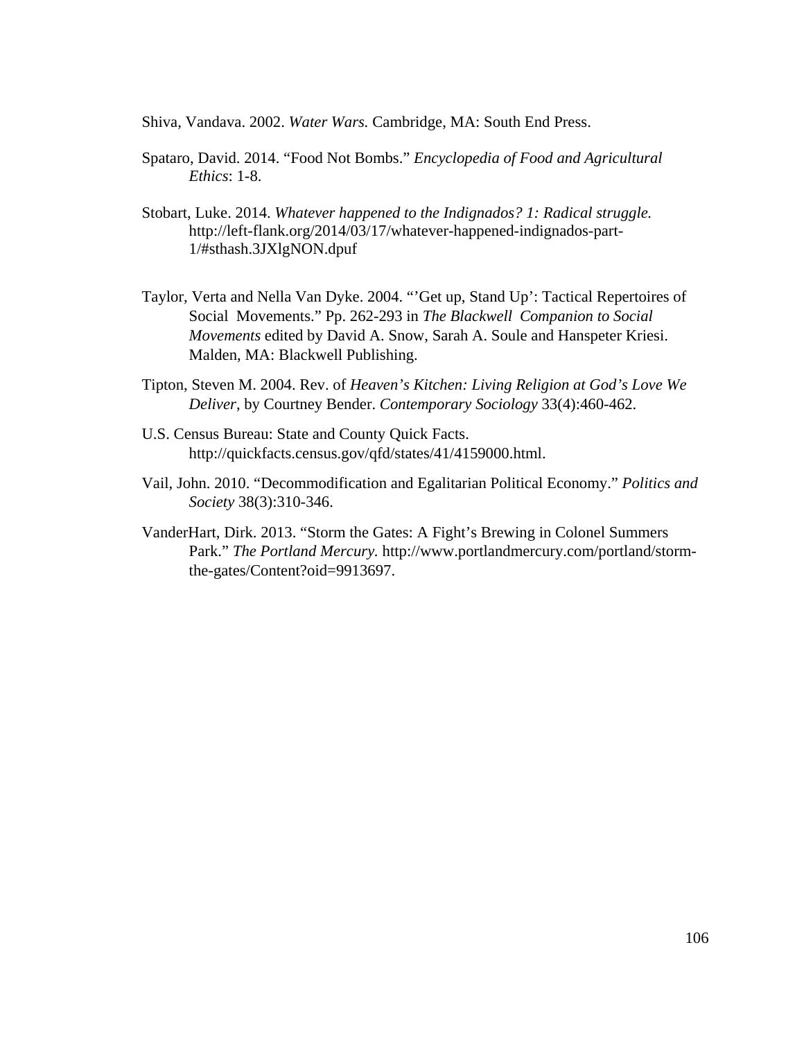Shiva, Vandava. 2002. *Water Wars.* Cambridge, MA: South End Press.

Spataro, David. 2014. "Food Not Bombs." *Encyclopedia of Food and Agricultural Ethics*: 1-8.

Stobart, Luke. 2014. *Whatever happened to the Indignados? 1: Radical struggle.* http://left-flank.org/2014/03/17/whatever-happened-indignados-part-1/#sthash.3JXlgNON.dpuf

Taylor, Verta and Nella Van Dyke. 2004. "'Get up, Stand Up': Tactical Repertoires of Social Movements." Pp. 262-293 in *The Blackwell Companion to Social Movements* edited by David A. Snow, Sarah A. Soule and Hanspeter Kriesi. Malden, MA: Blackwell Publishing.

Tipton, Steven M. 2004. Rev. of *Heaven's Kitchen: Living Religion at God's Love We Deliver*, by Courtney Bender. *Contemporary Sociology* 33(4):460-462.

U.S. Census Bureau: State and County Quick Facts. http://quickfacts.census.gov/qfd/states/41/4159000.html.

Vail, John. 2010. "Decommodification and Egalitarian Political Economy." *Politics and Society* 38(3):310-346.

VanderHart, Dirk. 2013. "Storm the Gates: A Fight's Brewing in Colonel Summers Park." *The Portland Mercury.* http://www.portlandmercury.com/portland/storm-the-gates/Content?oid=9913697.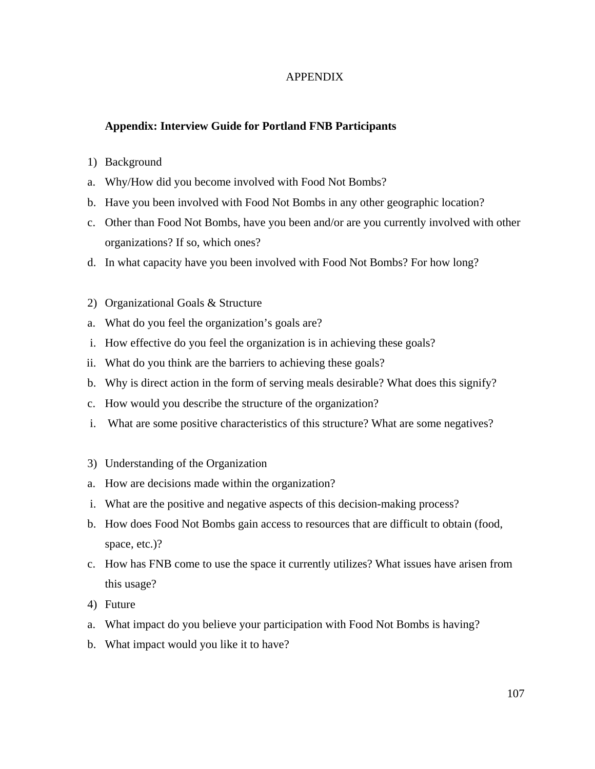# APPENDIX

## Appendix: Interview Guide for Portland FNB Participants

1) Background

a. Why/How did you become involved with Food Not Bombs?

b. Have you been involved with Food Not Bombs in any other geographic location?

c. Other than Food Not Bombs, have you been and/or are you currently involved with other organizations? If so, which ones?

d. In what capacity have you been involved with Food Not Bombs? For how long?

2) Organizational Goals & Structure

a. What do you feel the organization's goals are?

i. How effective do you feel the organization is in achieving these goals?

ii. What do you think are the barriers to achieving these goals?

b. Why is direct action in the form of serving meals desirable? What does this signify?

c. How would you describe the structure of the organization?

i. What are some positive characteristics of this structure? What are some negatives?

3) Understanding of the Organization

a. How are decisions made within the organization?

i. What are the positive and negative aspects of this decision-making process?

b. How does Food Not Bombs gain access to resources that are difficult to obtain (food, space, etc.)?

c. How has FNB come to use the space it currently utilizes? What issues have arisen from this usage?

4) Future

a. What impact do you believe your participation with Food Not Bombs is having?

b. What impact would you like it to have?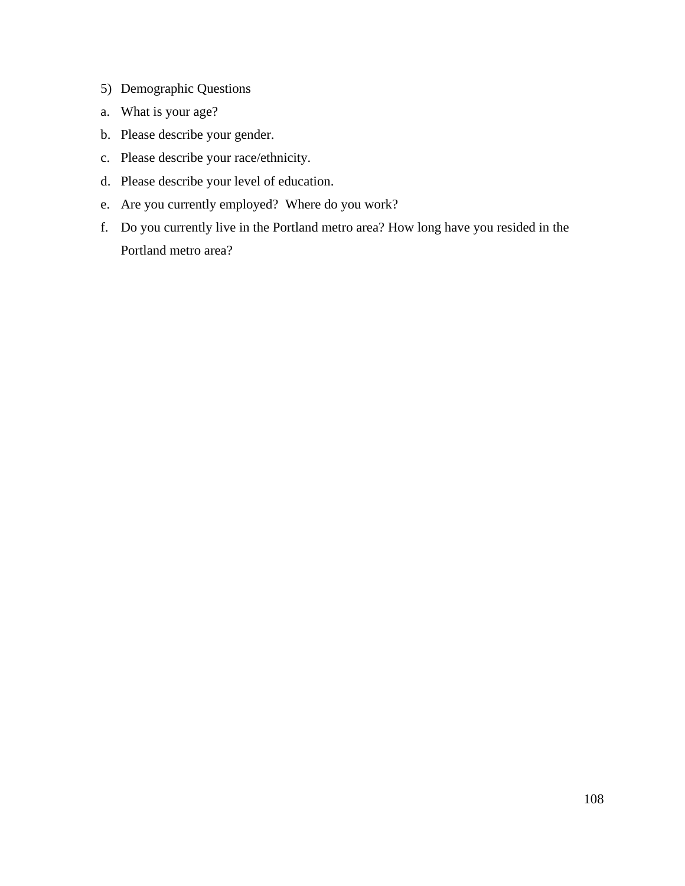5) Demographic Questions

a. What is your age?
b. Please describe your gender.
c. Please describe your race/ethnicity.
d. Please describe your level of education.
e. Are you currently employed? Where do you work?
f. Do you currently live in the Portland metro area? How long have you resided in the Portland metro area?